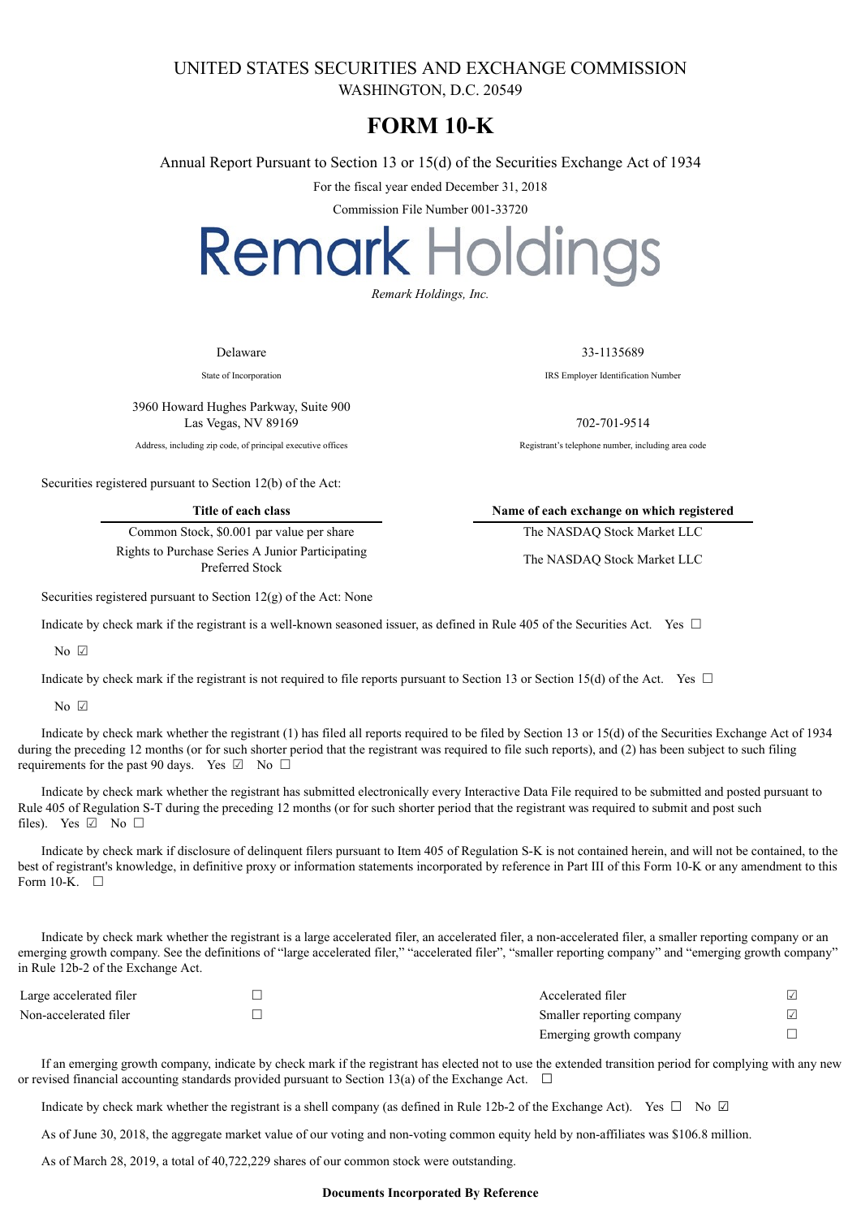UNITED STATES SECURITIES AND EXCHANGE COMMISSION
WASHINGTON, D.C. 20549

# FORM 10-K

Annual Report Pursuant to Section 13 or 15(d) of the Securities Exchange Act of 1934

For the fiscal year ended December 31, 2018

Commission File Number 001-33720

# Remark Holdings

*Remark Holdings, Inc.*

| | |
|---|---|
| Delaware | 33-1135689 |
| State of Incorporation | IRS Employer Identification Number |
| 3960 Howard Hughes Parkway, Suite 900<br>Las Vegas, NV 89169 | 702-701-9514 |
| Address, including zip code, of principal executive offices | Registrant's telephone number, including area code |

Securities registered pursuant to Section 12(b) of the Act:

| Title of each class | Name of each exchange on which registered |
|---|---|
| Common Stock, $0.001 par value per share | The NASDAQ Stock Market LLC |
| Rights to Purchase Series A Junior Participating Preferred Stock | The NASDAQ Stock Market LLC |

Securities registered pursuant to Section 12(g) of the Act: None

Indicate by check mark if the registrant is a well-known seasoned issuer, as defined in Rule 405 of the Securities Act. Yes ☐ No ☑

Indicate by check mark if the registrant is not required to file reports pursuant to Section 13 or Section 15(d) of the Act. Yes ☐ No ☑

Indicate by check mark whether the registrant (1) has filed all reports required to be filed by Section 13 or 15(d) of the Securities Exchange Act of 1934 during the preceding 12 months (or for such shorter period that the registrant was required to file such reports), and (2) has been subject to such filing requirements for the past 90 days. Yes ☑ No ☐

Indicate by check mark whether the registrant has submitted electronically every Interactive Data File required to be submitted and posted pursuant to Rule 405 of Regulation S-T during the preceding 12 months (or for such shorter period that the registrant was required to submit and post such files). Yes ☑ No ☐

Indicate by check mark if disclosure of delinquent filers pursuant to Item 405 of Regulation S-K is not contained herein, and will not be contained, to the best of registrant's knowledge, in definitive proxy or information statements incorporated by reference in Part III of this Form 10-K or any amendment to this Form 10-K. ☐

Indicate by check mark whether the registrant is a large accelerated filer, an accelerated filer, a non-accelerated filer, a smaller reporting company or an emerging growth company. See the definitions of "large accelerated filer," "accelerated filer", "smaller reporting company" and "emerging growth company" in Rule 12b-2 of the Exchange Act.

| | | | |
|---|---|---|---|
| Large accelerated filer | ☐ | Accelerated filer | ☑ |
| Non-accelerated filer | ☐ | Smaller reporting company | ☑ |
| | | Emerging growth company | ☐ |

If an emerging growth company, indicate by check mark if the registrant has elected not to use the extended transition period for complying with any new or revised financial accounting standards provided pursuant to Section 13(a) of the Exchange Act. ☐

Indicate by check mark whether the registrant is a shell company (as defined in Rule 12b-2 of the Exchange Act). Yes ☐ No ☑

As of June 30, 2018, the aggregate market value of our voting and non-voting common equity held by non-affiliates was $106.8 million.

As of March 28, 2019, a total of 40,722,229 shares of our common stock were outstanding.

**Documents Incorporated By Reference**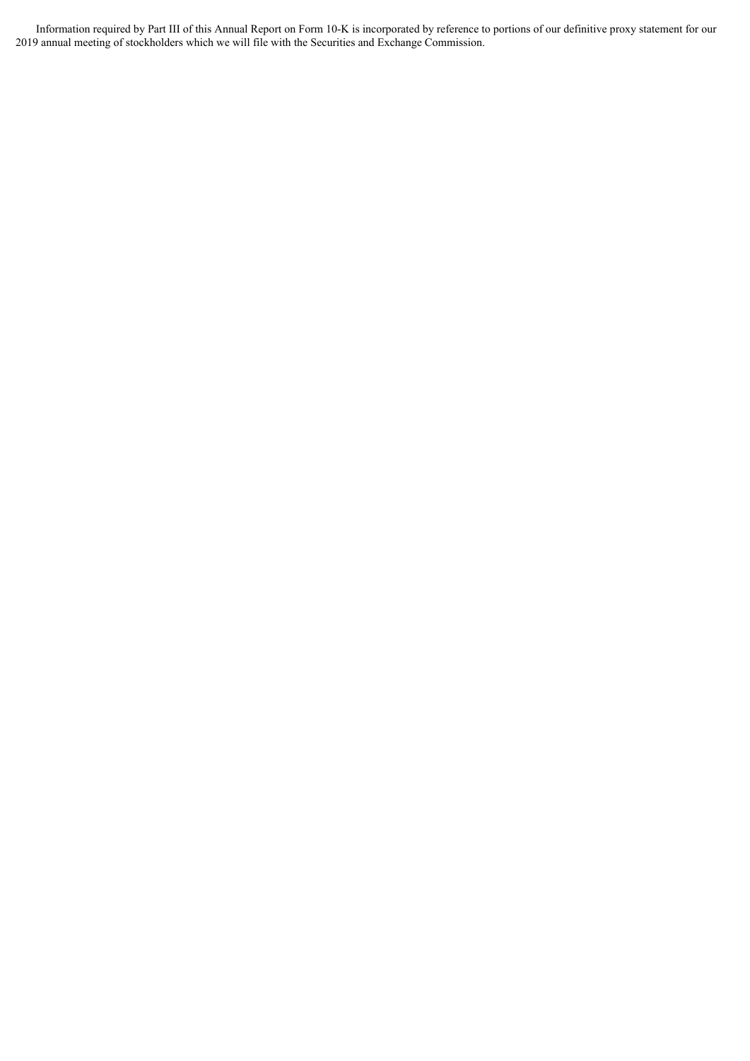Information required by Part III of this Annual Report on Form 10-K is incorporated by reference to portions of our definitive proxy statement for our 2019 annual meeting of stockholders which we will file with the Securities and Exchange Commission.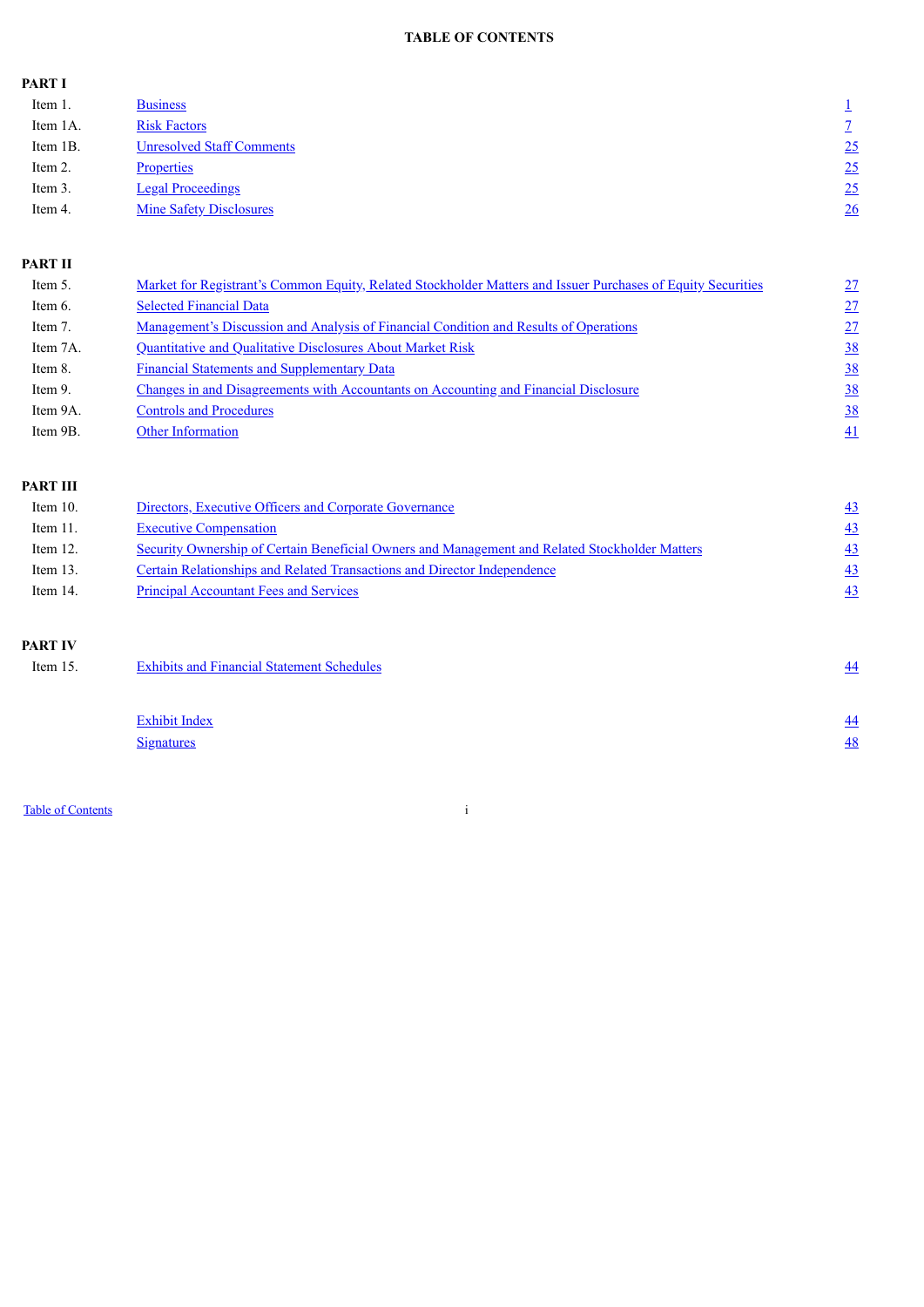**TABLE OF CONTENTS**

| | | |
|---|---|---|
| **PART I** | | |
| Item 1. | Business | 1 |
| Item 1A. | Risk Factors | 7 |
| Item 1B. | Unresolved Staff Comments | 25 |
| Item 2. | Properties | 25 |
| Item 3. | Legal Proceedings | 25 |
| Item 4. | Mine Safety Disclosures | 26 |
| **PART II** | | |
| Item 5. | Market for Registrant's Common Equity, Related Stockholder Matters and Issuer Purchases of Equity Securities | 27 |
| Item 6. | Selected Financial Data | 27 |
| Item 7. | Management's Discussion and Analysis of Financial Condition and Results of Operations | 27 |
| Item 7A. | Quantitative and Qualitative Disclosures About Market Risk | 38 |
| Item 8. | Financial Statements and Supplementary Data | 38 |
| Item 9. | Changes in and Disagreements with Accountants on Accounting and Financial Disclosure | 38 |
| Item 9A. | Controls and Procedures | 38 |
| Item 9B. | Other Information | 41 |
| **PART III** | | |
| Item 10. | Directors, Executive Officers and Corporate Governance | 43 |
| Item 11. | Executive Compensation | 43 |
| Item 12. | Security Ownership of Certain Beneficial Owners and Management and Related Stockholder Matters | 43 |
| Item 13. | Certain Relationships and Related Transactions and Director Independence | 43 |
| Item 14. | Principal Accountant Fees and Services | 43 |
| **PART IV** | | |
| Item 15. | Exhibits and Financial Statement Schedules | 44 |
| | Exhibit Index | 44 |
| | Signatures | 48 |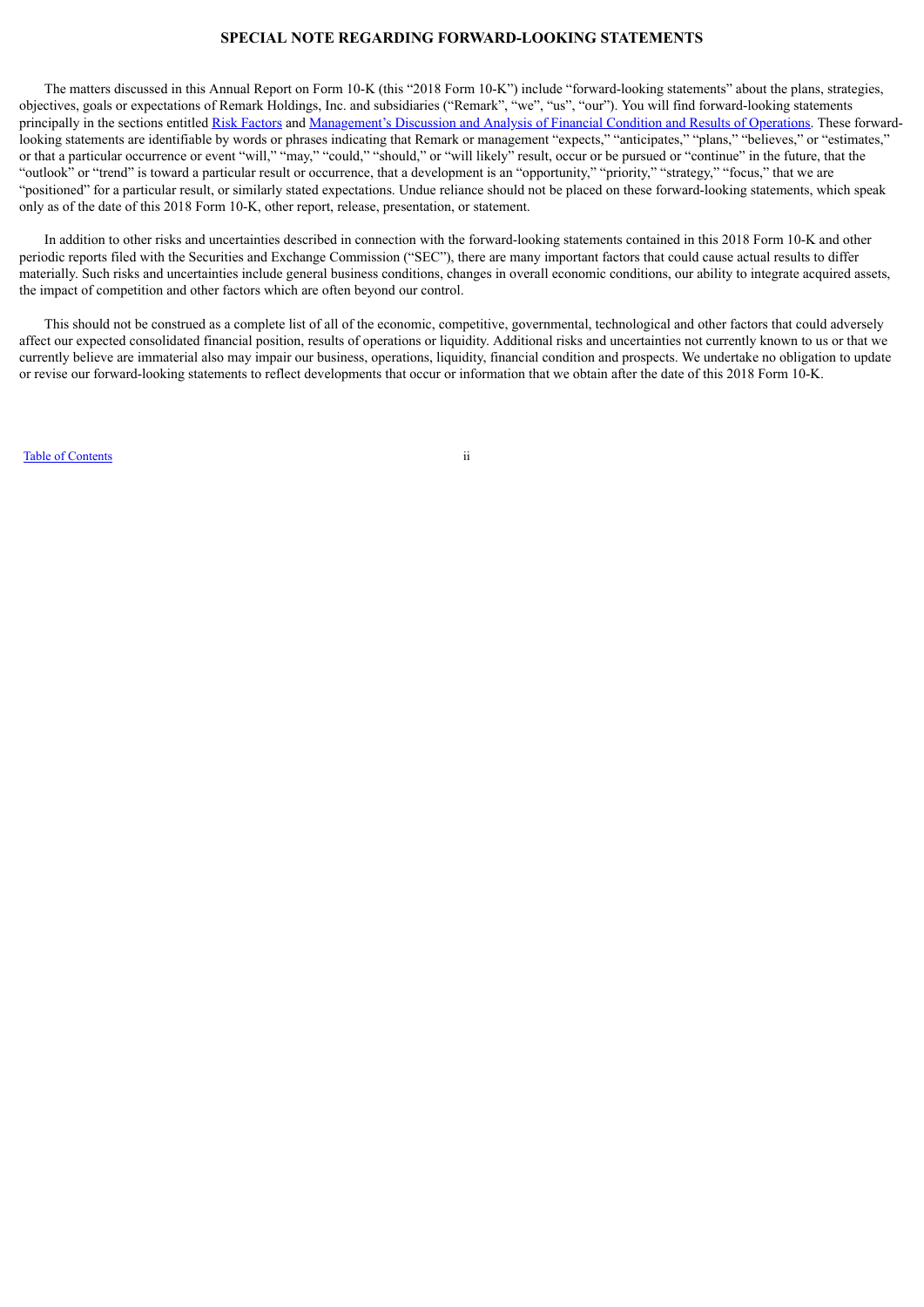## SPECIAL NOTE REGARDING FORWARD-LOOKING STATEMENTS

The matters discussed in this Annual Report on Form 10-K (this "2018 Form 10-K") include "forward-looking statements" about the plans, strategies, objectives, goals or expectations of Remark Holdings, Inc. and subsidiaries ("Remark", "we", "us", "our"). You will find forward-looking statements principally in the sections entitled Risk Factors and Management's Discussion and Analysis of Financial Condition and Results of Operations. These forward-looking statements are identifiable by words or phrases indicating that Remark or management "expects," "anticipates," "plans," "believes," or "estimates," or that a particular occurrence or event "will," "may," "could," "should," or "will likely" result, occur or be pursued or "continue" in the future, that the "outlook" or "trend" is toward a particular result or occurrence, that a development is an "opportunity," "priority," "strategy," "focus," that we are "positioned" for a particular result, or similarly stated expectations. Undue reliance should not be placed on these forward-looking statements, which speak only as of the date of this 2018 Form 10-K, other report, release, presentation, or statement.

In addition to other risks and uncertainties described in connection with the forward-looking statements contained in this 2018 Form 10-K and other periodic reports filed with the Securities and Exchange Commission ("SEC"), there are many important factors that could cause actual results to differ materially. Such risks and uncertainties include general business conditions, changes in overall economic conditions, our ability to integrate acquired assets, the impact of competition and other factors which are often beyond our control.

This should not be construed as a complete list of all of the economic, competitive, governmental, technological and other factors that could adversely affect our expected consolidated financial position, results of operations or liquidity. Additional risks and uncertainties not currently known to us or that we currently believe are immaterial also may impair our business, operations, liquidity, financial condition and prospects. We undertake no obligation to update or revise our forward-looking statements to reflect developments that occur or information that we obtain after the date of this 2018 Form 10-K.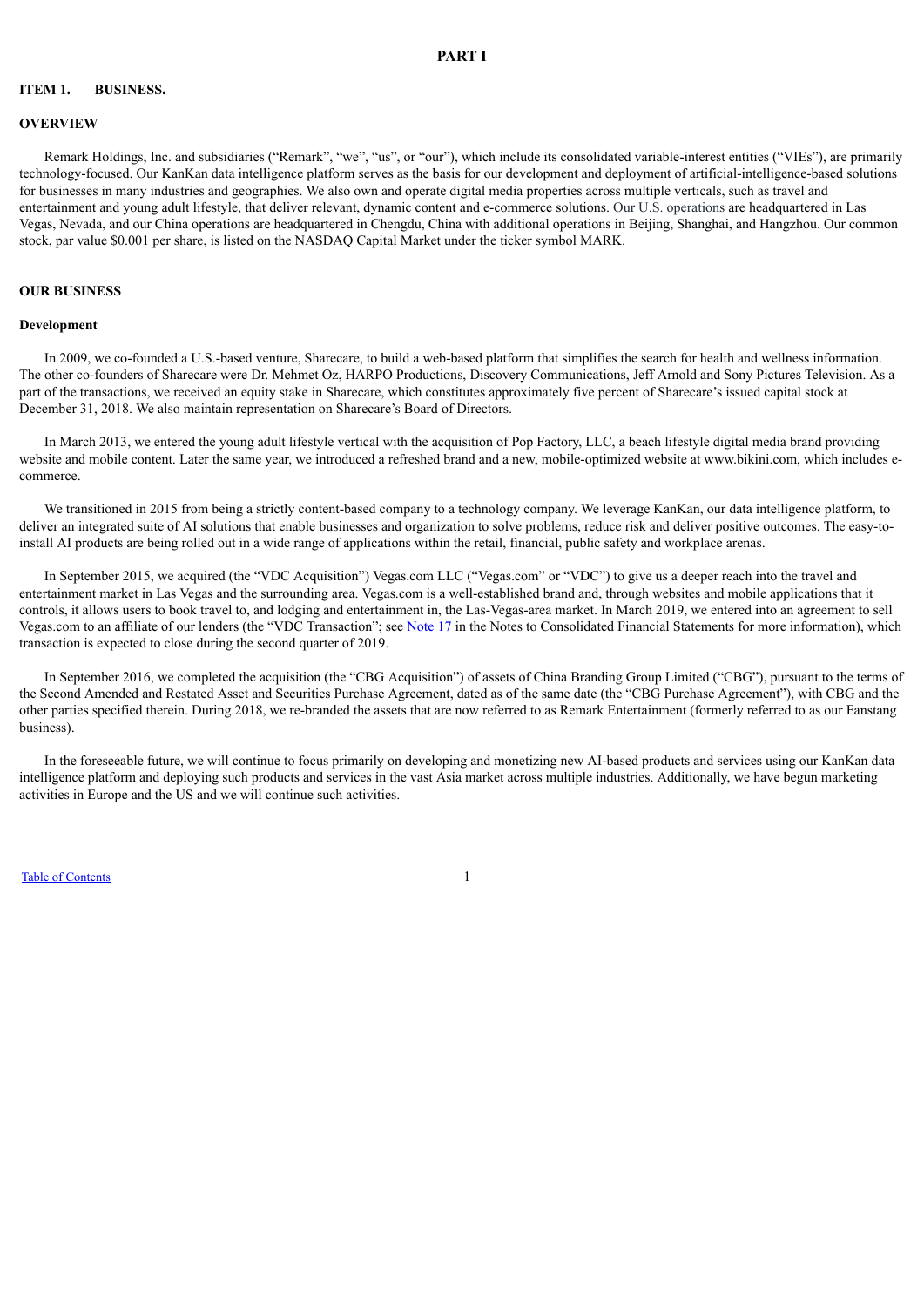# PART I

## ITEM 1. BUSINESS.

### OVERVIEW

Remark Holdings, Inc. and subsidiaries ("Remark", "we", "us", or "our"), which include its consolidated variable-interest entities ("VIEs"), are primarily technology-focused. Our KanKan data intelligence platform serves as the basis for our development and deployment of artificial-intelligence-based solutions for businesses in many industries and geographies. We also own and operate digital media properties across multiple verticals, such as travel and entertainment and young adult lifestyle, that deliver relevant, dynamic content and e-commerce solutions. Our U.S. operations are headquartered in Las Vegas, Nevada, and our China operations are headquartered in Chengdu, China with additional operations in Beijing, Shanghai, and Hangzhou. Our common stock, par value $0.001 per share, is listed on the NASDAQ Capital Market under the ticker symbol MARK.

### OUR BUSINESS

#### Development

In 2009, we co-founded a U.S.-based venture, Sharecare, to build a web-based platform that simplifies the search for health and wellness information. The other co-founders of Sharecare were Dr. Mehmet Oz, HARPO Productions, Discovery Communications, Jeff Arnold and Sony Pictures Television. As a part of the transactions, we received an equity stake in Sharecare, which constitutes approximately five percent of Sharecare's issued capital stock at December 31, 2018. We also maintain representation on Sharecare's Board of Directors.

In March 2013, we entered the young adult lifestyle vertical with the acquisition of Pop Factory, LLC, a beach lifestyle digital media brand providing website and mobile content. Later the same year, we introduced a refreshed brand and a new, mobile-optimized website at www.bikini.com, which includes e-commerce.

We transitioned in 2015 from being a strictly content-based company to a technology company. We leverage KanKan, our data intelligence platform, to deliver an integrated suite of AI solutions that enable businesses and organization to solve problems, reduce risk and deliver positive outcomes. The easy-to-install AI products are being rolled out in a wide range of applications within the retail, financial, public safety and workplace arenas.

In September 2015, we acquired (the "VDC Acquisition") Vegas.com LLC ("Vegas.com" or "VDC") to give us a deeper reach into the travel and entertainment market in Las Vegas and the surrounding area. Vegas.com is a well-established brand and, through websites and mobile applications that it controls, it allows users to book travel to, and lodging and entertainment in, the Las-Vegas-area market. In March 2019, we entered into an agreement to sell Vegas.com to an affiliate of our lenders (the "VDC Transaction"; see Note 17 in the Notes to Consolidated Financial Statements for more information), which transaction is expected to close during the second quarter of 2019.

In September 2016, we completed the acquisition (the "CBG Acquisition") of assets of China Branding Group Limited ("CBG"), pursuant to the terms of the Second Amended and Restated Asset and Securities Purchase Agreement, dated as of the same date (the "CBG Purchase Agreement"), with CBG and the other parties specified therein. During 2018, we re-branded the assets that are now referred to as Remark Entertainment (formerly referred to as our Fanstang business).

In the foreseeable future, we will continue to focus primarily on developing and monetizing new AI-based products and services using our KanKan data intelligence platform and deploying such products and services in the vast Asia market across multiple industries. Additionally, we have begun marketing activities in Europe and the US and we will continue such activities.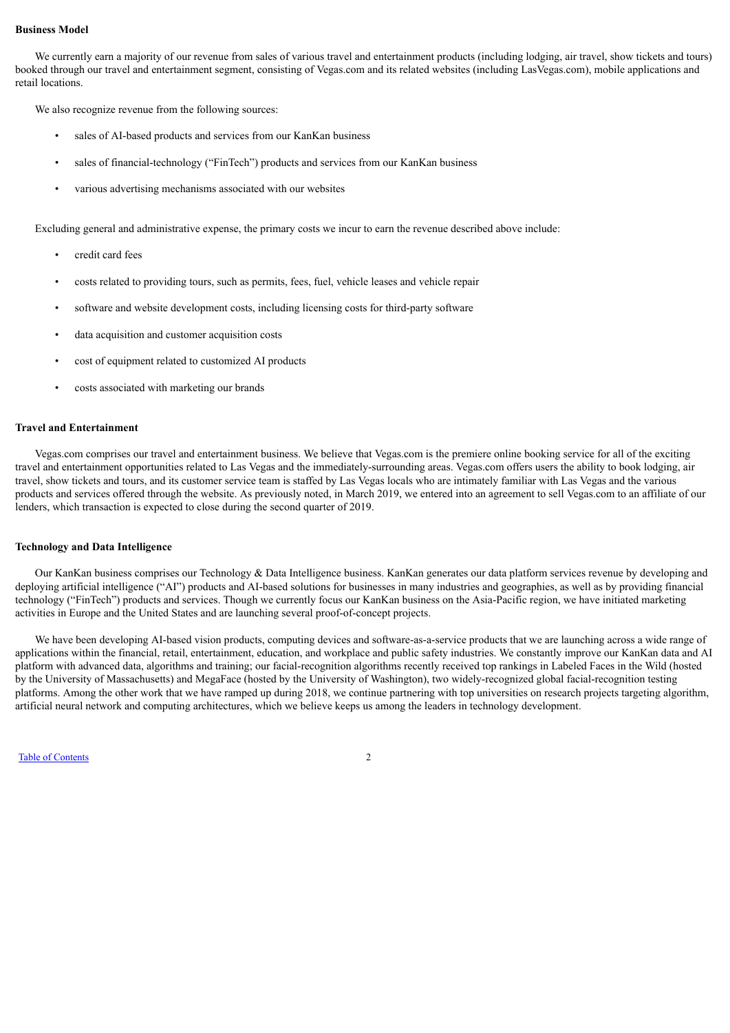**Business Model**

We currently earn a majority of our revenue from sales of various travel and entertainment products (including lodging, air travel, show tickets and tours) booked through our travel and entertainment segment, consisting of Vegas.com and its related websites (including LasVegas.com), mobile applications and retail locations.

We also recognize revenue from the following sources:

- sales of AI-based products and services from our KanKan business
- sales of financial-technology ("FinTech") products and services from our KanKan business
- various advertising mechanisms associated with our websites

Excluding general and administrative expense, the primary costs we incur to earn the revenue described above include:

- credit card fees
- costs related to providing tours, such as permits, fees, fuel, vehicle leases and vehicle repair
- software and website development costs, including licensing costs for third-party software
- data acquisition and customer acquisition costs
- cost of equipment related to customized AI products
- costs associated with marketing our brands

**Travel and Entertainment**

Vegas.com comprises our travel and entertainment business. We believe that Vegas.com is the premiere online booking service for all of the exciting travel and entertainment opportunities related to Las Vegas and the immediately-surrounding areas. Vegas.com offers users the ability to book lodging, air travel, show tickets and tours, and its customer service team is staffed by Las Vegas locals who are intimately familiar with Las Vegas and the various products and services offered through the website. As previously noted, in March 2019, we entered into an agreement to sell Vegas.com to an affiliate of our lenders, which transaction is expected to close during the second quarter of 2019.

**Technology and Data Intelligence**

Our KanKan business comprises our Technology & Data Intelligence business. KanKan generates our data platform services revenue by developing and deploying artificial intelligence ("AI") products and AI-based solutions for businesses in many industries and geographies, as well as by providing financial technology ("FinTech") products and services. Though we currently focus our KanKan business on the Asia-Pacific region, we have initiated marketing activities in Europe and the United States and are launching several proof-of-concept projects.

We have been developing AI-based vision products, computing devices and software-as-a-service products that we are launching across a wide range of applications within the financial, retail, entertainment, education, and workplace and public safety industries. We constantly improve our KanKan data and AI platform with advanced data, algorithms and training; our facial-recognition algorithms recently received top rankings in Labeled Faces in the Wild (hosted by the University of Massachusetts) and MegaFace (hosted by the University of Washington), two widely-recognized global facial-recognition testing platforms. Among the other work that we have ramped up during 2018, we continue partnering with top universities on research projects targeting algorithm, artificial neural network and computing architectures, which we believe keeps us among the leaders in technology development.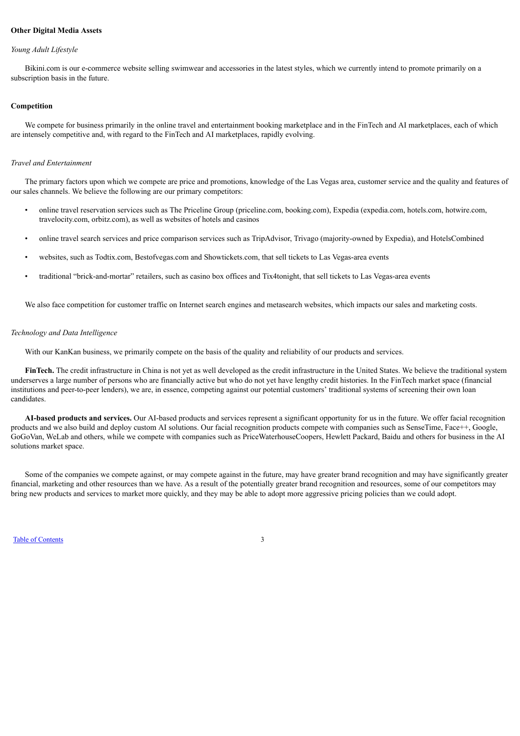### Other Digital Media Assets

*Young Adult Lifestyle*

Bikini.com is our e-commerce website selling swimwear and accessories in the latest styles, which we currently intend to promote primarily on a subscription basis in the future.

### Competition

We compete for business primarily in the online travel and entertainment booking marketplace and in the FinTech and AI marketplaces, each of which are intensely competitive and, with regard to the FinTech and AI marketplaces, rapidly evolving.

*Travel and Entertainment*

The primary factors upon which we compete are price and promotions, knowledge of the Las Vegas area, customer service and the quality and features of our sales channels. We believe the following are our primary competitors:

- online travel reservation services such as The Priceline Group (priceline.com, booking.com), Expedia (expedia.com, hotels.com, hotwire.com, travelocity.com, orbitz.com), as well as websites of hotels and casinos
- online travel search services and price comparison services such as TripAdvisor, Trivago (majority-owned by Expedia), and HotelsCombined
- websites, such as Todtix.com, Bestofvegas.com and Showtickets.com, that sell tickets to Las Vegas-area events
- traditional "brick-and-mortar" retailers, such as casino box offices and Tix4tonight, that sell tickets to Las Vegas-area events

We also face competition for customer traffic on Internet search engines and metasearch websites, which impacts our sales and marketing costs.

*Technology and Data Intelligence*

With our KanKan business, we primarily compete on the basis of the quality and reliability of our products and services.

**FinTech.** The credit infrastructure in China is not yet as well developed as the credit infrastructure in the United States. We believe the traditional system underserves a large number of persons who are financially active but who do not yet have lengthy credit histories. In the FinTech market space (financial institutions and peer-to-peer lenders), we are, in essence, competing against our potential customers' traditional systems of screening their own loan candidates.

**AI-based products and services.** Our AI-based products and services represent a significant opportunity for us in the future. We offer facial recognition products and we also build and deploy custom AI solutions. Our facial recognition products compete with companies such as SenseTime, Face++, Google, GoGoVan, WeLab and others, while we compete with companies such as PriceWaterhouseCoopers, Hewlett Packard, Baidu and others for business in the AI solutions market space.

Some of the companies we compete against, or may compete against in the future, may have greater brand recognition and may have significantly greater financial, marketing and other resources than we have. As a result of the potentially greater brand recognition and resources, some of our competitors may bring new products and services to market more quickly, and they may be able to adopt more aggressive pricing policies than we could adopt.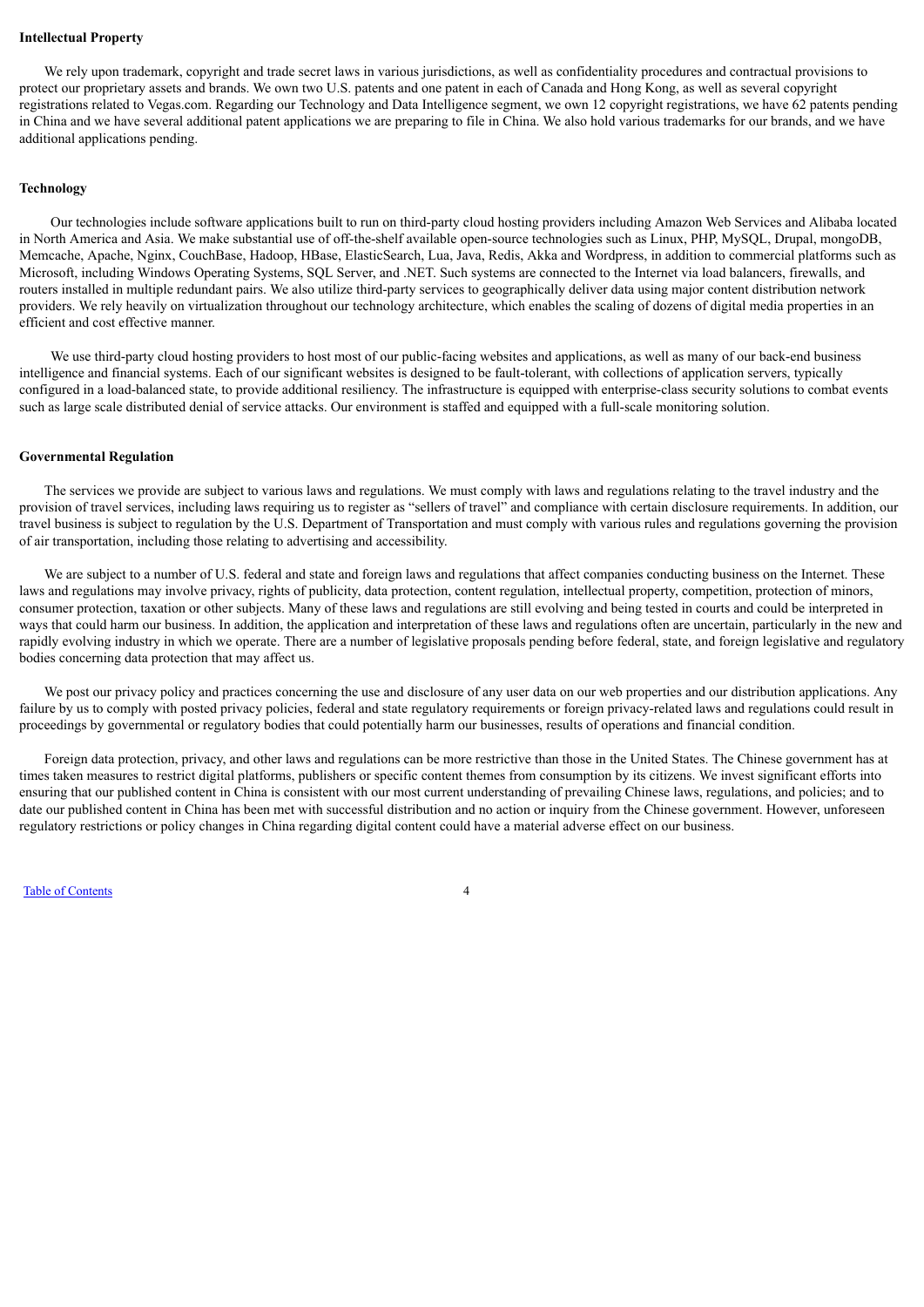**Intellectual Property**

We rely upon trademark, copyright and trade secret laws in various jurisdictions, as well as confidentiality procedures and contractual provisions to protect our proprietary assets and brands. We own two U.S. patents and one patent in each of Canada and Hong Kong, as well as several copyright registrations related to Vegas.com. Regarding our Technology and Data Intelligence segment, we own 12 copyright registrations, we have 62 patents pending in China and we have several additional patent applications we are preparing to file in China. We also hold various trademarks for our brands, and we have additional applications pending.

**Technology**

Our technologies include software applications built to run on third-party cloud hosting providers including Amazon Web Services and Alibaba located in North America and Asia. We make substantial use of off-the-shelf available open-source technologies such as Linux, PHP, MySQL, Drupal, mongoDB, Memcache, Apache, Nginx, CouchBase, Hadoop, HBase, ElasticSearch, Lua, Java, Redis, Akka and Wordpress, in addition to commercial platforms such as Microsoft, including Windows Operating Systems, SQL Server, and .NET. Such systems are connected to the Internet via load balancers, firewalls, and routers installed in multiple redundant pairs. We also utilize third-party services to geographically deliver data using major content distribution network providers. We rely heavily on virtualization throughout our technology architecture, which enables the scaling of dozens of digital media properties in an efficient and cost effective manner.

We use third-party cloud hosting providers to host most of our public-facing websites and applications, as well as many of our back-end business intelligence and financial systems. Each of our significant websites is designed to be fault-tolerant, with collections of application servers, typically configured in a load-balanced state, to provide additional resiliency. The infrastructure is equipped with enterprise-class security solutions to combat events such as large scale distributed denial of service attacks. Our environment is staffed and equipped with a full-scale monitoring solution.

**Governmental Regulation**

The services we provide are subject to various laws and regulations. We must comply with laws and regulations relating to the travel industry and the provision of travel services, including laws requiring us to register as "sellers of travel" and compliance with certain disclosure requirements. In addition, our travel business is subject to regulation by the U.S. Department of Transportation and must comply with various rules and regulations governing the provision of air transportation, including those relating to advertising and accessibility.

We are subject to a number of U.S. federal and state and foreign laws and regulations that affect companies conducting business on the Internet. These laws and regulations may involve privacy, rights of publicity, data protection, content regulation, intellectual property, competition, protection of minors, consumer protection, taxation or other subjects. Many of these laws and regulations are still evolving and being tested in courts and could be interpreted in ways that could harm our business. In addition, the application and interpretation of these laws and regulations often are uncertain, particularly in the new and rapidly evolving industry in which we operate. There are a number of legislative proposals pending before federal, state, and foreign legislative and regulatory bodies concerning data protection that may affect us.

We post our privacy policy and practices concerning the use and disclosure of any user data on our web properties and our distribution applications. Any failure by us to comply with posted privacy policies, federal and state regulatory requirements or foreign privacy-related laws and regulations could result in proceedings by governmental or regulatory bodies that could potentially harm our businesses, results of operations and financial condition.

Foreign data protection, privacy, and other laws and regulations can be more restrictive than those in the United States. The Chinese government has at times taken measures to restrict digital platforms, publishers or specific content themes from consumption by its citizens. We invest significant efforts into ensuring that our published content in China is consistent with our most current understanding of prevailing Chinese laws, regulations, and policies; and to date our published content in China has been met with successful distribution and no action or inquiry from the Chinese government. However, unforeseen regulatory restrictions or policy changes in China regarding digital content could have a material adverse effect on our business.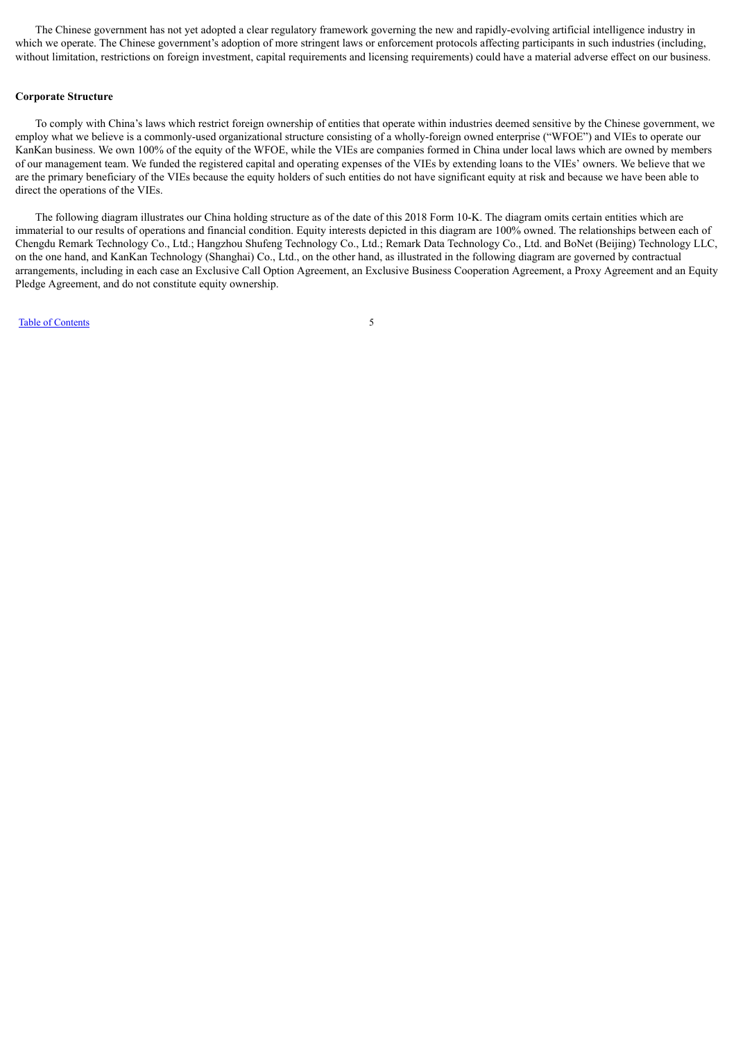The Chinese government has not yet adopted a clear regulatory framework governing the new and rapidly-evolving artificial intelligence industry in which we operate. The Chinese government's adoption of more stringent laws or enforcement protocols affecting participants in such industries (including, without limitation, restrictions on foreign investment, capital requirements and licensing requirements) could have a material adverse effect on our business.

**Corporate Structure**

To comply with China's laws which restrict foreign ownership of entities that operate within industries deemed sensitive by the Chinese government, we employ what we believe is a commonly-used organizational structure consisting of a wholly-foreign owned enterprise ("WFOE") and VIEs to operate our KanKan business. We own 100% of the equity of the WFOE, while the VIEs are companies formed in China under local laws which are owned by members of our management team. We funded the registered capital and operating expenses of the VIEs by extending loans to the VIEs' owners. We believe that we are the primary beneficiary of the VIEs because the equity holders of such entities do not have significant equity at risk and because we have been able to direct the operations of the VIEs.

The following diagram illustrates our China holding structure as of the date of this 2018 Form 10-K. The diagram omits certain entities which are immaterial to our results of operations and financial condition. Equity interests depicted in this diagram are 100% owned. The relationships between each of Chengdu Remark Technology Co., Ltd.; Hangzhou Shufeng Technology Co., Ltd.; Remark Data Technology Co., Ltd. and BoNet (Beijing) Technology LLC, on the one hand, and KanKan Technology (Shanghai) Co., Ltd., on the other hand, as illustrated in the following diagram are governed by contractual arrangements, including in each case an Exclusive Call Option Agreement, an Exclusive Business Cooperation Agreement, a Proxy Agreement and an Equity Pledge Agreement, and do not constitute equity ownership.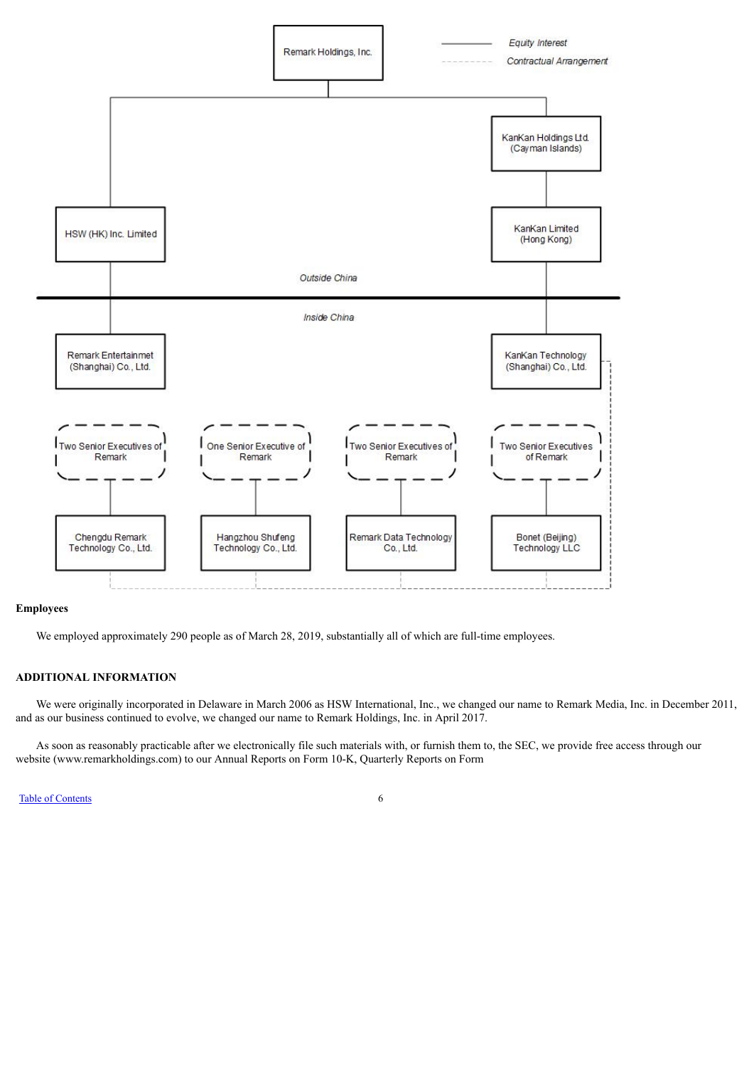Remark Holdings, Inc.

Equity Interest

Contractual Arrangement

KanKan Holdings Ltd. (Cayman Islands)

HSW (HK) Inc. Limited

KanKan Limited (Hong Kong)

Outside China

Inside China

Remark Entertainmet (Shanghai) Co., Ltd.

KanKan Technology (Shanghai) Co., Ltd.

Two Senior Executives of Remark

One Senior Executive of Remark

Two Senior Executives of Remark

Two Senior Executives of Remark

Chengdu Remark Technology Co., Ltd.

Hangzhou Shufeng Technology Co., Ltd.

Remark Data Technology Co., Ltd.

Bonet (Beijing) Technology LLC

**Employees**

We employed approximately 290 people as of March 28, 2019, substantially all of which are full-time employees.

## ADDITIONAL INFORMATION

We were originally incorporated in Delaware in March 2006 as HSW International, Inc., we changed our name to Remark Media, Inc. in December 2011, and as our business continued to evolve, we changed our name to Remark Holdings, Inc. in April 2017.

As soon as reasonably practicable after we electronically file such materials with, or furnish them to, the SEC, we provide free access through our website (www.remarkholdings.com) to our Annual Reports on Form 10-K, Quarterly Reports on Form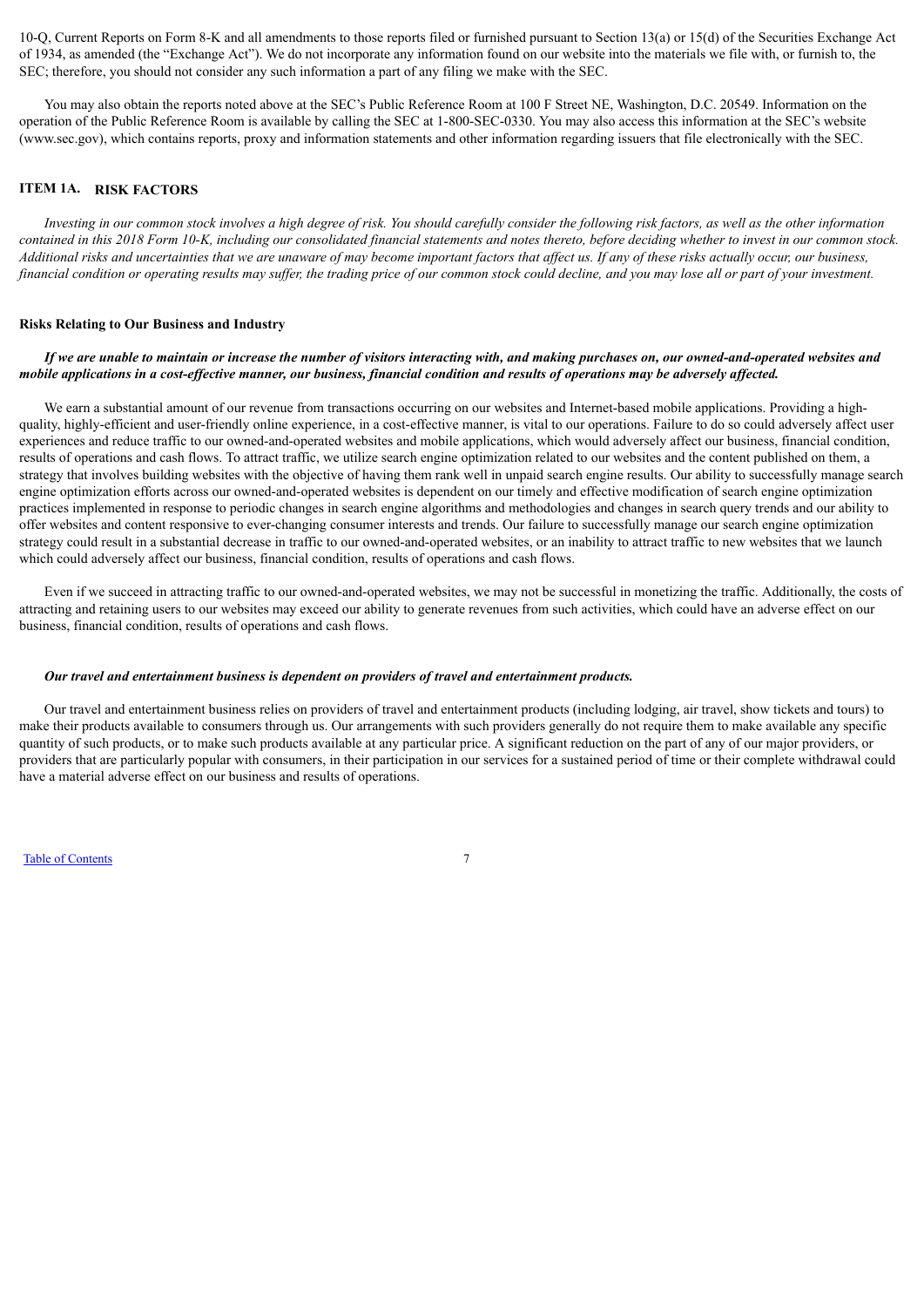10-Q, Current Reports on Form 8-K and all amendments to those reports filed or furnished pursuant to Section 13(a) or 15(d) of the Securities Exchange Act of 1934, as amended (the "Exchange Act"). We do not incorporate any information found on our website into the materials we file with, or furnish to, the SEC; therefore, you should not consider any such information a part of any filing we make with the SEC.

You may also obtain the reports noted above at the SEC's Public Reference Room at 100 F Street NE, Washington, D.C. 20549. Information on the operation of the Public Reference Room is available by calling the SEC at 1-800-SEC-0330. You may also access this information at the SEC's website (www.sec.gov), which contains reports, proxy and information statements and other information regarding issuers that file electronically with the SEC.

## ITEM 1A. RISK FACTORS

*Investing in our common stock involves a high degree of risk. You should carefully consider the following risk factors, as well as the other information contained in this 2018 Form 10-K, including our consolidated financial statements and notes thereto, before deciding whether to invest in our common stock. Additional risks and uncertainties that we are unaware of may become important factors that affect us. If any of these risks actually occur, our business, financial condition or operating results may suffer, the trading price of our common stock could decline, and you may lose all or part of your investment.*

### Risks Relating to Our Business and Industry

***If we are unable to maintain or increase the number of visitors interacting with, and making purchases on, our owned-and-operated websites and mobile applications in a cost-effective manner, our business, financial condition and results of operations may be adversely affected.***

We earn a substantial amount of our revenue from transactions occurring on our websites and Internet-based mobile applications. Providing a high-quality, highly-efficient and user-friendly online experience, in a cost-effective manner, is vital to our operations. Failure to do so could adversely affect user experiences and reduce traffic to our owned-and-operated websites and mobile applications, which would adversely affect our business, financial condition, results of operations and cash flows. To attract traffic, we utilize search engine optimization related to our websites and the content published on them, a strategy that involves building websites with the objective of having them rank well in unpaid search engine results. Our ability to successfully manage search engine optimization efforts across our owned-and-operated websites is dependent on our timely and effective modification of search engine optimization practices implemented in response to periodic changes in search engine algorithms and methodologies and changes in search query trends and our ability to offer websites and content responsive to ever-changing consumer interests and trends. Our failure to successfully manage our search engine optimization strategy could result in a substantial decrease in traffic to our owned-and-operated websites, or an inability to attract traffic to new websites that we launch which could adversely affect our business, financial condition, results of operations and cash flows.

Even if we succeed in attracting traffic to our owned-and-operated websites, we may not be successful in monetizing the traffic. Additionally, the costs of attracting and retaining users to our websites may exceed our ability to generate revenues from such activities, which could have an adverse effect on our business, financial condition, results of operations and cash flows.

***Our travel and entertainment business is dependent on providers of travel and entertainment products.***

Our travel and entertainment business relies on providers of travel and entertainment products (including lodging, air travel, show tickets and tours) to make their products available to consumers through us. Our arrangements with such providers generally do not require them to make available any specific quantity of such products, or to make such products available at any particular price. A significant reduction on the part of any of our major providers, or providers that are particularly popular with consumers, in their participation in our services for a sustained period of time or their complete withdrawal could have a material adverse effect on our business and results of operations.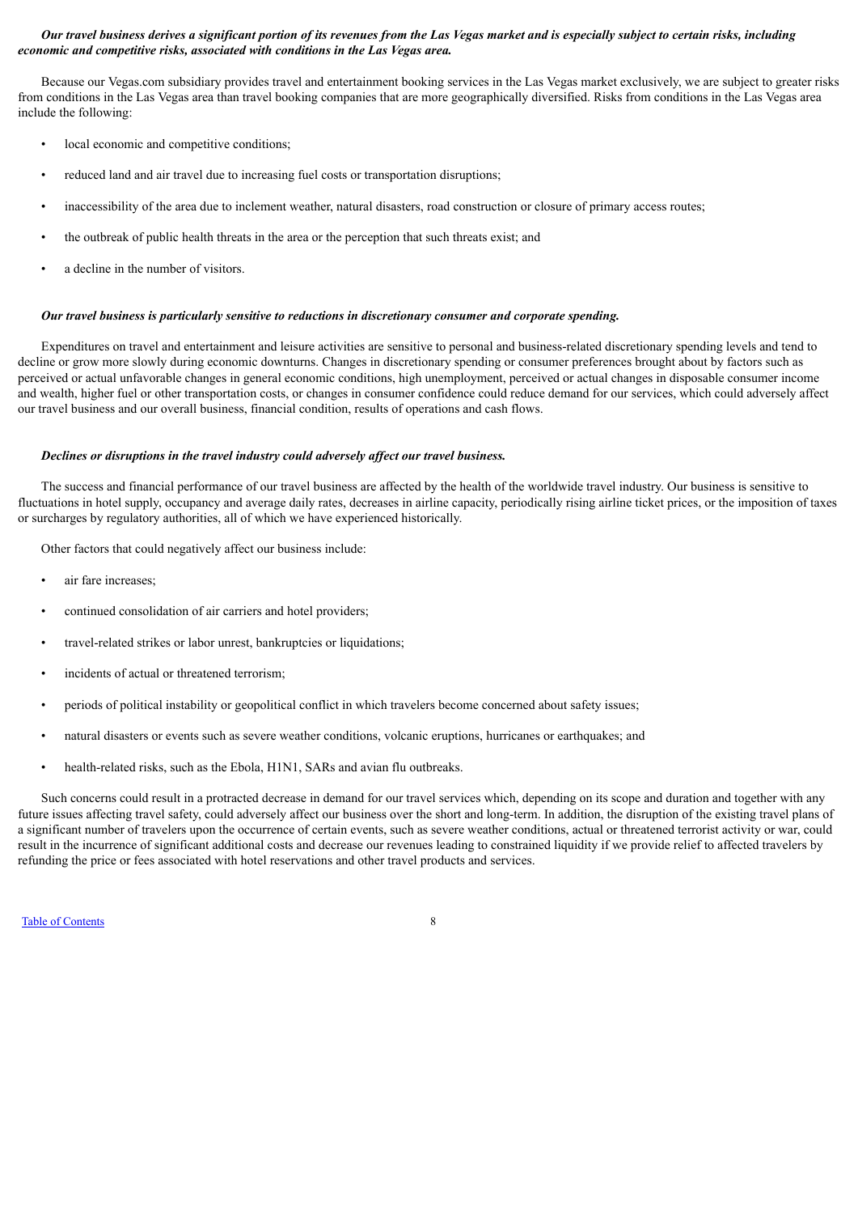***Our travel business derives a significant portion of its revenues from the Las Vegas market and is especially subject to certain risks, including economic and competitive risks, associated with conditions in the Las Vegas area.***

Because our Vegas.com subsidiary provides travel and entertainment booking services in the Las Vegas market exclusively, we are subject to greater risks from conditions in the Las Vegas area than travel booking companies that are more geographically diversified. Risks from conditions in the Las Vegas area include the following:

- local economic and competitive conditions;
- reduced land and air travel due to increasing fuel costs or transportation disruptions;
- inaccessibility of the area due to inclement weather, natural disasters, road construction or closure of primary access routes;
- the outbreak of public health threats in the area or the perception that such threats exist; and
- a decline in the number of visitors.

***Our travel business is particularly sensitive to reductions in discretionary consumer and corporate spending.***

Expenditures on travel and entertainment and leisure activities are sensitive to personal and business-related discretionary spending levels and tend to decline or grow more slowly during economic downturns. Changes in discretionary spending or consumer preferences brought about by factors such as perceived or actual unfavorable changes in general economic conditions, high unemployment, perceived or actual changes in disposable consumer income and wealth, higher fuel or other transportation costs, or changes in consumer confidence could reduce demand for our services, which could adversely affect our travel business and our overall business, financial condition, results of operations and cash flows.

***Declines or disruptions in the travel industry could adversely affect our travel business.***

The success and financial performance of our travel business are affected by the health of the worldwide travel industry. Our business is sensitive to fluctuations in hotel supply, occupancy and average daily rates, decreases in airline capacity, periodically rising airline ticket prices, or the imposition of taxes or surcharges by regulatory authorities, all of which we have experienced historically.

Other factors that could negatively affect our business include:

- air fare increases;
- continued consolidation of air carriers and hotel providers;
- travel-related strikes or labor unrest, bankruptcies or liquidations;
- incidents of actual or threatened terrorism;
- periods of political instability or geopolitical conflict in which travelers become concerned about safety issues;
- natural disasters or events such as severe weather conditions, volcanic eruptions, hurricanes or earthquakes; and
- health-related risks, such as the Ebola, H1N1, SARs and avian flu outbreaks.

Such concerns could result in a protracted decrease in demand for our travel services which, depending on its scope and duration and together with any future issues affecting travel safety, could adversely affect our business over the short and long-term. In addition, the disruption of the existing travel plans of a significant number of travelers upon the occurrence of certain events, such as severe weather conditions, actual or threatened terrorist activity or war, could result in the incurrence of significant additional costs and decrease our revenues leading to constrained liquidity if we provide relief to affected travelers by refunding the price or fees associated with hotel reservations and other travel products and services.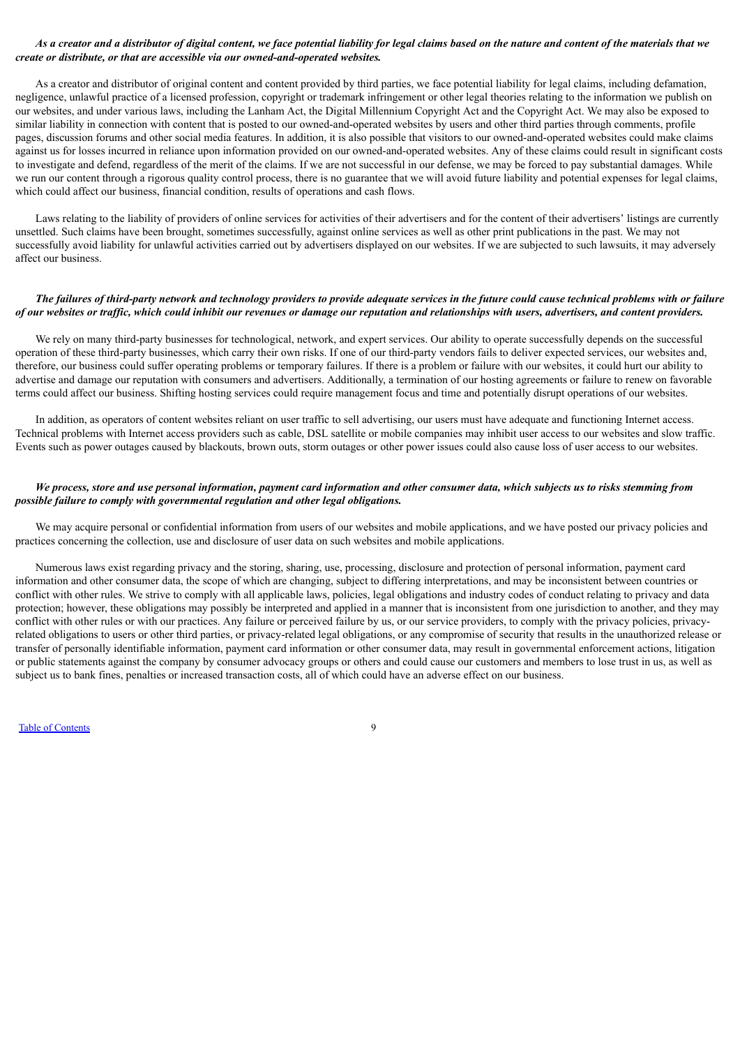***As a creator and a distributor of digital content, we face potential liability for legal claims based on the nature and content of the materials that we create or distribute, or that are accessible via our owned-and-operated websites.***

As a creator and distributor of original content and content provided by third parties, we face potential liability for legal claims, including defamation, negligence, unlawful practice of a licensed profession, copyright or trademark infringement or other legal theories relating to the information we publish on our websites, and under various laws, including the Lanham Act, the Digital Millennium Copyright Act and the Copyright Act. We may also be exposed to similar liability in connection with content that is posted to our owned-and-operated websites by users and other third parties through comments, profile pages, discussion forums and other social media features. In addition, it is also possible that visitors to our owned-and-operated websites could make claims against us for losses incurred in reliance upon information provided on our owned-and-operated websites. Any of these claims could result in significant costs to investigate and defend, regardless of the merit of the claims. If we are not successful in our defense, we may be forced to pay substantial damages. While we run our content through a rigorous quality control process, there is no guarantee that we will avoid future liability and potential expenses for legal claims, which could affect our business, financial condition, results of operations and cash flows.

Laws relating to the liability of providers of online services for activities of their advertisers and for the content of their advertisers' listings are currently unsettled. Such claims have been brought, sometimes successfully, against online services as well as other print publications in the past. We may not successfully avoid liability for unlawful activities carried out by advertisers displayed on our websites. If we are subjected to such lawsuits, it may adversely affect our business.

***The failures of third-party network and technology providers to provide adequate services in the future could cause technical problems with or failure of our websites or traffic, which could inhibit our revenues or damage our reputation and relationships with users, advertisers, and content providers.***

We rely on many third-party businesses for technological, network, and expert services. Our ability to operate successfully depends on the successful operation of these third-party businesses, which carry their own risks. If one of our third-party vendors fails to deliver expected services, our websites and, therefore, our business could suffer operating problems or temporary failures. If there is a problem or failure with our websites, it could hurt our ability to advertise and damage our reputation with consumers and advertisers. Additionally, a termination of our hosting agreements or failure to renew on favorable terms could affect our business. Shifting hosting services could require management focus and time and potentially disrupt operations of our websites.

In addition, as operators of content websites reliant on user traffic to sell advertising, our users must have adequate and functioning Internet access. Technical problems with Internet access providers such as cable, DSL satellite or mobile companies may inhibit user access to our websites and slow traffic. Events such as power outages caused by blackouts, brown outs, storm outages or other power issues could also cause loss of user access to our websites.

***We process, store and use personal information, payment card information and other consumer data, which subjects us to risks stemming from possible failure to comply with governmental regulation and other legal obligations.***

We may acquire personal or confidential information from users of our websites and mobile applications, and we have posted our privacy policies and practices concerning the collection, use and disclosure of user data on such websites and mobile applications.

Numerous laws exist regarding privacy and the storing, sharing, use, processing, disclosure and protection of personal information, payment card information and other consumer data, the scope of which are changing, subject to differing interpretations, and may be inconsistent between countries or conflict with other rules. We strive to comply with all applicable laws, policies, legal obligations and industry codes of conduct relating to privacy and data protection; however, these obligations may possibly be interpreted and applied in a manner that is inconsistent from one jurisdiction to another, and they may conflict with other rules or with our practices. Any failure or perceived failure by us, or our service providers, to comply with the privacy policies, privacy-related obligations to users or other third parties, or privacy-related legal obligations, or any compromise of security that results in the unauthorized release or transfer of personally identifiable information, payment card information or other consumer data, may result in governmental enforcement actions, litigation or public statements against the company by consumer advocacy groups or others and could cause our customers and members to lose trust in us, as well as subject us to bank fines, penalties or increased transaction costs, all of which could have an adverse effect on our business.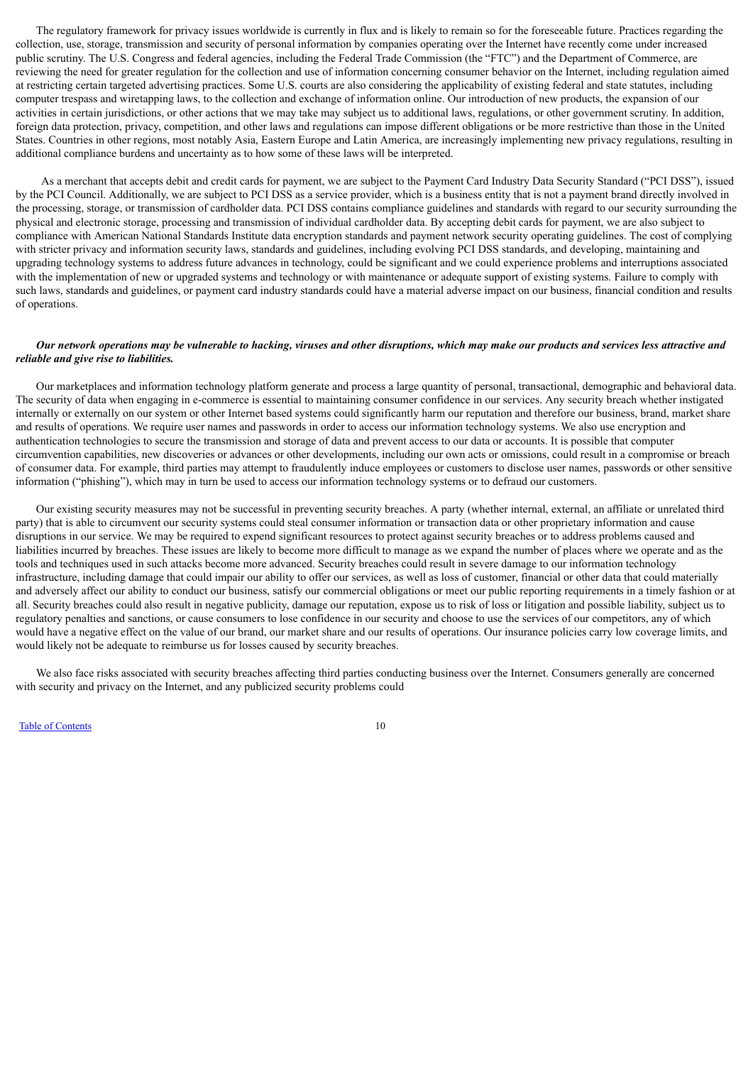The regulatory framework for privacy issues worldwide is currently in flux and is likely to remain so for the foreseeable future. Practices regarding the collection, use, storage, transmission and security of personal information by companies operating over the Internet have recently come under increased public scrutiny. The U.S. Congress and federal agencies, including the Federal Trade Commission (the "FTC") and the Department of Commerce, are reviewing the need for greater regulation for the collection and use of information concerning consumer behavior on the Internet, including regulation aimed at restricting certain targeted advertising practices. Some U.S. courts are also considering the applicability of existing federal and state statutes, including computer trespass and wiretapping laws, to the collection and exchange of information online. Our introduction of new products, the expansion of our activities in certain jurisdictions, or other actions that we may take may subject us to additional laws, regulations, or other government scrutiny. In addition, foreign data protection, privacy, competition, and other laws and regulations can impose different obligations or be more restrictive than those in the United States. Countries in other regions, most notably Asia, Eastern Europe and Latin America, are increasingly implementing new privacy regulations, resulting in additional compliance burdens and uncertainty as to how some of these laws will be interpreted.

As a merchant that accepts debit and credit cards for payment, we are subject to the Payment Card Industry Data Security Standard ("PCI DSS"), issued by the PCI Council. Additionally, we are subject to PCI DSS as a service provider, which is a business entity that is not a payment brand directly involved in the processing, storage, or transmission of cardholder data. PCI DSS contains compliance guidelines and standards with regard to our security surrounding the physical and electronic storage, processing and transmission of individual cardholder data. By accepting debit cards for payment, we are also subject to compliance with American National Standards Institute data encryption standards and payment network security operating guidelines. The cost of complying with stricter privacy and information security laws, standards and guidelines, including evolving PCI DSS standards, and developing, maintaining and upgrading technology systems to address future advances in technology, could be significant and we could experience problems and interruptions associated with the implementation of new or upgraded systems and technology or with maintenance or adequate support of existing systems. Failure to comply with such laws, standards and guidelines, or payment card industry standards could have a material adverse impact on our business, financial condition and results of operations.

***Our network operations may be vulnerable to hacking, viruses and other disruptions, which may make our products and services less attractive and reliable and give rise to liabilities.***

Our marketplaces and information technology platform generate and process a large quantity of personal, transactional, demographic and behavioral data. The security of data when engaging in e-commerce is essential to maintaining consumer confidence in our services. Any security breach whether instigated internally or externally on our system or other Internet based systems could significantly harm our reputation and therefore our business, brand, market share and results of operations. We require user names and passwords in order to access our information technology systems. We also use encryption and authentication technologies to secure the transmission and storage of data and prevent access to our data or accounts. It is possible that computer circumvention capabilities, new discoveries or advances or other developments, including our own acts or omissions, could result in a compromise or breach of consumer data. For example, third parties may attempt to fraudulently induce employees or customers to disclose user names, passwords or other sensitive information ("phishing"), which may in turn be used to access our information technology systems or to defraud our customers.

Our existing security measures may not be successful in preventing security breaches. A party (whether internal, external, an affiliate or unrelated third party) that is able to circumvent our security systems could steal consumer information or transaction data or other proprietary information and cause disruptions in our service. We may be required to expend significant resources to protect against security breaches or to address problems caused and liabilities incurred by breaches. These issues are likely to become more difficult to manage as we expand the number of places where we operate and as the tools and techniques used in such attacks become more advanced. Security breaches could result in severe damage to our information technology infrastructure, including damage that could impair our ability to offer our services, as well as loss of customer, financial or other data that could materially and adversely affect our ability to conduct our business, satisfy our commercial obligations or meet our public reporting requirements in a timely fashion or at all. Security breaches could also result in negative publicity, damage our reputation, expose us to risk of loss or litigation and possible liability, subject us to regulatory penalties and sanctions, or cause consumers to lose confidence in our security and choose to use the services of our competitors, any of which would have a negative effect on the value of our brand, our market share and our results of operations. Our insurance policies carry low coverage limits, and would likely not be adequate to reimburse us for losses caused by security breaches.

We also face risks associated with security breaches affecting third parties conducting business over the Internet. Consumers generally are concerned with security and privacy on the Internet, and any publicized security problems could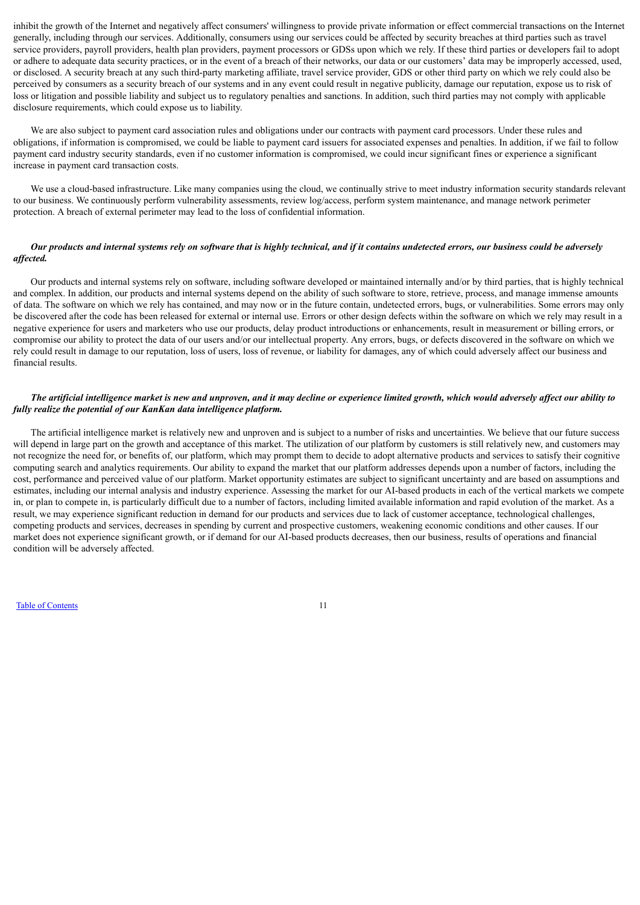inhibit the growth of the Internet and negatively affect consumers' willingness to provide private information or effect commercial transactions on the Internet generally, including through our services. Additionally, consumers using our services could be affected by security breaches at third parties such as travel service providers, payroll providers, health plan providers, payment processors or GDSs upon which we rely. If these third parties or developers fail to adopt or adhere to adequate data security practices, or in the event of a breach of their networks, our data or our customers' data may be improperly accessed, used, or disclosed. A security breach at any such third-party marketing affiliate, travel service provider, GDS or other third party on which we rely could also be perceived by consumers as a security breach of our systems and in any event could result in negative publicity, damage our reputation, expose us to risk of loss or litigation and possible liability and subject us to regulatory penalties and sanctions. In addition, such third parties may not comply with applicable disclosure requirements, which could expose us to liability.

We are also subject to payment card association rules and obligations under our contracts with payment card processors. Under these rules and obligations, if information is compromised, we could be liable to payment card issuers for associated expenses and penalties. In addition, if we fail to follow payment card industry security standards, even if no customer information is compromised, we could incur significant fines or experience a significant increase in payment card transaction costs.

We use a cloud-based infrastructure. Like many companies using the cloud, we continually strive to meet industry information security standards relevant to our business. We continuously perform vulnerability assessments, review log/access, perform system maintenance, and manage network perimeter protection. A breach of external perimeter may lead to the loss of confidential information.

***Our products and internal systems rely on software that is highly technical, and if it contains undetected errors, our business could be adversely affected.***

Our products and internal systems rely on software, including software developed or maintained internally and/or by third parties, that is highly technical and complex. In addition, our products and internal systems depend on the ability of such software to store, retrieve, process, and manage immense amounts of data. The software on which we rely has contained, and may now or in the future contain, undetected errors, bugs, or vulnerabilities. Some errors may only be discovered after the code has been released for external or internal use. Errors or other design defects within the software on which we rely may result in a negative experience for users and marketers who use our products, delay product introductions or enhancements, result in measurement or billing errors, or compromise our ability to protect the data of our users and/or our intellectual property. Any errors, bugs, or defects discovered in the software on which we rely could result in damage to our reputation, loss of users, loss of revenue, or liability for damages, any of which could adversely affect our business and financial results.

***The artificial intelligence market is new and unproven, and it may decline or experience limited growth, which would adversely affect our ability to fully realize the potential of our KanKan data intelligence platform.***

The artificial intelligence market is relatively new and unproven and is subject to a number of risks and uncertainties. We believe that our future success will depend in large part on the growth and acceptance of this market. The utilization of our platform by customers is still relatively new, and customers may not recognize the need for, or benefits of, our platform, which may prompt them to decide to adopt alternative products and services to satisfy their cognitive computing search and analytics requirements. Our ability to expand the market that our platform addresses depends upon a number of factors, including the cost, performance and perceived value of our platform. Market opportunity estimates are subject to significant uncertainty and are based on assumptions and estimates, including our internal analysis and industry experience. Assessing the market for our AI-based products in each of the vertical markets we compete in, or plan to compete in, is particularly difficult due to a number of factors, including limited available information and rapid evolution of the market. As a result, we may experience significant reduction in demand for our products and services due to lack of customer acceptance, technological challenges, competing products and services, decreases in spending by current and prospective customers, weakening economic conditions and other causes. If our market does not experience significant growth, or if demand for our AI-based products decreases, then our business, results of operations and financial condition will be adversely affected.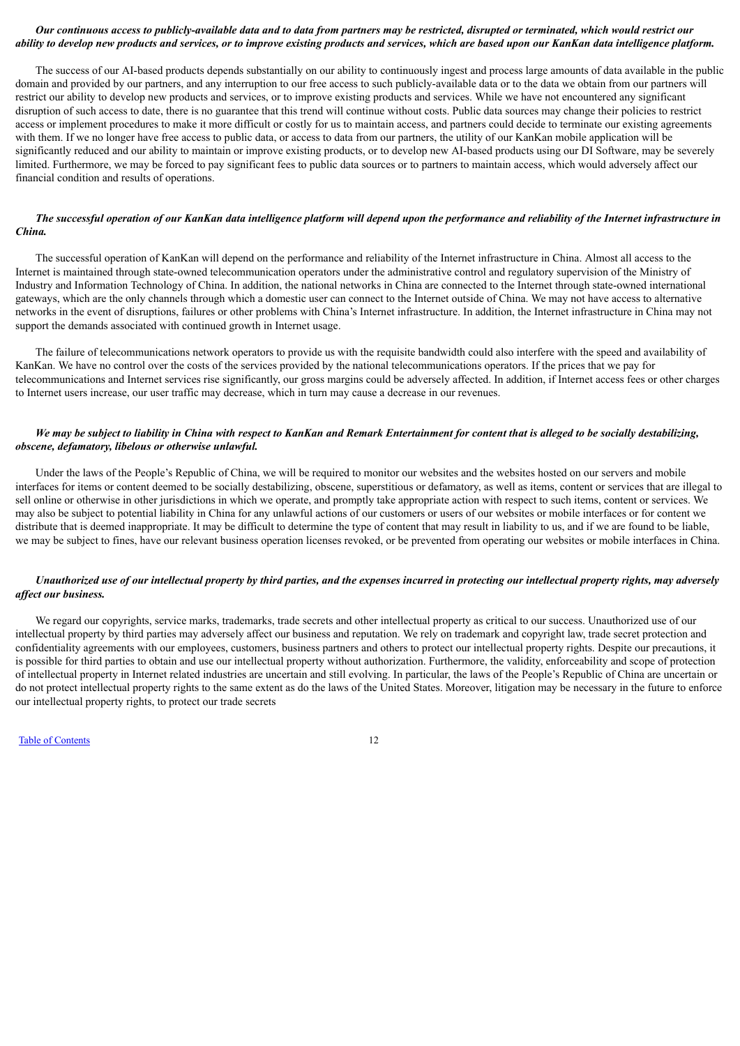***Our continuous access to publicly-available data and to data from partners may be restricted, disrupted or terminated, which would restrict our ability to develop new products and services, or to improve existing products and services, which are based upon our KanKan data intelligence platform.***

The success of our AI-based products depends substantially on our ability to continuously ingest and process large amounts of data available in the public domain and provided by our partners, and any interruption to our free access to such publicly-available data or to the data we obtain from our partners will restrict our ability to develop new products and services, or to improve existing products and services. While we have not encountered any significant disruption of such access to date, there is no guarantee that this trend will continue without costs. Public data sources may change their policies to restrict access or implement procedures to make it more difficult or costly for us to maintain access, and partners could decide to terminate our existing agreements with them. If we no longer have free access to public data, or access to data from our partners, the utility of our KanKan mobile application will be significantly reduced and our ability to maintain or improve existing products, or to develop new AI-based products using our DI Software, may be severely limited. Furthermore, we may be forced to pay significant fees to public data sources or to partners to maintain access, which would adversely affect our financial condition and results of operations.

***The successful operation of our KanKan data intelligence platform will depend upon the performance and reliability of the Internet infrastructure in China.***

The successful operation of KanKan will depend on the performance and reliability of the Internet infrastructure in China. Almost all access to the Internet is maintained through state-owned telecommunication operators under the administrative control and regulatory supervision of the Ministry of Industry and Information Technology of China. In addition, the national networks in China are connected to the Internet through state-owned international gateways, which are the only channels through which a domestic user can connect to the Internet outside of China. We may not have access to alternative networks in the event of disruptions, failures or other problems with China's Internet infrastructure. In addition, the Internet infrastructure in China may not support the demands associated with continued growth in Internet usage.

The failure of telecommunications network operators to provide us with the requisite bandwidth could also interfere with the speed and availability of KanKan. We have no control over the costs of the services provided by the national telecommunications operators. If the prices that we pay for telecommunications and Internet services rise significantly, our gross margins could be adversely affected. In addition, if Internet access fees or other charges to Internet users increase, our user traffic may decrease, which in turn may cause a decrease in our revenues.

***We may be subject to liability in China with respect to KanKan and Remark Entertainment for content that is alleged to be socially destabilizing, obscene, defamatory, libelous or otherwise unlawful.***

Under the laws of the People's Republic of China, we will be required to monitor our websites and the websites hosted on our servers and mobile interfaces for items or content deemed to be socially destabilizing, obscene, superstitious or defamatory, as well as items, content or services that are illegal to sell online or otherwise in other jurisdictions in which we operate, and promptly take appropriate action with respect to such items, content or services. We may also be subject to potential liability in China for any unlawful actions of our customers or users of our websites or mobile interfaces or for content we distribute that is deemed inappropriate. It may be difficult to determine the type of content that may result in liability to us, and if we are found to be liable, we may be subject to fines, have our relevant business operation licenses revoked, or be prevented from operating our websites or mobile interfaces in China.

***Unauthorized use of our intellectual property by third parties, and the expenses incurred in protecting our intellectual property rights, may adversely affect our business.***

We regard our copyrights, service marks, trademarks, trade secrets and other intellectual property as critical to our success. Unauthorized use of our intellectual property by third parties may adversely affect our business and reputation. We rely on trademark and copyright law, trade secret protection and confidentiality agreements with our employees, customers, business partners and others to protect our intellectual property rights. Despite our precautions, it is possible for third parties to obtain and use our intellectual property without authorization. Furthermore, the validity, enforceability and scope of protection of intellectual property in Internet related industries are uncertain and still evolving. In particular, the laws of the People's Republic of China are uncertain or do not protect intellectual property rights to the same extent as do the laws of the United States. Moreover, litigation may be necessary in the future to enforce our intellectual property rights, to protect our trade secrets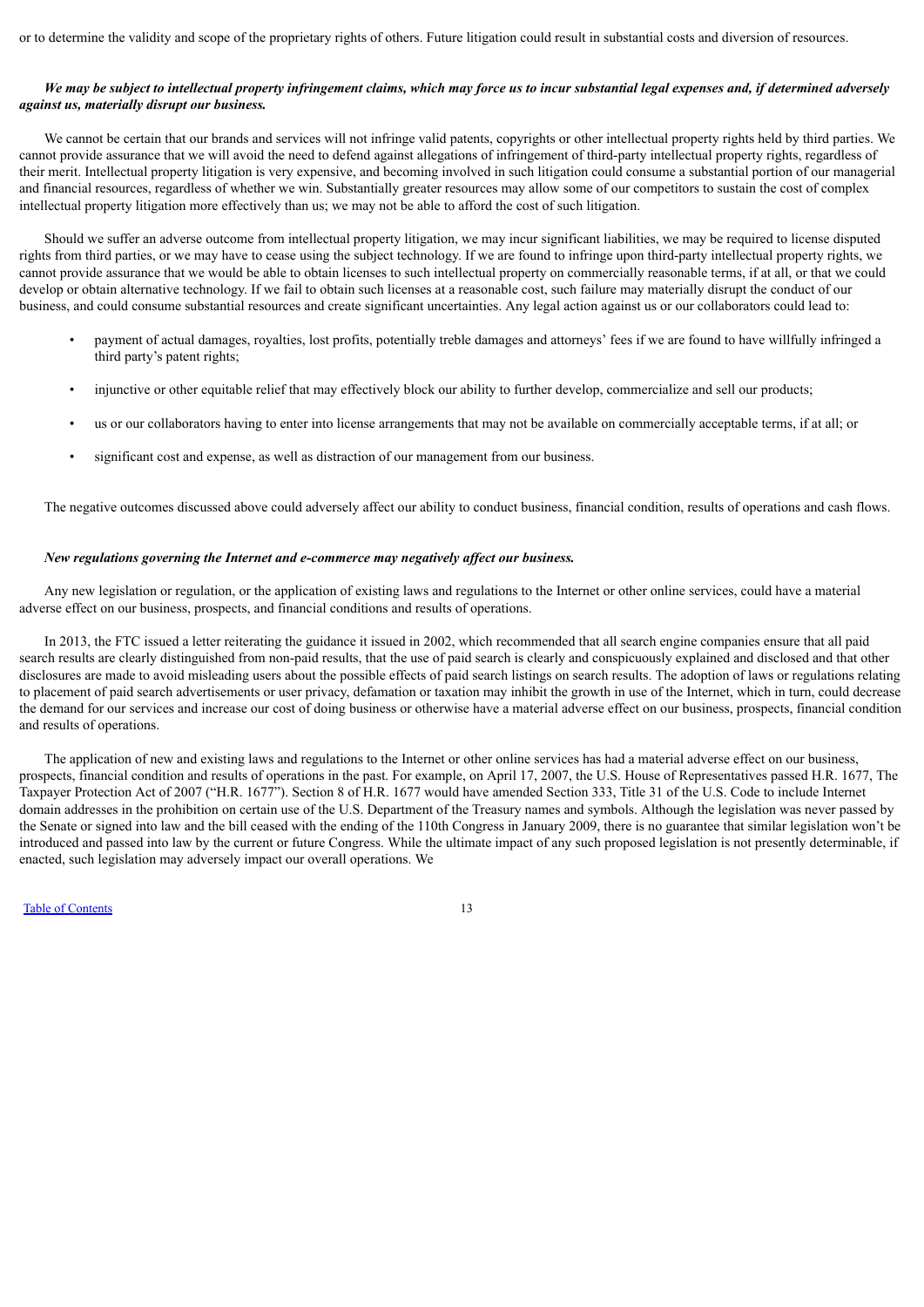or to determine the validity and scope of the proprietary rights of others. Future litigation could result in substantial costs and diversion of resources.

***We may be subject to intellectual property infringement claims, which may force us to incur substantial legal expenses and, if determined adversely against us, materially disrupt our business.***

We cannot be certain that our brands and services will not infringe valid patents, copyrights or other intellectual property rights held by third parties. We cannot provide assurance that we will avoid the need to defend against allegations of infringement of third-party intellectual property rights, regardless of their merit. Intellectual property litigation is very expensive, and becoming involved in such litigation could consume a substantial portion of our managerial and financial resources, regardless of whether we win. Substantially greater resources may allow some of our competitors to sustain the cost of complex intellectual property litigation more effectively than us; we may not be able to afford the cost of such litigation.

Should we suffer an adverse outcome from intellectual property litigation, we may incur significant liabilities, we may be required to license disputed rights from third parties, or we may have to cease using the subject technology. If we are found to infringe upon third-party intellectual property rights, we cannot provide assurance that we would be able to obtain licenses to such intellectual property on commercially reasonable terms, if at all, or that we could develop or obtain alternative technology. If we fail to obtain such licenses at a reasonable cost, such failure may materially disrupt the conduct of our business, and could consume substantial resources and create significant uncertainties. Any legal action against us or our collaborators could lead to:

- payment of actual damages, royalties, lost profits, potentially treble damages and attorneys' fees if we are found to have willfully infringed a third party's patent rights;
- injunctive or other equitable relief that may effectively block our ability to further develop, commercialize and sell our products;
- us or our collaborators having to enter into license arrangements that may not be available on commercially acceptable terms, if at all; or
- significant cost and expense, as well as distraction of our management from our business.

The negative outcomes discussed above could adversely affect our ability to conduct business, financial condition, results of operations and cash flows.

***New regulations governing the Internet and e-commerce may negatively affect our business.***

Any new legislation or regulation, or the application of existing laws and regulations to the Internet or other online services, could have a material adverse effect on our business, prospects, and financial conditions and results of operations.

In 2013, the FTC issued a letter reiterating the guidance it issued in 2002, which recommended that all search engine companies ensure that all paid search results are clearly distinguished from non-paid results, that the use of paid search is clearly and conspicuously explained and disclosed and that other disclosures are made to avoid misleading users about the possible effects of paid search listings on search results. The adoption of laws or regulations relating to placement of paid search advertisements or user privacy, defamation or taxation may inhibit the growth in use of the Internet, which in turn, could decrease the demand for our services and increase our cost of doing business or otherwise have a material adverse effect on our business, prospects, financial condition and results of operations.

The application of new and existing laws and regulations to the Internet or other online services has had a material adverse effect on our business, prospects, financial condition and results of operations in the past. For example, on April 17, 2007, the U.S. House of Representatives passed H.R. 1677, The Taxpayer Protection Act of 2007 ("H.R. 1677"). Section 8 of H.R. 1677 would have amended Section 333, Title 31 of the U.S. Code to include Internet domain addresses in the prohibition on certain use of the U.S. Department of the Treasury names and symbols. Although the legislation was never passed by the Senate or signed into law and the bill ceased with the ending of the 110th Congress in January 2009, there is no guarantee that similar legislation won't be introduced and passed into law by the current or future Congress. While the ultimate impact of any such proposed legislation is not presently determinable, if enacted, such legislation may adversely impact our overall operations. We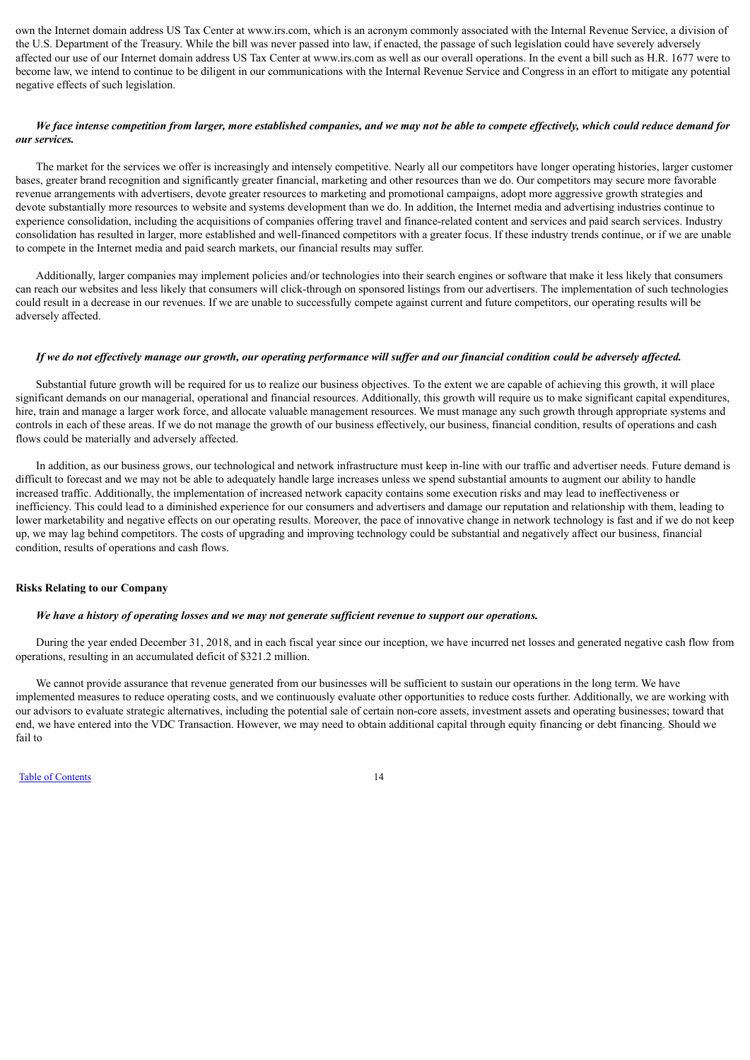own the Internet domain address US Tax Center at www.irs.com, which is an acronym commonly associated with the Internal Revenue Service, a division of the U.S. Department of the Treasury. While the bill was never passed into law, if enacted, the passage of such legislation could have severely adversely affected our use of our Internet domain address US Tax Center at www.irs.com as well as our overall operations. In the event a bill such as H.R. 1677 were to become law, we intend to continue to be diligent in our communications with the Internal Revenue Service and Congress in an effort to mitigate any potential negative effects of such legislation.

***We face intense competition from larger, more established companies, and we may not be able to compete effectively, which could reduce demand for our services.***

The market for the services we offer is increasingly and intensely competitive. Nearly all our competitors have longer operating histories, larger customer bases, greater brand recognition and significantly greater financial, marketing and other resources than we do. Our competitors may secure more favorable revenue arrangements with advertisers, devote greater resources to marketing and promotional campaigns, adopt more aggressive growth strategies and devote substantially more resources to website and systems development than we do. In addition, the Internet media and advertising industries continue to experience consolidation, including the acquisitions of companies offering travel and finance-related content and services and paid search services. Industry consolidation has resulted in larger, more established and well-financed competitors with a greater focus. If these industry trends continue, or if we are unable to compete in the Internet media and paid search markets, our financial results may suffer.

Additionally, larger companies may implement policies and/or technologies into their search engines or software that make it less likely that consumers can reach our websites and less likely that consumers will click-through on sponsored listings from our advertisers. The implementation of such technologies could result in a decrease in our revenues. If we are unable to successfully compete against current and future competitors, our operating results will be adversely affected.

***If we do not effectively manage our growth, our operating performance will suffer and our financial condition could be adversely affected.***

Substantial future growth will be required for us to realize our business objectives. To the extent we are capable of achieving this growth, it will place significant demands on our managerial, operational and financial resources. Additionally, this growth will require us to make significant capital expenditures, hire, train and manage a larger work force, and allocate valuable management resources. We must manage any such growth through appropriate systems and controls in each of these areas. If we do not manage the growth of our business effectively, our business, financial condition, results of operations and cash flows could be materially and adversely affected.

In addition, as our business grows, our technological and network infrastructure must keep in-line with our traffic and advertiser needs. Future demand is difficult to forecast and we may not be able to adequately handle large increases unless we spend substantial amounts to augment our ability to handle increased traffic. Additionally, the implementation of increased network capacity contains some execution risks and may lead to ineffectiveness or inefficiency. This could lead to a diminished experience for our consumers and advertisers and damage our reputation and relationship with them, leading to lower marketability and negative effects on our operating results. Moreover, the pace of innovative change in network technology is fast and if we do not keep up, we may lag behind competitors. The costs of upgrading and improving technology could be substantial and negatively affect our business, financial condition, results of operations and cash flows.

**Risks Relating to our Company**

***We have a history of operating losses and we may not generate sufficient revenue to support our operations.***

During the year ended December 31, 2018, and in each fiscal year since our inception, we have incurred net losses and generated negative cash flow from operations, resulting in an accumulated deficit of $321.2 million.

We cannot provide assurance that revenue generated from our businesses will be sufficient to sustain our operations in the long term. We have implemented measures to reduce operating costs, and we continuously evaluate other opportunities to reduce costs further. Additionally, we are working with our advisors to evaluate strategic alternatives, including the potential sale of certain non-core assets, investment assets and operating businesses; toward that end, we have entered into the VDC Transaction. However, we may need to obtain additional capital through equity financing or debt financing. Should we fail to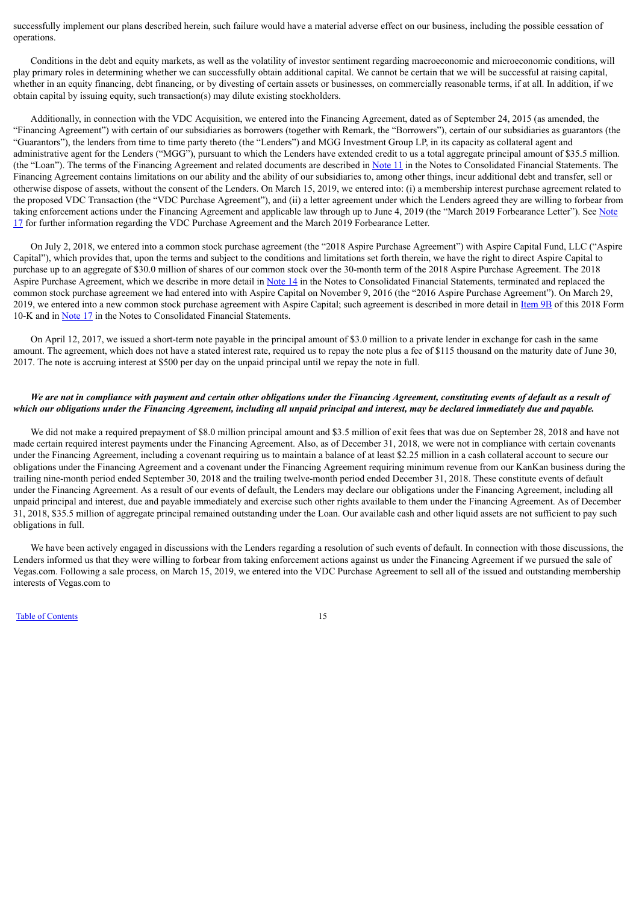successfully implement our plans described herein, such failure would have a material adverse effect on our business, including the possible cessation of operations.

Conditions in the debt and equity markets, as well as the volatility of investor sentiment regarding macroeconomic and microeconomic conditions, will play primary roles in determining whether we can successfully obtain additional capital. We cannot be certain that we will be successful at raising capital, whether in an equity financing, debt financing, or by divesting of certain assets or businesses, on commercially reasonable terms, if at all. In addition, if we obtain capital by issuing equity, such transaction(s) may dilute existing stockholders.

Additionally, in connection with the VDC Acquisition, we entered into the Financing Agreement, dated as of September 24, 2015 (as amended, the "Financing Agreement") with certain of our subsidiaries as borrowers (together with Remark, the "Borrowers"), certain of our subsidiaries as guarantors (the "Guarantors"), the lenders from time to time party thereto (the "Lenders") and MGG Investment Group LP, in its capacity as collateral agent and administrative agent for the Lenders ("MGG"), pursuant to which the Lenders have extended credit to us a total aggregate principal amount of $35.5 million. (the "Loan"). The terms of the Financing Agreement and related documents are described in Note 11 in the Notes to Consolidated Financial Statements. The Financing Agreement contains limitations on our ability and the ability of our subsidiaries to, among other things, incur additional debt and transfer, sell or otherwise dispose of assets, without the consent of the Lenders. On March 15, 2019, we entered into: (i) a membership interest purchase agreement related to the proposed VDC Transaction (the "VDC Purchase Agreement"), and (ii) a letter agreement under which the Lenders agreed they are willing to forbear from taking enforcement actions under the Financing Agreement and applicable law through up to June 4, 2019 (the "March 2019 Forbearance Letter"). See Note 17 for further information regarding the VDC Purchase Agreement and the March 2019 Forbearance Letter.

On July 2, 2018, we entered into a common stock purchase agreement (the "2018 Aspire Purchase Agreement") with Aspire Capital Fund, LLC ("Aspire Capital"), which provides that, upon the terms and subject to the conditions and limitations set forth therein, we have the right to direct Aspire Capital to purchase up to an aggregate of $30.0 million of shares of our common stock over the 30-month term of the 2018 Aspire Purchase Agreement. The 2018 Aspire Purchase Agreement, which we describe in more detail in Note 14 in the Notes to Consolidated Financial Statements, terminated and replaced the common stock purchase agreement we had entered into with Aspire Capital on November 9, 2016 (the "2016 Aspire Purchase Agreement"). On March 29, 2019, we entered into a new common stock purchase agreement with Aspire Capital; such agreement is described in more detail in Item 9B of this 2018 Form 10-K and in Note 17 in the Notes to Consolidated Financial Statements.

On April 12, 2017, we issued a short-term note payable in the principal amount of $3.0 million to a private lender in exchange for cash in the same amount. The agreement, which does not have a stated interest rate, required us to repay the note plus a fee of $115 thousand on the maturity date of June 30, 2017. The note is accruing interest at $500 per day on the unpaid principal until we repay the note in full.

***We are not in compliance with payment and certain other obligations under the Financing Agreement, constituting events of default as a result of which our obligations under the Financing Agreement, including all unpaid principal and interest, may be declared immediately due and payable.***

We did not make a required prepayment of $8.0 million principal amount and $3.5 million of exit fees that was due on September 28, 2018 and have not made certain required interest payments under the Financing Agreement. Also, as of December 31, 2018, we were not in compliance with certain covenants under the Financing Agreement, including a covenant requiring us to maintain a balance of at least $2.25 million in a cash collateral account to secure our obligations under the Financing Agreement and a covenant under the Financing Agreement requiring minimum revenue from our KanKan business during the trailing nine-month period ended September 30, 2018 and the trailing twelve-month period ended December 31, 2018. These constitute events of default under the Financing Agreement. As a result of our events of default, the Lenders may declare our obligations under the Financing Agreement, including all unpaid principal and interest, due and payable immediately and exercise such other rights available to them under the Financing Agreement. As of December 31, 2018, $35.5 million of aggregate principal remained outstanding under the Loan. Our available cash and other liquid assets are not sufficient to pay such obligations in full.

We have been actively engaged in discussions with the Lenders regarding a resolution of such events of default. In connection with those discussions, the Lenders informed us that they were willing to forbear from taking enforcement actions against us under the Financing Agreement if we pursued the sale of Vegas.com. Following a sale process, on March 15, 2019, we entered into the VDC Purchase Agreement to sell all of the issued and outstanding membership interests of Vegas.com to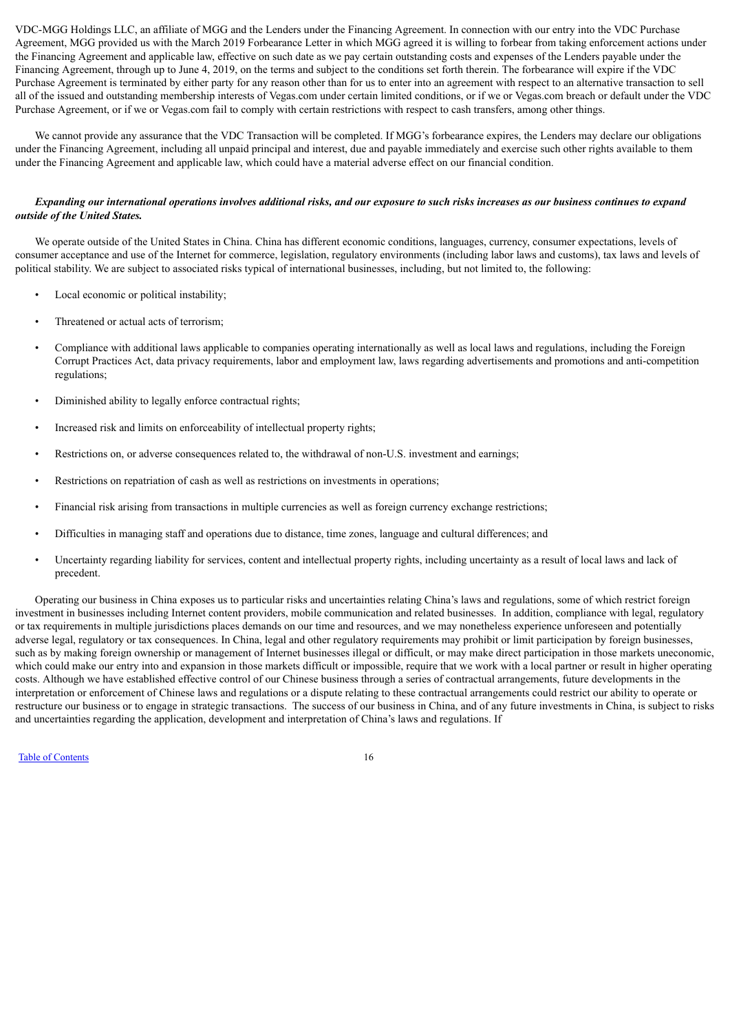VDC-MGG Holdings LLC, an affiliate of MGG and the Lenders under the Financing Agreement. In connection with our entry into the VDC Purchase Agreement, MGG provided us with the March 2019 Forbearance Letter in which MGG agreed it is willing to forbear from taking enforcement actions under the Financing Agreement and applicable law, effective on such date as we pay certain outstanding costs and expenses of the Lenders payable under the Financing Agreement, through up to June 4, 2019, on the terms and subject to the conditions set forth therein. The forbearance will expire if the VDC Purchase Agreement is terminated by either party for any reason other than for us to enter into an agreement with respect to an alternative transaction to sell all of the issued and outstanding membership interests of Vegas.com under certain limited conditions, or if we or Vegas.com breach or default under the VDC Purchase Agreement, or if we or Vegas.com fail to comply with certain restrictions with respect to cash transfers, among other things.

We cannot provide any assurance that the VDC Transaction will be completed. If MGG's forbearance expires, the Lenders may declare our obligations under the Financing Agreement, including all unpaid principal and interest, due and payable immediately and exercise such other rights available to them under the Financing Agreement and applicable law, which could have a material adverse effect on our financial condition.

***Expanding our international operations involves additional risks, and our exposure to such risks increases as our business continues to expand outside of the United States.***

We operate outside of the United States in China. China has different economic conditions, languages, currency, consumer expectations, levels of consumer acceptance and use of the Internet for commerce, legislation, regulatory environments (including labor laws and customs), tax laws and levels of political stability. We are subject to associated risks typical of international businesses, including, but not limited to, the following:

- Local economic or political instability;
- Threatened or actual acts of terrorism;
- Compliance with additional laws applicable to companies operating internationally as well as local laws and regulations, including the Foreign Corrupt Practices Act, data privacy requirements, labor and employment law, laws regarding advertisements and promotions and anti-competition regulations;
- Diminished ability to legally enforce contractual rights;
- Increased risk and limits on enforceability of intellectual property rights;
- Restrictions on, or adverse consequences related to, the withdrawal of non-U.S. investment and earnings;
- Restrictions on repatriation of cash as well as restrictions on investments in operations;
- Financial risk arising from transactions in multiple currencies as well as foreign currency exchange restrictions;
- Difficulties in managing staff and operations due to distance, time zones, language and cultural differences; and
- Uncertainty regarding liability for services, content and intellectual property rights, including uncertainty as a result of local laws and lack of precedent.

Operating our business in China exposes us to particular risks and uncertainties relating China's laws and regulations, some of which restrict foreign investment in businesses including Internet content providers, mobile communication and related businesses. In addition, compliance with legal, regulatory or tax requirements in multiple jurisdictions places demands on our time and resources, and we may nonetheless experience unforeseen and potentially adverse legal, regulatory or tax consequences. In China, legal and other regulatory requirements may prohibit or limit participation by foreign businesses, such as by making foreign ownership or management of Internet businesses illegal or difficult, or may make direct participation in those markets uneconomic, which could make our entry into and expansion in those markets difficult or impossible, require that we work with a local partner or result in higher operating costs. Although we have established effective control of our Chinese business through a series of contractual arrangements, future developments in the interpretation or enforcement of Chinese laws and regulations or a dispute relating to these contractual arrangements could restrict our ability to operate or restructure our business or to engage in strategic transactions. The success of our business in China, and of any future investments in China, is subject to risks and uncertainties regarding the application, development and interpretation of China's laws and regulations. If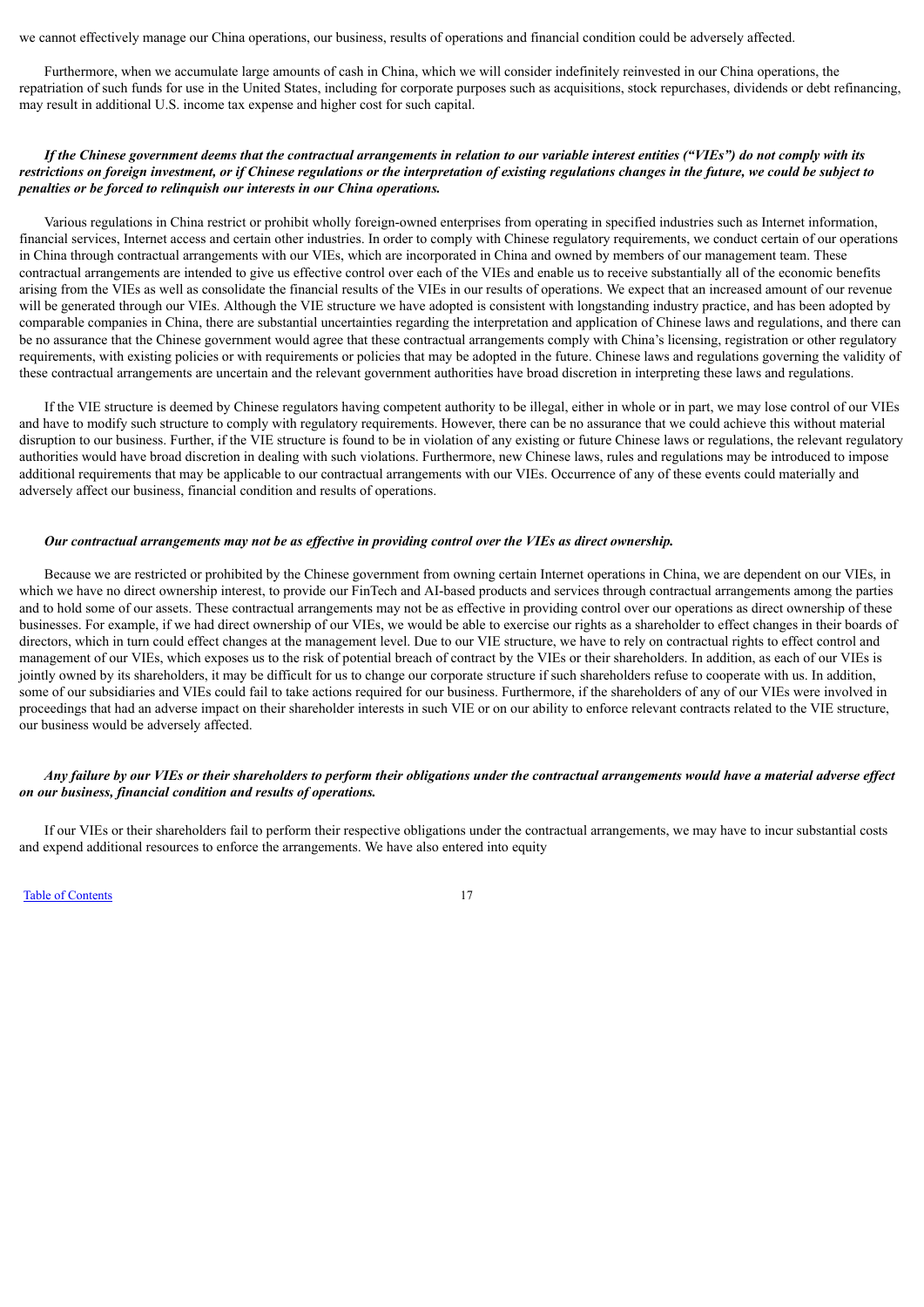we cannot effectively manage our China operations, our business, results of operations and financial condition could be adversely affected.

Furthermore, when we accumulate large amounts of cash in China, which we will consider indefinitely reinvested in our China operations, the repatriation of such funds for use in the United States, including for corporate purposes such as acquisitions, stock repurchases, dividends or debt refinancing, may result in additional U.S. income tax expense and higher cost for such capital.

***If the Chinese government deems that the contractual arrangements in relation to our variable interest entities ("VIEs") do not comply with its restrictions on foreign investment, or if Chinese regulations or the interpretation of existing regulations changes in the future, we could be subject to penalties or be forced to relinquish our interests in our China operations.***

Various regulations in China restrict or prohibit wholly foreign-owned enterprises from operating in specified industries such as Internet information, financial services, Internet access and certain other industries. In order to comply with Chinese regulatory requirements, we conduct certain of our operations in China through contractual arrangements with our VIEs, which are incorporated in China and owned by members of our management team. These contractual arrangements are intended to give us effective control over each of the VIEs and enable us to receive substantially all of the economic benefits arising from the VIEs as well as consolidate the financial results of the VIEs in our results of operations. We expect that an increased amount of our revenue will be generated through our VIEs. Although the VIE structure we have adopted is consistent with longstanding industry practice, and has been adopted by comparable companies in China, there are substantial uncertainties regarding the interpretation and application of Chinese laws and regulations, and there can be no assurance that the Chinese government would agree that these contractual arrangements comply with China's licensing, registration or other regulatory requirements, with existing policies or with requirements or policies that may be adopted in the future. Chinese laws and regulations governing the validity of these contractual arrangements are uncertain and the relevant government authorities have broad discretion in interpreting these laws and regulations.

If the VIE structure is deemed by Chinese regulators having competent authority to be illegal, either in whole or in part, we may lose control of our VIEs and have to modify such structure to comply with regulatory requirements. However, there can be no assurance that we could achieve this without material disruption to our business. Further, if the VIE structure is found to be in violation of any existing or future Chinese laws or regulations, the relevant regulatory authorities would have broad discretion in dealing with such violations. Furthermore, new Chinese laws, rules and regulations may be introduced to impose additional requirements that may be applicable to our contractual arrangements with our VIEs. Occurrence of any of these events could materially and adversely affect our business, financial condition and results of operations.

***Our contractual arrangements may not be as effective in providing control over the VIEs as direct ownership.***

Because we are restricted or prohibited by the Chinese government from owning certain Internet operations in China, we are dependent on our VIEs, in which we have no direct ownership interest, to provide our FinTech and AI-based products and services through contractual arrangements among the parties and to hold some of our assets. These contractual arrangements may not be as effective in providing control over our operations as direct ownership of these businesses. For example, if we had direct ownership of our VIEs, we would be able to exercise our rights as a shareholder to effect changes in their boards of directors, which in turn could effect changes at the management level. Due to our VIE structure, we have to rely on contractual rights to effect control and management of our VIEs, which exposes us to the risk of potential breach of contract by the VIEs or their shareholders. In addition, as each of our VIEs is jointly owned by its shareholders, it may be difficult for us to change our corporate structure if such shareholders refuse to cooperate with us. In addition, some of our subsidiaries and VIEs could fail to take actions required for our business. Furthermore, if the shareholders of any of our VIEs were involved in proceedings that had an adverse impact on their shareholder interests in such VIE or on our ability to enforce relevant contracts related to the VIE structure, our business would be adversely affected.

***Any failure by our VIEs or their shareholders to perform their obligations under the contractual arrangements would have a material adverse effect on our business, financial condition and results of operations.***

If our VIEs or their shareholders fail to perform their respective obligations under the contractual arrangements, we may have to incur substantial costs and expend additional resources to enforce the arrangements. We have also entered into equity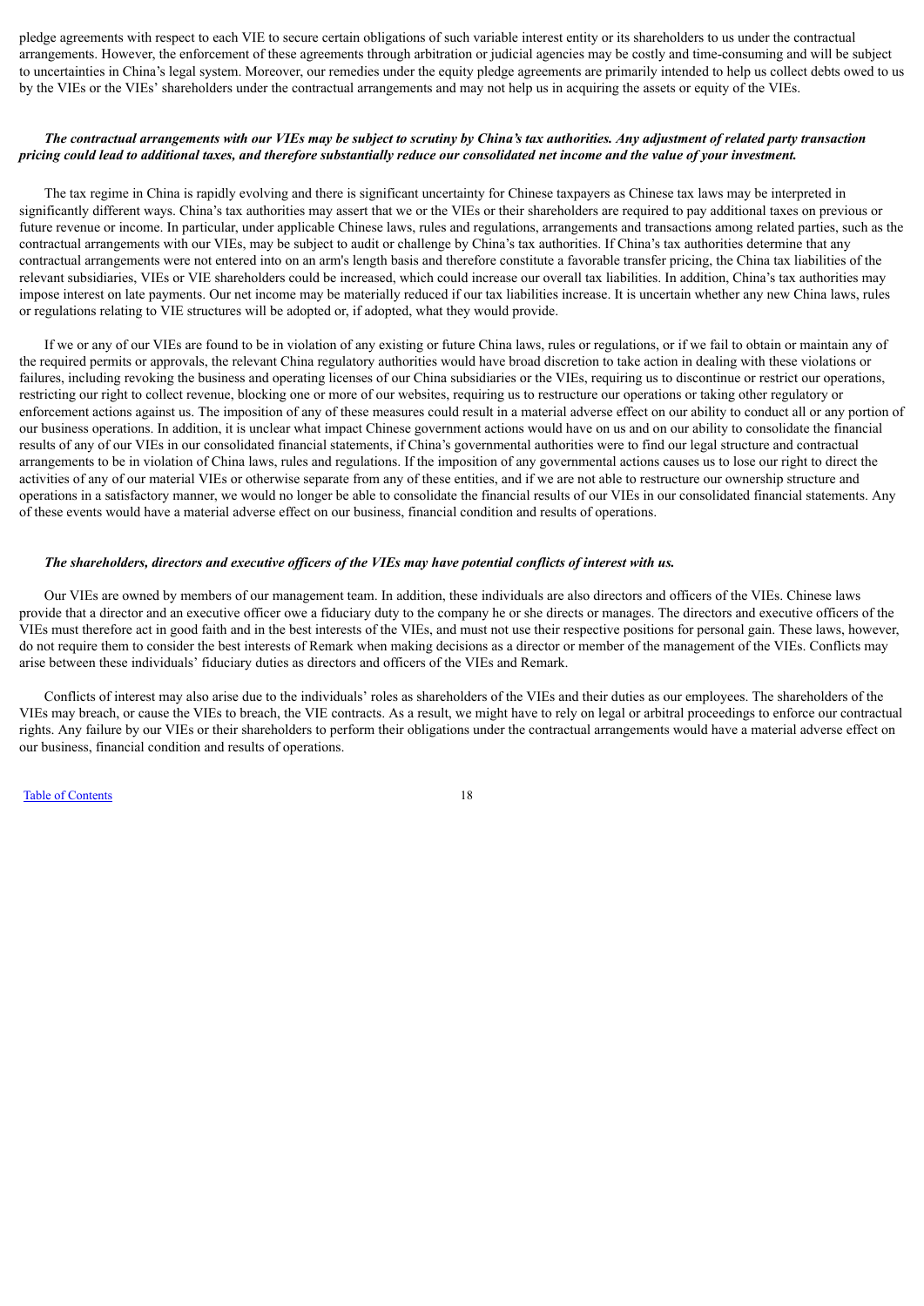pledge agreements with respect to each VIE to secure certain obligations of such variable interest entity or its shareholders to us under the contractual arrangements. However, the enforcement of these agreements through arbitration or judicial agencies may be costly and time-consuming and will be subject to uncertainties in China's legal system. Moreover, our remedies under the equity pledge agreements are primarily intended to help us collect debts owed to us by the VIEs or the VIEs' shareholders under the contractual arrangements and may not help us in acquiring the assets or equity of the VIEs.

***The contractual arrangements with our VIEs may be subject to scrutiny by China's tax authorities. Any adjustment of related party transaction pricing could lead to additional taxes, and therefore substantially reduce our consolidated net income and the value of your investment.***

The tax regime in China is rapidly evolving and there is significant uncertainty for Chinese taxpayers as Chinese tax laws may be interpreted in significantly different ways. China's tax authorities may assert that we or the VIEs or their shareholders are required to pay additional taxes on previous or future revenue or income. In particular, under applicable Chinese laws, rules and regulations, arrangements and transactions among related parties, such as the contractual arrangements with our VIEs, may be subject to audit or challenge by China's tax authorities. If China's tax authorities determine that any contractual arrangements were not entered into on an arm's length basis and therefore constitute a favorable transfer pricing, the China tax liabilities of the relevant subsidiaries, VIEs or VIE shareholders could be increased, which could increase our overall tax liabilities. In addition, China's tax authorities may impose interest on late payments. Our net income may be materially reduced if our tax liabilities increase. It is uncertain whether any new China laws, rules or regulations relating to VIE structures will be adopted or, if adopted, what they would provide.

If we or any of our VIEs are found to be in violation of any existing or future China laws, rules or regulations, or if we fail to obtain or maintain any of the required permits or approvals, the relevant China regulatory authorities would have broad discretion to take action in dealing with these violations or failures, including revoking the business and operating licenses of our China subsidiaries or the VIEs, requiring us to discontinue or restrict our operations, restricting our right to collect revenue, blocking one or more of our websites, requiring us to restructure our operations or taking other regulatory or enforcement actions against us. The imposition of any of these measures could result in a material adverse effect on our ability to conduct all or any portion of our business operations. In addition, it is unclear what impact Chinese government actions would have on us and on our ability to consolidate the financial results of any of our VIEs in our consolidated financial statements, if China's governmental authorities were to find our legal structure and contractual arrangements to be in violation of China laws, rules and regulations. If the imposition of any governmental actions causes us to lose our right to direct the activities of any of our material VIEs or otherwise separate from any of these entities, and if we are not able to restructure our ownership structure and operations in a satisfactory manner, we would no longer be able to consolidate the financial results of our VIEs in our consolidated financial statements. Any of these events would have a material adverse effect on our business, financial condition and results of operations.

***The shareholders, directors and executive officers of the VIEs may have potential conflicts of interest with us.***

Our VIEs are owned by members of our management team. In addition, these individuals are also directors and officers of the VIEs. Chinese laws provide that a director and an executive officer owe a fiduciary duty to the company he or she directs or manages. The directors and executive officers of the VIEs must therefore act in good faith and in the best interests of the VIEs, and must not use their respective positions for personal gain. These laws, however, do not require them to consider the best interests of Remark when making decisions as a director or member of the management of the VIEs. Conflicts may arise between these individuals' fiduciary duties as directors and officers of the VIEs and Remark.

Conflicts of interest may also arise due to the individuals' roles as shareholders of the VIEs and their duties as our employees. The shareholders of the VIEs may breach, or cause the VIEs to breach, the VIE contracts. As a result, we might have to rely on legal or arbitral proceedings to enforce our contractual rights. Any failure by our VIEs or their shareholders to perform their obligations under the contractual arrangements would have a material adverse effect on our business, financial condition and results of operations.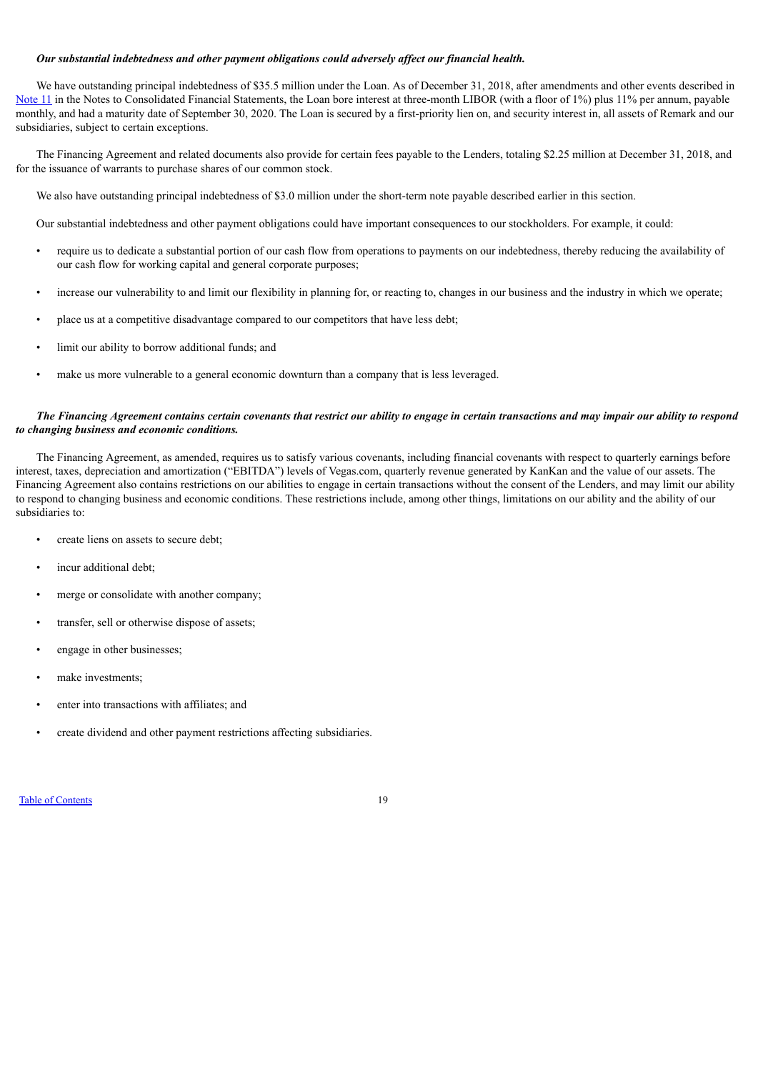***Our substantial indebtedness and other payment obligations could adversely affect our financial health.***

We have outstanding principal indebtedness of $35.5 million under the Loan. As of December 31, 2018, after amendments and other events described in Note 11 in the Notes to Consolidated Financial Statements, the Loan bore interest at three-month LIBOR (with a floor of 1%) plus 11% per annum, payable monthly, and had a maturity date of September 30, 2020. The Loan is secured by a first-priority lien on, and security interest in, all assets of Remark and our subsidiaries, subject to certain exceptions.

The Financing Agreement and related documents also provide for certain fees payable to the Lenders, totaling $2.25 million at December 31, 2018, and for the issuance of warrants to purchase shares of our common stock.

We also have outstanding principal indebtedness of $3.0 million under the short-term note payable described earlier in this section.

Our substantial indebtedness and other payment obligations could have important consequences to our stockholders. For example, it could:

- require us to dedicate a substantial portion of our cash flow from operations to payments on our indebtedness, thereby reducing the availability of our cash flow for working capital and general corporate purposes;
- increase our vulnerability to and limit our flexibility in planning for, or reacting to, changes in our business and the industry in which we operate;
- place us at a competitive disadvantage compared to our competitors that have less debt;
- limit our ability to borrow additional funds; and
- make us more vulnerable to a general economic downturn than a company that is less leveraged.

***The Financing Agreement contains certain covenants that restrict our ability to engage in certain transactions and may impair our ability to respond to changing business and economic conditions.***

The Financing Agreement, as amended, requires us to satisfy various covenants, including financial covenants with respect to quarterly earnings before interest, taxes, depreciation and amortization ("EBITDA") levels of Vegas.com, quarterly revenue generated by KanKan and the value of our assets. The Financing Agreement also contains restrictions on our abilities to engage in certain transactions without the consent of the Lenders, and may limit our ability to respond to changing business and economic conditions. These restrictions include, among other things, limitations on our ability and the ability of our subsidiaries to:

- create liens on assets to secure debt;
- incur additional debt;
- merge or consolidate with another company;
- transfer, sell or otherwise dispose of assets;
- engage in other businesses;
- make investments;
- enter into transactions with affiliates; and
- create dividend and other payment restrictions affecting subsidiaries.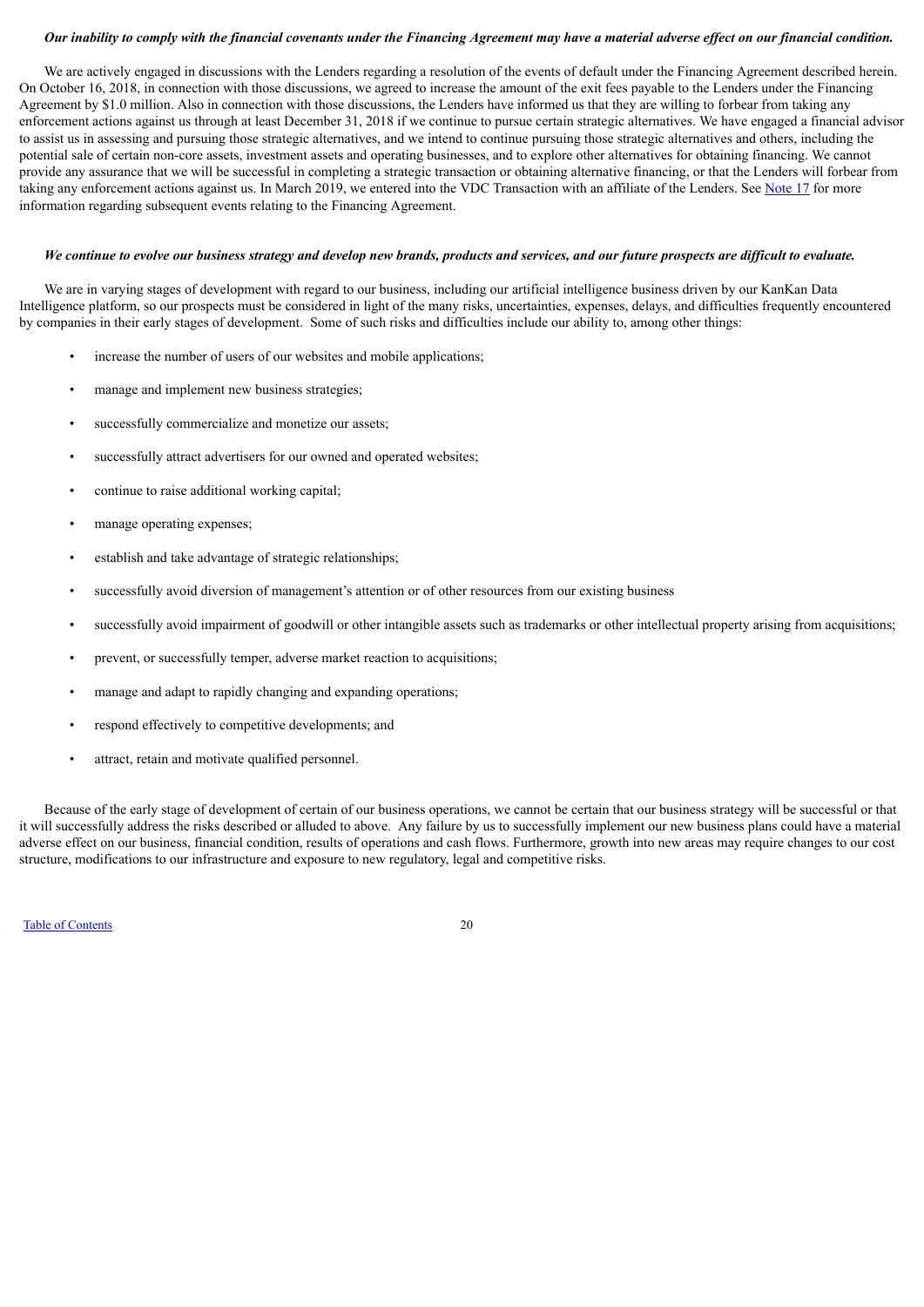***Our inability to comply with the financial covenants under the Financing Agreement may have a material adverse effect on our financial condition.***

We are actively engaged in discussions with the Lenders regarding a resolution of the events of default under the Financing Agreement described herein. On October 16, 2018, in connection with those discussions, we agreed to increase the amount of the exit fees payable to the Lenders under the Financing Agreement by $1.0 million. Also in connection with those discussions, the Lenders have informed us that they are willing to forbear from taking any enforcement actions against us through at least December 31, 2018 if we continue to pursue certain strategic alternatives. We have engaged a financial advisor to assist us in assessing and pursuing those strategic alternatives, and we intend to continue pursuing those strategic alternatives and others, including the potential sale of certain non-core assets, investment assets and operating businesses, and to explore other alternatives for obtaining financing. We cannot provide any assurance that we will be successful in completing a strategic transaction or obtaining alternative financing, or that the Lenders will forbear from taking any enforcement actions against us. In March 2019, we entered into the VDC Transaction with an affiliate of the Lenders. See Note 17 for more information regarding subsequent events relating to the Financing Agreement.

***We continue to evolve our business strategy and develop new brands, products and services, and our future prospects are difficult to evaluate.***

We are in varying stages of development with regard to our business, including our artificial intelligence business driven by our KanKan Data Intelligence platform, so our prospects must be considered in light of the many risks, uncertainties, expenses, delays, and difficulties frequently encountered by companies in their early stages of development. Some of such risks and difficulties include our ability to, among other things:

- increase the number of users of our websites and mobile applications;
- manage and implement new business strategies;
- successfully commercialize and monetize our assets;
- successfully attract advertisers for our owned and operated websites;
- continue to raise additional working capital;
- manage operating expenses;
- establish and take advantage of strategic relationships;
- successfully avoid diversion of management's attention or of other resources from our existing business
- successfully avoid impairment of goodwill or other intangible assets such as trademarks or other intellectual property arising from acquisitions;
- prevent, or successfully temper, adverse market reaction to acquisitions;
- manage and adapt to rapidly changing and expanding operations;
- respond effectively to competitive developments; and
- attract, retain and motivate qualified personnel.

Because of the early stage of development of certain of our business operations, we cannot be certain that our business strategy will be successful or that it will successfully address the risks described or alluded to above. Any failure by us to successfully implement our new business plans could have a material adverse effect on our business, financial condition, results of operations and cash flows. Furthermore, growth into new areas may require changes to our cost structure, modifications to our infrastructure and exposure to new regulatory, legal and competitive risks.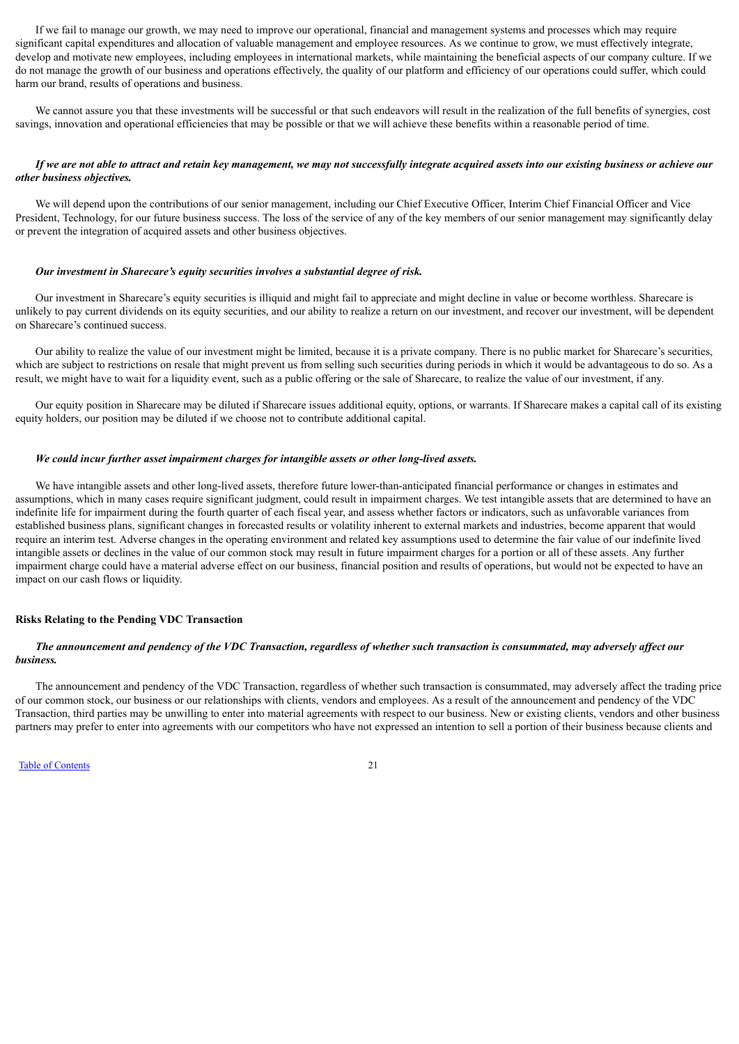If we fail to manage our growth, we may need to improve our operational, financial and management systems and processes which may require significant capital expenditures and allocation of valuable management and employee resources. As we continue to grow, we must effectively integrate, develop and motivate new employees, including employees in international markets, while maintaining the beneficial aspects of our company culture. If we do not manage the growth of our business and operations effectively, the quality of our platform and efficiency of our operations could suffer, which could harm our brand, results of operations and business.

We cannot assure you that these investments will be successful or that such endeavors will result in the realization of the full benefits of synergies, cost savings, innovation and operational efficiencies that may be possible or that we will achieve these benefits within a reasonable period of time.

***If we are not able to attract and retain key management, we may not successfully integrate acquired assets into our existing business or achieve our other business objectives.***

We will depend upon the contributions of our senior management, including our Chief Executive Officer, Interim Chief Financial Officer and Vice President, Technology, for our future business success. The loss of the service of any of the key members of our senior management may significantly delay or prevent the integration of acquired assets and other business objectives.

***Our investment in Sharecare's equity securities involves a substantial degree of risk.***

Our investment in Sharecare's equity securities is illiquid and might fail to appreciate and might decline in value or become worthless. Sharecare is unlikely to pay current dividends on its equity securities, and our ability to realize a return on our investment, and recover our investment, will be dependent on Sharecare's continued success.

Our ability to realize the value of our investment might be limited, because it is a private company. There is no public market for Sharecare's securities, which are subject to restrictions on resale that might prevent us from selling such securities during periods in which it would be advantageous to do so. As a result, we might have to wait for a liquidity event, such as a public offering or the sale of Sharecare, to realize the value of our investment, if any.

Our equity position in Sharecare may be diluted if Sharecare issues additional equity, options, or warrants. If Sharecare makes a capital call of its existing equity holders, our position may be diluted if we choose not to contribute additional capital.

***We could incur further asset impairment charges for intangible assets or other long-lived assets.***

We have intangible assets and other long-lived assets, therefore future lower-than-anticipated financial performance or changes in estimates and assumptions, which in many cases require significant judgment, could result in impairment charges. We test intangible assets that are determined to have an indefinite life for impairment during the fourth quarter of each fiscal year, and assess whether factors or indicators, such as unfavorable variances from established business plans, significant changes in forecasted results or volatility inherent to external markets and industries, become apparent that would require an interim test. Adverse changes in the operating environment and related key assumptions used to determine the fair value of our indefinite lived intangible assets or declines in the value of our common stock may result in future impairment charges for a portion or all of these assets. Any further impairment charge could have a material adverse effect on our business, financial position and results of operations, but would not be expected to have an impact on our cash flows or liquidity.

**Risks Relating to the Pending VDC Transaction**

***The announcement and pendency of the VDC Transaction, regardless of whether such transaction is consummated, may adversely affect our business.***

The announcement and pendency of the VDC Transaction, regardless of whether such transaction is consummated, may adversely affect the trading price of our common stock, our business or our relationships with clients, vendors and employees. As a result of the announcement and pendency of the VDC Transaction, third parties may be unwilling to enter into material agreements with respect to our business. New or existing clients, vendors and other business partners may prefer to enter into agreements with our competitors who have not expressed an intention to sell a portion of their business because clients and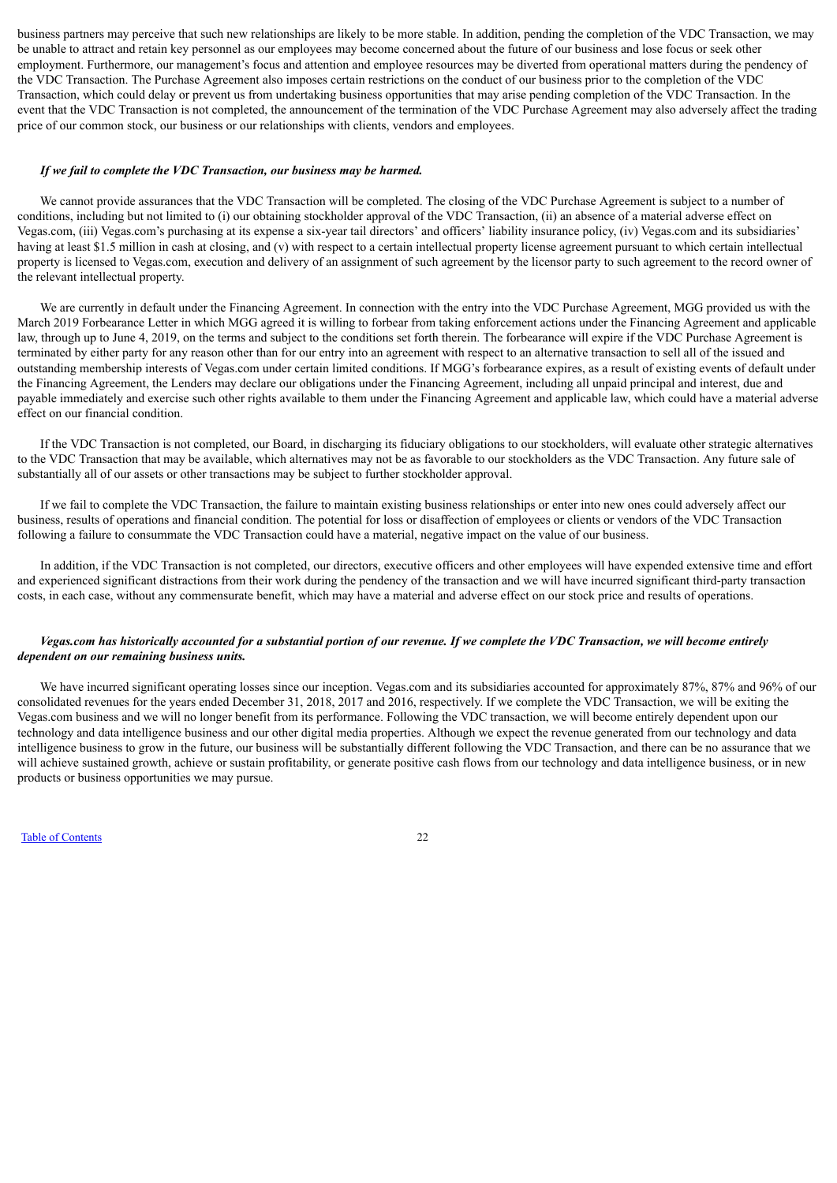business partners may perceive that such new relationships are likely to be more stable. In addition, pending the completion of the VDC Transaction, we may be unable to attract and retain key personnel as our employees may become concerned about the future of our business and lose focus or seek other employment. Furthermore, our management's focus and attention and employee resources may be diverted from operational matters during the pendency of the VDC Transaction. The Purchase Agreement also imposes certain restrictions on the conduct of our business prior to the completion of the VDC Transaction, which could delay or prevent us from undertaking business opportunities that may arise pending completion of the VDC Transaction. In the event that the VDC Transaction is not completed, the announcement of the termination of the VDC Purchase Agreement may also adversely affect the trading price of our common stock, our business or our relationships with clients, vendors and employees.

***If we fail to complete the VDC Transaction, our business may be harmed.***

We cannot provide assurances that the VDC Transaction will be completed. The closing of the VDC Purchase Agreement is subject to a number of conditions, including but not limited to (i) our obtaining stockholder approval of the VDC Transaction, (ii) an absence of a material adverse effect on Vegas.com, (iii) Vegas.com's purchasing at its expense a six-year tail directors' and officers' liability insurance policy, (iv) Vegas.com and its subsidiaries' having at least $1.5 million in cash at closing, and (v) with respect to a certain intellectual property license agreement pursuant to which certain intellectual property is licensed to Vegas.com, execution and delivery of an assignment of such agreement by the licensor party to such agreement to the record owner of the relevant intellectual property.

We are currently in default under the Financing Agreement. In connection with the entry into the VDC Purchase Agreement, MGG provided us with the March 2019 Forbearance Letter in which MGG agreed it is willing to forbear from taking enforcement actions under the Financing Agreement and applicable law, through up to June 4, 2019, on the terms and subject to the conditions set forth therein. The forbearance will expire if the VDC Purchase Agreement is terminated by either party for any reason other than for our entry into an agreement with respect to an alternative transaction to sell all of the issued and outstanding membership interests of Vegas.com under certain limited conditions. If MGG's forbearance expires, as a result of existing events of default under the Financing Agreement, the Lenders may declare our obligations under the Financing Agreement, including all unpaid principal and interest, due and payable immediately and exercise such other rights available to them under the Financing Agreement and applicable law, which could have a material adverse effect on our financial condition.

If the VDC Transaction is not completed, our Board, in discharging its fiduciary obligations to our stockholders, will evaluate other strategic alternatives to the VDC Transaction that may be available, which alternatives may not be as favorable to our stockholders as the VDC Transaction. Any future sale of substantially all of our assets or other transactions may be subject to further stockholder approval.

If we fail to complete the VDC Transaction, the failure to maintain existing business relationships or enter into new ones could adversely affect our business, results of operations and financial condition. The potential for loss or disaffection of employees or clients or vendors of the VDC Transaction following a failure to consummate the VDC Transaction could have a material, negative impact on the value of our business.

In addition, if the VDC Transaction is not completed, our directors, executive officers and other employees will have expended extensive time and effort and experienced significant distractions from their work during the pendency of the transaction and we will have incurred significant third-party transaction costs, in each case, without any commensurate benefit, which may have a material and adverse effect on our stock price and results of operations.

***Vegas.com has historically accounted for a substantial portion of our revenue. If we complete the VDC Transaction, we will become entirely dependent on our remaining business units.***

We have incurred significant operating losses since our inception. Vegas.com and its subsidiaries accounted for approximately 87%, 87% and 96% of our consolidated revenues for the years ended December 31, 2018, 2017 and 2016, respectively. If we complete the VDC Transaction, we will be exiting the Vegas.com business and we will no longer benefit from its performance. Following the VDC transaction, we will become entirely dependent upon our technology and data intelligence business and our other digital media properties. Although we expect the revenue generated from our technology and data intelligence business to grow in the future, our business will be substantially different following the VDC Transaction, and there can be no assurance that we will achieve sustained growth, achieve or sustain profitability, or generate positive cash flows from our technology and data intelligence business, or in new products or business opportunities we may pursue.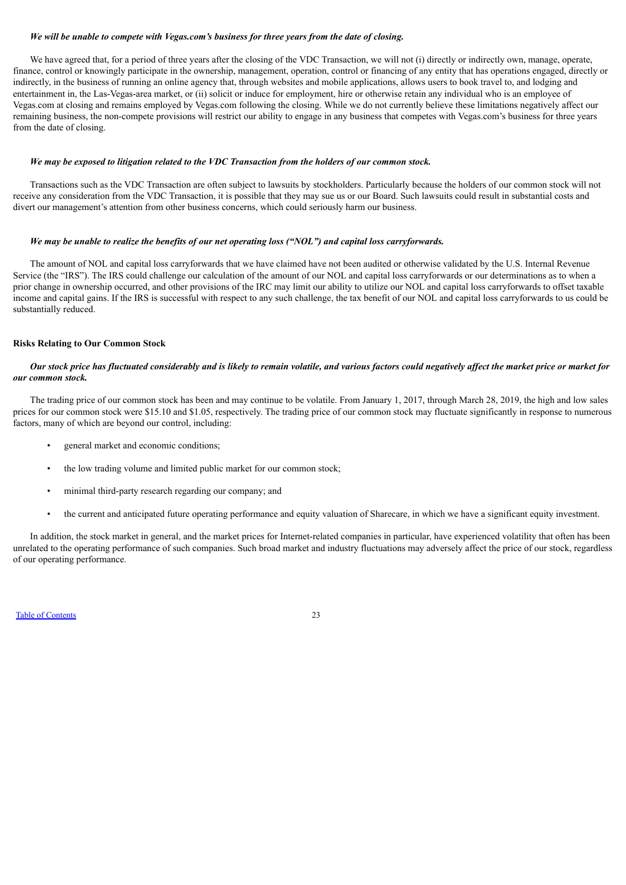***We will be unable to compete with Vegas.com's business for three years from the date of closing.***

We have agreed that, for a period of three years after the closing of the VDC Transaction, we will not (i) directly or indirectly own, manage, operate, finance, control or knowingly participate in the ownership, management, operation, control or financing of any entity that has operations engaged, directly or indirectly, in the business of running an online agency that, through websites and mobile applications, allows users to book travel to, and lodging and entertainment in, the Las-Vegas-area market, or (ii) solicit or induce for employment, hire or otherwise retain any individual who is an employee of Vegas.com at closing and remains employed by Vegas.com following the closing. While we do not currently believe these limitations negatively affect our remaining business, the non-compete provisions will restrict our ability to engage in any business that competes with Vegas.com's business for three years from the date of closing.

***We may be exposed to litigation related to the VDC Transaction from the holders of our common stock.***

Transactions such as the VDC Transaction are often subject to lawsuits by stockholders. Particularly because the holders of our common stock will not receive any consideration from the VDC Transaction, it is possible that they may sue us or our Board. Such lawsuits could result in substantial costs and divert our management's attention from other business concerns, which could seriously harm our business.

***We may be unable to realize the benefits of our net operating loss ("NOL") and capital loss carryforwards.***

The amount of NOL and capital loss carryforwards that we have claimed have not been audited or otherwise validated by the U.S. Internal Revenue Service (the "IRS"). The IRS could challenge our calculation of the amount of our NOL and capital loss carryforwards or our determinations as to when a prior change in ownership occurred, and other provisions of the IRC may limit our ability to utilize our NOL and capital loss carryforwards to offset taxable income and capital gains. If the IRS is successful with respect to any such challenge, the tax benefit of our NOL and capital loss carryforwards to us could be substantially reduced.

## Risks Relating to Our Common Stock

***Our stock price has fluctuated considerably and is likely to remain volatile, and various factors could negatively affect the market price or market for our common stock.***

The trading price of our common stock has been and may continue to be volatile. From January 1, 2017, through March 28, 2019, the high and low sales prices for our common stock were $15.10 and $1.05, respectively. The trading price of our common stock may fluctuate significantly in response to numerous factors, many of which are beyond our control, including:

- general market and economic conditions;
- the low trading volume and limited public market for our common stock;
- minimal third-party research regarding our company; and
- the current and anticipated future operating performance and equity valuation of Sharecare, in which we have a significant equity investment.

In addition, the stock market in general, and the market prices for Internet-related companies in particular, have experienced volatility that often has been unrelated to the operating performance of such companies. Such broad market and industry fluctuations may adversely affect the price of our stock, regardless of our operating performance.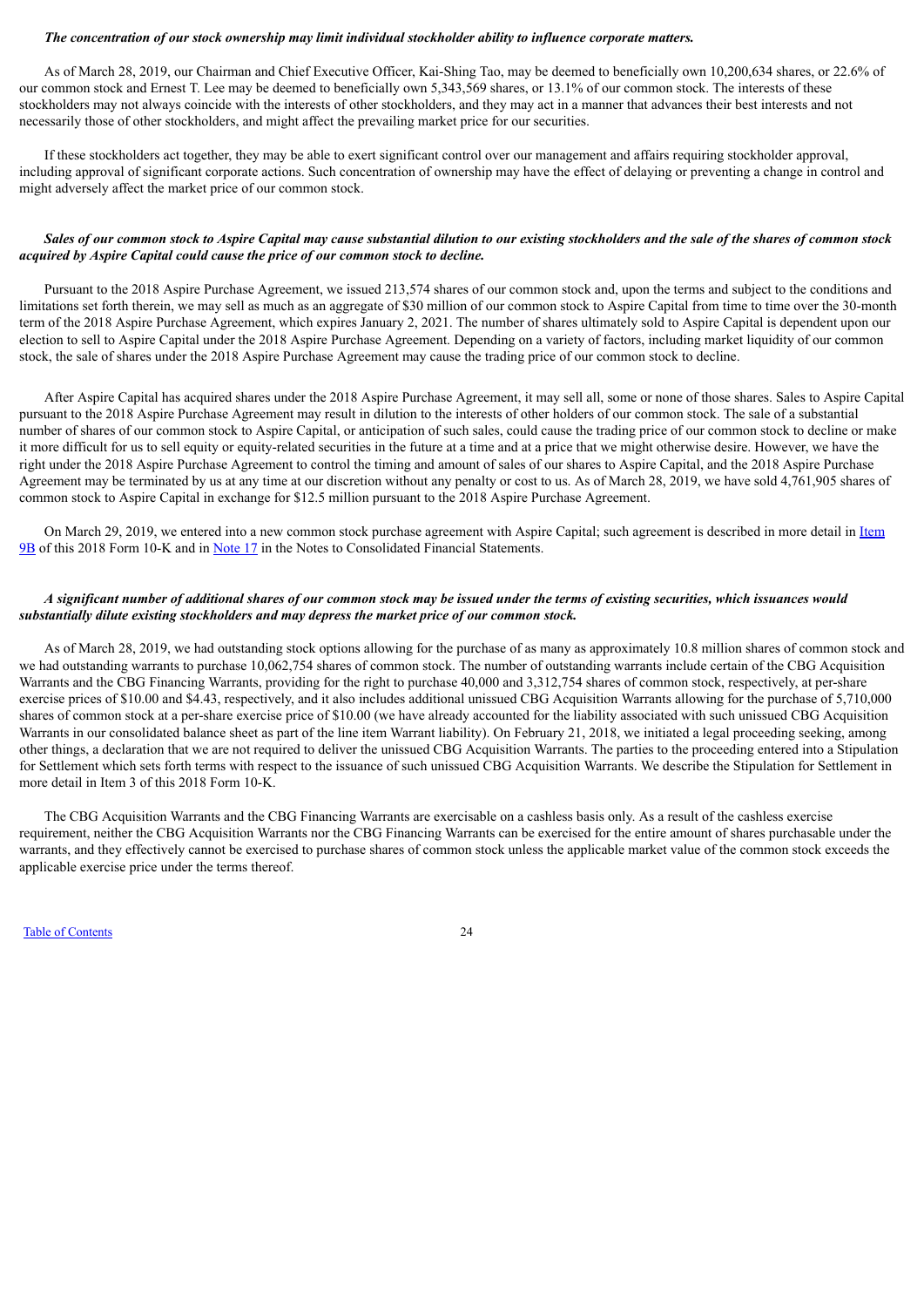***The concentration of our stock ownership may limit individual stockholder ability to influence corporate matters.***

As of March 28, 2019, our Chairman and Chief Executive Officer, Kai-Shing Tao, may be deemed to beneficially own 10,200,634 shares, or 22.6% of our common stock and Ernest T. Lee may be deemed to beneficially own 5,343,569 shares, or 13.1% of our common stock. The interests of these stockholders may not always coincide with the interests of other stockholders, and they may act in a manner that advances their best interests and not necessarily those of other stockholders, and might affect the prevailing market price for our securities.

If these stockholders act together, they may be able to exert significant control over our management and affairs requiring stockholder approval, including approval of significant corporate actions. Such concentration of ownership may have the effect of delaying or preventing a change in control and might adversely affect the market price of our common stock.

***Sales of our common stock to Aspire Capital may cause substantial dilution to our existing stockholders and the sale of the shares of common stock acquired by Aspire Capital could cause the price of our common stock to decline.***

Pursuant to the 2018 Aspire Purchase Agreement, we issued 213,574 shares of our common stock and, upon the terms and subject to the conditions and limitations set forth therein, we may sell as much as an aggregate of $30 million of our common stock to Aspire Capital from time to time over the 30-month term of the 2018 Aspire Purchase Agreement, which expires January 2, 2021. The number of shares ultimately sold to Aspire Capital is dependent upon our election to sell to Aspire Capital under the 2018 Aspire Purchase Agreement. Depending on a variety of factors, including market liquidity of our common stock, the sale of shares under the 2018 Aspire Purchase Agreement may cause the trading price of our common stock to decline.

After Aspire Capital has acquired shares under the 2018 Aspire Purchase Agreement, it may sell all, some or none of those shares. Sales to Aspire Capital pursuant to the 2018 Aspire Purchase Agreement may result in dilution to the interests of other holders of our common stock. The sale of a substantial number of shares of our common stock to Aspire Capital, or anticipation of such sales, could cause the trading price of our common stock to decline or make it more difficult for us to sell equity or equity-related securities in the future at a time and at a price that we might otherwise desire. However, we have the right under the 2018 Aspire Purchase Agreement to control the timing and amount of sales of our shares to Aspire Capital, and the 2018 Aspire Purchase Agreement may be terminated by us at any time at our discretion without any penalty or cost to us. As of March 28, 2019, we have sold 4,761,905 shares of common stock to Aspire Capital in exchange for $12.5 million pursuant to the 2018 Aspire Purchase Agreement.

On March 29, 2019, we entered into a new common stock purchase agreement with Aspire Capital; such agreement is described in more detail in Item 9B of this 2018 Form 10-K and in Note 17 in the Notes to Consolidated Financial Statements.

***A significant number of additional shares of our common stock may be issued under the terms of existing securities, which issuances would substantially dilute existing stockholders and may depress the market price of our common stock.***

As of March 28, 2019, we had outstanding stock options allowing for the purchase of as many as approximately 10.8 million shares of common stock and we had outstanding warrants to purchase 10,062,754 shares of common stock. The number of outstanding warrants include certain of the CBG Acquisition Warrants and the CBG Financing Warrants, providing for the right to purchase 40,000 and 3,312,754 shares of common stock, respectively, at per-share exercise prices of $10.00 and $4.43, respectively, and it also includes additional unissued CBG Acquisition Warrants allowing for the purchase of 5,710,000 shares of common stock at a per-share exercise price of $10.00 (we have already accounted for the liability associated with such unissued CBG Acquisition Warrants in our consolidated balance sheet as part of the line item Warrant liability). On February 21, 2018, we initiated a legal proceeding seeking, among other things, a declaration that we are not required to deliver the unissued CBG Acquisition Warrants. The parties to the proceeding entered into a Stipulation for Settlement which sets forth terms with respect to the issuance of such unissued CBG Acquisition Warrants. We describe the Stipulation for Settlement in more detail in Item 3 of this 2018 Form 10-K.

The CBG Acquisition Warrants and the CBG Financing Warrants are exercisable on a cashless basis only. As a result of the cashless exercise requirement, neither the CBG Acquisition Warrants nor the CBG Financing Warrants can be exercised for the entire amount of shares purchasable under the warrants, and they effectively cannot be exercised to purchase shares of common stock unless the applicable market value of the common stock exceeds the applicable exercise price under the terms thereof.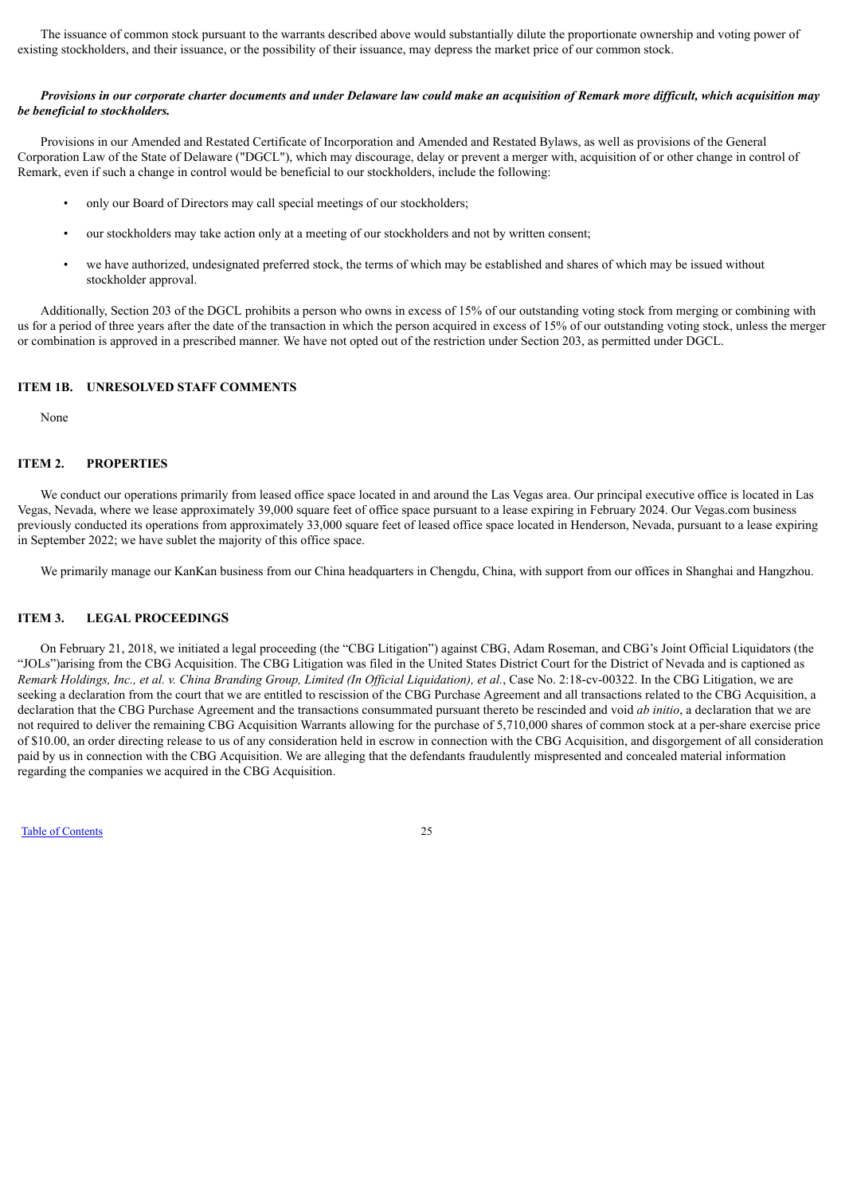The issuance of common stock pursuant to the warrants described above would substantially dilute the proportionate ownership and voting power of existing stockholders, and their issuance, or the possibility of their issuance, may depress the market price of our common stock.

***Provisions in our corporate charter documents and under Delaware law could make an acquisition of Remark more difficult, which acquisition may be beneficial to stockholders.***

Provisions in our Amended and Restated Certificate of Incorporation and Amended and Restated Bylaws, as well as provisions of the General Corporation Law of the State of Delaware ("DGCL"), which may discourage, delay or prevent a merger with, acquisition of or other change in control of Remark, even if such a change in control would be beneficial to our stockholders, include the following:

- only our Board of Directors may call special meetings of our stockholders;
- our stockholders may take action only at a meeting of our stockholders and not by written consent;
- we have authorized, undesignated preferred stock, the terms of which may be established and shares of which may be issued without stockholder approval.

Additionally, Section 203 of the DGCL prohibits a person who owns in excess of 15% of our outstanding voting stock from merging or combining with us for a period of three years after the date of the transaction in which the person acquired in excess of 15% of our outstanding voting stock, unless the merger or combination is approved in a prescribed manner. We have not opted out of the restriction under Section 203, as permitted under DGCL.

## ITEM 1B. UNRESOLVED STAFF COMMENTS

None

## ITEM 2. PROPERTIES

We conduct our operations primarily from leased office space located in and around the Las Vegas area. Our principal executive office is located in Las Vegas, Nevada, where we lease approximately 39,000 square feet of office space pursuant to a lease expiring in February 2024. Our Vegas.com business previously conducted its operations from approximately 33,000 square feet of leased office space located in Henderson, Nevada, pursuant to a lease expiring in September 2022; we have sublet the majority of this office space.

We primarily manage our KanKan business from our China headquarters in Chengdu, China, with support from our offices in Shanghai and Hangzhou.

## ITEM 3. LEGAL PROCEEDINGS

On February 21, 2018, we initiated a legal proceeding (the "CBG Litigation") against CBG, Adam Roseman, and CBG's Joint Official Liquidators (the "JOLs")arising from the CBG Acquisition. The CBG Litigation was filed in the United States District Court for the District of Nevada and is captioned as *Remark Holdings, Inc., et al. v. China Branding Group, Limited (In Official Liquidation), et al.*, Case No. 2:18-cv-00322. In the CBG Litigation, we are seeking a declaration from the court that we are entitled to rescission of the CBG Purchase Agreement and all transactions related to the CBG Acquisition, a declaration that the CBG Purchase Agreement and the transactions consummated pursuant thereto be rescinded and void *ab initio*, a declaration that we are not required to deliver the remaining CBG Acquisition Warrants allowing for the purchase of 5,710,000 shares of common stock at a per-share exercise price of $10.00, an order directing release to us of any consideration held in escrow in connection with the CBG Acquisition, and disgorgement of all consideration paid by us in connection with the CBG Acquisition. We are alleging that the defendants fraudulently mispresented and concealed material information regarding the companies we acquired in the CBG Acquisition.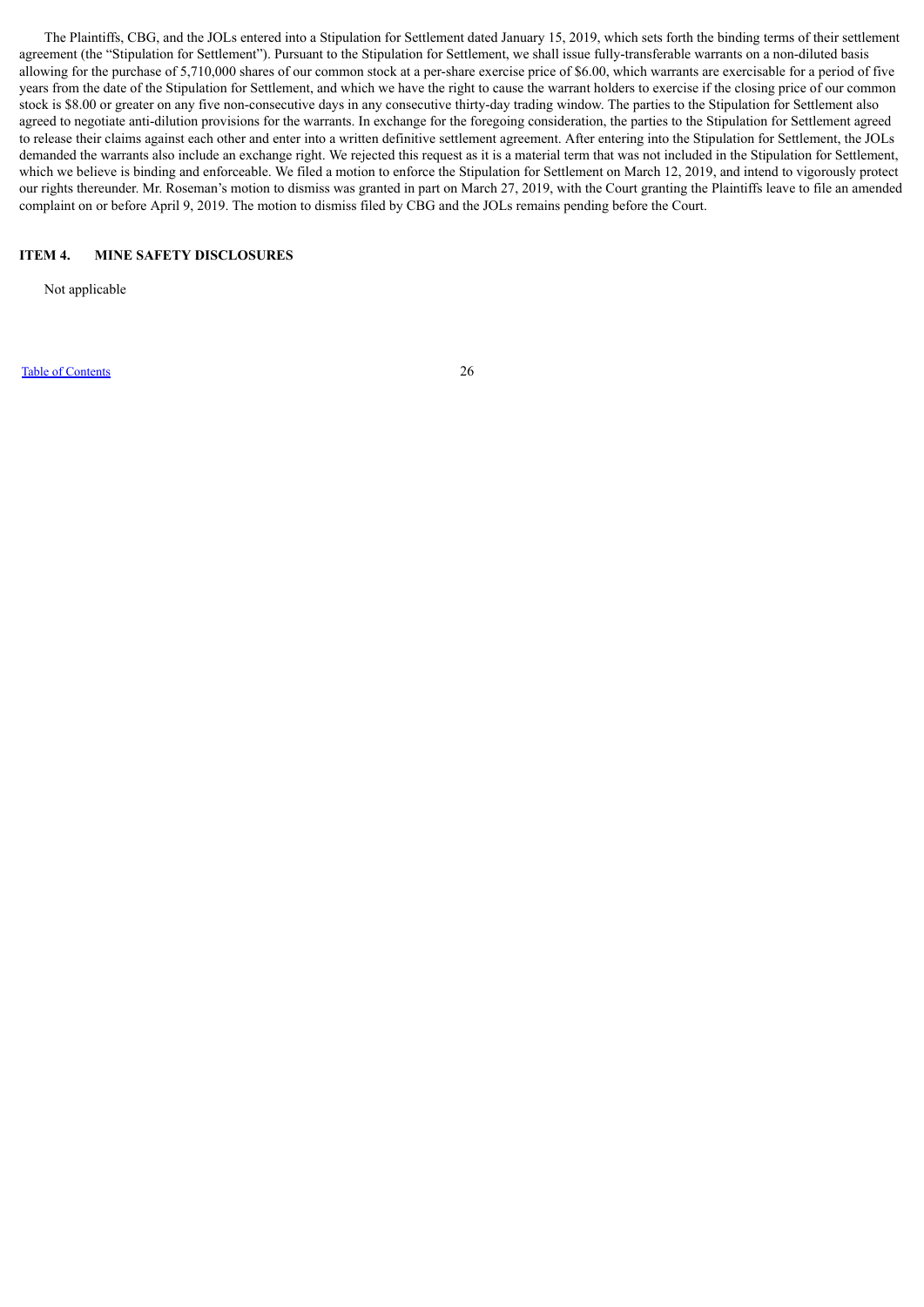The Plaintiffs, CBG, and the JOLs entered into a Stipulation for Settlement dated January 15, 2019, which sets forth the binding terms of their settlement agreement (the "Stipulation for Settlement"). Pursuant to the Stipulation for Settlement, we shall issue fully-transferable warrants on a non-diluted basis allowing for the purchase of 5,710,000 shares of our common stock at a per-share exercise price of $6.00, which warrants are exercisable for a period of five years from the date of the Stipulation for Settlement, and which we have the right to cause the warrant holders to exercise if the closing price of our common stock is $8.00 or greater on any five non-consecutive days in any consecutive thirty-day trading window. The parties to the Stipulation for Settlement also agreed to negotiate anti-dilution provisions for the warrants. In exchange for the foregoing consideration, the parties to the Stipulation for Settlement agreed to release their claims against each other and enter into a written definitive settlement agreement. After entering into the Stipulation for Settlement, the JOLs demanded the warrants also include an exchange right. We rejected this request as it is a material term that was not included in the Stipulation for Settlement, which we believe is binding and enforceable. We filed a motion to enforce the Stipulation for Settlement on March 12, 2019, and intend to vigorously protect our rights thereunder. Mr. Roseman's motion to dismiss was granted in part on March 27, 2019, with the Court granting the Plaintiffs leave to file an amended complaint on or before April 9, 2019. The motion to dismiss filed by CBG and the JOLs remains pending before the Court.

## ITEM 4. MINE SAFETY DISCLOSURES

Not applicable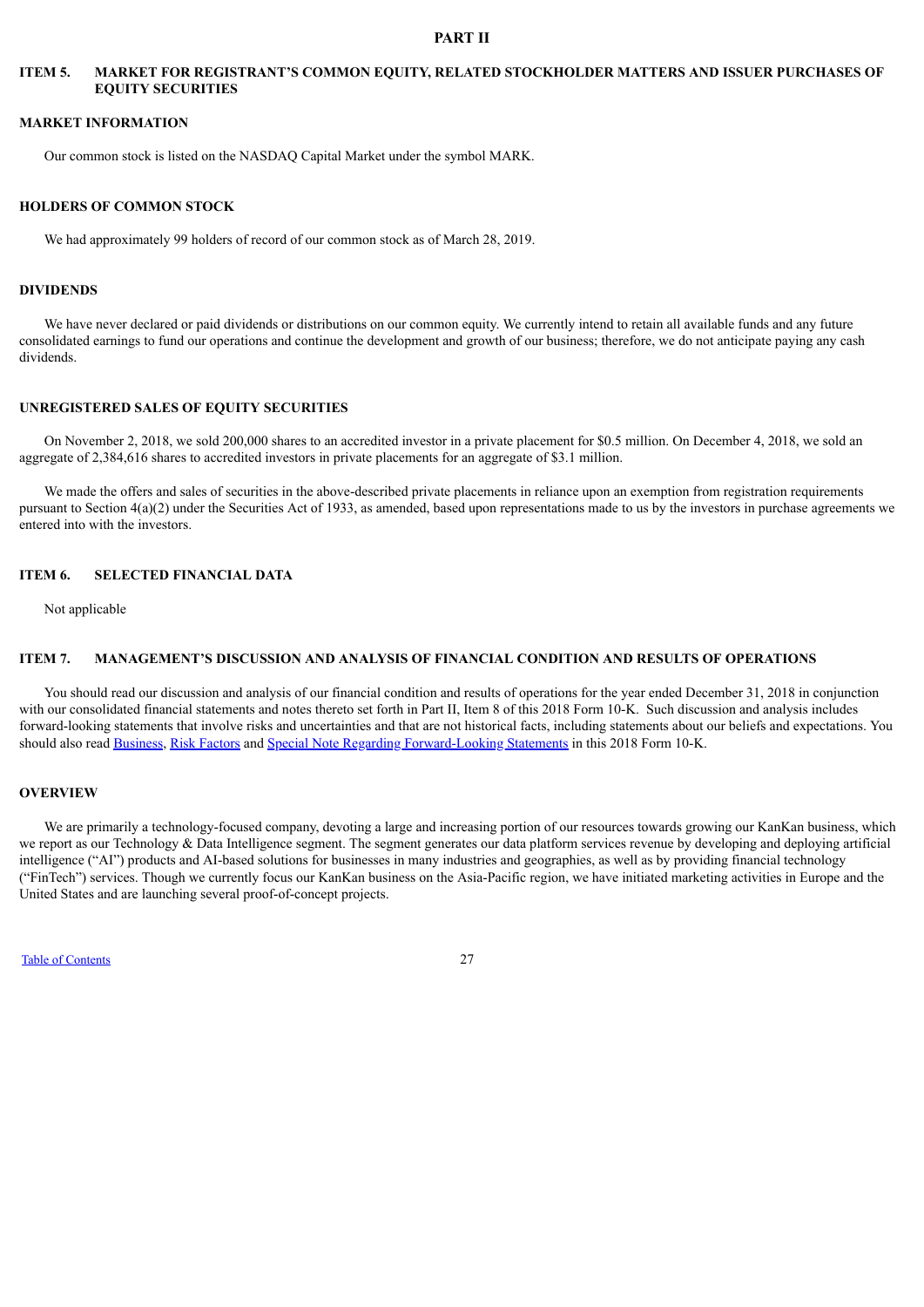# PART II

## ITEM 5. MARKET FOR REGISTRANT'S COMMON EQUITY, RELATED STOCKHOLDER MATTERS AND ISSUER PURCHASES OF EQUITY SECURITIES

### MARKET INFORMATION

Our common stock is listed on the NASDAQ Capital Market under the symbol MARK.

### HOLDERS OF COMMON STOCK

We had approximately 99 holders of record of our common stock as of March 28, 2019.

### DIVIDENDS

We have never declared or paid dividends or distributions on our common equity. We currently intend to retain all available funds and any future consolidated earnings to fund our operations and continue the development and growth of our business; therefore, we do not anticipate paying any cash dividends.

### UNREGISTERED SALES OF EQUITY SECURITIES

On November 2, 2018, we sold 200,000 shares to an accredited investor in a private placement for $0.5 million. On December 4, 2018, we sold an aggregate of 2,384,616 shares to accredited investors in private placements for an aggregate of $3.1 million.

We made the offers and sales of securities in the above-described private placements in reliance upon an exemption from registration requirements pursuant to Section 4(a)(2) under the Securities Act of 1933, as amended, based upon representations made to us by the investors in purchase agreements we entered into with the investors.

## ITEM 6. SELECTED FINANCIAL DATA

Not applicable

## ITEM 7. MANAGEMENT'S DISCUSSION AND ANALYSIS OF FINANCIAL CONDITION AND RESULTS OF OPERATIONS

You should read our discussion and analysis of our financial condition and results of operations for the year ended December 31, 2018 in conjunction with our consolidated financial statements and notes thereto set forth in Part II, Item 8 of this 2018 Form 10-K. Such discussion and analysis includes forward-looking statements that involve risks and uncertainties and that are not historical facts, including statements about our beliefs and expectations. You should also read Business, Risk Factors and Special Note Regarding Forward-Looking Statements in this 2018 Form 10-K.

### OVERVIEW

We are primarily a technology-focused company, devoting a large and increasing portion of our resources towards growing our KanKan business, which we report as our Technology & Data Intelligence segment. The segment generates our data platform services revenue by developing and deploying artificial intelligence ("AI") products and AI-based solutions for businesses in many industries and geographies, as well as by providing financial technology ("FinTech") services. Though we currently focus our KanKan business on the Asia-Pacific region, we have initiated marketing activities in Europe and the United States and are launching several proof-of-concept projects.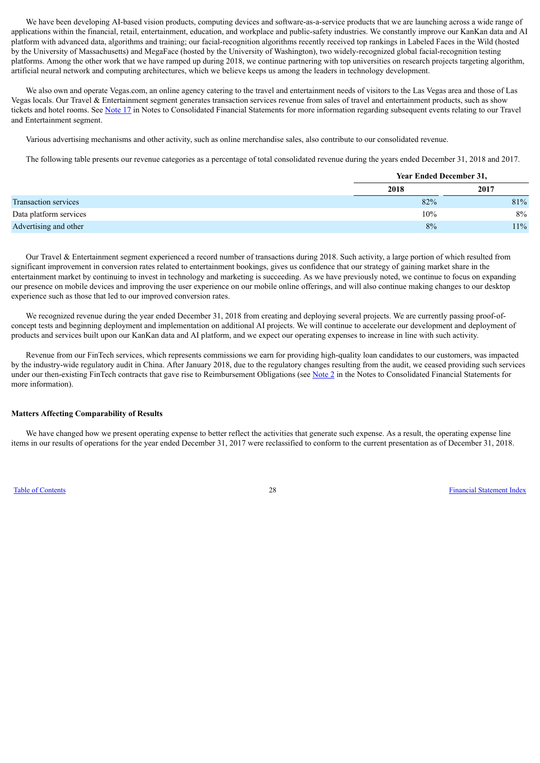We have been developing AI-based vision products, computing devices and software-as-a-service products that we are launching across a wide range of applications within the financial, retail, entertainment, education, and workplace and public-safety industries. We constantly improve our KanKan data and AI platform with advanced data, algorithms and training; our facial-recognition algorithms recently received top rankings in Labeled Faces in the Wild (hosted by the University of Massachusetts) and MegaFace (hosted by the University of Washington), two widely-recognized global facial-recognition testing platforms. Among the other work that we have ramped up during 2018, we continue partnering with top universities on research projects targeting algorithm, artificial neural network and computing architectures, which we believe keeps us among the leaders in technology development.

We also own and operate Vegas.com, an online agency catering to the travel and entertainment needs of visitors to the Las Vegas area and those of Las Vegas locals. Our Travel & Entertainment segment generates transaction services revenue from sales of travel and entertainment products, such as show tickets and hotel rooms. See Note 17 in Notes to Consolidated Financial Statements for more information regarding subsequent events relating to our Travel and Entertainment segment.

Various advertising mechanisms and other activity, such as online merchandise sales, also contribute to our consolidated revenue.

The following table presents our revenue categories as a percentage of total consolidated revenue during the years ended December 31, 2018 and 2017.

| | Year Ended December 31, | |
|---|---|---|
| | 2018 | 2017 |
| Transaction services | 82% | 81% |
| Data platform services | 10% | 8% |
| Advertising and other | 8% | 11% |

Our Travel & Entertainment segment experienced a record number of transactions during 2018. Such activity, a large portion of which resulted from significant improvement in conversion rates related to entertainment bookings, gives us confidence that our strategy of gaining market share in the entertainment market by continuing to invest in technology and marketing is succeeding. As we have previously noted, we continue to focus on expanding our presence on mobile devices and improving the user experience on our mobile online offerings, and will also continue making changes to our desktop experience such as those that led to our improved conversion rates.

We recognized revenue during the year ended December 31, 2018 from creating and deploying several projects. We are currently passing proof-of-concept tests and beginning deployment and implementation on additional AI projects. We will continue to accelerate our development and deployment of products and services built upon our KanKan data and AI platform, and we expect our operating expenses to increase in line with such activity.

Revenue from our FinTech services, which represents commissions we earn for providing high-quality loan candidates to our customers, was impacted by the industry-wide regulatory audit in China. After January 2018, due to the regulatory changes resulting from the audit, we ceased providing such services under our then-existing FinTech contracts that gave rise to Reimbursement Obligations (see Note 2 in the Notes to Consolidated Financial Statements for more information).

**Matters Affecting Comparability of Results**

We have changed how we present operating expense to better reflect the activities that generate such expense. As a result, the operating expense line items in our results of operations for the year ended December 31, 2017 were reclassified to conform to the current presentation as of December 31, 2018.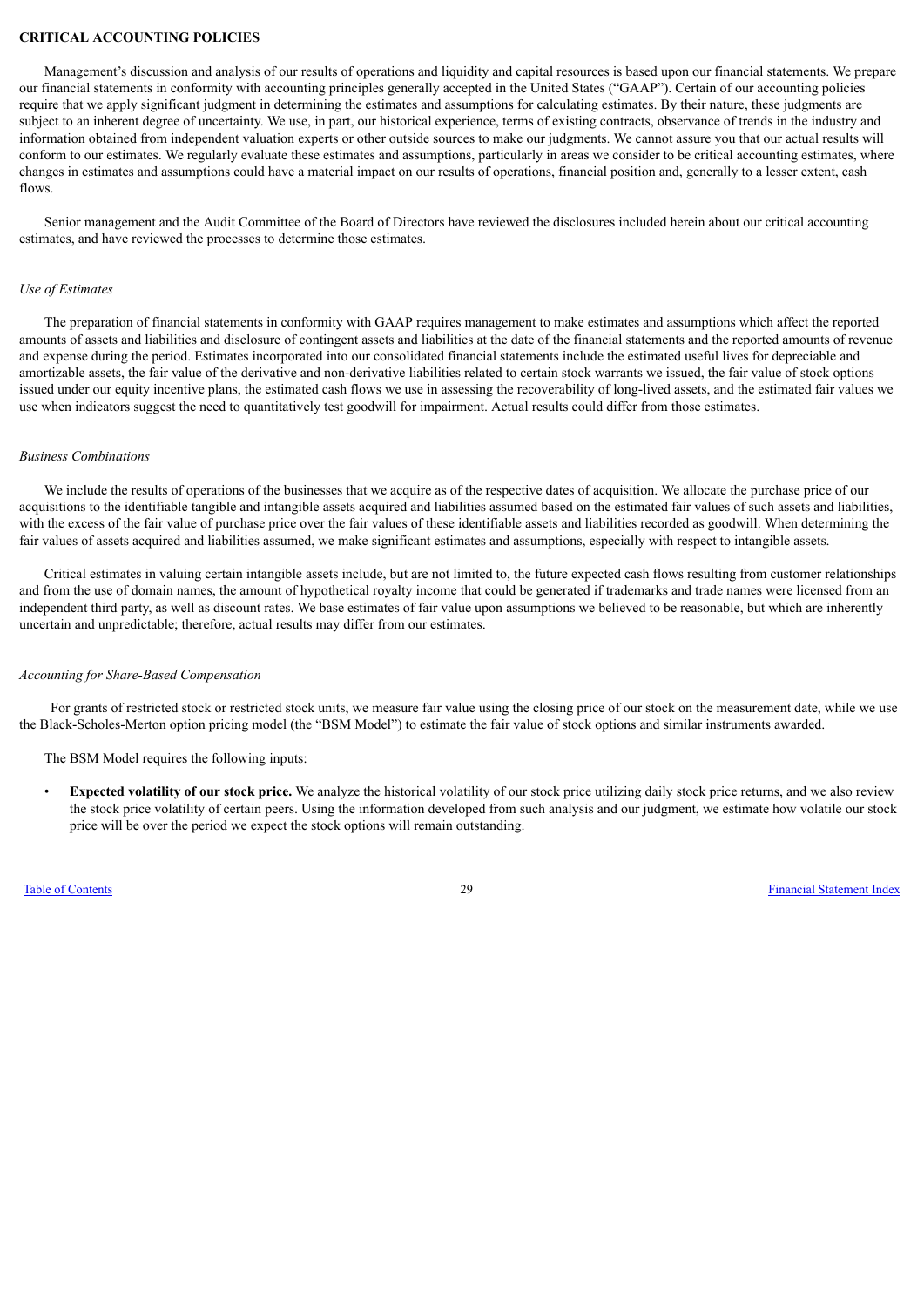## CRITICAL ACCOUNTING POLICIES

Management's discussion and analysis of our results of operations and liquidity and capital resources is based upon our financial statements. We prepare our financial statements in conformity with accounting principles generally accepted in the United States ("GAAP"). Certain of our accounting policies require that we apply significant judgment in determining the estimates and assumptions for calculating estimates. By their nature, these judgments are subject to an inherent degree of uncertainty. We use, in part, our historical experience, terms of existing contracts, observance of trends in the industry and information obtained from independent valuation experts or other outside sources to make our judgments. We cannot assure you that our actual results will conform to our estimates. We regularly evaluate these estimates and assumptions, particularly in areas we consider to be critical accounting estimates, where changes in estimates and assumptions could have a material impact on our results of operations, financial position and, generally to a lesser extent, cash flows.

Senior management and the Audit Committee of the Board of Directors have reviewed the disclosures included herein about our critical accounting estimates, and have reviewed the processes to determine those estimates.

### *Use of Estimates*

The preparation of financial statements in conformity with GAAP requires management to make estimates and assumptions which affect the reported amounts of assets and liabilities and disclosure of contingent assets and liabilities at the date of the financial statements and the reported amounts of revenue and expense during the period. Estimates incorporated into our consolidated financial statements include the estimated useful lives for depreciable and amortizable assets, the fair value of the derivative and non-derivative liabilities related to certain stock warrants we issued, the fair value of stock options issued under our equity incentive plans, the estimated cash flows we use in assessing the recoverability of long-lived assets, and the estimated fair values we use when indicators suggest the need to quantitatively test goodwill for impairment. Actual results could differ from those estimates.

### *Business Combinations*

We include the results of operations of the businesses that we acquire as of the respective dates of acquisition. We allocate the purchase price of our acquisitions to the identifiable tangible and intangible assets acquired and liabilities assumed based on the estimated fair values of such assets and liabilities, with the excess of the fair value of purchase price over the fair values of these identifiable assets and liabilities recorded as goodwill. When determining the fair values of assets acquired and liabilities assumed, we make significant estimates and assumptions, especially with respect to intangible assets.

Critical estimates in valuing certain intangible assets include, but are not limited to, the future expected cash flows resulting from customer relationships and from the use of domain names, the amount of hypothetical royalty income that could be generated if trademarks and trade names were licensed from an independent third party, as well as discount rates. We base estimates of fair value upon assumptions we believed to be reasonable, but which are inherently uncertain and unpredictable; therefore, actual results may differ from our estimates.

### *Accounting for Share-Based Compensation*

For grants of restricted stock or restricted stock units, we measure fair value using the closing price of our stock on the measurement date, while we use the Black-Scholes-Merton option pricing model (the "BSM Model") to estimate the fair value of stock options and similar instruments awarded.

The BSM Model requires the following inputs:

- **Expected volatility of our stock price.** We analyze the historical volatility of our stock price utilizing daily stock price returns, and we also review the stock price volatility of certain peers. Using the information developed from such analysis and our judgment, we estimate how volatile our stock price will be over the period we expect the stock options will remain outstanding.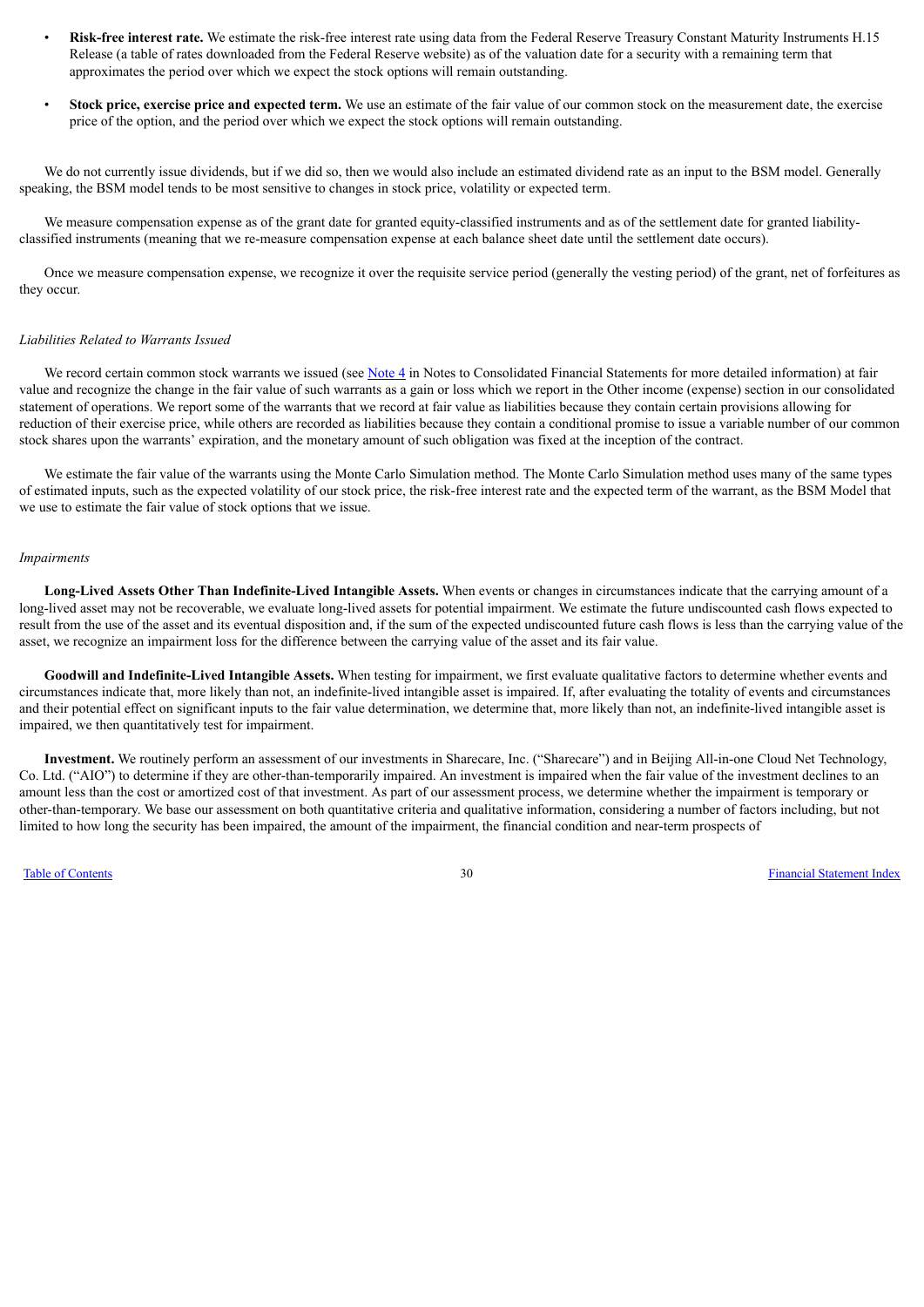- **Risk-free interest rate.** We estimate the risk-free interest rate using data from the Federal Reserve Treasury Constant Maturity Instruments H.15 Release (a table of rates downloaded from the Federal Reserve website) as of the valuation date for a security with a remaining term that approximates the period over which we expect the stock options will remain outstanding.

- **Stock price, exercise price and expected term.** We use an estimate of the fair value of our common stock on the measurement date, the exercise price of the option, and the period over which we expect the stock options will remain outstanding.

We do not currently issue dividends, but if we did so, then we would also include an estimated dividend rate as an input to the BSM model. Generally speaking, the BSM model tends to be most sensitive to changes in stock price, volatility or expected term.

We measure compensation expense as of the grant date for granted equity-classified instruments and as of the settlement date for granted liability-classified instruments (meaning that we re-measure compensation expense at each balance sheet date until the settlement date occurs).

Once we measure compensation expense, we recognize it over the requisite service period (generally the vesting period) of the grant, net of forfeitures as they occur.

*Liabilities Related to Warrants Issued*

We record certain common stock warrants we issued (see Note 4 in Notes to Consolidated Financial Statements for more detailed information) at fair value and recognize the change in the fair value of such warrants as a gain or loss which we report in the Other income (expense) section in our consolidated statement of operations. We report some of the warrants that we record at fair value as liabilities because they contain certain provisions allowing for reduction of their exercise price, while others are recorded as liabilities because they contain a conditional promise to issue a variable number of our common stock shares upon the warrants' expiration, and the monetary amount of such obligation was fixed at the inception of the contract.

We estimate the fair value of the warrants using the Monte Carlo Simulation method. The Monte Carlo Simulation method uses many of the same types of estimated inputs, such as the expected volatility of our stock price, the risk-free interest rate and the expected term of the warrant, as the BSM Model that we use to estimate the fair value of stock options that we issue.

*Impairments*

**Long-Lived Assets Other Than Indefinite-Lived Intangible Assets.** When events or changes in circumstances indicate that the carrying amount of a long-lived asset may not be recoverable, we evaluate long-lived assets for potential impairment. We estimate the future undiscounted cash flows expected to result from the use of the asset and its eventual disposition and, if the sum of the expected undiscounted future cash flows is less than the carrying value of the asset, we recognize an impairment loss for the difference between the carrying value of the asset and its fair value.

**Goodwill and Indefinite-Lived Intangible Assets.** When testing for impairment, we first evaluate qualitative factors to determine whether events and circumstances indicate that, more likely than not, an indefinite-lived intangible asset is impaired. If, after evaluating the totality of events and circumstances and their potential effect on significant inputs to the fair value determination, we determine that, more likely than not, an indefinite-lived intangible asset is impaired, we then quantitatively test for impairment.

**Investment.** We routinely perform an assessment of our investments in Sharecare, Inc. ("Sharecare") and in Beijing All-in-one Cloud Net Technology, Co. Ltd. ("AIO") to determine if they are other-than-temporarily impaired. An investment is impaired when the fair value of the investment declines to an amount less than the cost or amortized cost of that investment. As part of our assessment process, we determine whether the impairment is temporary or other-than-temporary. We base our assessment on both quantitative criteria and qualitative information, considering a number of factors including, but not limited to how long the security has been impaired, the amount of the impairment, the financial condition and near-term prospects of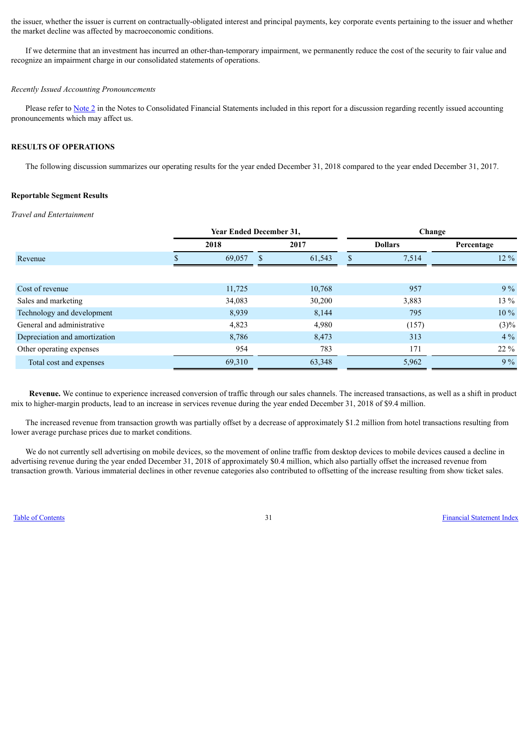the issuer, whether the issuer is current on contractually-obligated interest and principal payments, key corporate events pertaining to the issuer and whether the market decline was affected by macroeconomic conditions.

If we determine that an investment has incurred an other-than-temporary impairment, we permanently reduce the cost of the security to fair value and recognize an impairment charge in our consolidated statements of operations.

*Recently Issued Accounting Pronouncements*

Please refer to Note 2 in the Notes to Consolidated Financial Statements included in this report for a discussion regarding recently issued accounting pronouncements which may affect us.

## RESULTS OF OPERATIONS

The following discussion summarizes our operating results for the year ended December 31, 2018 compared to the year ended December 31, 2017.

### Reportable Segment Results

*Travel and Entertainment*

| | Year Ended December 31, | | Change | |
|---|---|---|---|---|
| | 2018 | 2017 | Dollars | Percentage |
| Revenue | $ 69,057 | $ 61,543 | $ 7,514 | 12 % |
| | | | | |
| Cost of revenue | 11,725 | 10,768 | 957 | 9 % |
| Sales and marketing | 34,083 | 30,200 | 3,883 | 13 % |
| Technology and development | 8,939 | 8,144 | 795 | 10 % |
| General and administrative | 4,823 | 4,980 | (157) | (3)% |
| Depreciation and amortization | 8,786 | 8,473 | 313 | 4 % |
| Other operating expenses | 954 | 783 | 171 | 22 % |
| Total cost and expenses | 69,310 | 63,348 | 5,962 | 9 % |

**Revenue.** We continue to experience increased conversion of traffic through our sales channels. The increased transactions, as well as a shift in product mix to higher-margin products, lead to an increase in services revenue during the year ended December 31, 2018 of $9.4 million.

The increased revenue from transaction growth was partially offset by a decrease of approximately $1.2 million from hotel transactions resulting from lower average purchase prices due to market conditions.

We do not currently sell advertising on mobile devices, so the movement of online traffic from desktop devices to mobile devices caused a decline in advertising revenue during the year ended December 31, 2018 of approximately $0.4 million, which also partially offset the increased revenue from transaction growth. Various immaterial declines in other revenue categories also contributed to offsetting of the increase resulting from show ticket sales.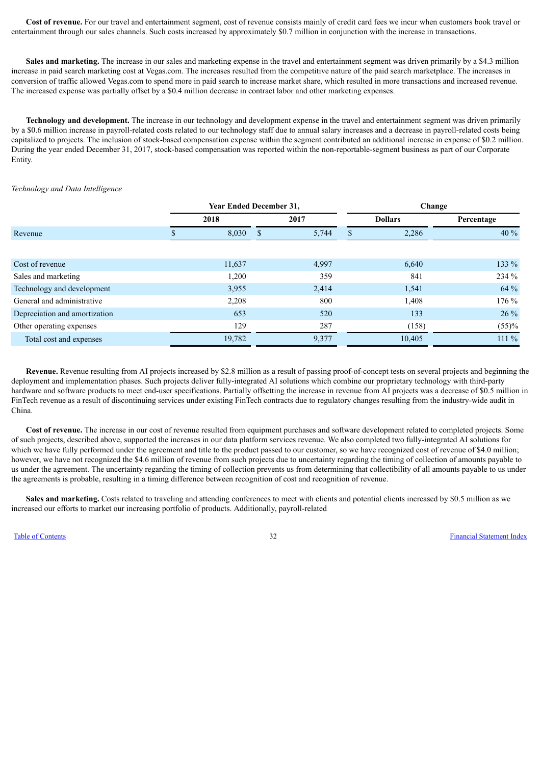**Cost of revenue.** For our travel and entertainment segment, cost of revenue consists mainly of credit card fees we incur when customers book travel or entertainment through our sales channels. Such costs increased by approximately $0.7 million in conjunction with the increase in transactions.

**Sales and marketing.** The increase in our sales and marketing expense in the travel and entertainment segment was driven primarily by a $4.3 million increase in paid search marketing cost at Vegas.com. The increases resulted from the competitive nature of the paid search marketplace. The increases in conversion of traffic allowed Vegas.com to spend more in paid search to increase market share, which resulted in more transactions and increased revenue. The increased expense was partially offset by a $0.4 million decrease in contract labor and other marketing expenses.

**Technology and development.** The increase in our technology and development expense in the travel and entertainment segment was driven primarily by a $0.6 million increase in payroll-related costs related to our technology staff due to annual salary increases and a decrease in payroll-related costs being capitalized to projects. The inclusion of stock-based compensation expense within the segment contributed an additional increase in expense of $0.2 million. During the year ended December 31, 2017, stock-based compensation was reported within the non-reportable-segment business as part of our Corporate Entity.

*Technology and Data Intelligence*

| | Year Ended December 31, | | Change | |
|---|---|---|---|---|
| | 2018 | 2017 | Dollars | Percentage |
| Revenue | $ 8,030 | $ 5,744 | $ 2,286 | 40 % |
| | | | | |
| Cost of revenue | 11,637 | 4,997 | 6,640 | 133 % |
| Sales and marketing | 1,200 | 359 | 841 | 234 % |
| Technology and development | 3,955 | 2,414 | 1,541 | 64 % |
| General and administrative | 2,208 | 800 | 1,408 | 176 % |
| Depreciation and amortization | 653 | 520 | 133 | 26 % |
| Other operating expenses | 129 | 287 | (158) | (55)% |
| Total cost and expenses | 19,782 | 9,377 | 10,405 | 111 % |

**Revenue.** Revenue resulting from AI projects increased by $2.8 million as a result of passing proof-of-concept tests on several projects and beginning the deployment and implementation phases. Such projects deliver fully-integrated AI solutions which combine our proprietary technology with third-party hardware and software products to meet end-user specifications. Partially offsetting the increase in revenue from AI projects was a decrease of $0.5 million in FinTech revenue as a result of discontinuing services under existing FinTech contracts due to regulatory changes resulting from the industry-wide audit in China.

**Cost of revenue.** The increase in our cost of revenue resulted from equipment purchases and software development related to completed projects. Some of such projects, described above, supported the increases in our data platform services revenue. We also completed two fully-integrated AI solutions for which we have fully performed under the agreement and title to the product passed to our customer, so we have recognized cost of revenue of $4.0 million; however, we have not recognized the $4.6 million of revenue from such projects due to uncertainty regarding the timing of collection of amounts payable to us under the agreement. The uncertainty regarding the timing of collection prevents us from determining that collectibility of all amounts payable to us under the agreements is probable, resulting in a timing difference between recognition of cost and recognition of revenue.

**Sales and marketing.** Costs related to traveling and attending conferences to meet with clients and potential clients increased by $0.5 million as we increased our efforts to market our increasing portfolio of products. Additionally, payroll-related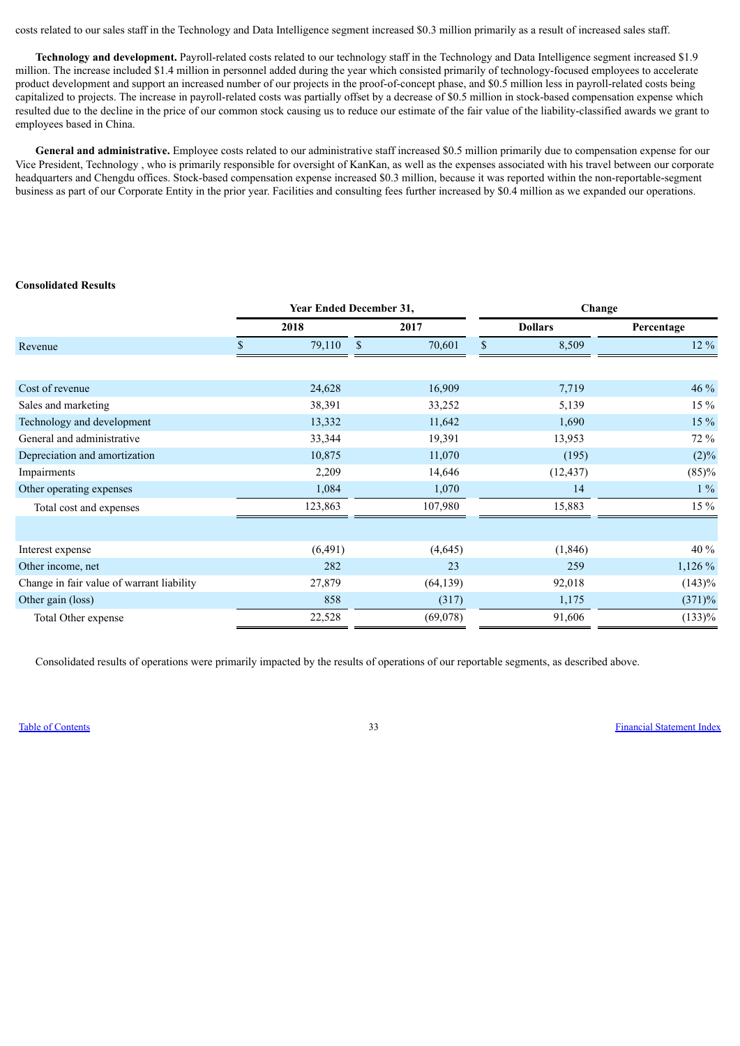costs related to our sales staff in the Technology and Data Intelligence segment increased $0.3 million primarily as a result of increased sales staff.

**Technology and development.** Payroll-related costs related to our technology staff in the Technology and Data Intelligence segment increased $1.9 million. The increase included $1.4 million in personnel added during the year which consisted primarily of technology-focused employees to accelerate product development and support an increased number of our projects in the proof-of-concept phase, and $0.5 million less in payroll-related costs being capitalized to projects. The increase in payroll-related costs was partially offset by a decrease of $0.5 million in stock-based compensation expense which resulted due to the decline in the price of our common stock causing us to reduce our estimate of the fair value of the liability-classified awards we grant to employees based in China.

**General and administrative.** Employee costs related to our administrative staff increased $0.5 million primarily due to compensation expense for our Vice President, Technology , who is primarily responsible for oversight of KanKan, as well as the expenses associated with his travel between our corporate headquarters and Chengdu offices. Stock-based compensation expense increased $0.3 million, because it was reported within the non-reportable-segment business as part of our Corporate Entity in the prior year. Facilities and consulting fees further increased by $0.4 million as we expanded our operations.

**Consolidated Results**

| | Year Ended December 31, | | Change | |
|---|---|---|---|---|
| | 2018 | 2017 | Dollars | Percentage |
| Revenue | $ 79,110 | $ 70,601 | $ 8,509 | 12 % |
| | | | | |
| Cost of revenue | 24,628 | 16,909 | 7,719 | 46 % |
| Sales and marketing | 38,391 | 33,252 | 5,139 | 15 % |
| Technology and development | 13,332 | 11,642 | 1,690 | 15 % |
| General and administrative | 33,344 | 19,391 | 13,953 | 72 % |
| Depreciation and amortization | 10,875 | 11,070 | (195) | (2)% |
| Impairments | 2,209 | 14,646 | (12,437) | (85)% |
| Other operating expenses | 1,084 | 1,070 | 14 | 1 % |
| Total cost and expenses | 123,863 | 107,980 | 15,883 | 15 % |
| | | | | |
| Interest expense | (6,491) | (4,645) | (1,846) | 40 % |
| Other income, net | 282 | 23 | 259 | 1,126 % |
| Change in fair value of warrant liability | 27,879 | (64,139) | 92,018 | (143)% |
| Other gain (loss) | 858 | (317) | 1,175 | (371)% |
| Total Other expense | 22,528 | (69,078) | 91,606 | (133)% |

Consolidated results of operations were primarily impacted by the results of operations of our reportable segments, as described above.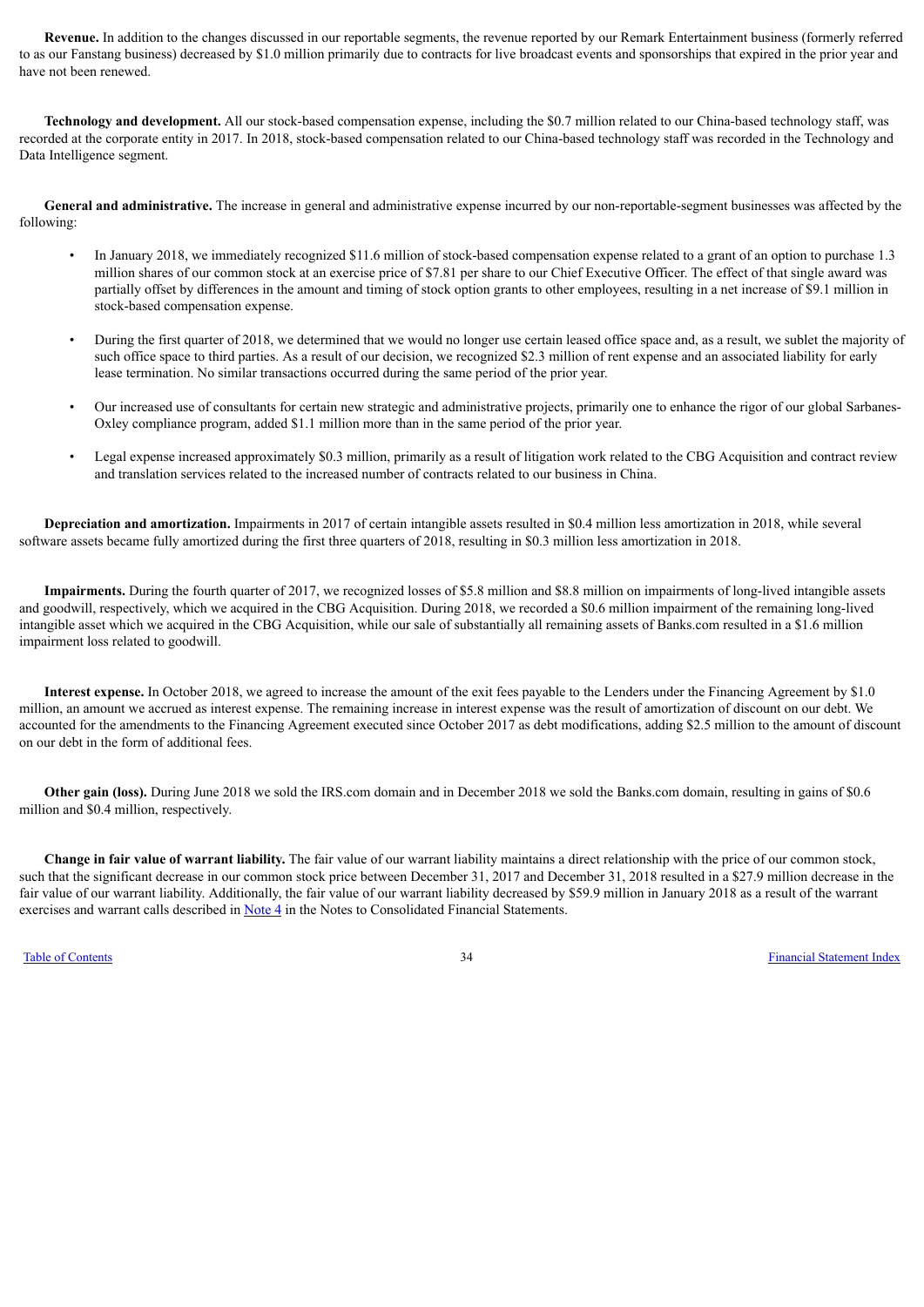**Revenue.** In addition to the changes discussed in our reportable segments, the revenue reported by our Remark Entertainment business (formerly referred to as our Fanstang business) decreased by $1.0 million primarily due to contracts for live broadcast events and sponsorships that expired in the prior year and have not been renewed.

**Technology and development.** All our stock-based compensation expense, including the $0.7 million related to our China-based technology staff, was recorded at the corporate entity in 2017. In 2018, stock-based compensation related to our China-based technology staff was recorded in the Technology and Data Intelligence segment.

**General and administrative.** The increase in general and administrative expense incurred by our non-reportable-segment businesses was affected by the following:

- In January 2018, we immediately recognized $11.6 million of stock-based compensation expense related to a grant of an option to purchase 1.3 million shares of our common stock at an exercise price of $7.81 per share to our Chief Executive Officer. The effect of that single award was partially offset by differences in the amount and timing of stock option grants to other employees, resulting in a net increase of $9.1 million in stock-based compensation expense.
- During the first quarter of 2018, we determined that we would no longer use certain leased office space and, as a result, we sublet the majority of such office space to third parties. As a result of our decision, we recognized $2.3 million of rent expense and an associated liability for early lease termination. No similar transactions occurred during the same period of the prior year.
- Our increased use of consultants for certain new strategic and administrative projects, primarily one to enhance the rigor of our global Sarbanes-Oxley compliance program, added $1.1 million more than in the same period of the prior year.
- Legal expense increased approximately $0.3 million, primarily as a result of litigation work related to the CBG Acquisition and contract review and translation services related to the increased number of contracts related to our business in China.

**Depreciation and amortization.** Impairments in 2017 of certain intangible assets resulted in $0.4 million less amortization in 2018, while several software assets became fully amortized during the first three quarters of 2018, resulting in $0.3 million less amortization in 2018.

**Impairments.** During the fourth quarter of 2017, we recognized losses of $5.8 million and $8.8 million on impairments of long-lived intangible assets and goodwill, respectively, which we acquired in the CBG Acquisition. During 2018, we recorded a $0.6 million impairment of the remaining long-lived intangible asset which we acquired in the CBG Acquisition, while our sale of substantially all remaining assets of Banks.com resulted in a $1.6 million impairment loss related to goodwill.

**Interest expense.** In October 2018, we agreed to increase the amount of the exit fees payable to the Lenders under the Financing Agreement by $1.0 million, an amount we accrued as interest expense. The remaining increase in interest expense was the result of amortization of discount on our debt. We accounted for the amendments to the Financing Agreement executed since October 2017 as debt modifications, adding $2.5 million to the amount of discount on our debt in the form of additional fees.

**Other gain (loss).** During June 2018 we sold the IRS.com domain and in December 2018 we sold the Banks.com domain, resulting in gains of $0.6 million and $0.4 million, respectively.

**Change in fair value of warrant liability.** The fair value of our warrant liability maintains a direct relationship with the price of our common stock, such that the significant decrease in our common stock price between December 31, 2017 and December 31, 2018 resulted in a $27.9 million decrease in the fair value of our warrant liability. Additionally, the fair value of our warrant liability decreased by $59.9 million in January 2018 as a result of the warrant exercises and warrant calls described in Note 4 in the Notes to Consolidated Financial Statements.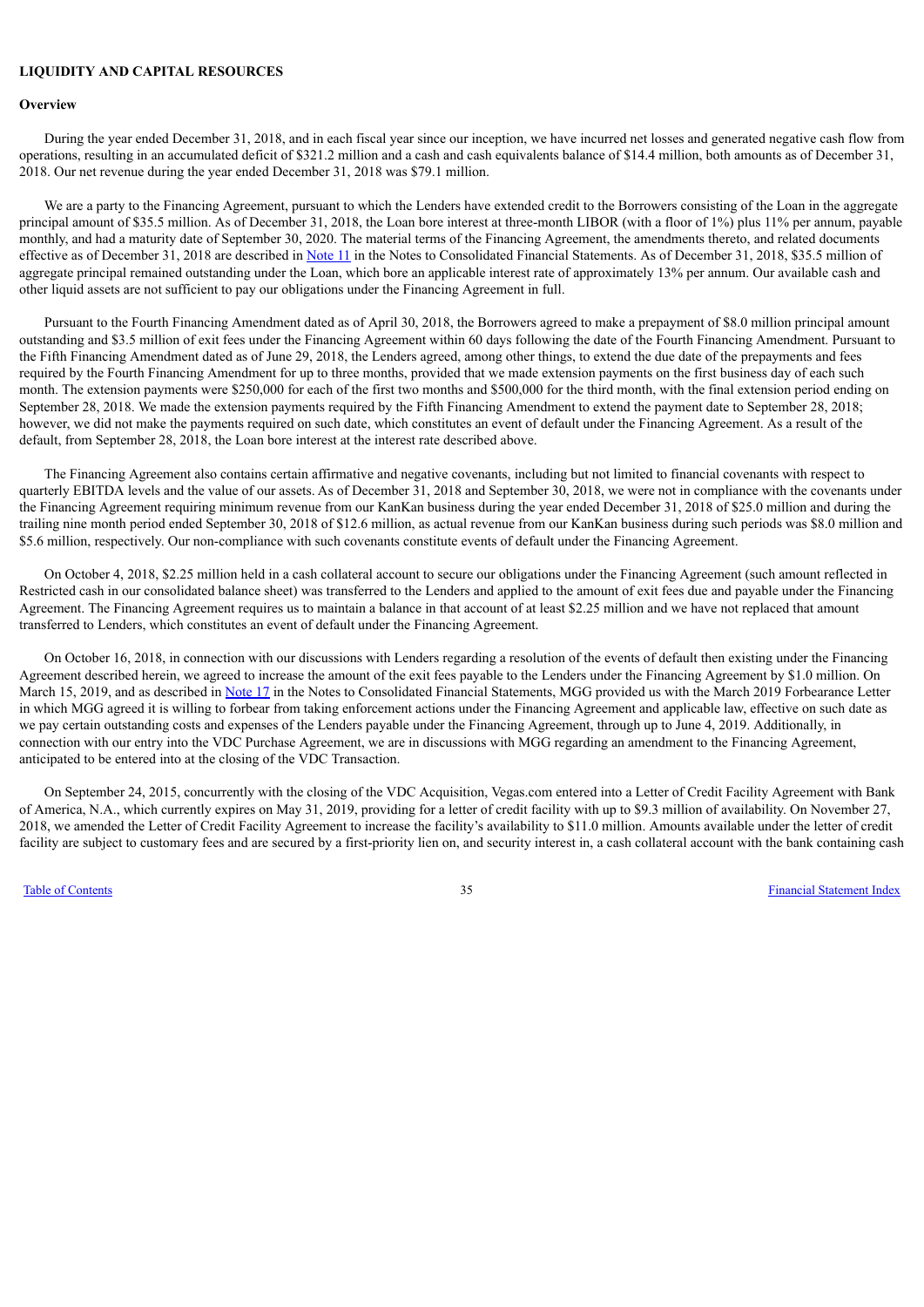## LIQUIDITY AND CAPITAL RESOURCES

### Overview

During the year ended December 31, 2018, and in each fiscal year since our inception, we have incurred net losses and generated negative cash flow from operations, resulting in an accumulated deficit of $321.2 million and a cash and cash equivalents balance of $14.4 million, both amounts as of December 31, 2018. Our net revenue during the year ended December 31, 2018 was $79.1 million.

We are a party to the Financing Agreement, pursuant to which the Lenders have extended credit to the Borrowers consisting of the Loan in the aggregate principal amount of $35.5 million. As of December 31, 2018, the Loan bore interest at three-month LIBOR (with a floor of 1%) plus 11% per annum, payable monthly, and had a maturity date of September 30, 2020. The material terms of the Financing Agreement, the amendments thereto, and related documents effective as of December 31, 2018 are described in Note 11 in the Notes to Consolidated Financial Statements. As of December 31, 2018, $35.5 million of aggregate principal remained outstanding under the Loan, which bore an applicable interest rate of approximately 13% per annum. Our available cash and other liquid assets are not sufficient to pay our obligations under the Financing Agreement in full.

Pursuant to the Fourth Financing Amendment dated as of April 30, 2018, the Borrowers agreed to make a prepayment of $8.0 million principal amount outstanding and $3.5 million of exit fees under the Financing Agreement within 60 days following the date of the Fourth Financing Amendment. Pursuant to the Fifth Financing Amendment dated as of June 29, 2018, the Lenders agreed, among other things, to extend the due date of the prepayments and fees required by the Fourth Financing Amendment for up to three months, provided that we made extension payments on the first business day of each such month. The extension payments were $250,000 for each of the first two months and $500,000 for the third month, with the final extension period ending on September 28, 2018. We made the extension payments required by the Fifth Financing Amendment to extend the payment date to September 28, 2018; however, we did not make the payments required on such date, which constitutes an event of default under the Financing Agreement. As a result of the default, from September 28, 2018, the Loan bore interest at the interest rate described above.

The Financing Agreement also contains certain affirmative and negative covenants, including but not limited to financial covenants with respect to quarterly EBITDA levels and the value of our assets. As of December 31, 2018 and September 30, 2018, we were not in compliance with the covenants under the Financing Agreement requiring minimum revenue from our KanKan business during the year ended December 31, 2018 of $25.0 million and during the trailing nine month period ended September 30, 2018 of $12.6 million, as actual revenue from our KanKan business during such periods was $8.0 million and $5.6 million, respectively. Our non-compliance with such covenants constitute events of default under the Financing Agreement.

On October 4, 2018, $2.25 million held in a cash collateral account to secure our obligations under the Financing Agreement (such amount reflected in Restricted cash in our consolidated balance sheet) was transferred to the Lenders and applied to the amount of exit fees due and payable under the Financing Agreement. The Financing Agreement requires us to maintain a balance in that account of at least $2.25 million and we have not replaced that amount transferred to Lenders, which constitutes an event of default under the Financing Agreement.

On October 16, 2018, in connection with our discussions with Lenders regarding a resolution of the events of default then existing under the Financing Agreement described herein, we agreed to increase the amount of the exit fees payable to the Lenders under the Financing Agreement by $1.0 million. On March 15, 2019, and as described in Note 17 in the Notes to Consolidated Financial Statements, MGG provided us with the March 2019 Forbearance Letter in which MGG agreed it is willing to forbear from taking enforcement actions under the Financing Agreement and applicable law, effective on such date as we pay certain outstanding costs and expenses of the Lenders payable under the Financing Agreement, through up to June 4, 2019. Additionally, in connection with our entry into the VDC Purchase Agreement, we are in discussions with MGG regarding an amendment to the Financing Agreement, anticipated to be entered into at the closing of the VDC Transaction.

On September 24, 2015, concurrently with the closing of the VDC Acquisition, Vegas.com entered into a Letter of Credit Facility Agreement with Bank of America, N.A., which currently expires on May 31, 2019, providing for a letter of credit facility with up to $9.3 million of availability. On November 27, 2018, we amended the Letter of Credit Facility Agreement to increase the facility's availability to $11.0 million. Amounts available under the letter of credit facility are subject to customary fees and are secured by a first-priority lien on, and security interest in, a cash collateral account with the bank containing cash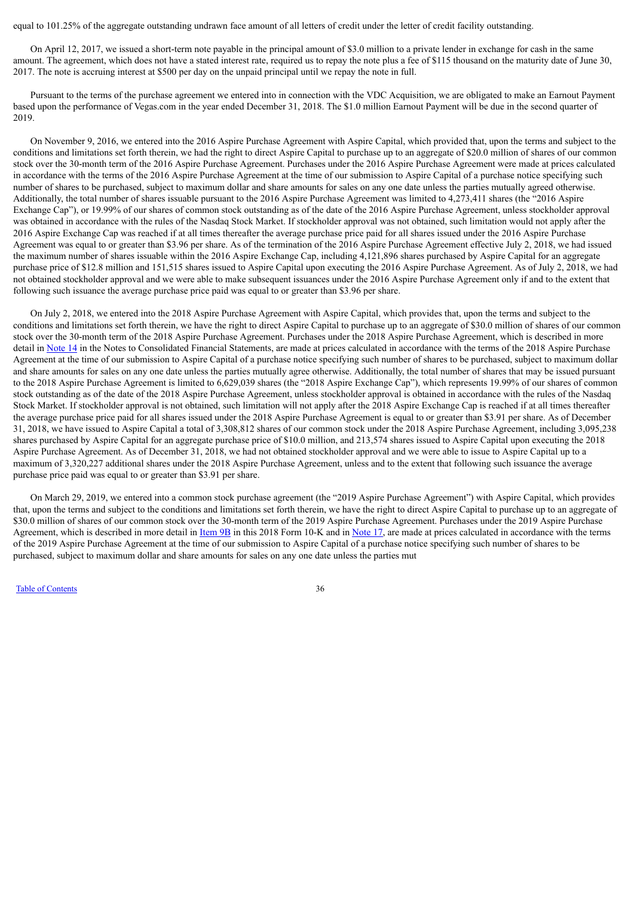equal to 101.25% of the aggregate outstanding undrawn face amount of all letters of credit under the letter of credit facility outstanding.

On April 12, 2017, we issued a short-term note payable in the principal amount of $3.0 million to a private lender in exchange for cash in the same amount. The agreement, which does not have a stated interest rate, required us to repay the note plus a fee of $115 thousand on the maturity date of June 30, 2017. The note is accruing interest at $500 per day on the unpaid principal until we repay the note in full.

Pursuant to the terms of the purchase agreement we entered into in connection with the VDC Acquisition, we are obligated to make an Earnout Payment based upon the performance of Vegas.com in the year ended December 31, 2018. The $1.0 million Earnout Payment will be due in the second quarter of 2019.

On November 9, 2016, we entered into the 2016 Aspire Purchase Agreement with Aspire Capital, which provided that, upon the terms and subject to the conditions and limitations set forth therein, we had the right to direct Aspire Capital to purchase up to an aggregate of $20.0 million of shares of our common stock over the 30-month term of the 2016 Aspire Purchase Agreement. Purchases under the 2016 Aspire Purchase Agreement were made at prices calculated in accordance with the terms of the 2016 Aspire Purchase Agreement at the time of our submission to Aspire Capital of a purchase notice specifying such number of shares to be purchased, subject to maximum dollar and share amounts for sales on any one date unless the parties mutually agreed otherwise. Additionally, the total number of shares issuable pursuant to the 2016 Aspire Purchase Agreement was limited to 4,273,411 shares (the "2016 Aspire Exchange Cap"), or 19.99% of our shares of common stock outstanding as of the date of the 2016 Aspire Purchase Agreement, unless stockholder approval was obtained in accordance with the rules of the Nasdaq Stock Market. If stockholder approval was not obtained, such limitation would not apply after the 2016 Aspire Exchange Cap was reached if at all times thereafter the average purchase price paid for all shares issued under the 2016 Aspire Purchase Agreement was equal to or greater than $3.96 per share. As of the termination of the 2016 Aspire Purchase Agreement effective July 2, 2018, we had issued the maximum number of shares issuable within the 2016 Aspire Exchange Cap, including 4,121,896 shares purchased by Aspire Capital for an aggregate purchase price of $12.8 million and 151,515 shares issued to Aspire Capital upon executing the 2016 Aspire Purchase Agreement. As of July 2, 2018, we had not obtained stockholder approval and we were able to make subsequent issuances under the 2016 Aspire Purchase Agreement only if and to the extent that following such issuance the average purchase price paid was equal to or greater than $3.96 per share.

On July 2, 2018, we entered into the 2018 Aspire Purchase Agreement with Aspire Capital, which provides that, upon the terms and subject to the conditions and limitations set forth therein, we have the right to direct Aspire Capital to purchase up to an aggregate of $30.0 million of shares of our common stock over the 30-month term of the 2018 Aspire Purchase Agreement. Purchases under the 2018 Aspire Purchase Agreement, which is described in more detail in Note 14 in the Notes to Consolidated Financial Statements, are made at prices calculated in accordance with the terms of the 2018 Aspire Purchase Agreement at the time of our submission to Aspire Capital of a purchase notice specifying such number of shares to be purchased, subject to maximum dollar and share amounts for sales on any one date unless the parties mutually agree otherwise. Additionally, the total number of shares that may be issued pursuant to the 2018 Aspire Purchase Agreement is limited to 6,629,039 shares (the "2018 Aspire Exchange Cap"), which represents 19.99% of our shares of common stock outstanding as of the date of the 2018 Aspire Purchase Agreement, unless stockholder approval is obtained in accordance with the rules of the Nasdaq Stock Market. If stockholder approval is not obtained, such limitation will not apply after the 2018 Aspire Exchange Cap is reached if at all times thereafter the average purchase price paid for all shares issued under the 2018 Aspire Purchase Agreement is equal to or greater than $3.91 per share. As of December 31, 2018, we have issued to Aspire Capital a total of 3,308,812 shares of our common stock under the 2018 Aspire Purchase Agreement, including 3,095,238 shares purchased by Aspire Capital for an aggregate purchase price of $10.0 million, and 213,574 shares issued to Aspire Capital upon executing the 2018 Aspire Purchase Agreement. As of December 31, 2018, we had not obtained stockholder approval and we were able to issue to Aspire Capital up to a maximum of 3,320,227 additional shares under the 2018 Aspire Purchase Agreement, unless and to the extent that following such issuance the average purchase price paid was equal to or greater than $3.91 per share.

On March 29, 2019, we entered into a common stock purchase agreement (the "2019 Aspire Purchase Agreement") with Aspire Capital, which provides that, upon the terms and subject to the conditions and limitations set forth therein, we have the right to direct Aspire Capital to purchase up to an aggregate of $30.0 million of shares of our common stock over the 30-month term of the 2019 Aspire Purchase Agreement. Purchases under the 2019 Aspire Purchase Agreement, which is described in more detail in Item 9B in this 2018 Form 10-K and in Note 17, are made at prices calculated in accordance with the terms of the 2019 Aspire Purchase Agreement at the time of our submission to Aspire Capital of a purchase notice specifying such number of shares to be purchased, subject to maximum dollar and share amounts for sales on any one date unless the parties mut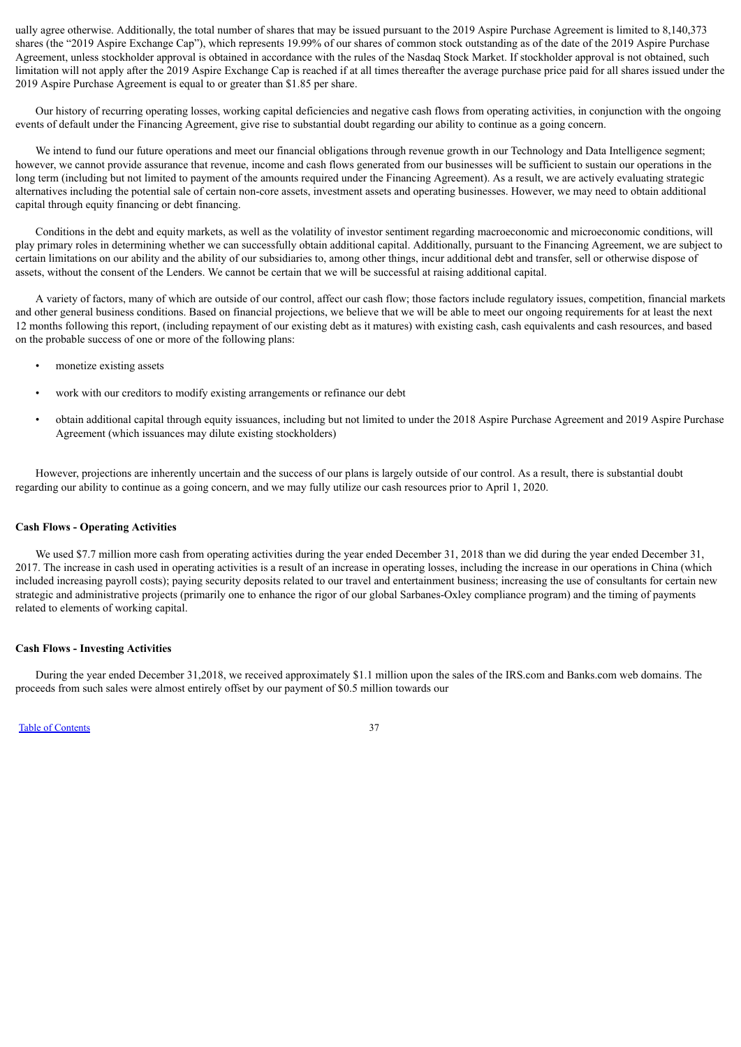ually agree otherwise. Additionally, the total number of shares that may be issued pursuant to the 2019 Aspire Purchase Agreement is limited to 8,140,373 shares (the "2019 Aspire Exchange Cap"), which represents 19.99% of our shares of common stock outstanding as of the date of the 2019 Aspire Purchase Agreement, unless stockholder approval is obtained in accordance with the rules of the Nasdaq Stock Market. If stockholder approval is not obtained, such limitation will not apply after the 2019 Aspire Exchange Cap is reached if at all times thereafter the average purchase price paid for all shares issued under the 2019 Aspire Purchase Agreement is equal to or greater than $1.85 per share.

Our history of recurring operating losses, working capital deficiencies and negative cash flows from operating activities, in conjunction with the ongoing events of default under the Financing Agreement, give rise to substantial doubt regarding our ability to continue as a going concern.

We intend to fund our future operations and meet our financial obligations through revenue growth in our Technology and Data Intelligence segment; however, we cannot provide assurance that revenue, income and cash flows generated from our businesses will be sufficient to sustain our operations in the long term (including but not limited to payment of the amounts required under the Financing Agreement). As a result, we are actively evaluating strategic alternatives including the potential sale of certain non-core assets, investment assets and operating businesses. However, we may need to obtain additional capital through equity financing or debt financing.

Conditions in the debt and equity markets, as well as the volatility of investor sentiment regarding macroeconomic and microeconomic conditions, will play primary roles in determining whether we can successfully obtain additional capital. Additionally, pursuant to the Financing Agreement, we are subject to certain limitations on our ability and the ability of our subsidiaries to, among other things, incur additional debt and transfer, sell or otherwise dispose of assets, without the consent of the Lenders. We cannot be certain that we will be successful at raising additional capital.

A variety of factors, many of which are outside of our control, affect our cash flow; those factors include regulatory issues, competition, financial markets and other general business conditions. Based on financial projections, we believe that we will be able to meet our ongoing requirements for at least the next 12 months following this report, (including repayment of our existing debt as it matures) with existing cash, cash equivalents and cash resources, and based on the probable success of one or more of the following plans:

- monetize existing assets
- work with our creditors to modify existing arrangements or refinance our debt
- obtain additional capital through equity issuances, including but not limited to under the 2018 Aspire Purchase Agreement and 2019 Aspire Purchase Agreement (which issuances may dilute existing stockholders)

However, projections are inherently uncertain and the success of our plans is largely outside of our control. As a result, there is substantial doubt regarding our ability to continue as a going concern, and we may fully utilize our cash resources prior to April 1, 2020.

**Cash Flows - Operating Activities**

We used $7.7 million more cash from operating activities during the year ended December 31, 2018 than we did during the year ended December 31, 2017. The increase in cash used in operating activities is a result of an increase in operating losses, including the increase in our operations in China (which included increasing payroll costs); paying security deposits related to our travel and entertainment business; increasing the use of consultants for certain new strategic and administrative projects (primarily one to enhance the rigor of our global Sarbanes-Oxley compliance program) and the timing of payments related to elements of working capital.

**Cash Flows - Investing Activities**

During the year ended December 31,2018, we received approximately $1.1 million upon the sales of the IRS.com and Banks.com web domains. The proceeds from such sales were almost entirely offset by our payment of $0.5 million towards our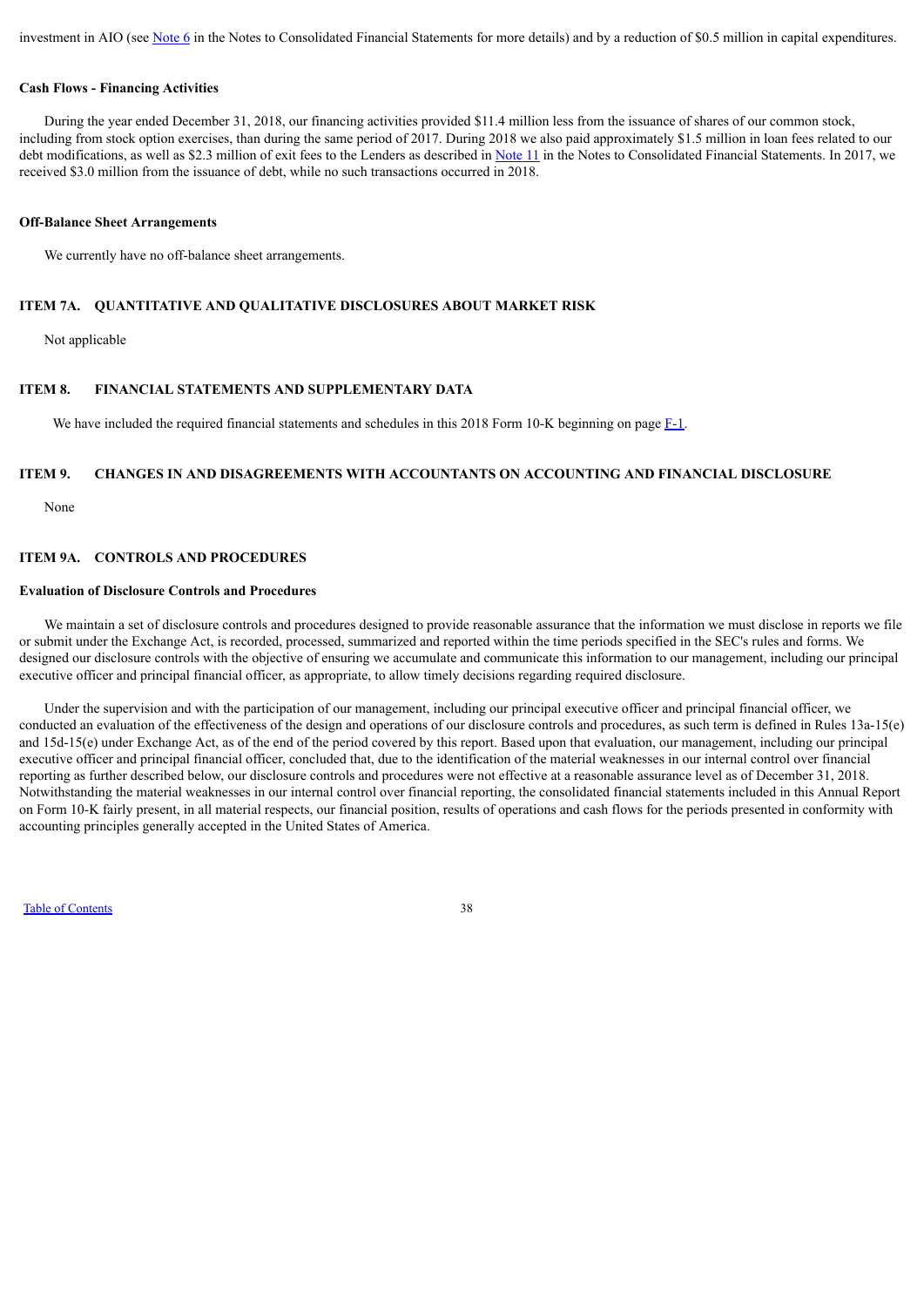investment in AIO (see Note 6 in the Notes to Consolidated Financial Statements for more details) and by a reduction of $0.5 million in capital expenditures.

**Cash Flows - Financing Activities**

During the year ended December 31, 2018, our financing activities provided $11.4 million less from the issuance of shares of our common stock, including from stock option exercises, than during the same period of 2017. During 2018 we also paid approximately $1.5 million in loan fees related to our debt modifications, as well as $2.3 million of exit fees to the Lenders as described in Note 11 in the Notes to Consolidated Financial Statements. In 2017, we received $3.0 million from the issuance of debt, while no such transactions occurred in 2018.

**Off-Balance Sheet Arrangements**

We currently have no off-balance sheet arrangements.

## ITEM 7A. QUANTITATIVE AND QUALITATIVE DISCLOSURES ABOUT MARKET RISK

Not applicable

## ITEM 8. FINANCIAL STATEMENTS AND SUPPLEMENTARY DATA

We have included the required financial statements and schedules in this 2018 Form 10-K beginning on page F-1.

## ITEM 9. CHANGES IN AND DISAGREEMENTS WITH ACCOUNTANTS ON ACCOUNTING AND FINANCIAL DISCLOSURE

None

## ITEM 9A. CONTROLS AND PROCEDURES

**Evaluation of Disclosure Controls and Procedures**

We maintain a set of disclosure controls and procedures designed to provide reasonable assurance that the information we must disclose in reports we file or submit under the Exchange Act, is recorded, processed, summarized and reported within the time periods specified in the SEC's rules and forms. We designed our disclosure controls with the objective of ensuring we accumulate and communicate this information to our management, including our principal executive officer and principal financial officer, as appropriate, to allow timely decisions regarding required disclosure.

Under the supervision and with the participation of our management, including our principal executive officer and principal financial officer, we conducted an evaluation of the effectiveness of the design and operations of our disclosure controls and procedures, as such term is defined in Rules 13a-15(e) and 15d-15(e) under Exchange Act, as of the end of the period covered by this report. Based upon that evaluation, our management, including our principal executive officer and principal financial officer, concluded that, due to the identification of the material weaknesses in our internal control over financial reporting as further described below, our disclosure controls and procedures were not effective at a reasonable assurance level as of December 31, 2018. Notwithstanding the material weaknesses in our internal control over financial reporting, the consolidated financial statements included in this Annual Report on Form 10-K fairly present, in all material respects, our financial position, results of operations and cash flows for the periods presented in conformity with accounting principles generally accepted in the United States of America.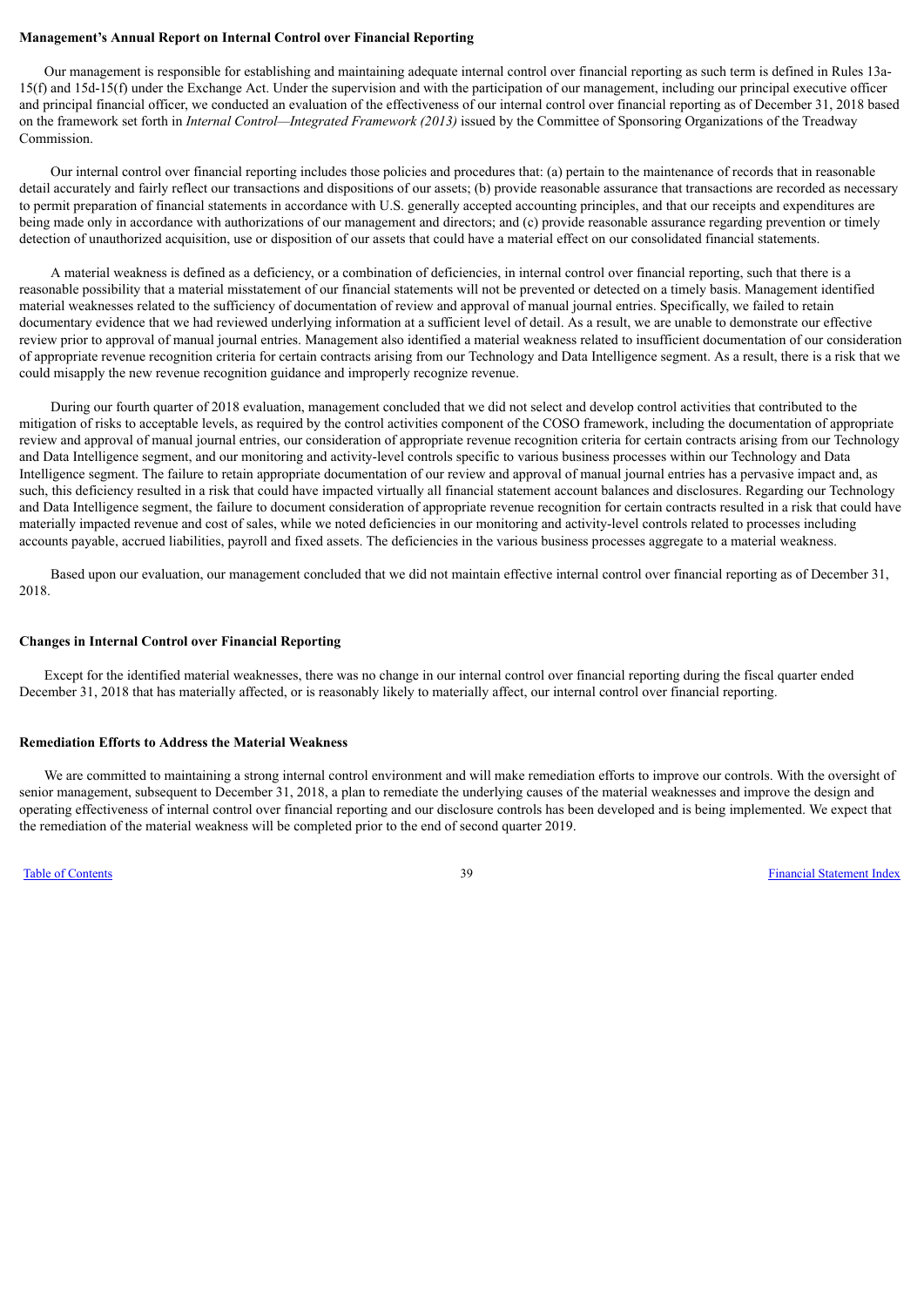**Management's Annual Report on Internal Control over Financial Reporting**

Our management is responsible for establishing and maintaining adequate internal control over financial reporting as such term is defined in Rules 13a-15(f) and 15d-15(f) under the Exchange Act. Under the supervision and with the participation of our management, including our principal executive officer and principal financial officer, we conducted an evaluation of the effectiveness of our internal control over financial reporting as of December 31, 2018 based on the framework set forth in *Internal Control—Integrated Framework (2013)* issued by the Committee of Sponsoring Organizations of the Treadway Commission.

Our internal control over financial reporting includes those policies and procedures that: (a) pertain to the maintenance of records that in reasonable detail accurately and fairly reflect our transactions and dispositions of our assets; (b) provide reasonable assurance that transactions are recorded as necessary to permit preparation of financial statements in accordance with U.S. generally accepted accounting principles, and that our receipts and expenditures are being made only in accordance with authorizations of our management and directors; and (c) provide reasonable assurance regarding prevention or timely detection of unauthorized acquisition, use or disposition of our assets that could have a material effect on our consolidated financial statements.

A material weakness is defined as a deficiency, or a combination of deficiencies, in internal control over financial reporting, such that there is a reasonable possibility that a material misstatement of our financial statements will not be prevented or detected on a timely basis. Management identified material weaknesses related to the sufficiency of documentation of review and approval of manual journal entries. Specifically, we failed to retain documentary evidence that we had reviewed underlying information at a sufficient level of detail. As a result, we are unable to demonstrate our effective review prior to approval of manual journal entries. Management also identified a material weakness related to insufficient documentation of our consideration of appropriate revenue recognition criteria for certain contracts arising from our Technology and Data Intelligence segment. As a result, there is a risk that we could misapply the new revenue recognition guidance and improperly recognize revenue.

During our fourth quarter of 2018 evaluation, management concluded that we did not select and develop control activities that contributed to the mitigation of risks to acceptable levels, as required by the control activities component of the COSO framework, including the documentation of appropriate review and approval of manual journal entries, our consideration of appropriate revenue recognition criteria for certain contracts arising from our Technology and Data Intelligence segment, and our monitoring and activity-level controls specific to various business processes within our Technology and Data Intelligence segment. The failure to retain appropriate documentation of our review and approval of manual journal entries has a pervasive impact and, as such, this deficiency resulted in a risk that could have impacted virtually all financial statement account balances and disclosures. Regarding our Technology and Data Intelligence segment, the failure to document consideration of appropriate revenue recognition for certain contracts resulted in a risk that could have materially impacted revenue and cost of sales, while we noted deficiencies in our monitoring and activity-level controls related to processes including accounts payable, accrued liabilities, payroll and fixed assets. The deficiencies in the various business processes aggregate to a material weakness.

Based upon our evaluation, our management concluded that we did not maintain effective internal control over financial reporting as of December 31, 2018.

**Changes in Internal Control over Financial Reporting**

Except for the identified material weaknesses, there was no change in our internal control over financial reporting during the fiscal quarter ended December 31, 2018 that has materially affected, or is reasonably likely to materially affect, our internal control over financial reporting.

**Remediation Efforts to Address the Material Weakness**

We are committed to maintaining a strong internal control environment and will make remediation efforts to improve our controls. With the oversight of senior management, subsequent to December 31, 2018, a plan to remediate the underlying causes of the material weaknesses and improve the design and operating effectiveness of internal control over financial reporting and our disclosure controls has been developed and is being implemented. We expect that the remediation of the material weakness will be completed prior to the end of second quarter 2019.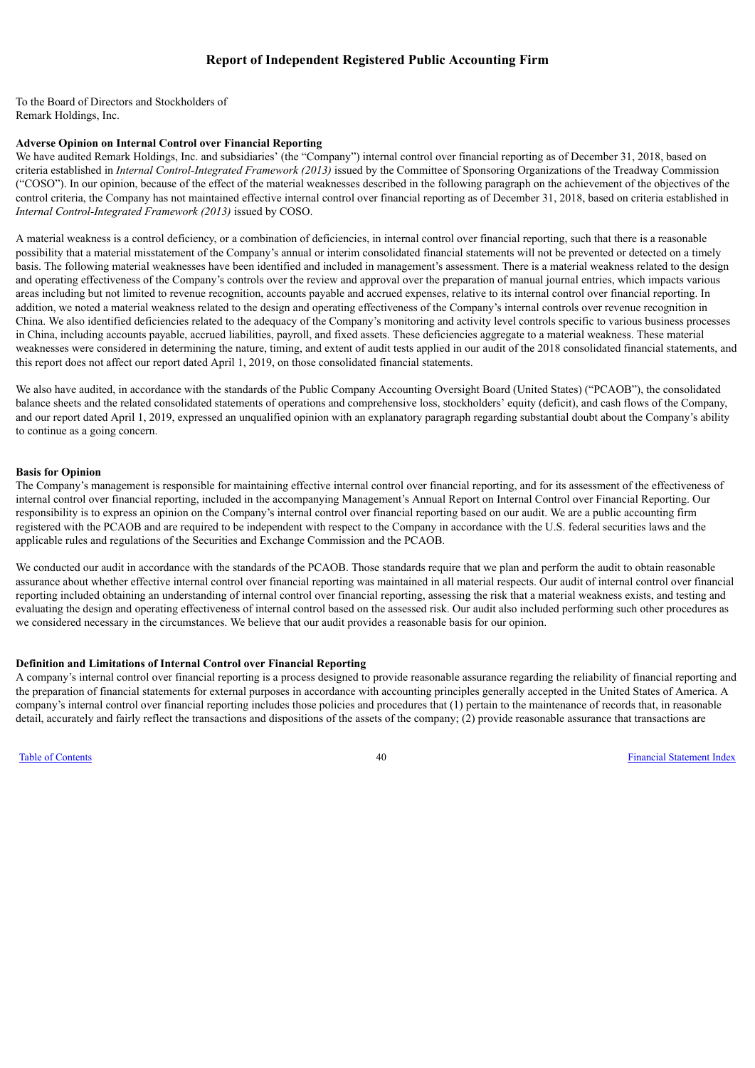## Report of Independent Registered Public Accounting Firm

To the Board of Directors and Stockholders of
Remark Holdings, Inc.

**Adverse Opinion on Internal Control over Financial Reporting**

We have audited Remark Holdings, Inc. and subsidiaries' (the "Company") internal control over financial reporting as of December 31, 2018, based on criteria established in *Internal Control-Integrated Framework (2013)* issued by the Committee of Sponsoring Organizations of the Treadway Commission ("COSO"). In our opinion, because of the effect of the material weaknesses described in the following paragraph on the achievement of the objectives of the control criteria, the Company has not maintained effective internal control over financial reporting as of December 31, 2018, based on criteria established in *Internal Control-Integrated Framework (2013)* issued by COSO.

A material weakness is a control deficiency, or a combination of deficiencies, in internal control over financial reporting, such that there is a reasonable possibility that a material misstatement of the Company's annual or interim consolidated financial statements will not be prevented or detected on a timely basis. The following material weaknesses have been identified and included in management's assessment. There is a material weakness related to the design and operating effectiveness of the Company's controls over the review and approval over the preparation of manual journal entries, which impacts various areas including but not limited to revenue recognition, accounts payable and accrued expenses, relative to its internal control over financial reporting. In addition, we noted a material weakness related to the design and operating effectiveness of the Company's internal controls over revenue recognition in China. We also identified deficiencies related to the adequacy of the Company's monitoring and activity level controls specific to various business processes in China, including accounts payable, accrued liabilities, payroll, and fixed assets. These deficiencies aggregate to a material weakness. These material weaknesses were considered in determining the nature, timing, and extent of audit tests applied in our audit of the 2018 consolidated financial statements, and this report does not affect our report dated April 1, 2019, on those consolidated financial statements.

We also have audited, in accordance with the standards of the Public Company Accounting Oversight Board (United States) ("PCAOB"), the consolidated balance sheets and the related consolidated statements of operations and comprehensive loss, stockholders' equity (deficit), and cash flows of the Company, and our report dated April 1, 2019, expressed an unqualified opinion with an explanatory paragraph regarding substantial doubt about the Company's ability to continue as a going concern.

**Basis for Opinion**

The Company's management is responsible for maintaining effective internal control over financial reporting, and for its assessment of the effectiveness of internal control over financial reporting, included in the accompanying Management's Annual Report on Internal Control over Financial Reporting. Our responsibility is to express an opinion on the Company's internal control over financial reporting based on our audit. We are a public accounting firm registered with the PCAOB and are required to be independent with respect to the Company in accordance with the U.S. federal securities laws and the applicable rules and regulations of the Securities and Exchange Commission and the PCAOB.

We conducted our audit in accordance with the standards of the PCAOB. Those standards require that we plan and perform the audit to obtain reasonable assurance about whether effective internal control over financial reporting was maintained in all material respects. Our audit of internal control over financial reporting included obtaining an understanding of internal control over financial reporting, assessing the risk that a material weakness exists, and testing and evaluating the design and operating effectiveness of internal control based on the assessed risk. Our audit also included performing such other procedures as we considered necessary in the circumstances. We believe that our audit provides a reasonable basis for our opinion.

**Definition and Limitations of Internal Control over Financial Reporting**

A company's internal control over financial reporting is a process designed to provide reasonable assurance regarding the reliability of financial reporting and the preparation of financial statements for external purposes in accordance with accounting principles generally accepted in the United States of America. A company's internal control over financial reporting includes those policies and procedures that (1) pertain to the maintenance of records that, in reasonable detail, accurately and fairly reflect the transactions and dispositions of the assets of the company; (2) provide reasonable assurance that transactions are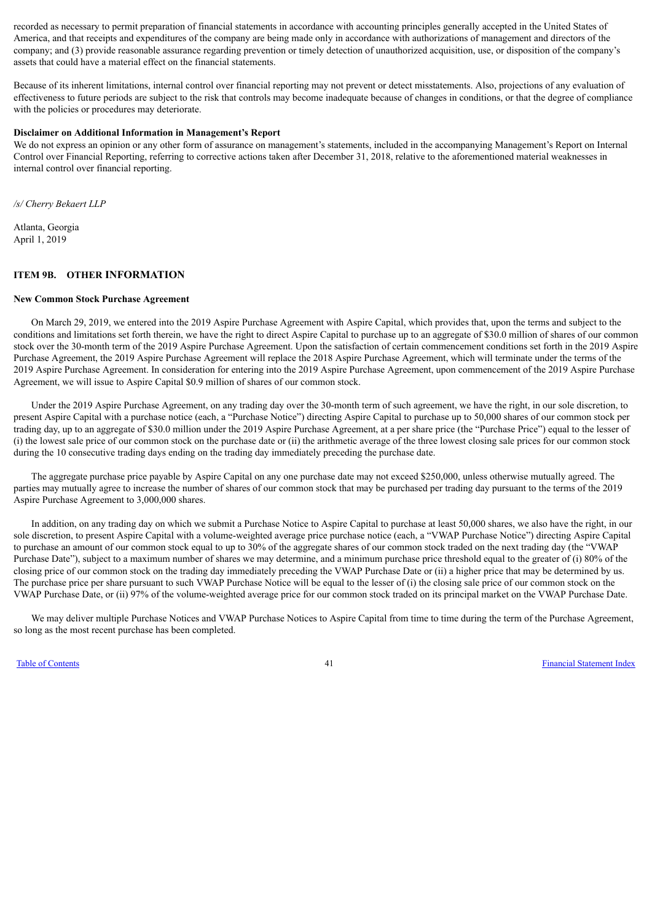recorded as necessary to permit preparation of financial statements in accordance with accounting principles generally accepted in the United States of America, and that receipts and expenditures of the company are being made only in accordance with authorizations of management and directors of the company; and (3) provide reasonable assurance regarding prevention or timely detection of unauthorized acquisition, use, or disposition of the company's assets that could have a material effect on the financial statements.

Because of its inherent limitations, internal control over financial reporting may not prevent or detect misstatements. Also, projections of any evaluation of effectiveness to future periods are subject to the risk that controls may become inadequate because of changes in conditions, or that the degree of compliance with the policies or procedures may deteriorate.

**Disclaimer on Additional Information in Management's Report**

We do not express an opinion or any other form of assurance on management's statements, included in the accompanying Management's Report on Internal Control over Financial Reporting, referring to corrective actions taken after December 31, 2018, relative to the aforementioned material weaknesses in internal control over financial reporting.

*/s/ Cherry Bekaert LLP*

Atlanta, Georgia
April 1, 2019

## ITEM 9B. OTHER INFORMATION

**New Common Stock Purchase Agreement**

On March 29, 2019, we entered into the 2019 Aspire Purchase Agreement with Aspire Capital, which provides that, upon the terms and subject to the conditions and limitations set forth therein, we have the right to direct Aspire Capital to purchase up to an aggregate of $30.0 million of shares of our common stock over the 30-month term of the 2019 Aspire Purchase Agreement. Upon the satisfaction of certain commencement conditions set forth in the 2019 Aspire Purchase Agreement, the 2019 Aspire Purchase Agreement will replace the 2018 Aspire Purchase Agreement, which will terminate under the terms of the 2019 Aspire Purchase Agreement. In consideration for entering into the 2019 Aspire Purchase Agreement, upon commencement of the 2019 Aspire Purchase Agreement, we will issue to Aspire Capital $0.9 million of shares of our common stock.

Under the 2019 Aspire Purchase Agreement, on any trading day over the 30-month term of such agreement, we have the right, in our sole discretion, to present Aspire Capital with a purchase notice (each, a "Purchase Notice") directing Aspire Capital to purchase up to 50,000 shares of our common stock per trading day, up to an aggregate of $30.0 million under the 2019 Aspire Purchase Agreement, at a per share price (the "Purchase Price") equal to the lesser of (i) the lowest sale price of our common stock on the purchase date or (ii) the arithmetic average of the three lowest closing sale prices for our common stock during the 10 consecutive trading days ending on the trading day immediately preceding the purchase date.

The aggregate purchase price payable by Aspire Capital on any one purchase date may not exceed $250,000, unless otherwise mutually agreed. The parties may mutually agree to increase the number of shares of our common stock that may be purchased per trading day pursuant to the terms of the 2019 Aspire Purchase Agreement to 3,000,000 shares.

In addition, on any trading day on which we submit a Purchase Notice to Aspire Capital to purchase at least 50,000 shares, we also have the right, in our sole discretion, to present Aspire Capital with a volume-weighted average price purchase notice (each, a "VWAP Purchase Notice") directing Aspire Capital to purchase an amount of our common stock equal to up to 30% of the aggregate shares of our common stock traded on the next trading day (the "VWAP Purchase Date"), subject to a maximum number of shares we may determine, and a minimum purchase price threshold equal to the greater of (i) 80% of the closing price of our common stock on the trading day immediately preceding the VWAP Purchase Date or (ii) a higher price that may be determined by us. The purchase price per share pursuant to such VWAP Purchase Notice will be equal to the lesser of (i) the closing sale price of our common stock on the VWAP Purchase Date, or (ii) 97% of the volume-weighted average price for our common stock traded on its principal market on the VWAP Purchase Date.

We may deliver multiple Purchase Notices and VWAP Purchase Notices to Aspire Capital from time to time during the term of the Purchase Agreement, so long as the most recent purchase has been completed.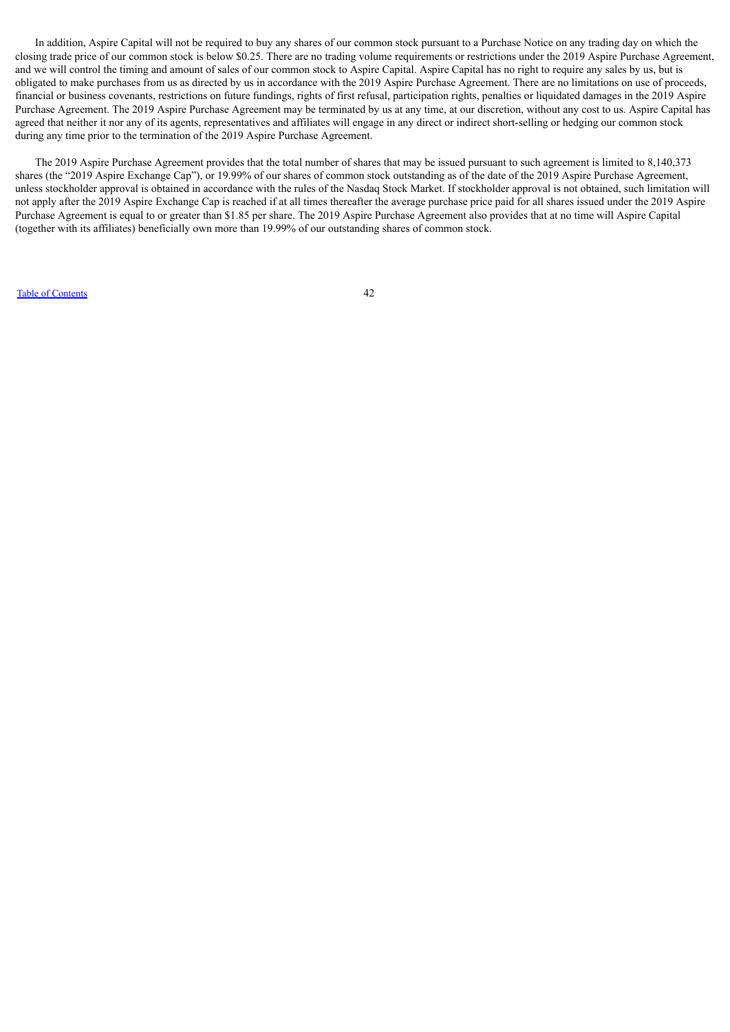In addition, Aspire Capital will not be required to buy any shares of our common stock pursuant to a Purchase Notice on any trading day on which the closing trade price of our common stock is below $0.25. There are no trading volume requirements or restrictions under the 2019 Aspire Purchase Agreement, and we will control the timing and amount of sales of our common stock to Aspire Capital. Aspire Capital has no right to require any sales by us, but is obligated to make purchases from us as directed by us in accordance with the 2019 Aspire Purchase Agreement. There are no limitations on use of proceeds, financial or business covenants, restrictions on future fundings, rights of first refusal, participation rights, penalties or liquidated damages in the 2019 Aspire Purchase Agreement. The 2019 Aspire Purchase Agreement may be terminated by us at any time, at our discretion, without any cost to us. Aspire Capital has agreed that neither it nor any of its agents, representatives and affiliates will engage in any direct or indirect short-selling or hedging our common stock during any time prior to the termination of the 2019 Aspire Purchase Agreement.

The 2019 Aspire Purchase Agreement provides that the total number of shares that may be issued pursuant to such agreement is limited to 8,140,373 shares (the "2019 Aspire Exchange Cap"), or 19.99% of our shares of common stock outstanding as of the date of the 2019 Aspire Purchase Agreement, unless stockholder approval is obtained in accordance with the rules of the Nasdaq Stock Market. If stockholder approval is not obtained, such limitation will not apply after the 2019 Aspire Exchange Cap is reached if at all times thereafter the average purchase price paid for all shares issued under the 2019 Aspire Purchase Agreement is equal to or greater than $1.85 per share. The 2019 Aspire Purchase Agreement also provides that at no time will Aspire Capital (together with its affiliates) beneficially own more than 19.99% of our outstanding shares of common stock.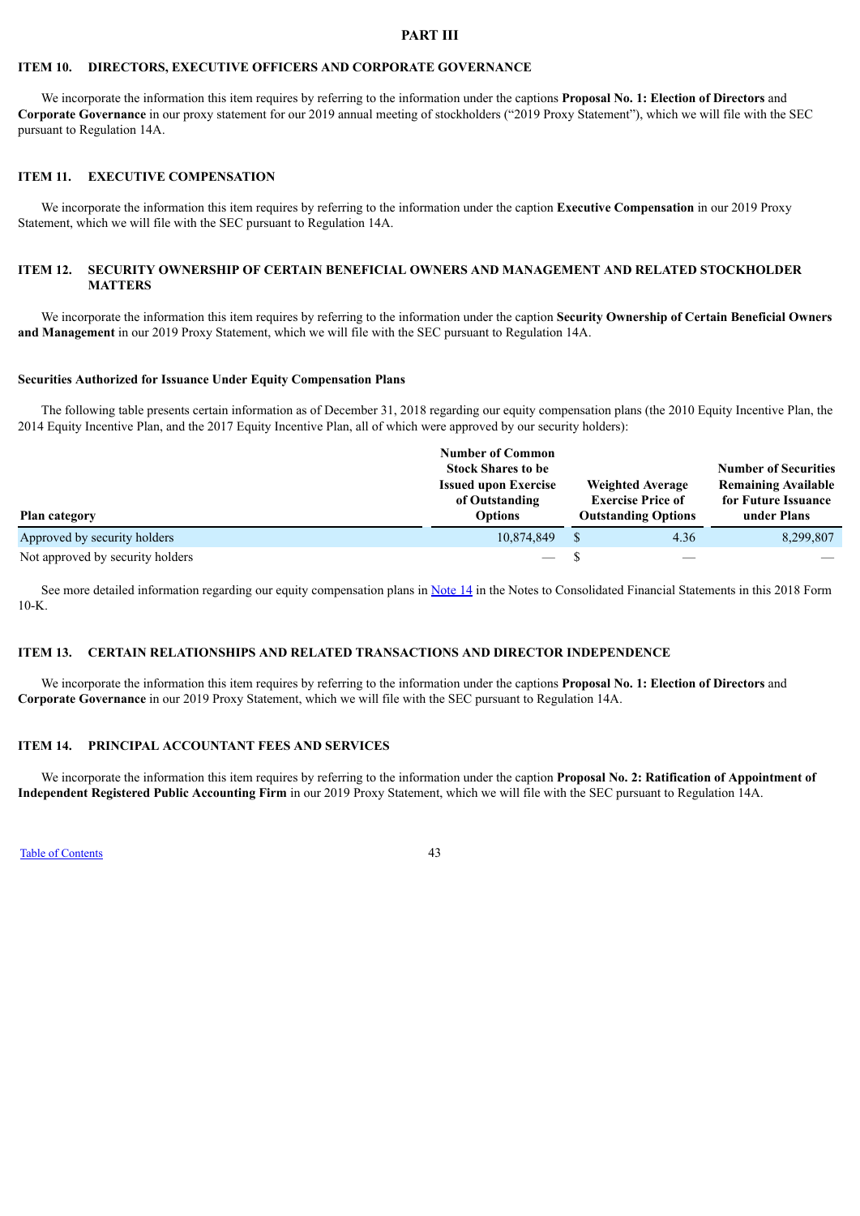# PART III

## ITEM 10. DIRECTORS, EXECUTIVE OFFICERS AND CORPORATE GOVERNANCE

We incorporate the information this item requires by referring to the information under the captions **Proposal No. 1: Election of Directors** and **Corporate Governance** in our proxy statement for our 2019 annual meeting of stockholders ("2019 Proxy Statement"), which we will file with the SEC pursuant to Regulation 14A.

## ITEM 11. EXECUTIVE COMPENSATION

We incorporate the information this item requires by referring to the information under the caption **Executive Compensation** in our 2019 Proxy Statement, which we will file with the SEC pursuant to Regulation 14A.

## ITEM 12. SECURITY OWNERSHIP OF CERTAIN BENEFICIAL OWNERS AND MANAGEMENT AND RELATED STOCKHOLDER MATTERS

We incorporate the information this item requires by referring to the information under the caption **Security Ownership of Certain Beneficial Owners and Management** in our 2019 Proxy Statement, which we will file with the SEC pursuant to Regulation 14A.

### Securities Authorized for Issuance Under Equity Compensation Plans

The following table presents certain information as of December 31, 2018 regarding our equity compensation plans (the 2010 Equity Incentive Plan, the 2014 Equity Incentive Plan, and the 2017 Equity Incentive Plan, all of which were approved by our security holders):

| Plan category | Number of Common Stock Shares to be Issued upon Exercise of Outstanding Options | Weighted Average Exercise Price of Outstanding Options | Number of Securities Remaining Available for Future Issuance under Plans |
|---|---|---|---|
| Approved by security holders | 10,874,849 | $ 4.36 | 8,299,807 |
| Not approved by security holders | — | $ — | — |

See more detailed information regarding our equity compensation plans in Note 14 in the Notes to Consolidated Financial Statements in this 2018 Form 10-K.

## ITEM 13. CERTAIN RELATIONSHIPS AND RELATED TRANSACTIONS AND DIRECTOR INDEPENDENCE

We incorporate the information this item requires by referring to the information under the captions **Proposal No. 1: Election of Directors** and **Corporate Governance** in our 2019 Proxy Statement, which we will file with the SEC pursuant to Regulation 14A.

## ITEM 14. PRINCIPAL ACCOUNTANT FEES AND SERVICES

We incorporate the information this item requires by referring to the information under the caption **Proposal No. 2: Ratification of Appointment of Independent Registered Public Accounting Firm** in our 2019 Proxy Statement, which we will file with the SEC pursuant to Regulation 14A.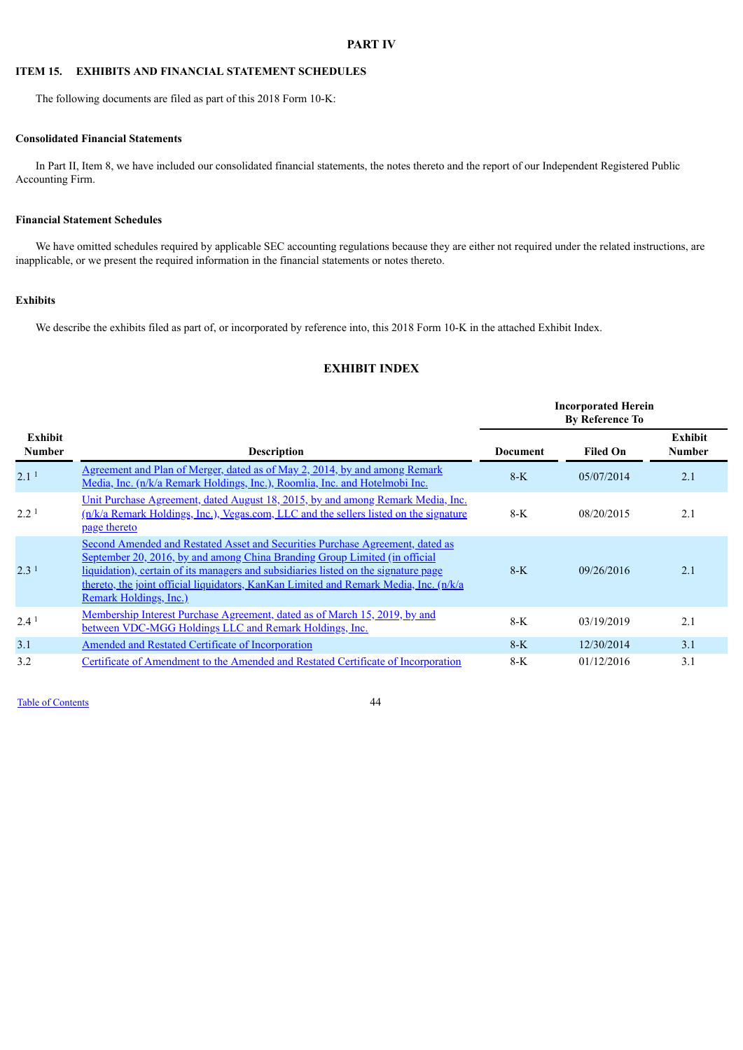# PART IV

## ITEM 15. EXHIBITS AND FINANCIAL STATEMENT SCHEDULES

The following documents are filed as part of this 2018 Form 10-K:

**Consolidated Financial Statements**

In Part II, Item 8, we have included our consolidated financial statements, the notes thereto and the report of our Independent Registered Public Accounting Firm.

**Financial Statement Schedules**

We have omitted schedules required by applicable SEC accounting regulations because they are either not required under the related instructions, are inapplicable, or we present the required information in the financial statements or notes thereto.

**Exhibits**

We describe the exhibits filed as part of, or incorporated by reference into, this 2018 Form 10-K in the attached Exhibit Index.

## EXHIBIT INDEX

| | | Incorporated Herein By Reference To | | |
|---|---|---|---|---|
| **Exhibit Number** | **Description** | **Document** | **Filed On** | **Exhibit Number** |
| 2.1 [1] | Agreement and Plan of Merger, dated as of May 2, 2014, by and among Remark Media, Inc. (n/k/a Remark Holdings, Inc.), Roomlia, Inc. and Hotelmobi Inc. | 8-K | 05/07/2014 | 2.1 |
| 2.2 [1] | Unit Purchase Agreement, dated August 18, 2015, by and among Remark Media, Inc. (n/k/a Remark Holdings, Inc.), Vegas.com, LLC and the sellers listed on the signature page thereto | 8-K | 08/20/2015 | 2.1 |
| 2.3 [1] | Second Amended and Restated Asset and Securities Purchase Agreement, dated as September 20, 2016, by and among China Branding Group Limited (in official liquidation), certain of its managers and subsidiaries listed on the signature page thereto, the joint official liquidators, KanKan Limited and Remark Media, Inc. (n/k/a Remark Holdings, Inc.) | 8-K | 09/26/2016 | 2.1 |
| 2.4 [1] | Membership Interest Purchase Agreement, dated as of March 15, 2019, by and between VDC-MGG Holdings LLC and Remark Holdings, Inc. | 8-K | 03/19/2019 | 2.1 |
| 3.1 | Amended and Restated Certificate of Incorporation | 8-K | 12/30/2014 | 3.1 |
| 3.2 | Certificate of Amendment to the Amended and Restated Certificate of Incorporation | 8-K | 01/12/2016 | 3.1 |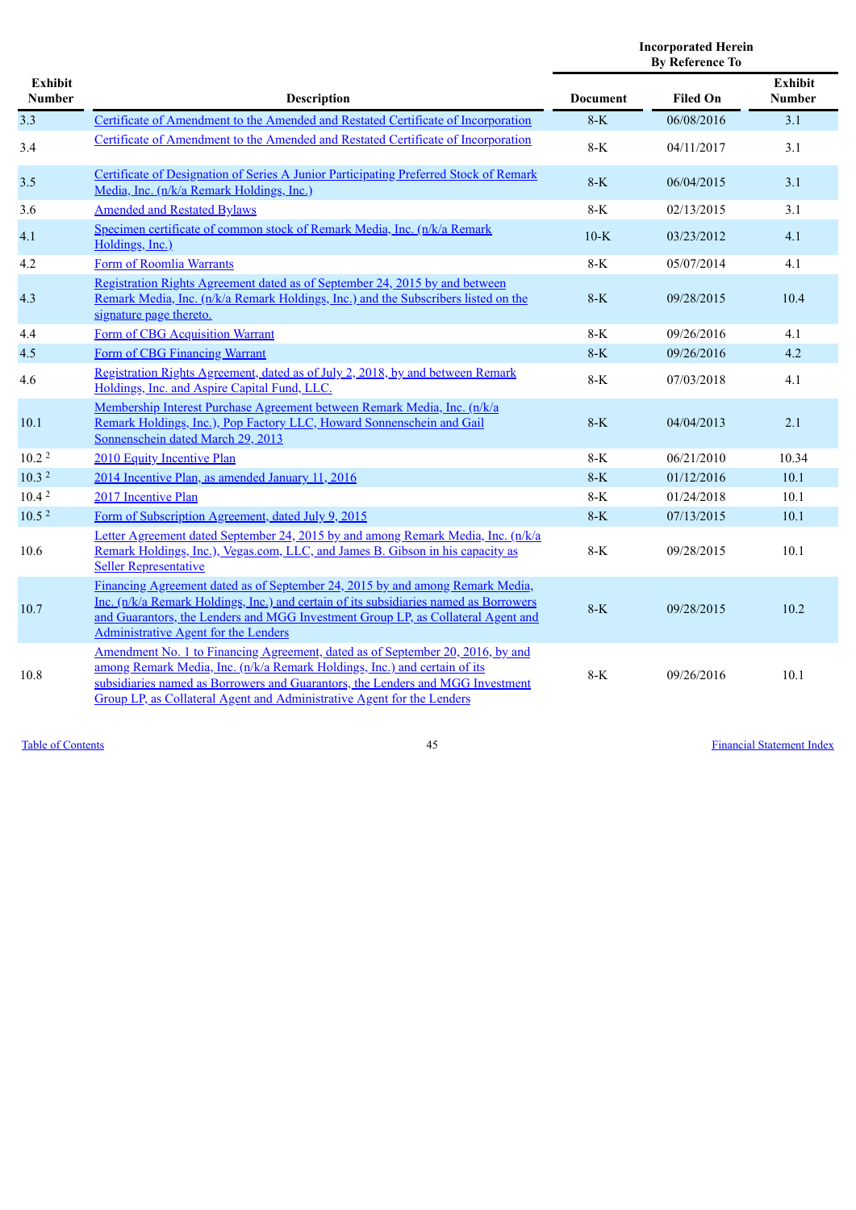| Exhibit Number | Description | Incorporated Herein By Reference To | | |
|---|---|---|---|---|
| | | Document | Filed On | Exhibit Number |
| 3.3 | Certificate of Amendment to the Amended and Restated Certificate of Incorporation | 8-K | 06/08/2016 | 3.1 |
| 3.4 | Certificate of Amendment to the Amended and Restated Certificate of Incorporation | 8-K | 04/11/2017 | 3.1 |
| 3.5 | Certificate of Designation of Series A Junior Participating Preferred Stock of Remark Media, Inc. (n/k/a Remark Holdings, Inc.) | 8-K | 06/04/2015 | 3.1 |
| 3.6 | Amended and Restated Bylaws | 8-K | 02/13/2015 | 3.1 |
| 4.1 | Specimen certificate of common stock of Remark Media, Inc. (n/k/a Remark Holdings, Inc.) | 10-K | 03/23/2012 | 4.1 |
| 4.2 | Form of Roomlia Warrants | 8-K | 05/07/2014 | 4.1 |
| 4.3 | Registration Rights Agreement dated as of September 24, 2015 by and between Remark Media, Inc. (n/k/a Remark Holdings, Inc.) and the Subscribers listed on the signature page thereto. | 8-K | 09/28/2015 | 10.4 |
| 4.4 | Form of CBG Acquisition Warrant | 8-K | 09/26/2016 | 4.1 |
| 4.5 | Form of CBG Financing Warrant | 8-K | 09/26/2016 | 4.2 |
| 4.6 | Registration Rights Agreement, dated as of July 2, 2018, by and between Remark Holdings, Inc. and Aspire Capital Fund, LLC. | 8-K | 07/03/2018 | 4.1 |
| 10.1 | Membership Interest Purchase Agreement between Remark Media, Inc. (n/k/a Remark Holdings, Inc.), Pop Factory LLC, Howard Sonnenschein and Gail Sonnenschein dated March 29, 2013 | 8-K | 04/04/2013 | 2.1 |
| 10.2 [2] | 2010 Equity Incentive Plan | 8-K | 06/21/2010 | 10.34 |
| 10.3 [2] | 2014 Incentive Plan, as amended January 11, 2016 | 8-K | 01/12/2016 | 10.1 |
| 10.4 [2] | 2017 Incentive Plan | 8-K | 01/24/2018 | 10.1 |
| 10.5 [2] | Form of Subscription Agreement, dated July 9, 2015 | 8-K | 07/13/2015 | 10.1 |
| 10.6 | Letter Agreement dated September 24, 2015 by and among Remark Media, Inc. (n/k/a Remark Holdings, Inc.), Vegas.com, LLC, and James B. Gibson in his capacity as Seller Representative | 8-K | 09/28/2015 | 10.1 |
| 10.7 | Financing Agreement dated as of September 24, 2015 by and among Remark Media, Inc. (n/k/a Remark Holdings, Inc.) and certain of its subsidiaries named as Borrowers and Guarantors, the Lenders and MGG Investment Group LP, as Collateral Agent and Administrative Agent for the Lenders | 8-K | 09/28/2015 | 10.2 |
| 10.8 | Amendment No. 1 to Financing Agreement, dated as of September 20, 2016, by and among Remark Media, Inc. (n/k/a Remark Holdings, Inc.) and certain of its subsidiaries named as Borrowers and Guarantors, the Lenders and MGG Investment Group LP, as Collateral Agent and Administrative Agent for the Lenders | 8-K | 09/26/2016 | 10.1 |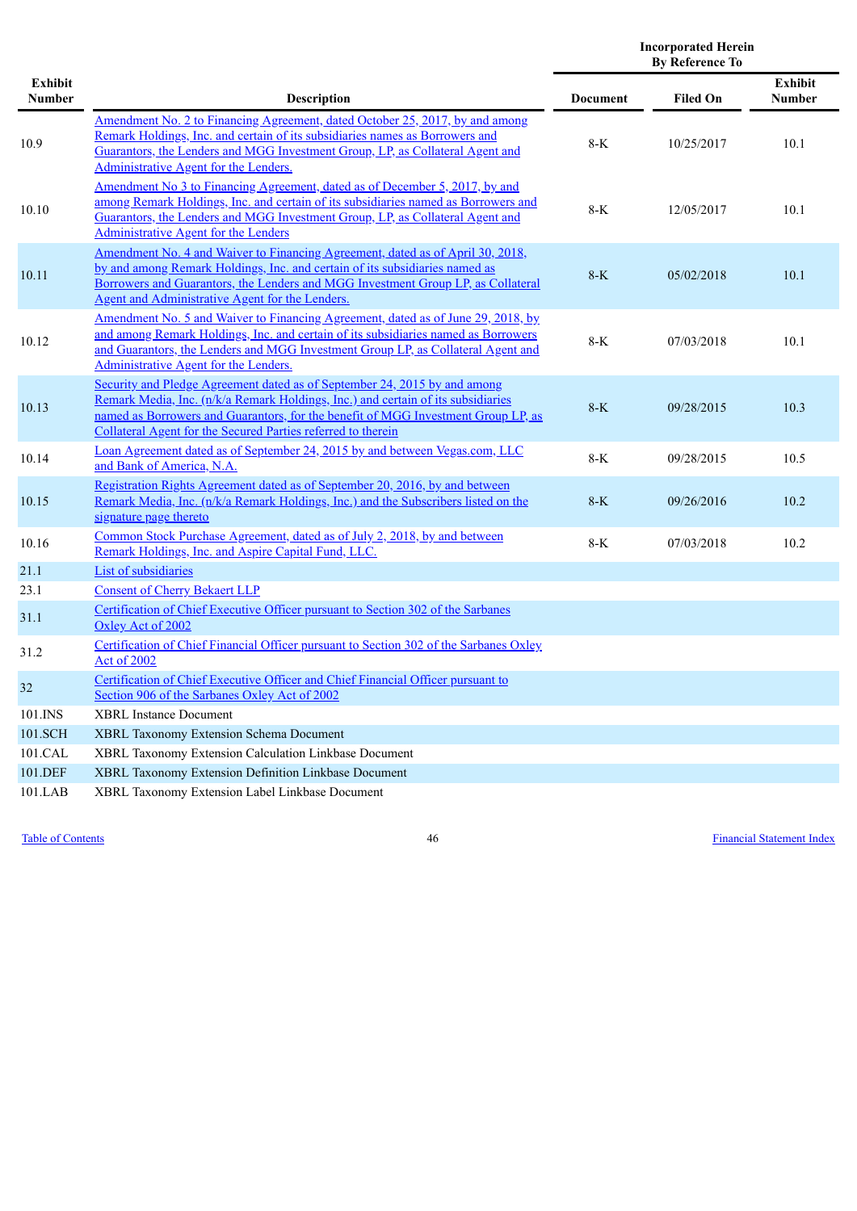| Exhibit Number | Description | Incorporated Herein By Reference To | | |
|---|---|---|---|---|
| | | Document | Filed On | Exhibit Number |
| 10.9 | Amendment No. 2 to Financing Agreement, dated October 25, 2017, by and among Remark Holdings, Inc. and certain of its subsidiaries names as Borrowers and Guarantors, the Lenders and MGG Investment Group, LP, as Collateral Agent and Administrative Agent for the Lenders. | 8-K | 10/25/2017 | 10.1 |
| 10.10 | Amendment No 3 to Financing Agreement, dated as of December 5, 2017, by and among Remark Holdings, Inc. and certain of its subsidiaries named as Borrowers and Guarantors, the Lenders and MGG Investment Group, LP, as Collateral Agent and Administrative Agent for the Lenders | 8-K | 12/05/2017 | 10.1 |
| 10.11 | Amendment No. 4 and Waiver to Financing Agreement, dated as of April 30, 2018, by and among Remark Holdings, Inc. and certain of its subsidiaries named as Borrowers and Guarantors, the Lenders and MGG Investment Group LP, as Collateral Agent and Administrative Agent for the Lenders. | 8-K | 05/02/2018 | 10.1 |
| 10.12 | Amendment No. 5 and Waiver to Financing Agreement, dated as of June 29, 2018, by and among Remark Holdings, Inc. and certain of its subsidiaries named as Borrowers and Guarantors, the Lenders and MGG Investment Group LP, as Collateral Agent and Administrative Agent for the Lenders. | 8-K | 07/03/2018 | 10.1 |
| 10.13 | Security and Pledge Agreement dated as of September 24, 2015 by and among Remark Media, Inc. (n/k/a Remark Holdings, Inc.) and certain of its subsidiaries named as Borrowers and Guarantors, for the benefit of MGG Investment Group LP, as Collateral Agent for the Secured Parties referred to therein | 8-K | 09/28/2015 | 10.3 |
| 10.14 | Loan Agreement dated as of September 24, 2015 by and between Vegas.com, LLC and Bank of America, N.A. | 8-K | 09/28/2015 | 10.5 |
| 10.15 | Registration Rights Agreement dated as of September 20, 2016, by and between Remark Media, Inc. (n/k/a Remark Holdings, Inc.) and the Subscribers listed on the signature page thereto | 8-K | 09/26/2016 | 10.2 |
| 10.16 | Common Stock Purchase Agreement, dated as of July 2, 2018, by and between Remark Holdings, Inc. and Aspire Capital Fund, LLC. | 8-K | 07/03/2018 | 10.2 |
| 21.1 | List of subsidiaries | | | |
| 23.1 | Consent of Cherry Bekaert LLP | | | |
| 31.1 | Certification of Chief Executive Officer pursuant to Section 302 of the Sarbanes Oxley Act of 2002 | | | |
| 31.2 | Certification of Chief Financial Officer pursuant to Section 302 of the Sarbanes Oxley Act of 2002 | | | |
| 32 | Certification of Chief Executive Officer and Chief Financial Officer pursuant to Section 906 of the Sarbanes Oxley Act of 2002 | | | |
| 101.INS | XBRL Instance Document | | | |
| 101.SCH | XBRL Taxonomy Extension Schema Document | | | |
| 101.CAL | XBRL Taxonomy Extension Calculation Linkbase Document | | | |
| 101.DEF | XBRL Taxonomy Extension Definition Linkbase Document | | | |
| 101.LAB | XBRL Taxonomy Extension Label Linkbase Document | | | |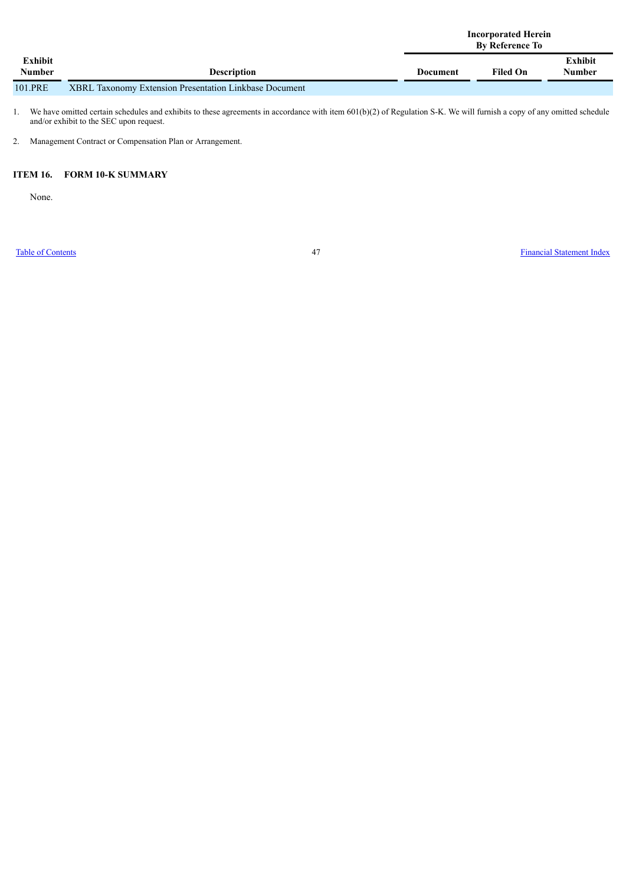| Exhibit Number | Description | Incorporated Herein By Reference To | | |
|---|---|---|---|---|
| | | Document | Filed On | Exhibit Number |
| 101.PRE | XBRL Taxonomy Extension Presentation Linkbase Document | | | |

1. We have omitted certain schedules and exhibits to these agreements in accordance with item 601(b)(2) of Regulation S-K. We will furnish a copy of any omitted schedule and/or exhibit to the SEC upon request.

2. Management Contract or Compensation Plan or Arrangement.

## ITEM 16. FORM 10-K SUMMARY

None.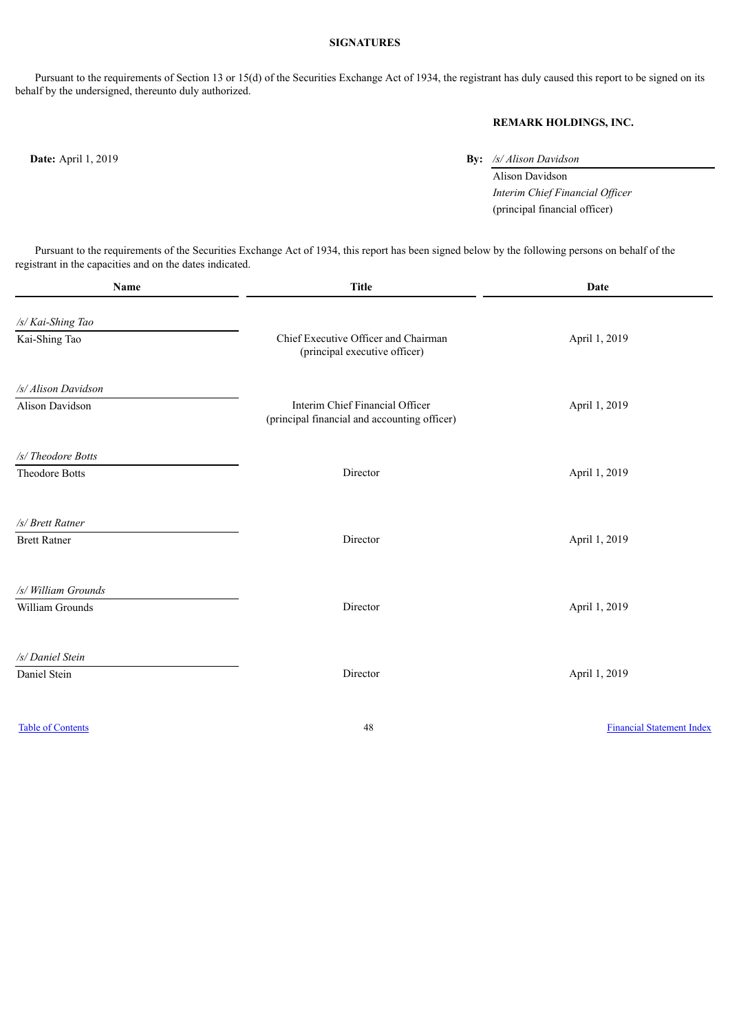## SIGNATURES

Pursuant to the requirements of Section 13 or 15(d) of the Securities Exchange Act of 1934, the registrant has duly caused this report to be signed on its behalf by the undersigned, thereunto duly authorized.

**REMARK HOLDINGS, INC.**

**Date:** April 1, 2019

**By:** */s/ Alison Davidson*
Alison Davidson
*Interim Chief Financial Officer*
(principal financial officer)

Pursuant to the requirements of the Securities Exchange Act of 1934, this report has been signed below by the following persons on behalf of the registrant in the capacities and on the dates indicated.

| Name | Title | Date |
| --- | --- | --- |
| */s/ Kai-Shing Tao*<br>Kai-Shing Tao | Chief Executive Officer and Chairman<br>(principal executive officer) | April 1, 2019 |
| */s/ Alison Davidson*<br>Alison Davidson | Interim Chief Financial Officer<br>(principal financial and accounting officer) | April 1, 2019 |
| */s/ Theodore Botts*<br>Theodore Botts | Director | April 1, 2019 |
| */s/ Brett Ratner*<br>Brett Ratner | Director | April 1, 2019 |
| */s/ William Grounds*<br>William Grounds | Director | April 1, 2019 |
| */s/ Daniel Stein*<br>Daniel Stein | Director | April 1, 2019 |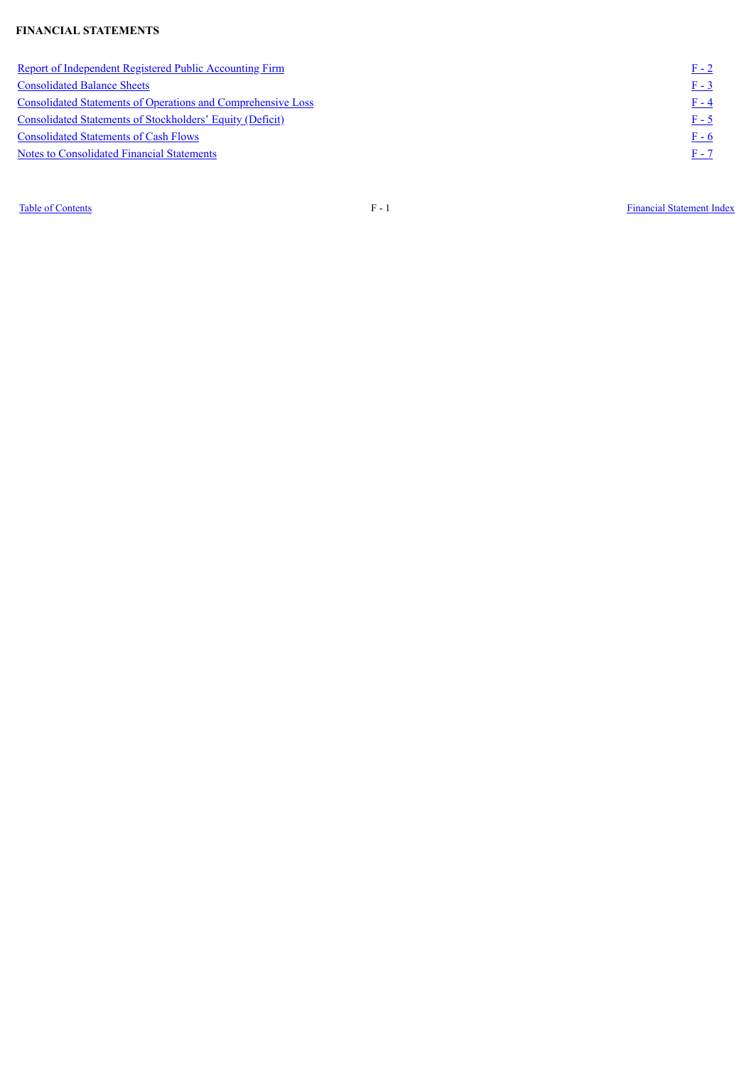**FINANCIAL STATEMENTS**

| | |
|---|---|
| Report of Independent Registered Public Accounting Firm | F - 2 |
| Consolidated Balance Sheets | F - 3 |
| Consolidated Statements of Operations and Comprehensive Loss | F - 4 |
| Consolidated Statements of Stockholders' Equity (Deficit) | F - 5 |
| Consolidated Statements of Cash Flows | F - 6 |
| Notes to Consolidated Financial Statements | F - 7 |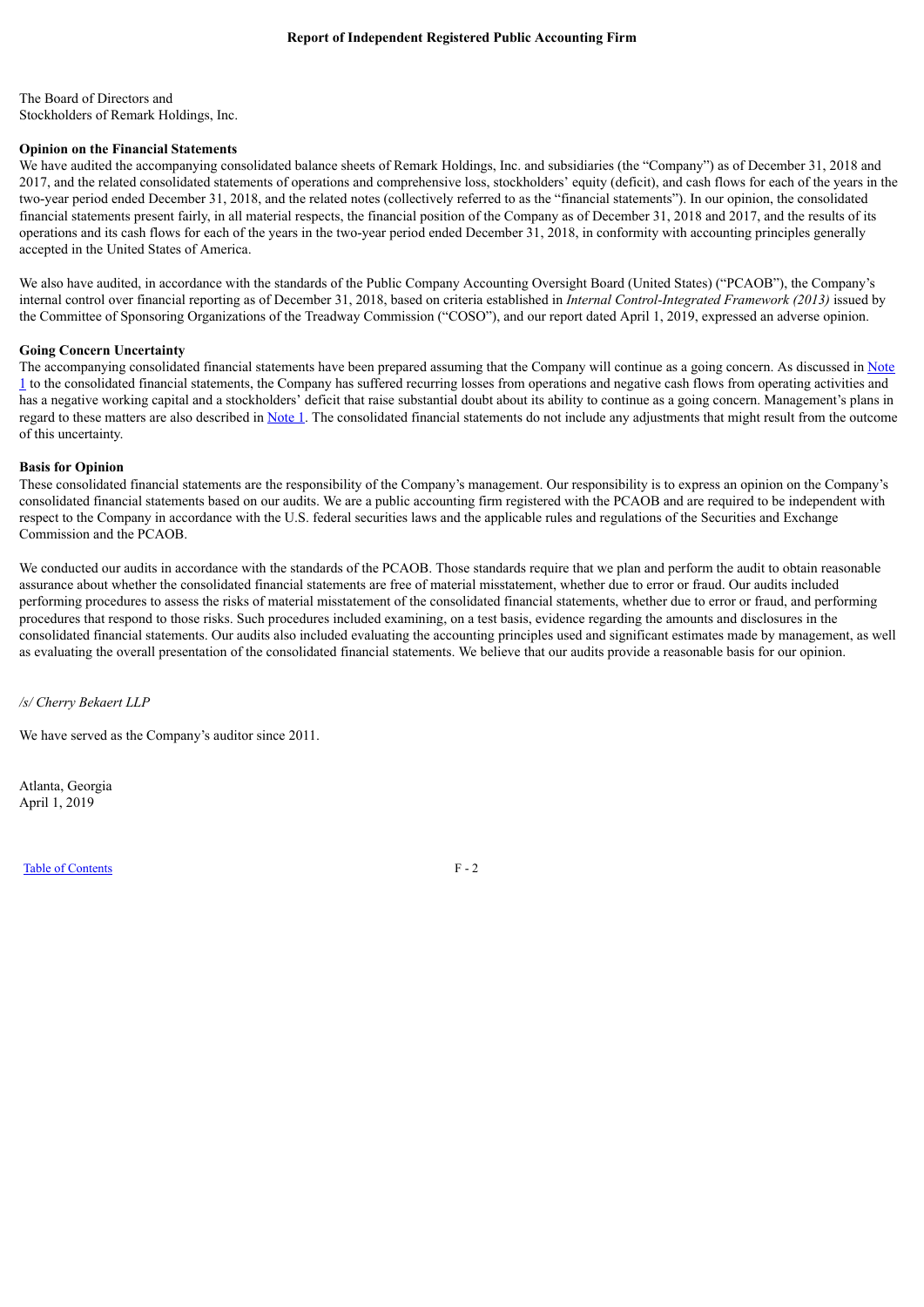# Report of Independent Registered Public Accounting Firm

The Board of Directors and
Stockholders of Remark Holdings, Inc.

**Opinion on the Financial Statements**

We have audited the accompanying consolidated balance sheets of Remark Holdings, Inc. and subsidiaries (the "Company") as of December 31, 2018 and 2017, and the related consolidated statements of operations and comprehensive loss, stockholders' equity (deficit), and cash flows for each of the years in the two-year period ended December 31, 2018, and the related notes (collectively referred to as the "financial statements"). In our opinion, the consolidated financial statements present fairly, in all material respects, the financial position of the Company as of December 31, 2018 and 2017, and the results of its operations and its cash flows for each of the years in the two-year period ended December 31, 2018, in conformity with accounting principles generally accepted in the United States of America.

We also have audited, in accordance with the standards of the Public Company Accounting Oversight Board (United States) ("PCAOB"), the Company's internal control over financial reporting as of December 31, 2018, based on criteria established in *Internal Control-Integrated Framework (2013)* issued by the Committee of Sponsoring Organizations of the Treadway Commission ("COSO"), and our report dated April 1, 2019, expressed an adverse opinion.

**Going Concern Uncertainty**

The accompanying consolidated financial statements have been prepared assuming that the Company will continue as a going concern. As discussed in Note 1 to the consolidated financial statements, the Company has suffered recurring losses from operations and negative cash flows from operating activities and has a negative working capital and a stockholders' deficit that raise substantial doubt about its ability to continue as a going concern. Management's plans in regard to these matters are also described in Note 1. The consolidated financial statements do not include any adjustments that might result from the outcome of this uncertainty.

**Basis for Opinion**

These consolidated financial statements are the responsibility of the Company's management. Our responsibility is to express an opinion on the Company's consolidated financial statements based on our audits. We are a public accounting firm registered with the PCAOB and are required to be independent with respect to the Company in accordance with the U.S. federal securities laws and the applicable rules and regulations of the Securities and Exchange Commission and the PCAOB.

We conducted our audits in accordance with the standards of the PCAOB. Those standards require that we plan and perform the audit to obtain reasonable assurance about whether the consolidated financial statements are free of material misstatement, whether due to error or fraud. Our audits included performing procedures to assess the risks of material misstatement of the consolidated financial statements, whether due to error or fraud, and performing procedures that respond to those risks. Such procedures included examining, on a test basis, evidence regarding the amounts and disclosures in the consolidated financial statements. Our audits also included evaluating the accounting principles used and significant estimates made by management, as well as evaluating the overall presentation of the consolidated financial statements. We believe that our audits provide a reasonable basis for our opinion.

*/s/ Cherry Bekaert LLP*

We have served as the Company's auditor since 2011.

Atlanta, Georgia
April 1, 2019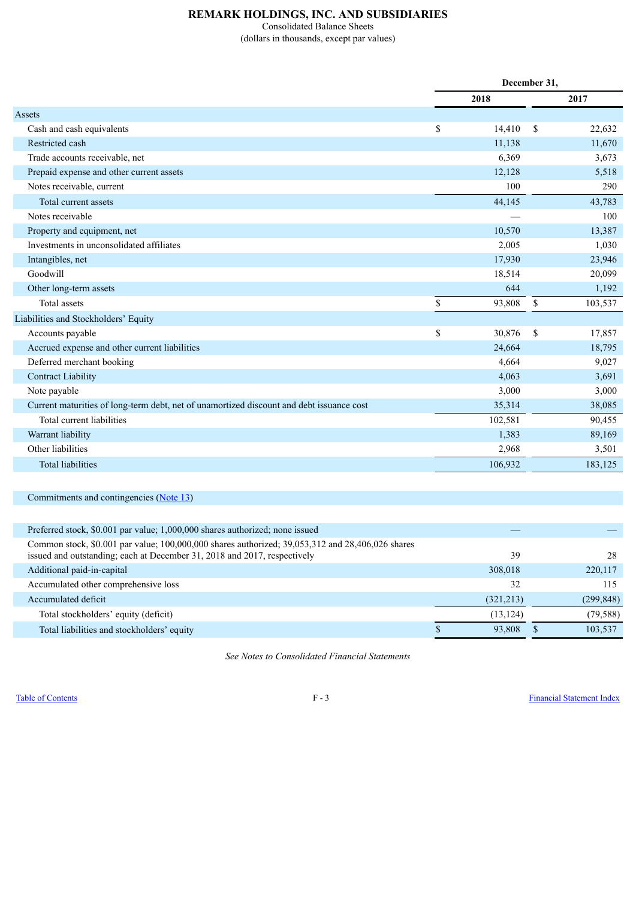# REMARK HOLDINGS, INC. AND SUBSIDIARIES

Consolidated Balance Sheets

(dollars in thousands, except par values)

| | December 31, | |
|---|---|---|
| | 2018 | 2017 |
| **Assets** | | |
| Cash and cash equivalents | $ 14,410 | $ 22,632 |
| Restricted cash | 11,138 | 11,670 |
| Trade accounts receivable, net | 6,369 | 3,673 |
| Prepaid expense and other current assets | 12,128 | 5,518 |
| Notes receivable, current | 100 | 290 |
| Total current assets | 44,145 | 43,783 |
| Notes receivable | — | 100 |
| Property and equipment, net | 10,570 | 13,387 |
| Investments in unconsolidated affiliates | 2,005 | 1,030 |
| Intangibles, net | 17,930 | 23,946 |
| Goodwill | 18,514 | 20,099 |
| Other long-term assets | 644 | 1,192 |
| Total assets | $ 93,808 | $ 103,537 |
| **Liabilities and Stockholders' Equity** | | |
| Accounts payable | $ 30,876 | $ 17,857 |
| Accrued expense and other current liabilities | 24,664 | 18,795 |
| Deferred merchant booking | 4,664 | 9,027 |
| Contract Liability | 4,063 | 3,691 |
| Note payable | 3,000 | 3,000 |
| Current maturities of long-term debt, net of unamortized discount and debt issuance cost | 35,314 | 38,085 |
| Total current liabilities | 102,581 | 90,455 |
| Warrant liability | 1,383 | 89,169 |
| Other liabilities | 2,968 | 3,501 |
| Total liabilities | 106,932 | 183,125 |
| | | |
| Commitments and contingencies (Note 13) | | |
| | | |
| Preferred stock, $0.001 par value; 1,000,000 shares authorized; none issued | — | — |
| Common stock, $0.001 par value; 100,000,000 shares authorized; 39,053,312 and 28,406,026 shares issued and outstanding; each at December 31, 2018 and 2017, respectively | 39 | 28 |
| Additional paid-in-capital | 308,018 | 220,117 |
| Accumulated other comprehensive loss | 32 | 115 |
| Accumulated deficit | (321,213) | (299,848) |
| Total stockholders' equity (deficit) | (13,124) | (79,588) |
| Total liabilities and stockholders' equity | $ 93,808 | $ 103,537 |

*See Notes to Consolidated Financial Statements*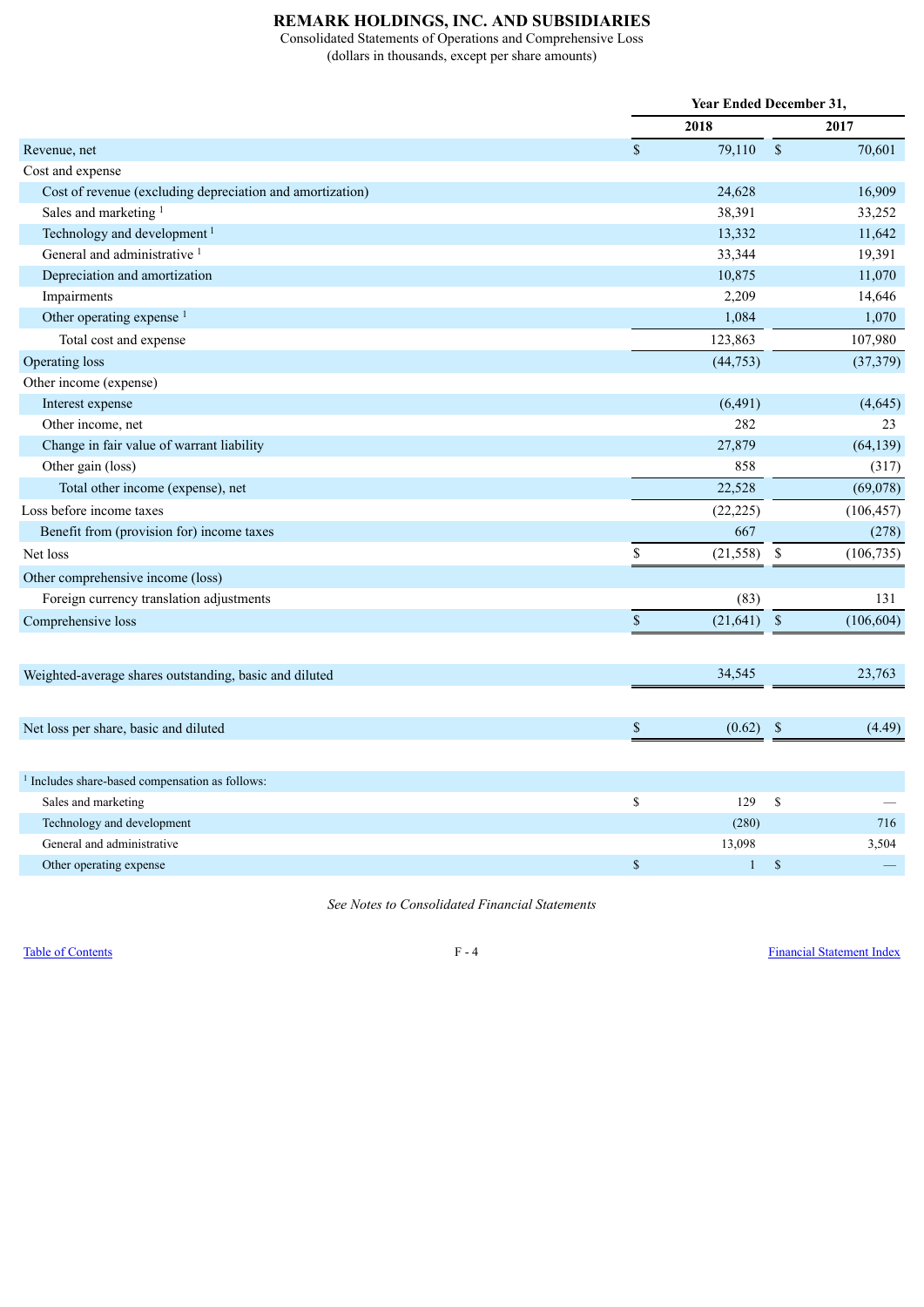# REMARK HOLDINGS, INC. AND SUBSIDIARIES

Consolidated Statements of Operations and Comprehensive Loss

(dollars in thousands, except per share amounts)

| | Year Ended December 31, | |
|---|---|---|
| | 2018 | 2017 |
| Revenue, net | $ 79,110 | $ 70,601 |
| Cost and expense | | |
| Cost of revenue (excluding depreciation and amortization) | 24,628 | 16,909 |
| Sales and marketing [1] | 38,391 | 33,252 |
| Technology and development [1] | 13,332 | 11,642 |
| General and administrative [1] | 33,344 | 19,391 |
| Depreciation and amortization | 10,875 | 11,070 |
| Impairments | 2,209 | 14,646 |
| Other operating expense [1] | 1,084 | 1,070 |
| Total cost and expense | 123,863 | 107,980 |
| Operating loss | (44,753) | (37,379) |
| Other income (expense) | | |
| Interest expense | (6,491) | (4,645) |
| Other income, net | 282 | 23 |
| Change in fair value of warrant liability | 27,879 | (64,139) |
| Other gain (loss) | 858 | (317) |
| Total other income (expense), net | 22,528 | (69,078) |
| Loss before income taxes | (22,225) | (106,457) |
| Benefit from (provision for) income taxes | 667 | (278) |
| Net loss | $ (21,558) | $ (106,735) |
| Other comprehensive income (loss) | | |
| Foreign currency translation adjustments | (83) | 131 |
| Comprehensive loss | $ (21,641) | $ (106,604) |
| | | |
| Weighted-average shares outstanding, basic and diluted | 34,545 | 23,763 |
| | | |
| Net loss per share, basic and diluted | $ (0.62) | $ (4.49) |
| | | |
| [1] Includes share-based compensation as follows: | | |
| Sales and marketing | $ 129 | $ — |
| Technology and development | (280) | 716 |
| General and administrative | 13,098 | 3,504 |
| Other operating expense | $ 1 | $ — |

*See Notes to Consolidated Financial Statements*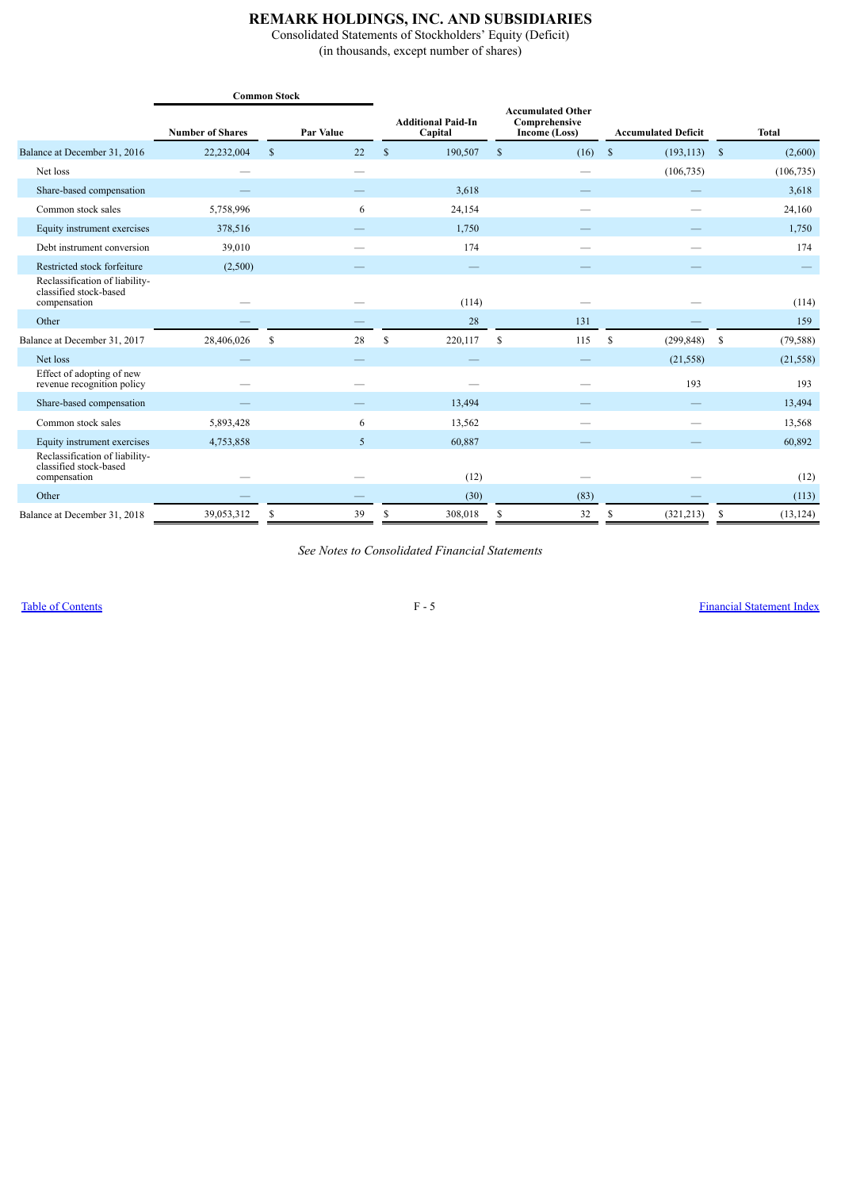# REMARK HOLDINGS, INC. AND SUBSIDIARIES

Consolidated Statements of Stockholders' Equity (Deficit)
(in thousands, except number of shares)

| | Common Stock | | Additional Paid-In Capital | Accumulated Other Comprehensive Income (Loss) | Accumulated Deficit | Total |
|---|---|---|---|---|---|---|
| | Number of Shares | Par Value | | | | |
| Balance at December 31, 2016 | 22,232,004 | $ 22 | $ 190,507 | $ (16) | $ (193,113) | $ (2,600) |
| Net loss | — | — | | — | (106,735) | (106,735) |
| Share-based compensation | — | — | 3,618 | — | — | 3,618 |
| Common stock sales | 5,758,996 | 6 | 24,154 | — | — | 24,160 |
| Equity instrument exercises | 378,516 | — | 1,750 | — | — | 1,750 |
| Debt instrument conversion | 39,010 | — | 174 | — | — | 174 |
| Restricted stock forfeiture | (2,500) | — | — | — | — | — |
| Reclassification of liability-classified stock-based compensation | — | — | (114) | — | — | (114) |
| Other | — | — | 28 | 131 | — | 159 |
| Balance at December 31, 2017 | 28,406,026 | $ 28 | $ 220,117 | $ 115 | $ (299,848) | $ (79,588) |
| Net loss | — | — | — | — | (21,558) | (21,558) |
| Effect of adopting of new revenue recognition policy | — | — | — | — | 193 | 193 |
| Share-based compensation | — | — | 13,494 | — | — | 13,494 |
| Common stock sales | 5,893,428 | 6 | 13,562 | — | — | 13,568 |
| Equity instrument exercises | 4,753,858 | 5 | 60,887 | — | — | 60,892 |
| Reclassification of liability-classified stock-based compensation | — | — | (12) | — | — | (12) |
| Other | — | — | (30) | (83) | — | (113) |
| Balance at December 31, 2018 | 39,053,312 | $ 39 | $ 308,018 | $ 32 | $ (321,213) | $ (13,124) |

*See Notes to Consolidated Financial Statements*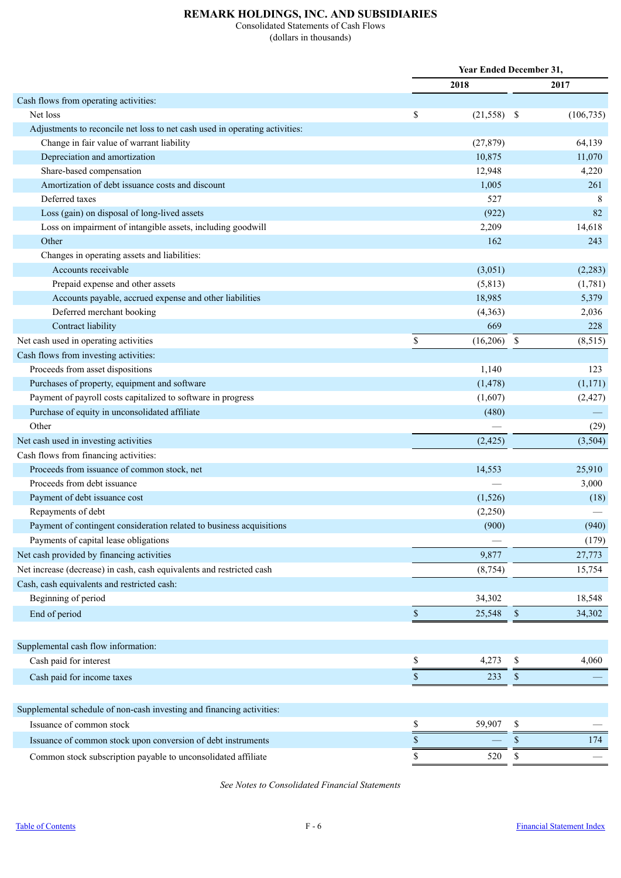# REMARK HOLDINGS, INC. AND SUBSIDIARIES

Consolidated Statements of Cash Flows

(dollars in thousands)

| | Year Ended December 31, | |
|---|---|---|
| | 2018 | 2017 |
| Cash flows from operating activities: | | |
| Net loss | $ (21,558) | $ (106,735) |
| Adjustments to reconcile net loss to net cash used in operating activities: | | |
| Change in fair value of warrant liability | (27,879) | 64,139 |
| Depreciation and amortization | 10,875 | 11,070 |
| Share-based compensation | 12,948 | 4,220 |
| Amortization of debt issuance costs and discount | 1,005 | 261 |
| Deferred taxes | 527 | 8 |
| Loss (gain) on disposal of long-lived assets | (922) | 82 |
| Loss on impairment of intangible assets, including goodwill | 2,209 | 14,618 |
| Other | 162 | 243 |
| Changes in operating assets and liabilities: | | |
| Accounts receivable | (3,051) | (2,283) |
| Prepaid expense and other assets | (5,813) | (1,781) |
| Accounts payable, accrued expense and other liabilities | 18,985 | 5,379 |
| Deferred merchant booking | (4,363) | 2,036 |
| Contract liability | 669 | 228 |
| Net cash used in operating activities | $ (16,206) | $ (8,515) |
| Cash flows from investing activities: | | |
| Proceeds from asset dispositions | 1,140 | 123 |
| Purchases of property, equipment and software | (1,478) | (1,171) |
| Payment of payroll costs capitalized to software in progress | (1,607) | (2,427) |
| Purchase of equity in unconsolidated affiliate | (480) | — |
| Other | — | (29) |
| Net cash used in investing activities | (2,425) | (3,504) |
| Cash flows from financing activities: | | |
| Proceeds from issuance of common stock, net | 14,553 | 25,910 |
| Proceeds from debt issuance | — | 3,000 |
| Payment of debt issuance cost | (1,526) | (18) |
| Repayments of debt | (2,250) | — |
| Payment of contingent consideration related to business acquisitions | (900) | (940) |
| Payments of capital lease obligations | — | (179) |
| Net cash provided by financing activities | 9,877 | 27,773 |
| Net increase (decrease) in cash, cash equivalents and restricted cash | (8,754) | 15,754 |
| Cash, cash equivalents and restricted cash: | | |
| Beginning of period | 34,302 | 18,548 |
| End of period | $ 25,548 | $ 34,302 |

| | 2018 | 2017 |
|---|---|---|
| Supplemental cash flow information: | | |
| Cash paid for interest | $ 4,273 | $ 4,060 |
| Cash paid for income taxes | $ 233 | $ — |
| Supplemental schedule of non-cash investing and financing activities: | | |
| Issuance of common stock | $ 59,907 | $ — |
| Issuance of common stock upon conversion of debt instruments | $ — | $ 174 |
| Common stock subscription payable to unconsolidated affiliate | $ 520 | $ — |

*See Notes to Consolidated Financial Statements*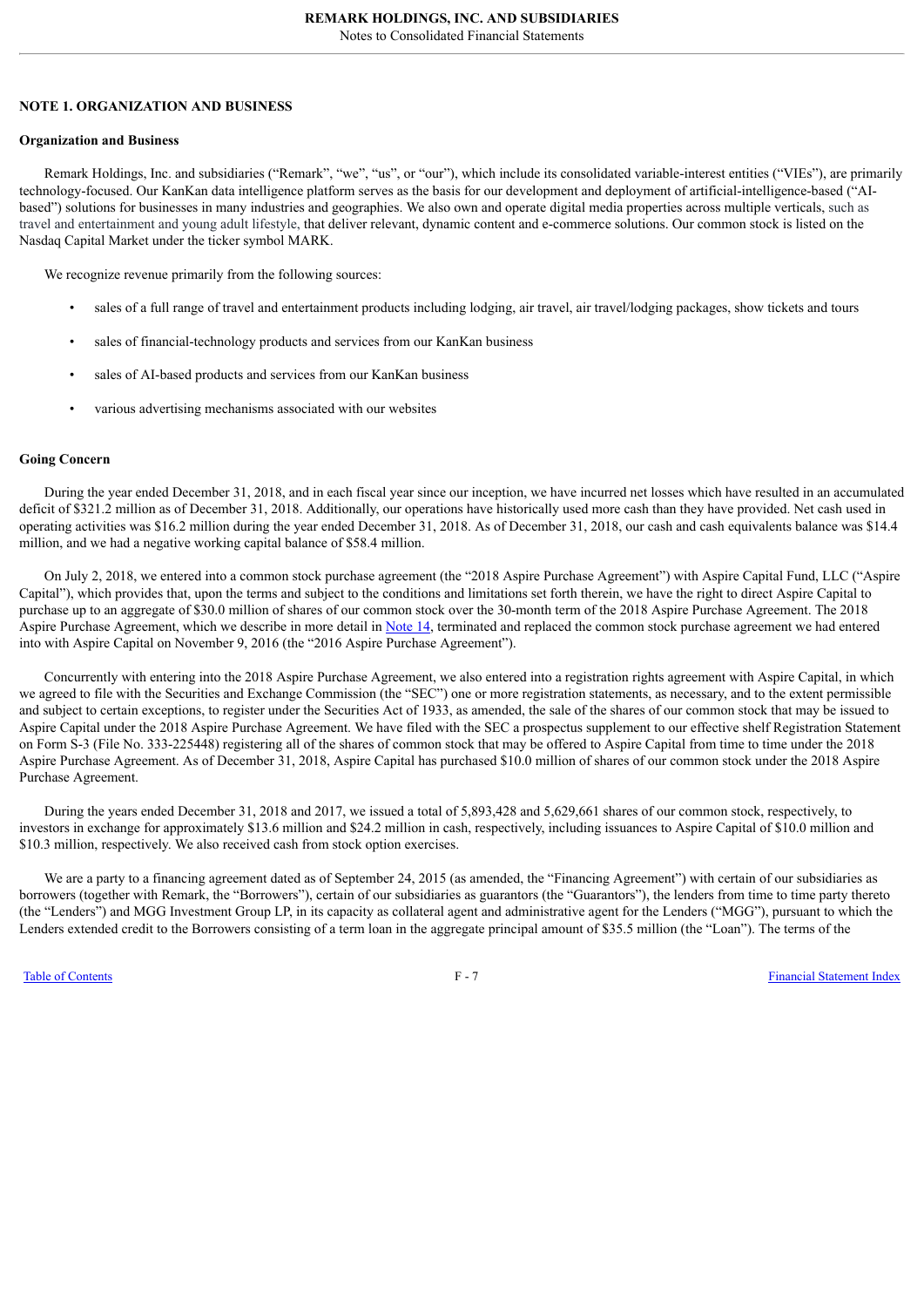## NOTE 1. ORGANIZATION AND BUSINESS

### Organization and Business

Remark Holdings, Inc. and subsidiaries ("Remark", "we", "us", or "our"), which include its consolidated variable-interest entities ("VIEs"), are primarily technology-focused. Our KanKan data intelligence platform serves as the basis for our development and deployment of artificial-intelligence-based ("AI-based") solutions for businesses in many industries and geographies. We also own and operate digital media properties across multiple verticals, such as travel and entertainment and young adult lifestyle, that deliver relevant, dynamic content and e-commerce solutions. Our common stock is listed on the Nasdaq Capital Market under the ticker symbol MARK.

We recognize revenue primarily from the following sources:

- sales of a full range of travel and entertainment products including lodging, air travel, air travel/lodging packages, show tickets and tours
- sales of financial-technology products and services from our KanKan business
- sales of AI-based products and services from our KanKan business
- various advertising mechanisms associated with our websites

### Going Concern

During the year ended December 31, 2018, and in each fiscal year since our inception, we have incurred net losses which have resulted in an accumulated deficit of $321.2 million as of December 31, 2018. Additionally, our operations have historically used more cash than they have provided. Net cash used in operating activities was $16.2 million during the year ended December 31, 2018. As of December 31, 2018, our cash and cash equivalents balance was $14.4 million, and we had a negative working capital balance of $58.4 million.

On July 2, 2018, we entered into a common stock purchase agreement (the "2018 Aspire Purchase Agreement") with Aspire Capital Fund, LLC ("Aspire Capital"), which provides that, upon the terms and subject to the conditions and limitations set forth therein, we have the right to direct Aspire Capital to purchase up to an aggregate of $30.0 million of shares of our common stock over the 30-month term of the 2018 Aspire Purchase Agreement. The 2018 Aspire Purchase Agreement, which we describe in more detail in Note 14, terminated and replaced the common stock purchase agreement we had entered into with Aspire Capital on November 9, 2016 (the "2016 Aspire Purchase Agreement").

Concurrently with entering into the 2018 Aspire Purchase Agreement, we also entered into a registration rights agreement with Aspire Capital, in which we agreed to file with the Securities and Exchange Commission (the "SEC") one or more registration statements, as necessary, and to the extent permissible and subject to certain exceptions, to register under the Securities Act of 1933, as amended, the sale of the shares of our common stock that may be issued to Aspire Capital under the 2018 Aspire Purchase Agreement. We have filed with the SEC a prospectus supplement to our effective shelf Registration Statement on Form S-3 (File No. 333-225448) registering all of the shares of common stock that may be offered to Aspire Capital from time to time under the 2018 Aspire Purchase Agreement. As of December 31, 2018, Aspire Capital has purchased $10.0 million of shares of our common stock under the 2018 Aspire Purchase Agreement.

During the years ended December 31, 2018 and 2017, we issued a total of 5,893,428 and 5,629,661 shares of our common stock, respectively, to investors in exchange for approximately $13.6 million and $24.2 million in cash, respectively, including issuances to Aspire Capital of $10.0 million and $10.3 million, respectively. We also received cash from stock option exercises.

We are a party to a financing agreement dated as of September 24, 2015 (as amended, the "Financing Agreement") with certain of our subsidiaries as borrowers (together with Remark, the "Borrowers"), certain of our subsidiaries as guarantors (the "Guarantors"), the lenders from time to time party thereto (the "Lenders") and MGG Investment Group LP, in its capacity as collateral agent and administrative agent for the Lenders ("MGG"), pursuant to which the Lenders extended credit to the Borrowers consisting of a term loan in the aggregate principal amount of $35.5 million (the "Loan"). The terms of the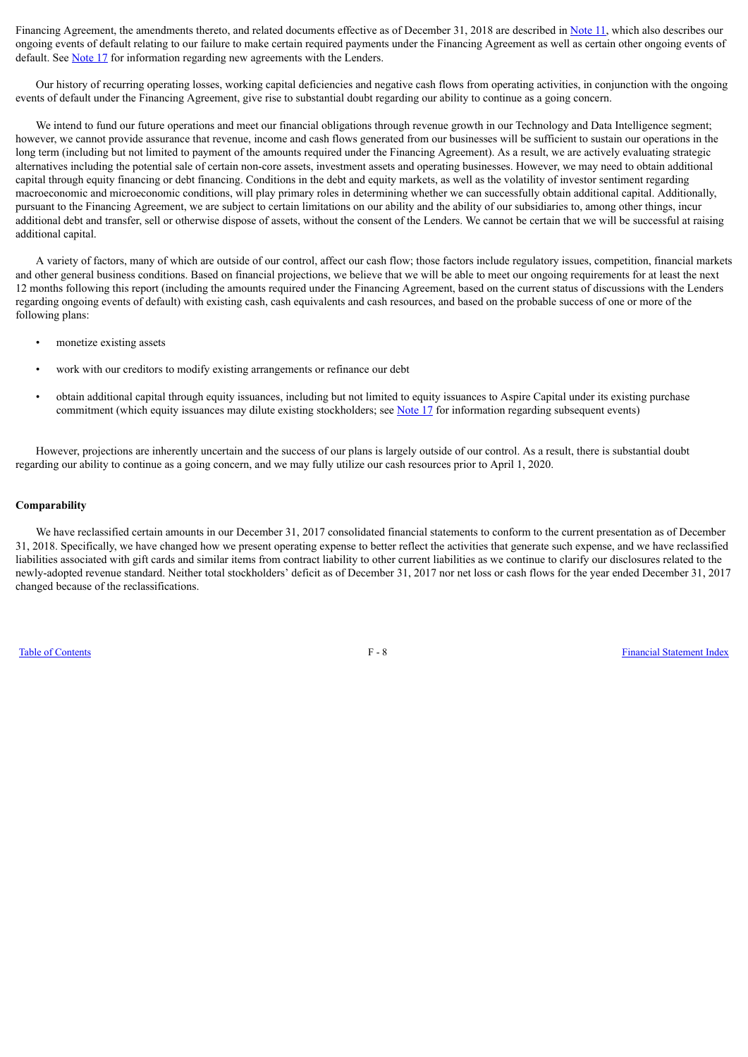Financing Agreement, the amendments thereto, and related documents effective as of December 31, 2018 are described in Note 11, which also describes our ongoing events of default relating to our failure to make certain required payments under the Financing Agreement as well as certain other ongoing events of default. See Note 17 for information regarding new agreements with the Lenders.

Our history of recurring operating losses, working capital deficiencies and negative cash flows from operating activities, in conjunction with the ongoing events of default under the Financing Agreement, give rise to substantial doubt regarding our ability to continue as a going concern.

We intend to fund our future operations and meet our financial obligations through revenue growth in our Technology and Data Intelligence segment; however, we cannot provide assurance that revenue, income and cash flows generated from our businesses will be sufficient to sustain our operations in the long term (including but not limited to payment of the amounts required under the Financing Agreement). As a result, we are actively evaluating strategic alternatives including the potential sale of certain non-core assets, investment assets and operating businesses. However, we may need to obtain additional capital through equity financing or debt financing. Conditions in the debt and equity markets, as well as the volatility of investor sentiment regarding macroeconomic and microeconomic conditions, will play primary roles in determining whether we can successfully obtain additional capital. Additionally, pursuant to the Financing Agreement, we are subject to certain limitations on our ability and the ability of our subsidiaries to, among other things, incur additional debt and transfer, sell or otherwise dispose of assets, without the consent of the Lenders. We cannot be certain that we will be successful at raising additional capital.

A variety of factors, many of which are outside of our control, affect our cash flow; those factors include regulatory issues, competition, financial markets and other general business conditions. Based on financial projections, we believe that we will be able to meet our ongoing requirements for at least the next 12 months following this report (including the amounts required under the Financing Agreement, based on the current status of discussions with the Lenders regarding ongoing events of default) with existing cash, cash equivalents and cash resources, and based on the probable success of one or more of the following plans:

- monetize existing assets
- work with our creditors to modify existing arrangements or refinance our debt
- obtain additional capital through equity issuances, including but not limited to equity issuances to Aspire Capital under its existing purchase commitment (which equity issuances may dilute existing stockholders; see Note 17 for information regarding subsequent events)

However, projections are inherently uncertain and the success of our plans is largely outside of our control. As a result, there is substantial doubt regarding our ability to continue as a going concern, and we may fully utilize our cash resources prior to April 1, 2020.

**Comparability**

We have reclassified certain amounts in our December 31, 2017 consolidated financial statements to conform to the current presentation as of December 31, 2018. Specifically, we have changed how we present operating expense to better reflect the activities that generate such expense, and we have reclassified liabilities associated with gift cards and similar items from contract liability to other current liabilities as we continue to clarify our disclosures related to the newly-adopted revenue standard. Neither total stockholders' deficit as of December 31, 2017 nor net loss or cash flows for the year ended December 31, 2017 changed because of the reclassifications.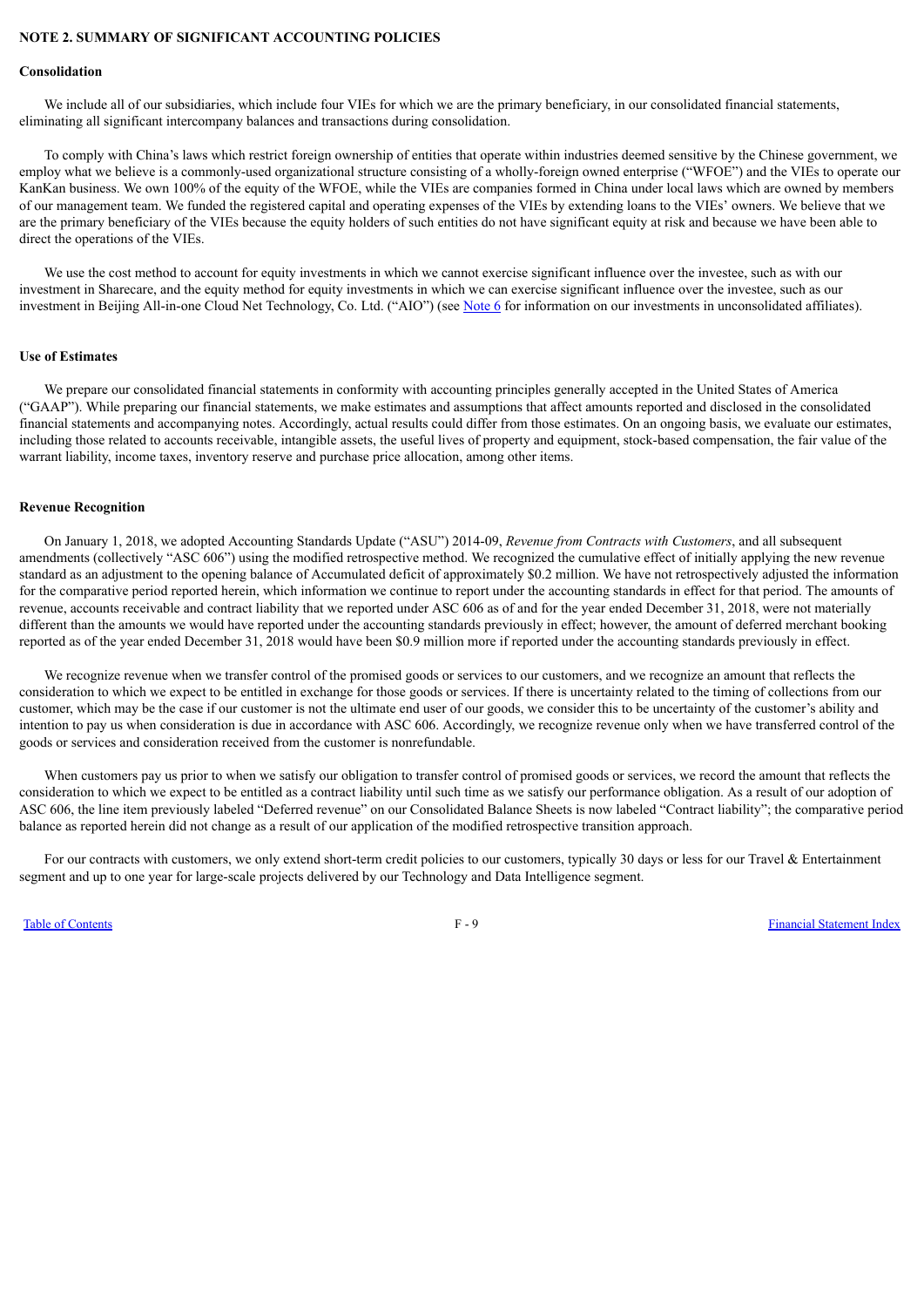## NOTE 2. SUMMARY OF SIGNIFICANT ACCOUNTING POLICIES

### Consolidation

We include all of our subsidiaries, which include four VIEs for which we are the primary beneficiary, in our consolidated financial statements, eliminating all significant intercompany balances and transactions during consolidation.

To comply with China's laws which restrict foreign ownership of entities that operate within industries deemed sensitive by the Chinese government, we employ what we believe is a commonly-used organizational structure consisting of a wholly-foreign owned enterprise ("WFOE") and the VIEs to operate our KanKan business. We own 100% of the equity of the WFOE, while the VIEs are companies formed in China under local laws which are owned by members of our management team. We funded the registered capital and operating expenses of the VIEs by extending loans to the VIEs' owners. We believe that we are the primary beneficiary of the VIEs because the equity holders of such entities do not have significant equity at risk and because we have been able to direct the operations of the VIEs.

We use the cost method to account for equity investments in which we cannot exercise significant influence over the investee, such as with our investment in Sharecare, and the equity method for equity investments in which we can exercise significant influence over the investee, such as our investment in Beijing All-in-one Cloud Net Technology, Co. Ltd. ("AIO") (see Note 6 for information on our investments in unconsolidated affiliates).

### Use of Estimates

We prepare our consolidated financial statements in conformity with accounting principles generally accepted in the United States of America ("GAAP"). While preparing our financial statements, we make estimates and assumptions that affect amounts reported and disclosed in the consolidated financial statements and accompanying notes. Accordingly, actual results could differ from those estimates. On an ongoing basis, we evaluate our estimates, including those related to accounts receivable, intangible assets, the useful lives of property and equipment, stock-based compensation, the fair value of the warrant liability, income taxes, inventory reserve and purchase price allocation, among other items.

### Revenue Recognition

On January 1, 2018, we adopted Accounting Standards Update ("ASU") 2014-09, *Revenue from Contracts with Customers*, and all subsequent amendments (collectively "ASC 606") using the modified retrospective method. We recognized the cumulative effect of initially applying the new revenue standard as an adjustment to the opening balance of Accumulated deficit of approximately $0.2 million. We have not retrospectively adjusted the information for the comparative period reported herein, which information we continue to report under the accounting standards in effect for that period. The amounts of revenue, accounts receivable and contract liability that we reported under ASC 606 as of and for the year ended December 31, 2018, were not materially different than the amounts we would have reported under the accounting standards previously in effect; however, the amount of deferred merchant booking reported as of the year ended December 31, 2018 would have been $0.9 million more if reported under the accounting standards previously in effect.

We recognize revenue when we transfer control of the promised goods or services to our customers, and we recognize an amount that reflects the consideration to which we expect to be entitled in exchange for those goods or services. If there is uncertainty related to the timing of collections from our customer, which may be the case if our customer is not the ultimate end user of our goods, we consider this to be uncertainty of the customer's ability and intention to pay us when consideration is due in accordance with ASC 606. Accordingly, we recognize revenue only when we have transferred control of the goods or services and consideration received from the customer is nonrefundable.

When customers pay us prior to when we satisfy our obligation to transfer control of promised goods or services, we record the amount that reflects the consideration to which we expect to be entitled as a contract liability until such time as we satisfy our performance obligation. As a result of our adoption of ASC 606, the line item previously labeled "Deferred revenue" on our Consolidated Balance Sheets is now labeled "Contract liability"; the comparative period balance as reported herein did not change as a result of our application of the modified retrospective transition approach.

For our contracts with customers, we only extend short-term credit policies to our customers, typically 30 days or less for our Travel & Entertainment segment and up to one year for large-scale projects delivered by our Technology and Data Intelligence segment.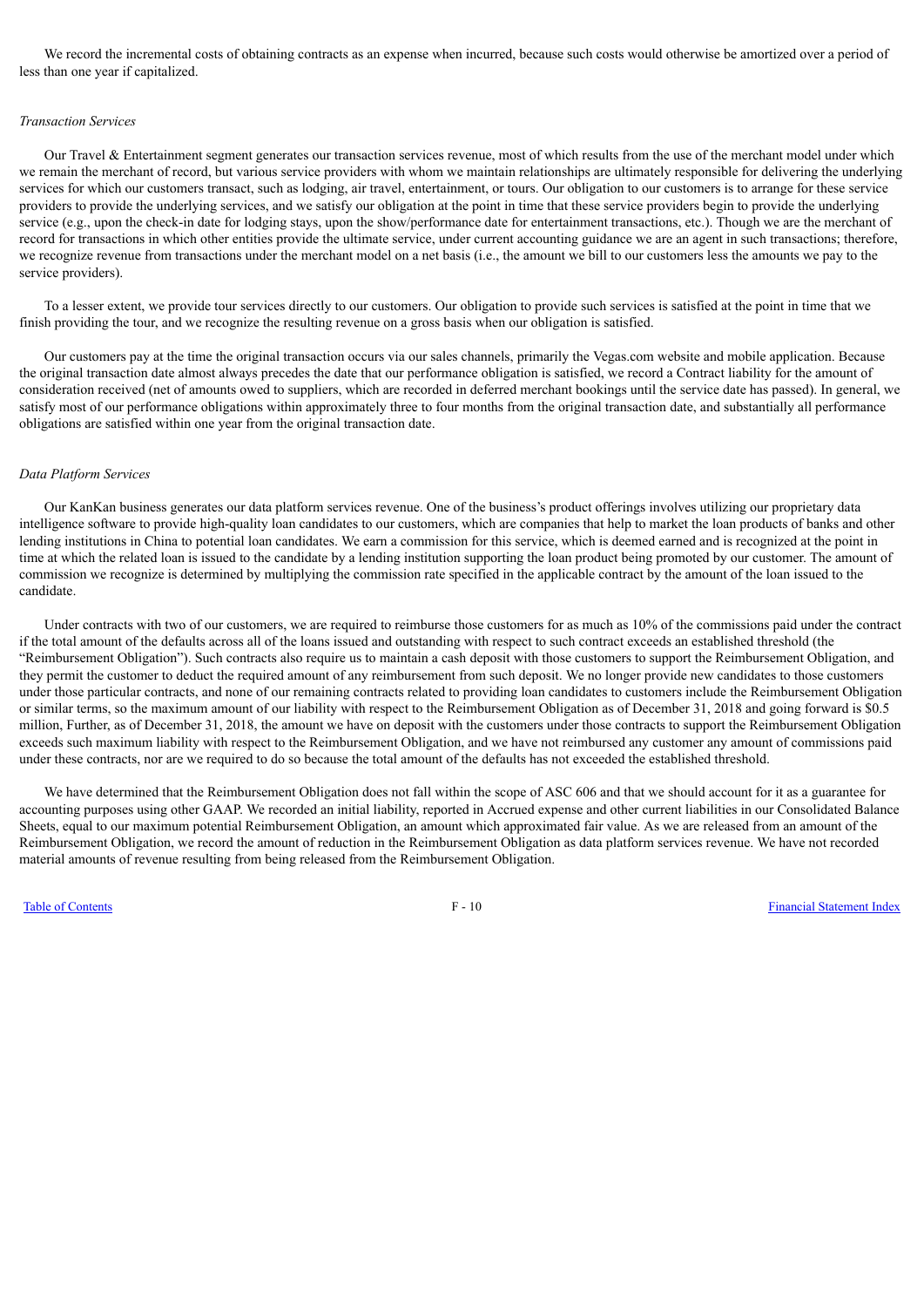We record the incremental costs of obtaining contracts as an expense when incurred, because such costs would otherwise be amortized over a period of less than one year if capitalized.

*Transaction Services*

Our Travel & Entertainment segment generates our transaction services revenue, most of which results from the use of the merchant model under which we remain the merchant of record, but various service providers with whom we maintain relationships are ultimately responsible for delivering the underlying services for which our customers transact, such as lodging, air travel, entertainment, or tours. Our obligation to our customers is to arrange for these service providers to provide the underlying services, and we satisfy our obligation at the point in time that these service providers begin to provide the underlying service (e.g., upon the check-in date for lodging stays, upon the show/performance date for entertainment transactions, etc.). Though we are the merchant of record for transactions in which other entities provide the ultimate service, under current accounting guidance we are an agent in such transactions; therefore, we recognize revenue from transactions under the merchant model on a net basis (i.e., the amount we bill to our customers less the amounts we pay to the service providers).

To a lesser extent, we provide tour services directly to our customers. Our obligation to provide such services is satisfied at the point in time that we finish providing the tour, and we recognize the resulting revenue on a gross basis when our obligation is satisfied.

Our customers pay at the time the original transaction occurs via our sales channels, primarily the Vegas.com website and mobile application. Because the original transaction date almost always precedes the date that our performance obligation is satisfied, we record a Contract liability for the amount of consideration received (net of amounts owed to suppliers, which are recorded in deferred merchant bookings until the service date has passed). In general, we satisfy most of our performance obligations within approximately three to four months from the original transaction date, and substantially all performance obligations are satisfied within one year from the original transaction date.

*Data Platform Services*

Our KanKan business generates our data platform services revenue. One of the business's product offerings involves utilizing our proprietary data intelligence software to provide high-quality loan candidates to our customers, which are companies that help to market the loan products of banks and other lending institutions in China to potential loan candidates. We earn a commission for this service, which is deemed earned and is recognized at the point in time at which the related loan is issued to the candidate by a lending institution supporting the loan product being promoted by our customer. The amount of commission we recognize is determined by multiplying the commission rate specified in the applicable contract by the amount of the loan issued to the candidate.

Under contracts with two of our customers, we are required to reimburse those customers for as much as 10% of the commissions paid under the contract if the total amount of the defaults across all of the loans issued and outstanding with respect to such contract exceeds an established threshold (the "Reimbursement Obligation"). Such contracts also require us to maintain a cash deposit with those customers to support the Reimbursement Obligation, and they permit the customer to deduct the required amount of any reimbursement from such deposit. We no longer provide new candidates to those customers under those particular contracts, and none of our remaining contracts related to providing loan candidates to customers include the Reimbursement Obligation or similar terms, so the maximum amount of our liability with respect to the Reimbursement Obligation as of December 31, 2018 and going forward is $0.5 million, Further, as of December 31, 2018, the amount we have on deposit with the customers under those contracts to support the Reimbursement Obligation exceeds such maximum liability with respect to the Reimbursement Obligation, and we have not reimbursed any customer any amount of commissions paid under these contracts, nor are we required to do so because the total amount of the defaults has not exceeded the established threshold.

We have determined that the Reimbursement Obligation does not fall within the scope of ASC 606 and that we should account for it as a guarantee for accounting purposes using other GAAP. We recorded an initial liability, reported in Accrued expense and other current liabilities in our Consolidated Balance Sheets, equal to our maximum potential Reimbursement Obligation, an amount which approximated fair value. As we are released from an amount of the Reimbursement Obligation, we record the amount of reduction in the Reimbursement Obligation as data platform services revenue. We have not recorded material amounts of revenue resulting from being released from the Reimbursement Obligation.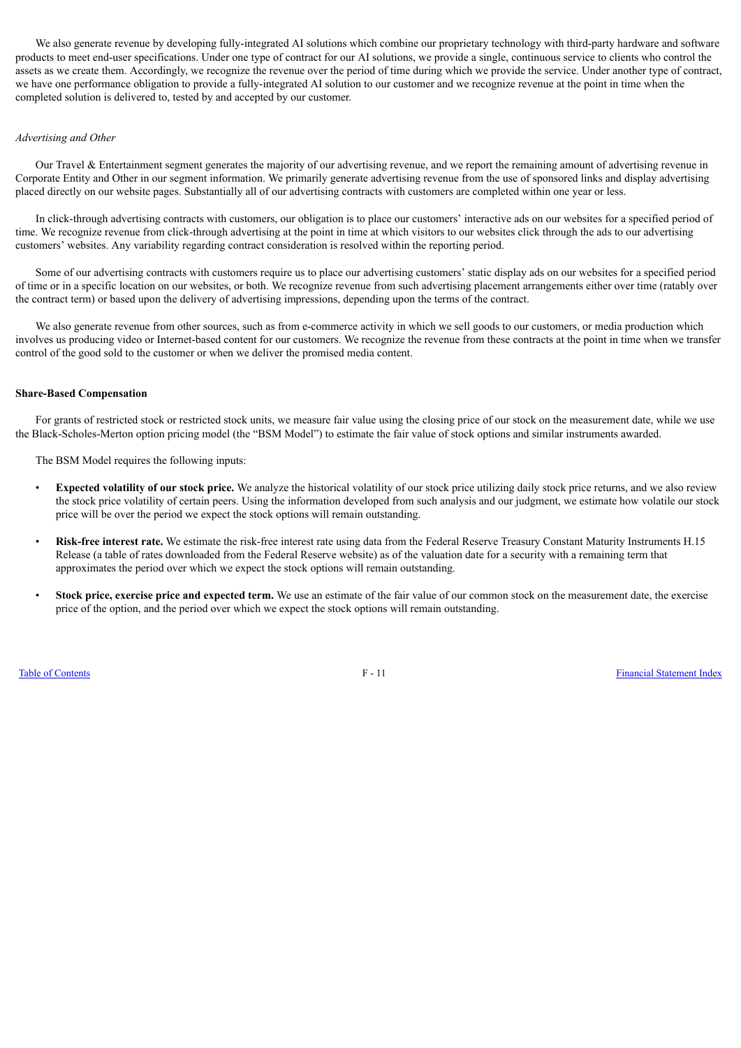We also generate revenue by developing fully-integrated AI solutions which combine our proprietary technology with third-party hardware and software products to meet end-user specifications. Under one type of contract for our AI solutions, we provide a single, continuous service to clients who control the assets as we create them. Accordingly, we recognize the revenue over the period of time during which we provide the service. Under another type of contract, we have one performance obligation to provide a fully-integrated AI solution to our customer and we recognize revenue at the point in time when the completed solution is delivered to, tested by and accepted by our customer.

*Advertising and Other*

Our Travel & Entertainment segment generates the majority of our advertising revenue, and we report the remaining amount of advertising revenue in Corporate Entity and Other in our segment information. We primarily generate advertising revenue from the use of sponsored links and display advertising placed directly on our website pages. Substantially all of our advertising contracts with customers are completed within one year or less.

In click-through advertising contracts with customers, our obligation is to place our customers' interactive ads on our websites for a specified period of time. We recognize revenue from click-through advertising at the point in time at which visitors to our websites click through the ads to our advertising customers' websites. Any variability regarding contract consideration is resolved within the reporting period.

Some of our advertising contracts with customers require us to place our advertising customers' static display ads on our websites for a specified period of time or in a specific location on our websites, or both. We recognize revenue from such advertising placement arrangements either over time (ratably over the contract term) or based upon the delivery of advertising impressions, depending upon the terms of the contract.

We also generate revenue from other sources, such as from e-commerce activity in which we sell goods to our customers, or media production which involves us producing video or Internet-based content for our customers. We recognize the revenue from these contracts at the point in time when we transfer control of the good sold to the customer or when we deliver the promised media content.

**Share-Based Compensation**

For grants of restricted stock or restricted stock units, we measure fair value using the closing price of our stock on the measurement date, while we use the Black-Scholes-Merton option pricing model (the "BSM Model") to estimate the fair value of stock options and similar instruments awarded.

The BSM Model requires the following inputs:

- **Expected volatility of our stock price.** We analyze the historical volatility of our stock price utilizing daily stock price returns, and we also review the stock price volatility of certain peers. Using the information developed from such analysis and our judgment, we estimate how volatile our stock price will be over the period we expect the stock options will remain outstanding.
- **Risk-free interest rate.** We estimate the risk-free interest rate using data from the Federal Reserve Treasury Constant Maturity Instruments H.15 Release (a table of rates downloaded from the Federal Reserve website) as of the valuation date for a security with a remaining term that approximates the period over which we expect the stock options will remain outstanding.
- **Stock price, exercise price and expected term.** We use an estimate of the fair value of our common stock on the measurement date, the exercise price of the option, and the period over which we expect the stock options will remain outstanding.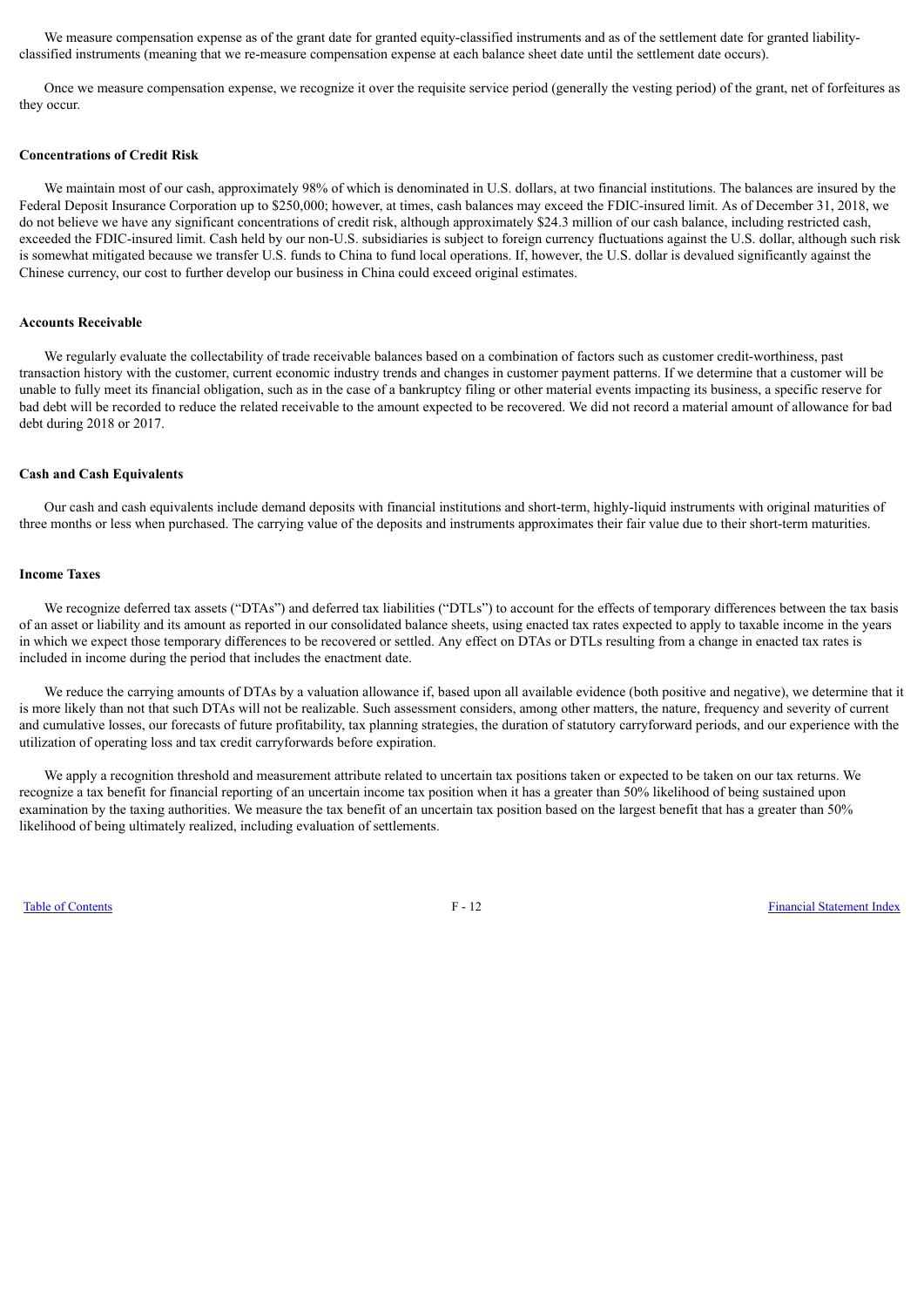We measure compensation expense as of the grant date for granted equity-classified instruments and as of the settlement date for granted liability-classified instruments (meaning that we re-measure compensation expense at each balance sheet date until the settlement date occurs).

Once we measure compensation expense, we recognize it over the requisite service period (generally the vesting period) of the grant, net of forfeitures as they occur.

**Concentrations of Credit Risk**

We maintain most of our cash, approximately 98% of which is denominated in U.S. dollars, at two financial institutions. The balances are insured by the Federal Deposit Insurance Corporation up to $250,000; however, at times, cash balances may exceed the FDIC-insured limit. As of December 31, 2018, we do not believe we have any significant concentrations of credit risk, although approximately $24.3 million of our cash balance, including restricted cash, exceeded the FDIC-insured limit. Cash held by our non-U.S. subsidiaries is subject to foreign currency fluctuations against the U.S. dollar, although such risk is somewhat mitigated because we transfer U.S. funds to China to fund local operations. If, however, the U.S. dollar is devalued significantly against the Chinese currency, our cost to further develop our business in China could exceed original estimates.

**Accounts Receivable**

We regularly evaluate the collectability of trade receivable balances based on a combination of factors such as customer credit-worthiness, past transaction history with the customer, current economic industry trends and changes in customer payment patterns. If we determine that a customer will be unable to fully meet its financial obligation, such as in the case of a bankruptcy filing or other material events impacting its business, a specific reserve for bad debt will be recorded to reduce the related receivable to the amount expected to be recovered. We did not record a material amount of allowance for bad debt during 2018 or 2017.

**Cash and Cash Equivalents**

Our cash and cash equivalents include demand deposits with financial institutions and short-term, highly-liquid instruments with original maturities of three months or less when purchased. The carrying value of the deposits and instruments approximates their fair value due to their short-term maturities.

**Income Taxes**

We recognize deferred tax assets ("DTAs") and deferred tax liabilities ("DTLs") to account for the effects of temporary differences between the tax basis of an asset or liability and its amount as reported in our consolidated balance sheets, using enacted tax rates expected to apply to taxable income in the years in which we expect those temporary differences to be recovered or settled. Any effect on DTAs or DTLs resulting from a change in enacted tax rates is included in income during the period that includes the enactment date.

We reduce the carrying amounts of DTAs by a valuation allowance if, based upon all available evidence (both positive and negative), we determine that it is more likely than not that such DTAs will not be realizable. Such assessment considers, among other matters, the nature, frequency and severity of current and cumulative losses, our forecasts of future profitability, tax planning strategies, the duration of statutory carryforward periods, and our experience with the utilization of operating loss and tax credit carryforwards before expiration.

We apply a recognition threshold and measurement attribute related to uncertain tax positions taken or expected to be taken on our tax returns. We recognize a tax benefit for financial reporting of an uncertain income tax position when it has a greater than 50% likelihood of being sustained upon examination by the taxing authorities. We measure the tax benefit of an uncertain tax position based on the largest benefit that has a greater than 50% likelihood of being ultimately realized, including evaluation of settlements.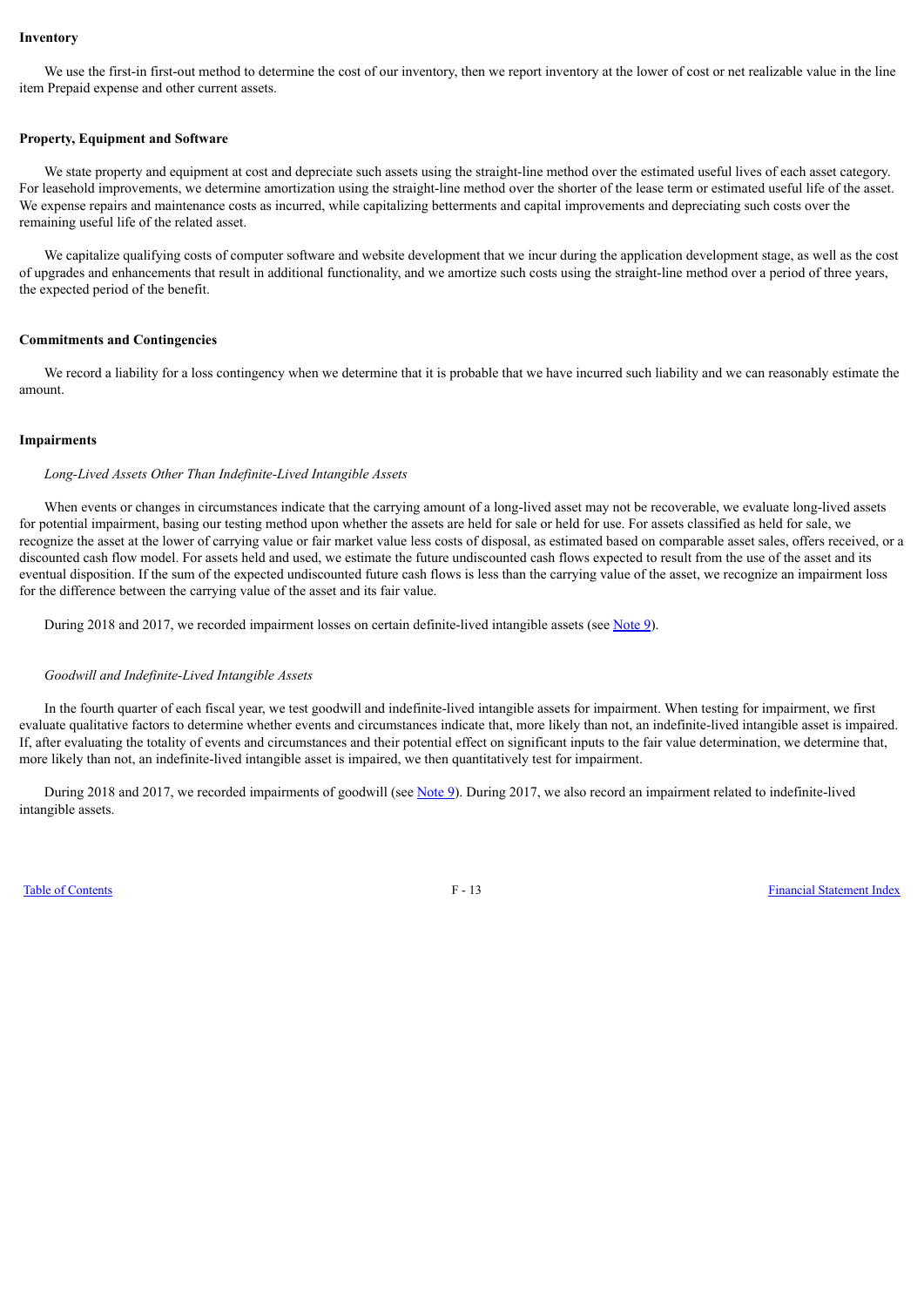**Inventory**

We use the first-in first-out method to determine the cost of our inventory, then we report inventory at the lower of cost or net realizable value in the line item Prepaid expense and other current assets.

**Property, Equipment and Software**

We state property and equipment at cost and depreciate such assets using the straight-line method over the estimated useful lives of each asset category. For leasehold improvements, we determine amortization using the straight-line method over the shorter of the lease term or estimated useful life of the asset. We expense repairs and maintenance costs as incurred, while capitalizing betterments and capital improvements and depreciating such costs over the remaining useful life of the related asset.

We capitalize qualifying costs of computer software and website development that we incur during the application development stage, as well as the cost of upgrades and enhancements that result in additional functionality, and we amortize such costs using the straight-line method over a period of three years, the expected period of the benefit.

**Commitments and Contingencies**

We record a liability for a loss contingency when we determine that it is probable that we have incurred such liability and we can reasonably estimate the amount.

**Impairments**

*Long-Lived Assets Other Than Indefinite-Lived Intangible Assets*

When events or changes in circumstances indicate that the carrying amount of a long-lived asset may not be recoverable, we evaluate long-lived assets for potential impairment, basing our testing method upon whether the assets are held for sale or held for use. For assets classified as held for sale, we recognize the asset at the lower of carrying value or fair market value less costs of disposal, as estimated based on comparable asset sales, offers received, or a discounted cash flow model. For assets held and used, we estimate the future undiscounted cash flows expected to result from the use of the asset and its eventual disposition. If the sum of the expected undiscounted future cash flows is less than the carrying value of the asset, we recognize an impairment loss for the difference between the carrying value of the asset and its fair value.

During 2018 and 2017, we recorded impairment losses on certain definite-lived intangible assets (see Note 9).

*Goodwill and Indefinite-Lived Intangible Assets*

In the fourth quarter of each fiscal year, we test goodwill and indefinite-lived intangible assets for impairment. When testing for impairment, we first evaluate qualitative factors to determine whether events and circumstances indicate that, more likely than not, an indefinite-lived intangible asset is impaired. If, after evaluating the totality of events and circumstances and their potential effect on significant inputs to the fair value determination, we determine that, more likely than not, an indefinite-lived intangible asset is impaired, we then quantitatively test for impairment.

During 2018 and 2017, we recorded impairments of goodwill (see Note 9). During 2017, we also record an impairment related to indefinite-lived intangible assets.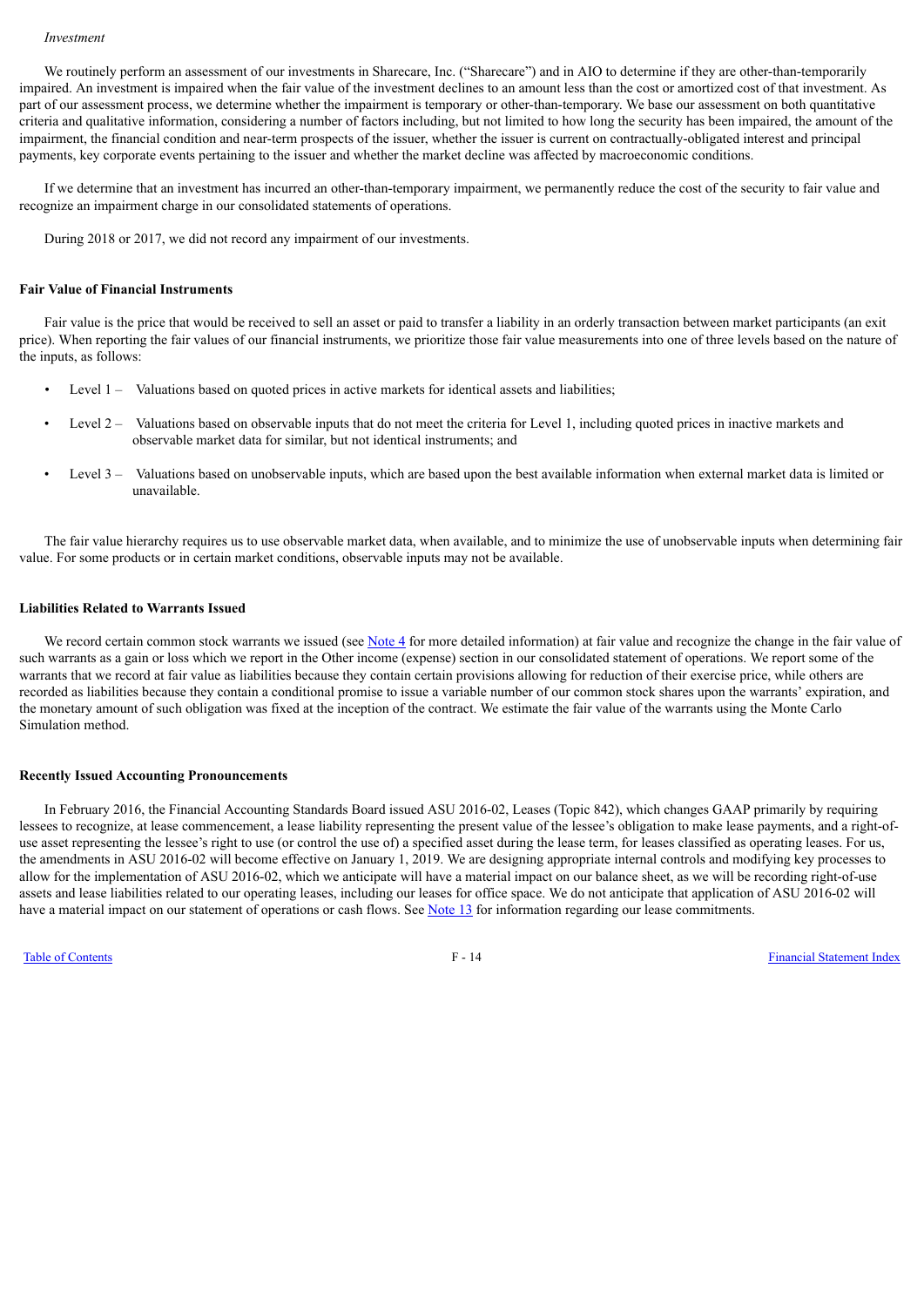*Investment*

We routinely perform an assessment of our investments in Sharecare, Inc. ("Sharecare") and in AIO to determine if they are other-than-temporarily impaired. An investment is impaired when the fair value of the investment declines to an amount less than the cost or amortized cost of that investment. As part of our assessment process, we determine whether the impairment is temporary or other-than-temporary. We base our assessment on both quantitative criteria and qualitative information, considering a number of factors including, but not limited to how long the security has been impaired, the amount of the impairment, the financial condition and near-term prospects of the issuer, whether the issuer is current on contractually-obligated interest and principal payments, key corporate events pertaining to the issuer and whether the market decline was affected by macroeconomic conditions.

If we determine that an investment has incurred an other-than-temporary impairment, we permanently reduce the cost of the security to fair value and recognize an impairment charge in our consolidated statements of operations.

During 2018 or 2017, we did not record any impairment of our investments.

**Fair Value of Financial Instruments**

Fair value is the price that would be received to sell an asset or paid to transfer a liability in an orderly transaction between market participants (an exit price). When reporting the fair values of our financial instruments, we prioritize those fair value measurements into one of three levels based on the nature of the inputs, as follows:

- Level 1 – Valuations based on quoted prices in active markets for identical assets and liabilities;
- Level 2 – Valuations based on observable inputs that do not meet the criteria for Level 1, including quoted prices in inactive markets and observable market data for similar, but not identical instruments; and
- Level 3 – Valuations based on unobservable inputs, which are based upon the best available information when external market data is limited or unavailable.

The fair value hierarchy requires us to use observable market data, when available, and to minimize the use of unobservable inputs when determining fair value. For some products or in certain market conditions, observable inputs may not be available.

**Liabilities Related to Warrants Issued**

We record certain common stock warrants we issued (see Note 4 for more detailed information) at fair value and recognize the change in the fair value of such warrants as a gain or loss which we report in the Other income (expense) section in our consolidated statement of operations. We report some of the warrants that we record at fair value as liabilities because they contain certain provisions allowing for reduction of their exercise price, while others are recorded as liabilities because they contain a conditional promise to issue a variable number of our common stock shares upon the warrants' expiration, and the monetary amount of such obligation was fixed at the inception of the contract. We estimate the fair value of the warrants using the Monte Carlo Simulation method.

**Recently Issued Accounting Pronouncements**

In February 2016, the Financial Accounting Standards Board issued ASU 2016-02, Leases (Topic 842), which changes GAAP primarily by requiring lessees to recognize, at lease commencement, a lease liability representing the present value of the lessee's obligation to make lease payments, and a right-of-use asset representing the lessee's right to use (or control the use of) a specified asset during the lease term, for leases classified as operating leases. For us, the amendments in ASU 2016-02 will become effective on January 1, 2019. We are designing appropriate internal controls and modifying key processes to allow for the implementation of ASU 2016-02, which we anticipate will have a material impact on our balance sheet, as we will be recording right-of-use assets and lease liabilities related to our operating leases, including our leases for office space. We do not anticipate that application of ASU 2016-02 will have a material impact on our statement of operations or cash flows. See Note 13 for information regarding our lease commitments.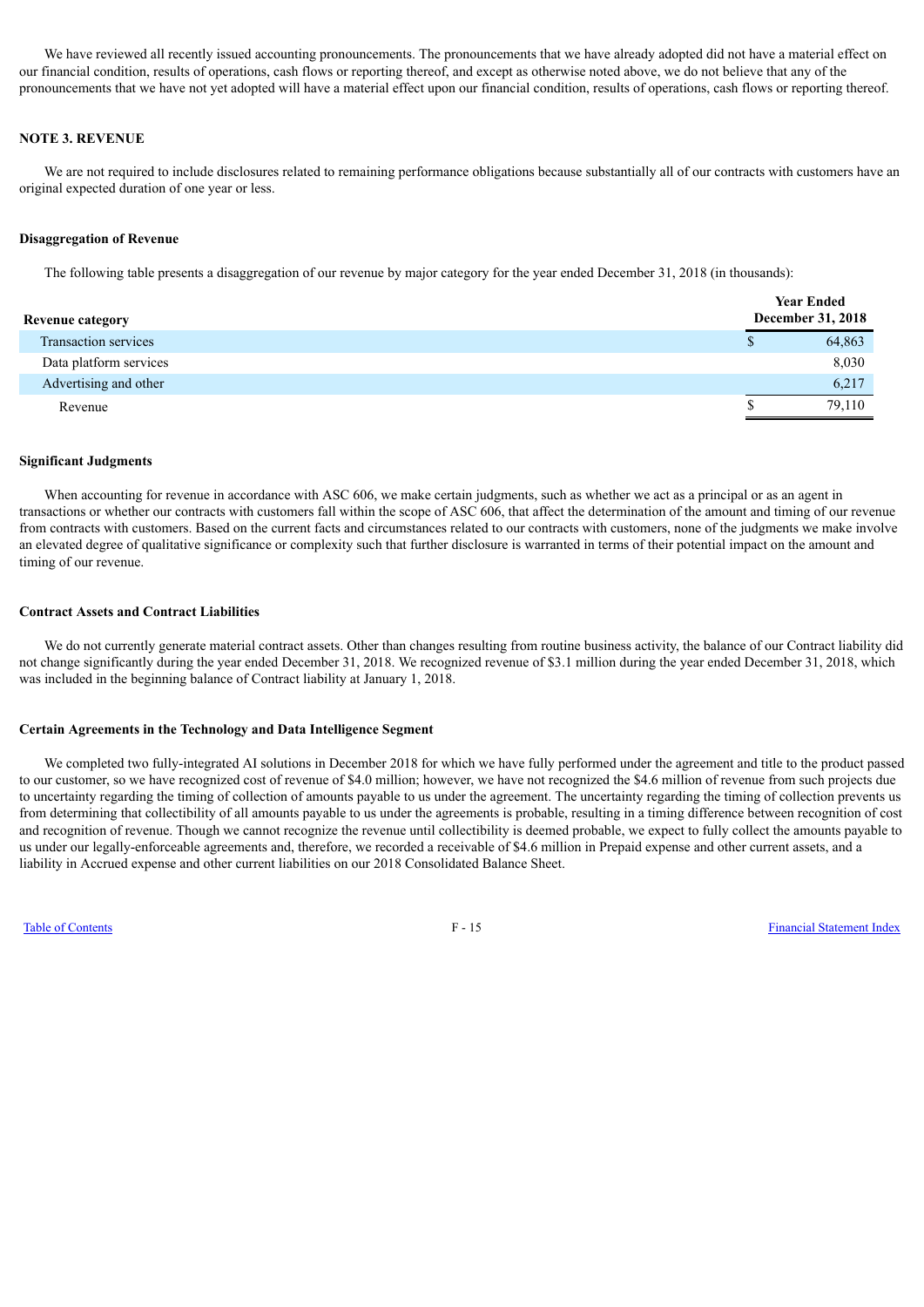We have reviewed all recently issued accounting pronouncements. The pronouncements that we have already adopted did not have a material effect on our financial condition, results of operations, cash flows or reporting thereof, and except as otherwise noted above, we do not believe that any of the pronouncements that we have not yet adopted will have a material effect upon our financial condition, results of operations, cash flows or reporting thereof.

## NOTE 3. REVENUE

We are not required to include disclosures related to remaining performance obligations because substantially all of our contracts with customers have an original expected duration of one year or less.

### Disaggregation of Revenue

The following table presents a disaggregation of our revenue by major category for the year ended December 31, 2018 (in thousands):

| Revenue category | Year Ended December 31, 2018 |
|---|---|
| Transaction services | $ 64,863 |
| Data platform services | 8,030 |
| Advertising and other | 6,217 |
| Revenue | $ 79,110 |

### Significant Judgments

When accounting for revenue in accordance with ASC 606, we make certain judgments, such as whether we act as a principal or as an agent in transactions or whether our contracts with customers fall within the scope of ASC 606, that affect the determination of the amount and timing of our revenue from contracts with customers. Based on the current facts and circumstances related to our contracts with customers, none of the judgments we make involve an elevated degree of qualitative significance or complexity such that further disclosure is warranted in terms of their potential impact on the amount and timing of our revenue.

### Contract Assets and Contract Liabilities

We do not currently generate material contract assets. Other than changes resulting from routine business activity, the balance of our Contract liability did not change significantly during the year ended December 31, 2018. We recognized revenue of $3.1 million during the year ended December 31, 2018, which was included in the beginning balance of Contract liability at January 1, 2018.

### Certain Agreements in the Technology and Data Intelligence Segment

We completed two fully-integrated AI solutions in December 2018 for which we have fully performed under the agreement and title to the product passed to our customer, so we have recognized cost of revenue of $4.0 million; however, we have not recognized the $4.6 million of revenue from such projects due to uncertainty regarding the timing of collection of amounts payable to us under the agreement. The uncertainty regarding the timing of collection prevents us from determining that collectibility of all amounts payable to us under the agreements is probable, resulting in a timing difference between recognition of cost and recognition of revenue. Though we cannot recognize the revenue until collectibility is deemed probable, we expect to fully collect the amounts payable to us under our legally-enforceable agreements and, therefore, we recorded a receivable of $4.6 million in Prepaid expense and other current assets, and a liability in Accrued expense and other current liabilities on our 2018 Consolidated Balance Sheet.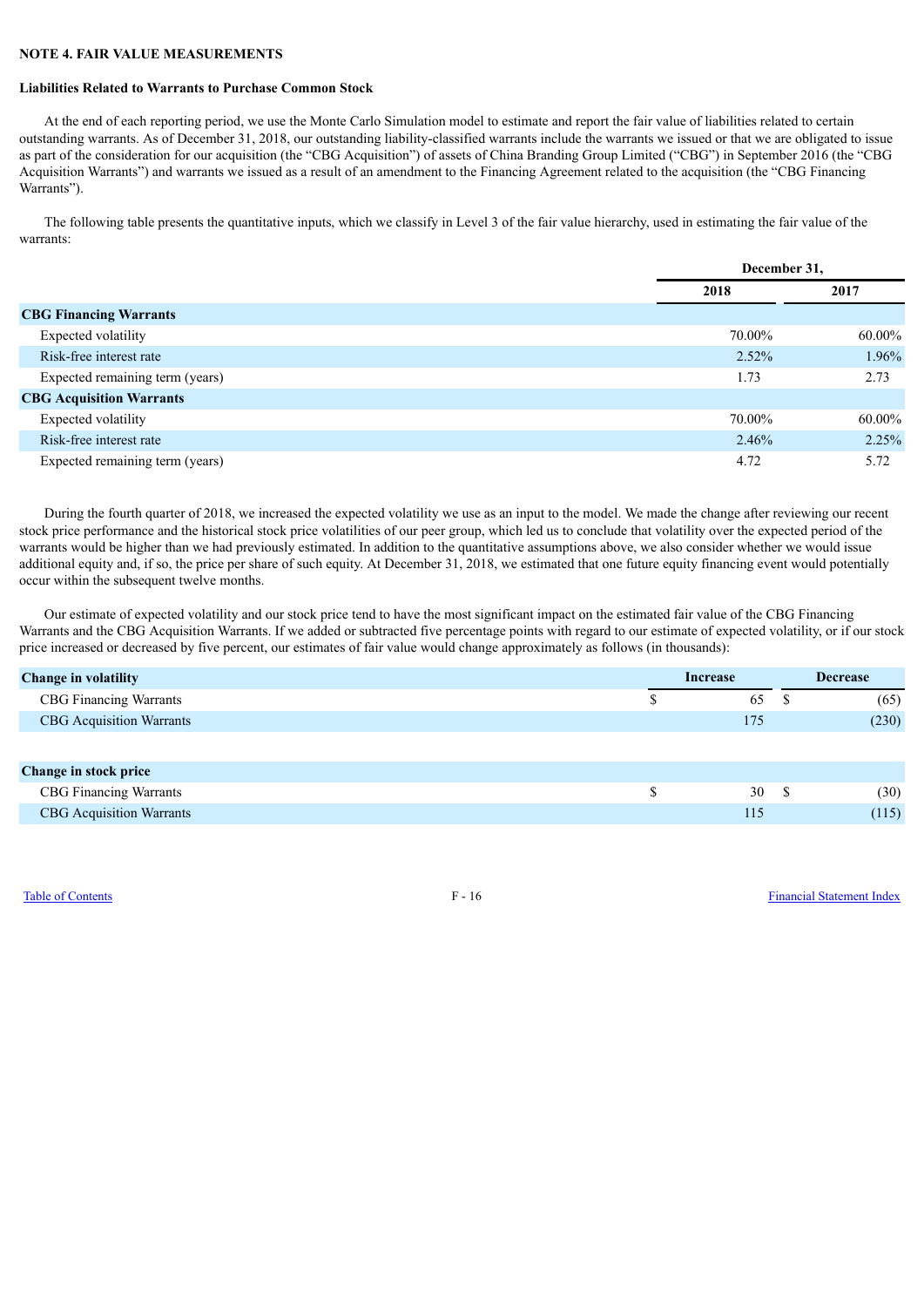## NOTE 4. FAIR VALUE MEASUREMENTS

### Liabilities Related to Warrants to Purchase Common Stock

At the end of each reporting period, we use the Monte Carlo Simulation model to estimate and report the fair value of liabilities related to certain outstanding warrants. As of December 31, 2018, our outstanding liability-classified warrants include the warrants we issued or that we are obligated to issue as part of the consideration for our acquisition (the "CBG Acquisition") of assets of China Branding Group Limited ("CBG") in September 2016 (the "CBG Acquisition Warrants") and warrants we issued as a result of an amendment to the Financing Agreement related to the acquisition (the "CBG Financing Warrants").

The following table presents the quantitative inputs, which we classify in Level 3 of the fair value hierarchy, used in estimating the fair value of the warrants:

| | December 31, | |
|---|---|---|
| | 2018 | 2017 |
| **CBG Financing Warrants** | | |
| Expected volatility | 70.00% | 60.00% |
| Risk-free interest rate | 2.52% | 1.96% |
| Expected remaining term (years) | 1.73 | 2.73 |
| **CBG Acquisition Warrants** | | |
| Expected volatility | 70.00% | 60.00% |
| Risk-free interest rate | 2.46% | 2.25% |
| Expected remaining term (years) | 4.72 | 5.72 |

During the fourth quarter of 2018, we increased the expected volatility we use as an input to the model. We made the change after reviewing our recent stock price performance and the historical stock price volatilities of our peer group, which led us to conclude that volatility over the expected period of the warrants would be higher than we had previously estimated. In addition to the quantitative assumptions above, we also consider whether we would issue additional equity and, if so, the price per share of such equity. At December 31, 2018, we estimated that one future equity financing event would potentially occur within the subsequent twelve months.

Our estimate of expected volatility and our stock price tend to have the most significant impact on the estimated fair value of the CBG Financing Warrants and the CBG Acquisition Warrants. If we added or subtracted five percentage points with regard to our estimate of expected volatility, or if our stock price increased or decreased by five percent, our estimates of fair value would change approximately as follows (in thousands):

| **Change in volatility** | Increase | Decrease |
|---|---|---|
| CBG Financing Warrants | $ 65 | $ (65) |
| CBG Acquisition Warrants | 175 | (230) |
| | | |
| **Change in stock price** | | |
| CBG Financing Warrants | $ 30 | $ (30) |
| CBG Acquisition Warrants | 115 | (115) |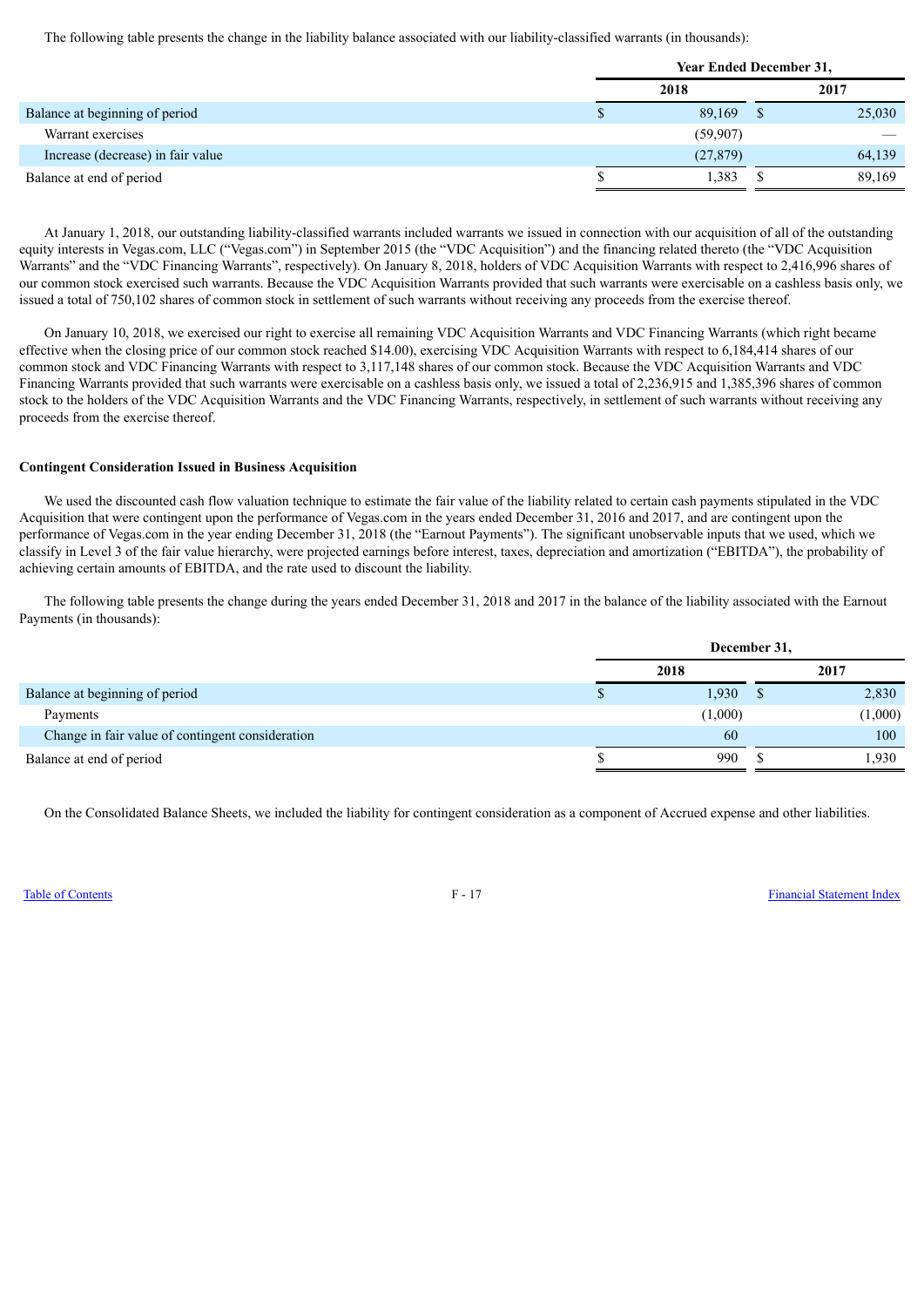The following table presents the change in the liability balance associated with our liability-classified warrants (in thousands):

| | Year Ended December 31, | |
|---|---|---|
| | 2018 | 2017 |
| Balance at beginning of period | $ 89,169 | $ 25,030 |
| Warrant exercises | (59,907) | — |
| Increase (decrease) in fair value | (27,879) | 64,139 |
| Balance at end of period | $ 1,383 | $ 89,169 |

At January 1, 2018, our outstanding liability-classified warrants included warrants we issued in connection with our acquisition of all of the outstanding equity interests in Vegas.com, LLC ("Vegas.com") in September 2015 (the "VDC Acquisition") and the financing related thereto (the "VDC Acquisition Warrants" and the "VDC Financing Warrants", respectively). On January 8, 2018, holders of VDC Acquisition Warrants with respect to 2,416,996 shares of our common stock exercised such warrants. Because the VDC Acquisition Warrants provided that such warrants were exercisable on a cashless basis only, we issued a total of 750,102 shares of common stock in settlement of such warrants without receiving any proceeds from the exercise thereof.

On January 10, 2018, we exercised our right to exercise all remaining VDC Acquisition Warrants and VDC Financing Warrants (which right became effective when the closing price of our common stock reached $14.00), exercising VDC Acquisition Warrants with respect to 6,184,414 shares of our common stock and VDC Financing Warrants with respect to 3,117,148 shares of our common stock. Because the VDC Acquisition Warrants and VDC Financing Warrants provided that such warrants were exercisable on a cashless basis only, we issued a total of 2,236,915 and 1,385,396 shares of common stock to the holders of the VDC Acquisition Warrants and the VDC Financing Warrants, respectively, in settlement of such warrants without receiving any proceeds from the exercise thereof.

**Contingent Consideration Issued in Business Acquisition**

We used the discounted cash flow valuation technique to estimate the fair value of the liability related to certain cash payments stipulated in the VDC Acquisition that were contingent upon the performance of Vegas.com in the years ended December 31, 2016 and 2017, and are contingent upon the performance of Vegas.com in the year ending December 31, 2018 (the "Earnout Payments"). The significant unobservable inputs that we used, which we classify in Level 3 of the fair value hierarchy, were projected earnings before interest, taxes, depreciation and amortization ("EBITDA"), the probability of achieving certain amounts of EBITDA, and the rate used to discount the liability.

The following table presents the change during the years ended December 31, 2018 and 2017 in the balance of the liability associated with the Earnout Payments (in thousands):

| | December 31, | |
|---|---|---|
| | 2018 | 2017 |
| Balance at beginning of period | $ 1,930 | $ 2,830 |
| Payments | (1,000) | (1,000) |
| Change in fair value of contingent consideration | 60 | 100 |
| Balance at end of period | $ 990 | $ 1,930 |

On the Consolidated Balance Sheets, we included the liability for contingent consideration as a component of Accrued expense and other liabilities.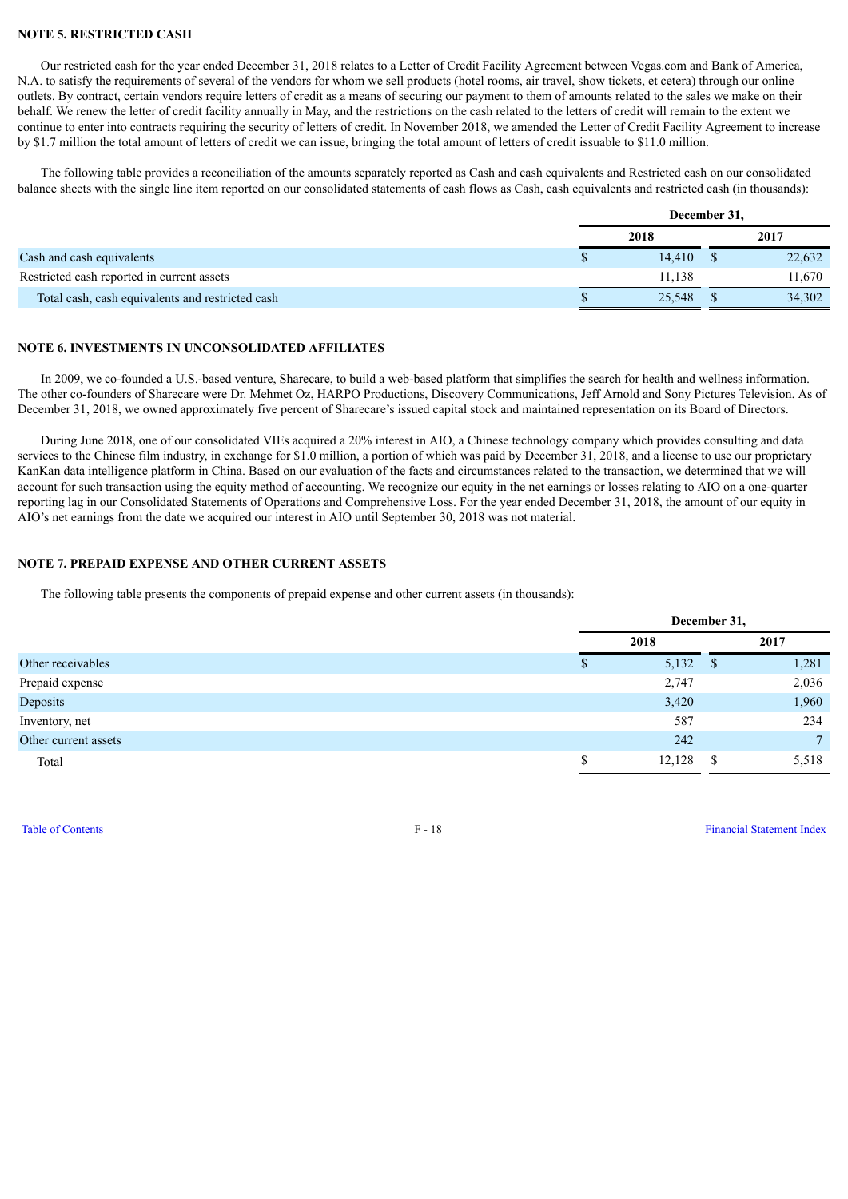## NOTE 5. RESTRICTED CASH

Our restricted cash for the year ended December 31, 2018 relates to a Letter of Credit Facility Agreement between Vegas.com and Bank of America, N.A. to satisfy the requirements of several of the vendors for whom we sell products (hotel rooms, air travel, show tickets, et cetera) through our online outlets. By contract, certain vendors require letters of credit as a means of securing our payment to them of amounts related to the sales we make on their behalf. We renew the letter of credit facility annually in May, and the restrictions on the cash related to the letters of credit will remain to the extent we continue to enter into contracts requiring the security of letters of credit. In November 2018, we amended the Letter of Credit Facility Agreement to increase by $1.7 million the total amount of letters of credit we can issue, bringing the total amount of letters of credit issuable to $11.0 million.

The following table provides a reconciliation of the amounts separately reported as Cash and cash equivalents and Restricted cash on our consolidated balance sheets with the single line item reported on our consolidated statements of cash flows as Cash, cash equivalents and restricted cash (in thousands):

| | December 31, | |
|---|---|---|
| | 2018 | 2017 |
| Cash and cash equivalents | $ 14,410 | $ 22,632 |
| Restricted cash reported in current assets | 11,138 | 11,670 |
| Total cash, cash equivalents and restricted cash | $ 25,548 | $ 34,302 |

## NOTE 6. INVESTMENTS IN UNCONSOLIDATED AFFILIATES

In 2009, we co-founded a U.S.-based venture, Sharecare, to build a web-based platform that simplifies the search for health and wellness information. The other co-founders of Sharecare were Dr. Mehmet Oz, HARPO Productions, Discovery Communications, Jeff Arnold and Sony Pictures Television. As of December 31, 2018, we owned approximately five percent of Sharecare's issued capital stock and maintained representation on its Board of Directors.

During June 2018, one of our consolidated VIEs acquired a 20% interest in AIO, a Chinese technology company which provides consulting and data services to the Chinese film industry, in exchange for $1.0 million, a portion of which was paid by December 31, 2018, and a license to use our proprietary KanKan data intelligence platform in China. Based on our evaluation of the facts and circumstances related to the transaction, we determined that we will account for such transaction using the equity method of accounting. We recognize our equity in the net earnings or losses relating to AIO on a one-quarter reporting lag in our Consolidated Statements of Operations and Comprehensive Loss. For the year ended December 31, 2018, the amount of our equity in AIO's net earnings from the date we acquired our interest in AIO until September 30, 2018 was not material.

## NOTE 7. PREPAID EXPENSE AND OTHER CURRENT ASSETS

The following table presents the components of prepaid expense and other current assets (in thousands):

| | December 31, | |
|---|---|---|
| | 2018 | 2017 |
| Other receivables | $ 5,132 | $ 1,281 |
| Prepaid expense | 2,747 | 2,036 |
| Deposits | 3,420 | 1,960 |
| Inventory, net | 587 | 234 |
| Other current assets | 242 | 7 |
| Total | $ 12,128 | $ 5,518 |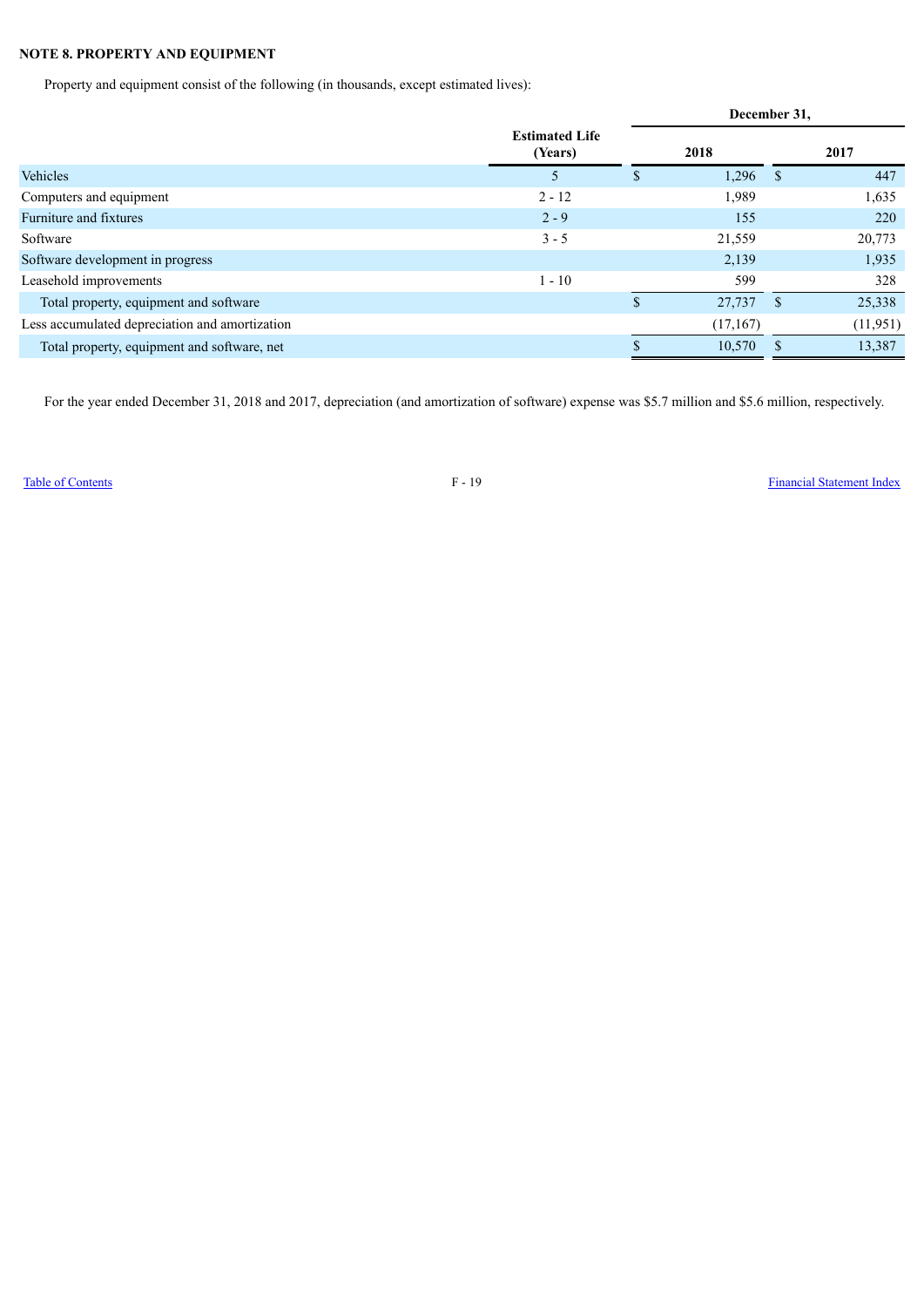## NOTE 8. PROPERTY AND EQUIPMENT

Property and equipment consist of the following (in thousands, except estimated lives):

| | Estimated Life (Years) | December 31, 2018 | December 31, 2017 |
|---|---|---|---|
| Vehicles | 5 | $ 1,296 | $ 447 |
| Computers and equipment | 2 - 12 | 1,989 | 1,635 |
| Furniture and fixtures | 2 - 9 | 155 | 220 |
| Software | 3 - 5 | 21,559 | 20,773 |
| Software development in progress | | 2,139 | 1,935 |
| Leasehold improvements | 1 - 10 | 599 | 328 |
| Total property, equipment and software | | $ 27,737 | $ 25,338 |
| Less accumulated depreciation and amortization | | (17,167) | (11,951) |
| Total property, equipment and software, net | | $ 10,570 | $ 13,387 |

For the year ended December 31, 2018 and 2017, depreciation (and amortization of software) expense was $5.7 million and $5.6 million, respectively.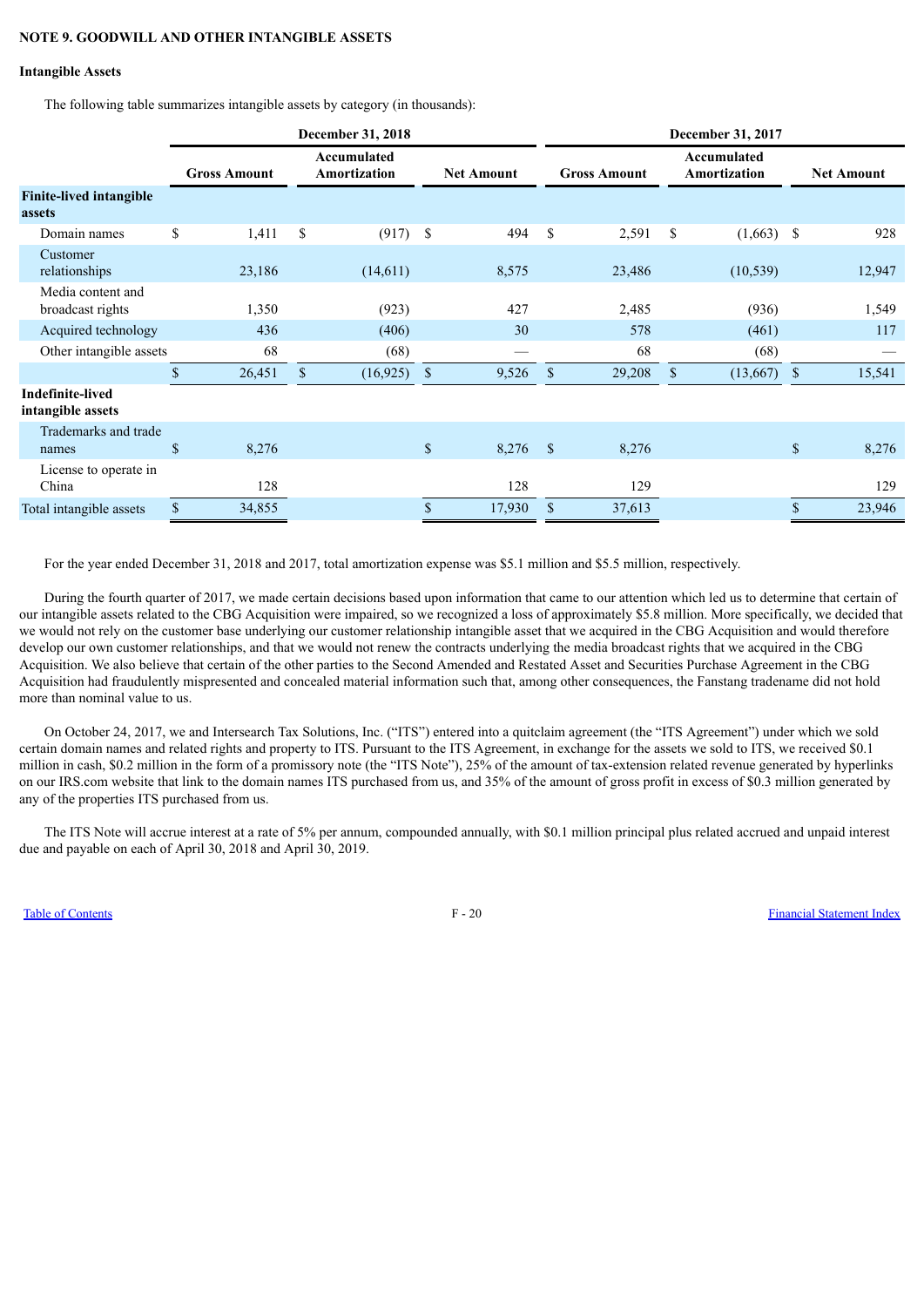**NOTE 9. GOODWILL AND OTHER INTANGIBLE ASSETS**

**Intangible Assets**

The following table summarizes intangible assets by category (in thousands):

| | December 31, 2018 | | | December 31, 2017 | | |
|---|---|---|---|---|---|---|
| | Gross Amount | Accumulated Amortization | Net Amount | Gross Amount | Accumulated Amortization | Net Amount |
| **Finite-lived intangible assets** | | | | | | |
| Domain names | $ 1,411 | $ (917) | $ 494 | $ 2,591 | $ (1,663) | $ 928 |
| Customer relationships | 23,186 | (14,611) | 8,575 | 23,486 | (10,539) | 12,947 |
| Media content and broadcast rights | 1,350 | (923) | 427 | 2,485 | (936) | 1,549 |
| Acquired technology | 436 | (406) | 30 | 578 | (461) | 117 |
| Other intangible assets | 68 | (68) | — | 68 | (68) | — |
| | $ 26,451 | $ (16,925) | $ 9,526 | $ 29,208 | $ (13,667) | $ 15,541 |
| **Indefinite-lived intangible assets** | | | | | | |
| Trademarks and trade names | $ 8,276 | | $ 8,276 | $ 8,276 | | $ 8,276 |
| License to operate in China | 128 | | 128 | 129 | | 129 |
| Total intangible assets | $ 34,855 | | $ 17,930 | $ 37,613 | | $ 23,946 |

For the year ended December 31, 2018 and 2017, total amortization expense was $5.1 million and $5.5 million, respectively.

During the fourth quarter of 2017, we made certain decisions based upon information that came to our attention which led us to determine that certain of our intangible assets related to the CBG Acquisition were impaired, so we recognized a loss of approximately $5.8 million. More specifically, we decided that we would not rely on the customer base underlying our customer relationship intangible asset that we acquired in the CBG Acquisition and would therefore develop our own customer relationships, and that we would not renew the contracts underlying the media broadcast rights that we acquired in the CBG Acquisition. We also believe that certain of the other parties to the Second Amended and Restated Asset and Securities Purchase Agreement in the CBG Acquisition had fraudulently mispresented and concealed material information such that, among other consequences, the Fanstang tradename did not hold more than nominal value to us.

On October 24, 2017, we and Intersearch Tax Solutions, Inc. ("ITS") entered into a quitclaim agreement (the "ITS Agreement") under which we sold certain domain names and related rights and property to ITS. Pursuant to the ITS Agreement, in exchange for the assets we sold to ITS, we received $0.1 million in cash, $0.2 million in the form of a promissory note (the "ITS Note"), 25% of the amount of tax-extension related revenue generated by hyperlinks on our IRS.com website that link to the domain names ITS purchased from us, and 35% of the amount of gross profit in excess of $0.3 million generated by any of the properties ITS purchased from us.

The ITS Note will accrue interest at a rate of 5% per annum, compounded annually, with $0.1 million principal plus related accrued and unpaid interest due and payable on each of April 30, 2018 and April 30, 2019.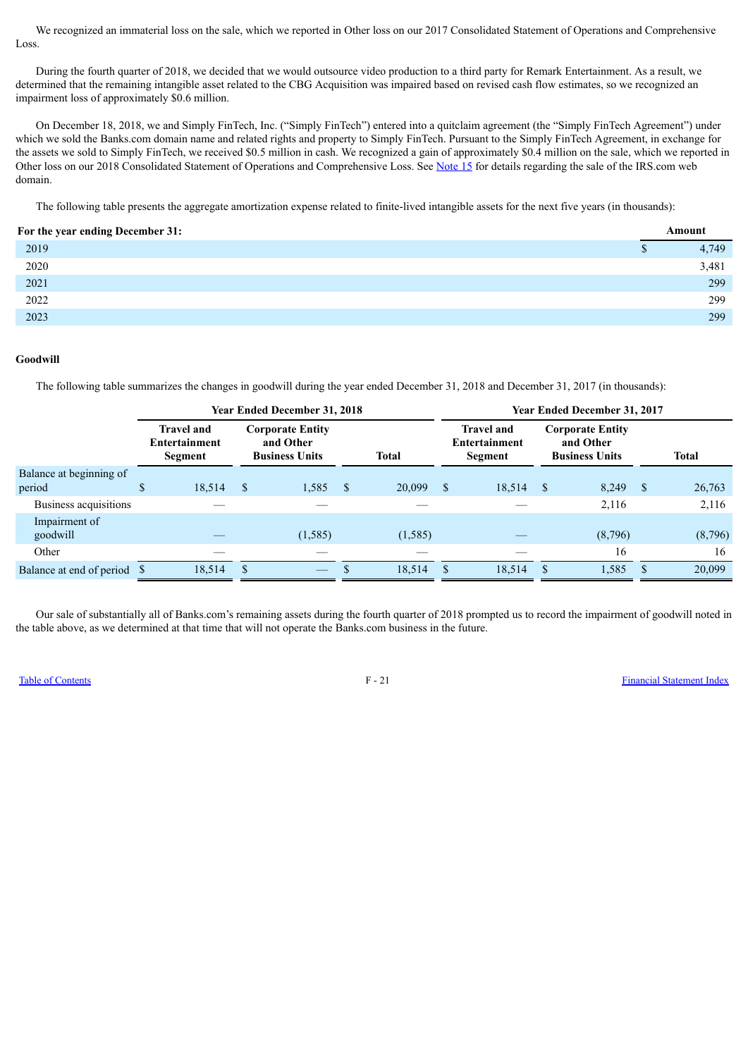We recognized an immaterial loss on the sale, which we reported in Other loss on our 2017 Consolidated Statement of Operations and Comprehensive Loss.

During the fourth quarter of 2018, we decided that we would outsource video production to a third party for Remark Entertainment. As a result, we determined that the remaining intangible asset related to the CBG Acquisition was impaired based on revised cash flow estimates, so we recognized an impairment loss of approximately $0.6 million.

On December 18, 2018, we and Simply FinTech, Inc. ("Simply FinTech") entered into a quitclaim agreement (the "Simply FinTech Agreement") under which we sold the Banks.com domain name and related rights and property to Simply FinTech. Pursuant to the Simply FinTech Agreement, in exchange for the assets we sold to Simply FinTech, we received $0.5 million in cash. We recognized a gain of approximately $0.4 million on the sale, which we reported in Other loss on our 2018 Consolidated Statement of Operations and Comprehensive Loss. See Note 15 for details regarding the sale of the IRS.com web domain.

The following table presents the aggregate amortization expense related to finite-lived intangible assets for the next five years (in thousands):

| For the year ending December 31: | Amount |
|---|---|
| 2019 | $ 4,749 |
| 2020 | 3,481 |
| 2021 | 299 |
| 2022 | 299 |
| 2023 | 299 |

**Goodwill**

The following table summarizes the changes in goodwill during the year ended December 31, 2018 and December 31, 2017 (in thousands):

| | Year Ended December 31, 2018 | | | Year Ended December 31, 2017 | | |
|---|---|---|---|---|---|---|
| | Travel and Entertainment Segment | Corporate Entity and Other Business Units | Total | Travel and Entertainment Segment | Corporate Entity and Other Business Units | Total |
| Balance at beginning of period | $ 18,514 | $ 1,585 | $ 20,099 | $ 18,514 | $ 8,249 | $ 26,763 |
| Business acquisitions | — | — | — | — | 2,116 | 2,116 |
| Impairment of goodwill | — | (1,585) | (1,585) | — | (8,796) | (8,796) |
| Other | — | — | — | — | 16 | 16 |
| Balance at end of period | $ 18,514 | $ — | $ 18,514 | $ 18,514 | $ 1,585 | $ 20,099 |

Our sale of substantially all of Banks.com's remaining assets during the fourth quarter of 2018 prompted us to record the impairment of goodwill noted in the table above, as we determined at that time that will not operate the Banks.com business in the future.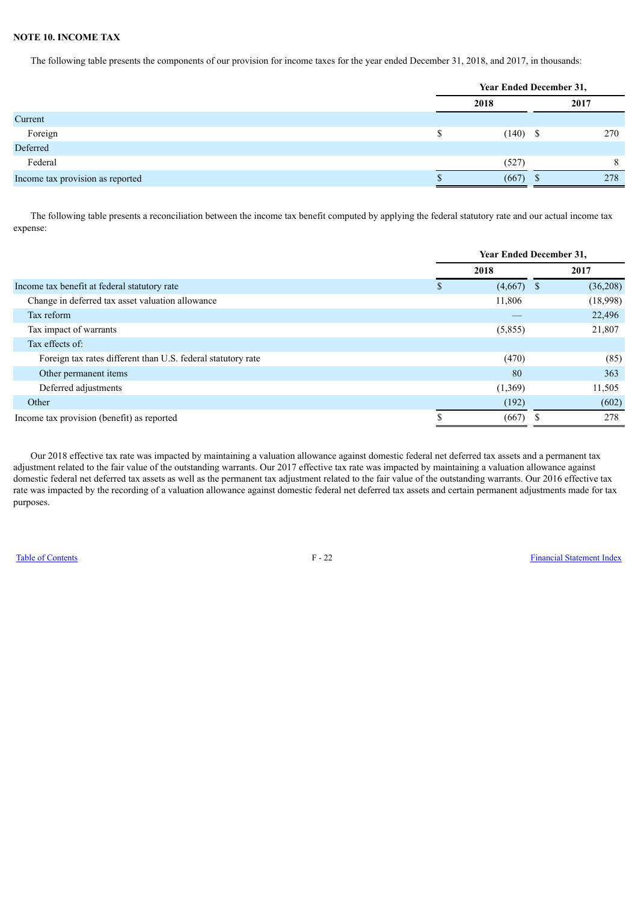**NOTE 10. INCOME TAX**

The following table presents the components of our provision for income taxes for the year ended December 31, 2018, and 2017, in thousands:

| | Year Ended December 31, | |
|---|---|---|
| | 2018 | 2017 |
| Current | | |
| Foreign | $ (140) | $ 270 |
| Deferred | | |
| Federal | (527) | 8 |
| Income tax provision as reported | $ (667) | $ 278 |

The following table presents a reconciliation between the income tax benefit computed by applying the federal statutory rate and our actual income tax expense:

| | Year Ended December 31, | |
|---|---|---|
| | 2018 | 2017 |
| Income tax benefit at federal statutory rate | $ (4,667) | $ (36,208) |
| Change in deferred tax asset valuation allowance | 11,806 | (18,998) |
| Tax reform | — | 22,496 |
| Tax impact of warrants | (5,855) | 21,807 |
| Tax effects of: | | |
| Foreign tax rates different than U.S. federal statutory rate | (470) | (85) |
| Other permanent items | 80 | 363 |
| Deferred adjustments | (1,369) | 11,505 |
| Other | (192) | (602) |
| Income tax provision (benefit) as reported | $ (667) | $ 278 |

Our 2018 effective tax rate was impacted by maintaining a valuation allowance against domestic federal net deferred tax assets and a permanent tax adjustment related to the fair value of the outstanding warrants. Our 2017 effective tax rate was impacted by maintaining a valuation allowance against domestic federal net deferred tax assets as well as the permanent tax adjustment related to the fair value of the outstanding warrants. Our 2016 effective tax rate was impacted by the recording of a valuation allowance against domestic federal net deferred tax assets and certain permanent adjustments made for tax purposes.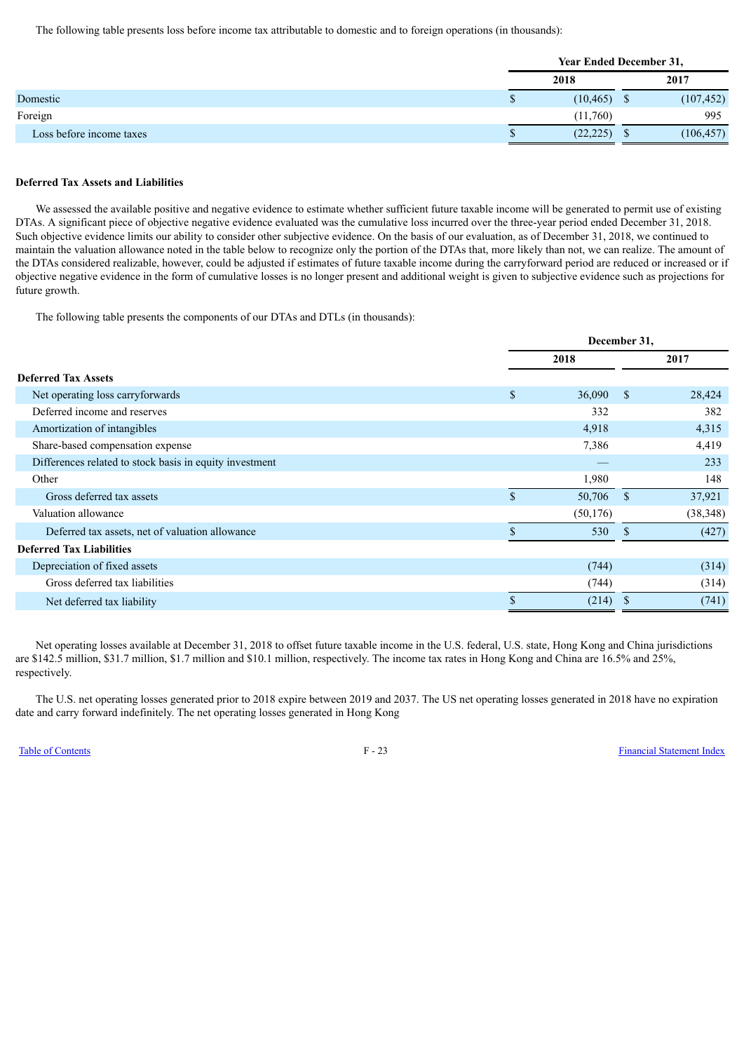The following table presents loss before income tax attributable to domestic and to foreign operations (in thousands):

| | Year Ended December 31, | |
|---|---|---|
| | 2018 | 2017 |
| Domestic | $ (10,465) | $ (107,452) |
| Foreign | (11,760) | 995 |
| Loss before income taxes | $ (22,225) | $ (106,457) |

**Deferred Tax Assets and Liabilities**

We assessed the available positive and negative evidence to estimate whether sufficient future taxable income will be generated to permit use of existing DTAs. A significant piece of objective negative evidence evaluated was the cumulative loss incurred over the three-year period ended December 31, 2018. Such objective evidence limits our ability to consider other subjective evidence. On the basis of our evaluation, as of December 31, 2018, we continued to maintain the valuation allowance noted in the table below to recognize only the portion of the DTAs that, more likely than not, we can realize. The amount of the DTAs considered realizable, however, could be adjusted if estimates of future taxable income during the carryforward period are reduced or increased or if objective negative evidence in the form of cumulative losses is no longer present and additional weight is given to subjective evidence such as projections for future growth.

The following table presents the components of our DTAs and DTLs (in thousands):

| | December 31, | |
|---|---|---|
| | 2018 | 2017 |
| **Deferred Tax Assets** | | |
| Net operating loss carryforwards | $ 36,090 | $ 28,424 |
| Deferred income and reserves | 332 | 382 |
| Amortization of intangibles | 4,918 | 4,315 |
| Share-based compensation expense | 7,386 | 4,419 |
| Differences related to stock basis in equity investment | — | 233 |
| Other | 1,980 | 148 |
| Gross deferred tax assets | $ 50,706 | $ 37,921 |
| Valuation allowance | (50,176) | (38,348) |
| Deferred tax assets, net of valuation allowance | $ 530 | $ (427) |
| **Deferred Tax Liabilities** | | |
| Depreciation of fixed assets | (744) | (314) |
| Gross deferred tax liabilities | (744) | (314) |
| Net deferred tax liability | $ (214) | $ (741) |

Net operating losses available at December 31, 2018 to offset future taxable income in the U.S. federal, U.S. state, Hong Kong and China jurisdictions are $142.5 million, $31.7 million, $1.7 million and $10.1 million, respectively. The income tax rates in Hong Kong and China are 16.5% and 25%, respectively.

The U.S. net operating losses generated prior to 2018 expire between 2019 and 2037. The US net operating losses generated in 2018 have no expiration date and carry forward indefinitely. The net operating losses generated in Hong Kong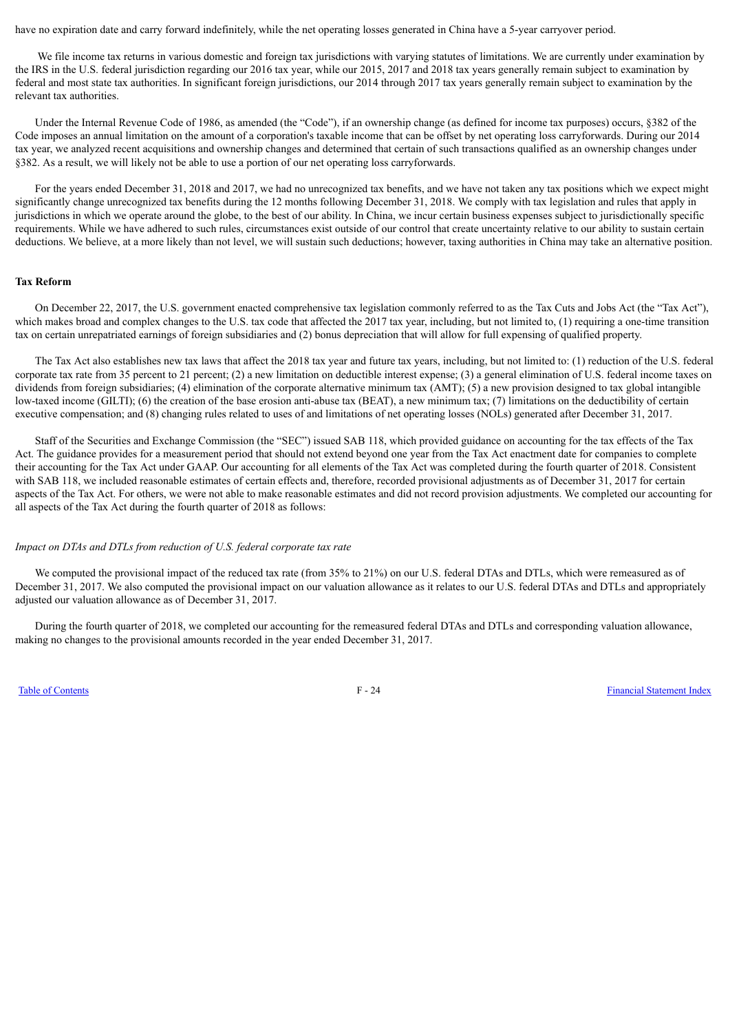have no expiration date and carry forward indefinitely, while the net operating losses generated in China have a 5-year carryover period.

We file income tax returns in various domestic and foreign tax jurisdictions with varying statutes of limitations. We are currently under examination by the IRS in the U.S. federal jurisdiction regarding our 2016 tax year, while our 2015, 2017 and 2018 tax years generally remain subject to examination by federal and most state tax authorities. In significant foreign jurisdictions, our 2014 through 2017 tax years generally remain subject to examination by the relevant tax authorities.

Under the Internal Revenue Code of 1986, as amended (the "Code"), if an ownership change (as defined for income tax purposes) occurs, §382 of the Code imposes an annual limitation on the amount of a corporation's taxable income that can be offset by net operating loss carryforwards. During our 2014 tax year, we analyzed recent acquisitions and ownership changes and determined that certain of such transactions qualified as an ownership changes under §382. As a result, we will likely not be able to use a portion of our net operating loss carryforwards.

For the years ended December 31, 2018 and 2017, we had no unrecognized tax benefits, and we have not taken any tax positions which we expect might significantly change unrecognized tax benefits during the 12 months following December 31, 2018. We comply with tax legislation and rules that apply in jurisdictions in which we operate around the globe, to the best of our ability. In China, we incur certain business expenses subject to jurisdictionally specific requirements. While we have adhered to such rules, circumstances exist outside of our control that create uncertainty relative to our ability to sustain certain deductions. We believe, at a more likely than not level, we will sustain such deductions; however, taxing authorities in China may take an alternative position.

**Tax Reform**

On December 22, 2017, the U.S. government enacted comprehensive tax legislation commonly referred to as the Tax Cuts and Jobs Act (the "Tax Act"), which makes broad and complex changes to the U.S. tax code that affected the 2017 tax year, including, but not limited to, (1) requiring a one-time transition tax on certain unrepatriated earnings of foreign subsidiaries and (2) bonus depreciation that will allow for full expensing of qualified property.

The Tax Act also establishes new tax laws that affect the 2018 tax year and future tax years, including, but not limited to: (1) reduction of the U.S. federal corporate tax rate from 35 percent to 21 percent; (2) a new limitation on deductible interest expense; (3) a general elimination of U.S. federal income taxes on dividends from foreign subsidiaries; (4) elimination of the corporate alternative minimum tax (AMT); (5) a new provision designed to tax global intangible low-taxed income (GILTI); (6) the creation of the base erosion anti-abuse tax (BEAT), a new minimum tax; (7) limitations on the deductibility of certain executive compensation; and (8) changing rules related to uses of and limitations of net operating losses (NOLs) generated after December 31, 2017.

Staff of the Securities and Exchange Commission (the "SEC") issued SAB 118, which provided guidance on accounting for the tax effects of the Tax Act. The guidance provides for a measurement period that should not extend beyond one year from the Tax Act enactment date for companies to complete their accounting for the Tax Act under GAAP. Our accounting for all elements of the Tax Act was completed during the fourth quarter of 2018. Consistent with SAB 118, we included reasonable estimates of certain effects and, therefore, recorded provisional adjustments as of December 31, 2017 for certain aspects of the Tax Act. For others, we were not able to make reasonable estimates and did not record provision adjustments. We completed our accounting for all aspects of the Tax Act during the fourth quarter of 2018 as follows:

*Impact on DTAs and DTLs from reduction of U.S. federal corporate tax rate*

We computed the provisional impact of the reduced tax rate (from 35% to 21%) on our U.S. federal DTAs and DTLs, which were remeasured as of December 31, 2017. We also computed the provisional impact on our valuation allowance as it relates to our U.S. federal DTAs and DTLs and appropriately adjusted our valuation allowance as of December 31, 2017.

During the fourth quarter of 2018, we completed our accounting for the remeasured federal DTAs and DTLs and corresponding valuation allowance, making no changes to the provisional amounts recorded in the year ended December 31, 2017.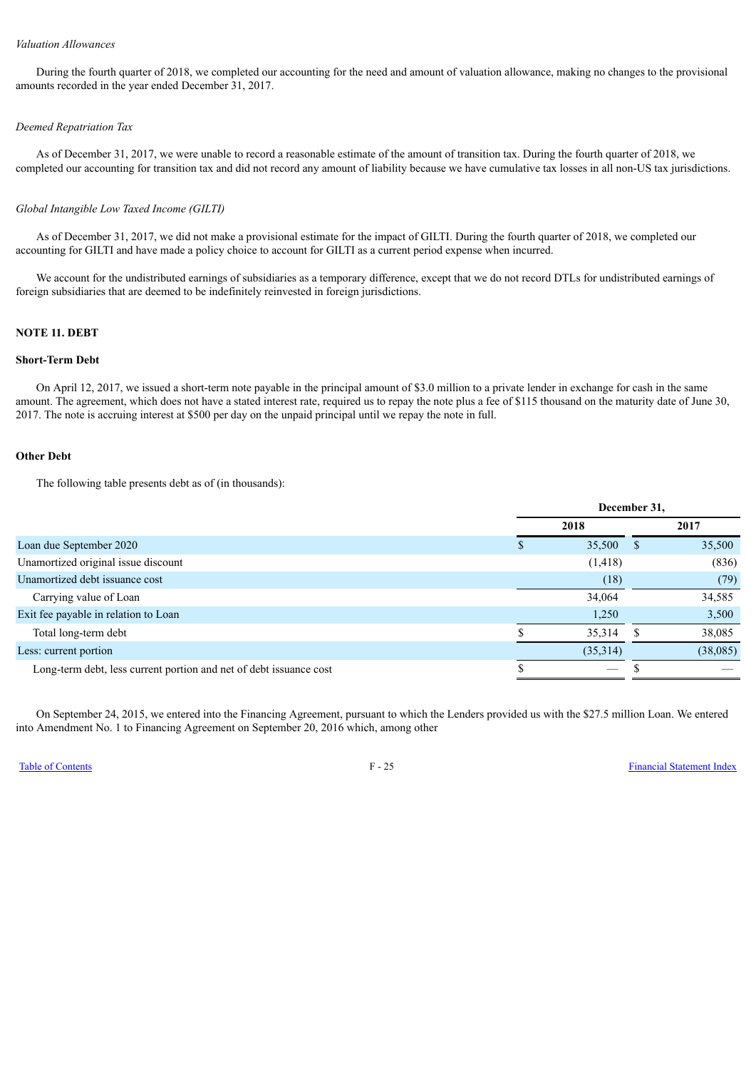*Valuation Allowances*

During the fourth quarter of 2018, we completed our accounting for the need and amount of valuation allowance, making no changes to the provisional amounts recorded in the year ended December 31, 2017.

*Deemed Repatriation Tax*

As of December 31, 2017, we were unable to record a reasonable estimate of the amount of transition tax. During the fourth quarter of 2018, we completed our accounting for transition tax and did not record any amount of liability because we have cumulative tax losses in all non-US tax jurisdictions.

*Global Intangible Low Taxed Income (GILTI)*

As of December 31, 2017, we did not make a provisional estimate for the impact of GILTI. During the fourth quarter of 2018, we completed our accounting for GILTI and have made a policy choice to account for GILTI as a current period expense when incurred.

We account for the undistributed earnings of subsidiaries as a temporary difference, except that we do not record DTLs for undistributed earnings of foreign subsidiaries that are deemed to be indefinitely reinvested in foreign jurisdictions.

## NOTE 11. DEBT

### Short-Term Debt

On April 12, 2017, we issued a short-term note payable in the principal amount of $3.0 million to a private lender in exchange for cash in the same amount. The agreement, which does not have a stated interest rate, required us to repay the note plus a fee of $115 thousand on the maturity date of June 30, 2017. The note is accruing interest at $500 per day on the unpaid principal until we repay the note in full.

### Other Debt

The following table presents debt as of (in thousands):

| | December 31, | |
|---|---|---|
| | 2018 | 2017 |
| Loan due September 2020 | $ 35,500 | $ 35,500 |
| Unamortized original issue discount | (1,418) | (836) |
| Unamortized debt issuance cost | (18) | (79) |
| Carrying value of Loan | 34,064 | 34,585 |
| Exit fee payable in relation to Loan | 1,250 | 3,500 |
| Total long-term debt | $ 35,314 | $ 38,085 |
| Less: current portion | (35,314) | (38,085) |
| Long-term debt, less current portion and net of debt issuance cost | $ — | $ — |

On September 24, 2015, we entered into the Financing Agreement, pursuant to which the Lenders provided us with the $27.5 million Loan. We entered into Amendment No. 1 to Financing Agreement on September 20, 2016 which, among other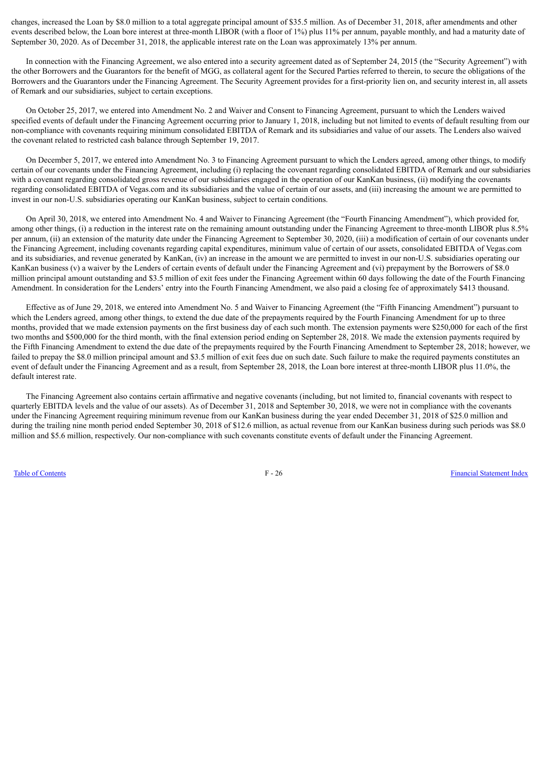changes, increased the Loan by $8.0 million to a total aggregate principal amount of $35.5 million. As of December 31, 2018, after amendments and other events described below, the Loan bore interest at three-month LIBOR (with a floor of 1%) plus 11% per annum, payable monthly, and had a maturity date of September 30, 2020. As of December 31, 2018, the applicable interest rate on the Loan was approximately 13% per annum.

In connection with the Financing Agreement, we also entered into a security agreement dated as of September 24, 2015 (the "Security Agreement") with the other Borrowers and the Guarantors for the benefit of MGG, as collateral agent for the Secured Parties referred to therein, to secure the obligations of the Borrowers and the Guarantors under the Financing Agreement. The Security Agreement provides for a first-priority lien on, and security interest in, all assets of Remark and our subsidiaries, subject to certain exceptions.

On October 25, 2017, we entered into Amendment No. 2 and Waiver and Consent to Financing Agreement, pursuant to which the Lenders waived specified events of default under the Financing Agreement occurring prior to January 1, 2018, including but not limited to events of default resulting from our non-compliance with covenants requiring minimum consolidated EBITDA of Remark and its subsidiaries and value of our assets. The Lenders also waived the covenant related to restricted cash balance through September 19, 2017.

On December 5, 2017, we entered into Amendment No. 3 to Financing Agreement pursuant to which the Lenders agreed, among other things, to modify certain of our covenants under the Financing Agreement, including (i) replacing the covenant regarding consolidated EBITDA of Remark and our subsidiaries with a covenant regarding consolidated gross revenue of our subsidiaries engaged in the operation of our KanKan business, (ii) modifying the covenants regarding consolidated EBITDA of Vegas.com and its subsidiaries and the value of certain of our assets, and (iii) increasing the amount we are permitted to invest in our non-U.S. subsidiaries operating our KanKan business, subject to certain conditions.

On April 30, 2018, we entered into Amendment No. 4 and Waiver to Financing Agreement (the "Fourth Financing Amendment"), which provided for, among other things, (i) a reduction in the interest rate on the remaining amount outstanding under the Financing Agreement to three-month LIBOR plus 8.5% per annum, (ii) an extension of the maturity date under the Financing Agreement to September 30, 2020, (iii) a modification of certain of our covenants under the Financing Agreement, including covenants regarding capital expenditures, minimum value of certain of our assets, consolidated EBITDA of Vegas.com and its subsidiaries, and revenue generated by KanKan, (iv) an increase in the amount we are permitted to invest in our non-U.S. subsidiaries operating our KanKan business (v) a waiver by the Lenders of certain events of default under the Financing Agreement and (vi) prepayment by the Borrowers of $8.0 million principal amount outstanding and $3.5 million of exit fees under the Financing Agreement within 60 days following the date of the Fourth Financing Amendment. In consideration for the Lenders' entry into the Fourth Financing Amendment, we also paid a closing fee of approximately $413 thousand.

Effective as of June 29, 2018, we entered into Amendment No. 5 and Waiver to Financing Agreement (the "Fifth Financing Amendment") pursuant to which the Lenders agreed, among other things, to extend the due date of the prepayments required by the Fourth Financing Amendment for up to three months, provided that we made extension payments on the first business day of each such month. The extension payments were $250,000 for each of the first two months and $500,000 for the third month, with the final extension period ending on September 28, 2018. We made the extension payments required by the Fifth Financing Amendment to extend the due date of the prepayments required by the Fourth Financing Amendment to September 28, 2018; however, we failed to prepay the $8.0 million principal amount and $3.5 million of exit fees due on such date. Such failure to make the required payments constitutes an event of default under the Financing Agreement and as a result, from September 28, 2018, the Loan bore interest at three-month LIBOR plus 11.0%, the default interest rate.

The Financing Agreement also contains certain affirmative and negative covenants (including, but not limited to, financial covenants with respect to quarterly EBITDA levels and the value of our assets). As of December 31, 2018 and September 30, 2018, we were not in compliance with the covenants under the Financing Agreement requiring minimum revenue from our KanKan business during the year ended December 31, 2018 of $25.0 million and during the trailing nine month period ended September 30, 2018 of $12.6 million, as actual revenue from our KanKan business during such periods was $8.0 million and $5.6 million, respectively. Our non-compliance with such covenants constitute events of default under the Financing Agreement.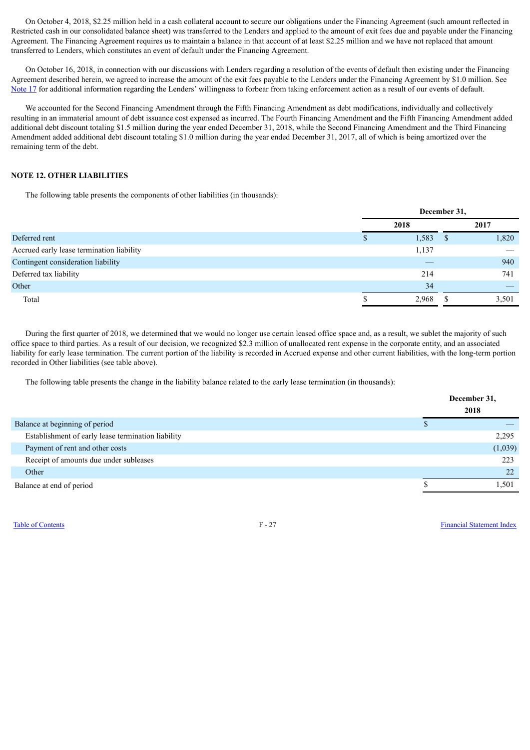On October 4, 2018, $2.25 million held in a cash collateral account to secure our obligations under the Financing Agreement (such amount reflected in Restricted cash in our consolidated balance sheet) was transferred to the Lenders and applied to the amount of exit fees due and payable under the Financing Agreement. The Financing Agreement requires us to maintain a balance in that account of at least $2.25 million and we have not replaced that amount transferred to Lenders, which constitutes an event of default under the Financing Agreement.

On October 16, 2018, in connection with our discussions with Lenders regarding a resolution of the events of default then existing under the Financing Agreement described herein, we agreed to increase the amount of the exit fees payable to the Lenders under the Financing Agreement by $1.0 million. See Note 17 for additional information regarding the Lenders' willingness to forbear from taking enforcement action as a result of our events of default.

We accounted for the Second Financing Amendment through the Fifth Financing Amendment as debt modifications, individually and collectively resulting in an immaterial amount of debt issuance cost expensed as incurred. The Fourth Financing Amendment and the Fifth Financing Amendment added additional debt discount totaling $1.5 million during the year ended December 31, 2018, while the Second Financing Amendment and the Third Financing Amendment added additional debt discount totaling $1.0 million during the year ended December 31, 2017, all of which is being amortized over the remaining term of the debt.

## NOTE 12. OTHER LIABILITIES

The following table presents the components of other liabilities (in thousands):

| | December 31, | |
|---|---|---|
| | 2018 | 2017 |
| Deferred rent | $ 1,583 | $ 1,820 |
| Accrued early lease termination liability | 1,137 | — |
| Contingent consideration liability | — | 940 |
| Deferred tax liability | 214 | 741 |
| Other | 34 | — |
| Total | $ 2,968 | $ 3,501 |

During the first quarter of 2018, we determined that we would no longer use certain leased office space and, as a result, we sublet the majority of such office space to third parties. As a result of our decision, we recognized $2.3 million of unallocated rent expense in the corporate entity, and an associated liability for early lease termination. The current portion of the liability is recorded in Accrued expense and other current liabilities, with the long-term portion recorded in Other liabilities (see table above).

The following table presents the change in the liability balance related to the early lease termination (in thousands):

| | December 31, 2018 |
|---|---|
| Balance at beginning of period | $ — |
| Establishment of early lease termination liability | 2,295 |
| Payment of rent and other costs | (1,039) |
| Receipt of amounts due under subleases | 223 |
| Other | 22 |
| Balance at end of period | $ 1,501 |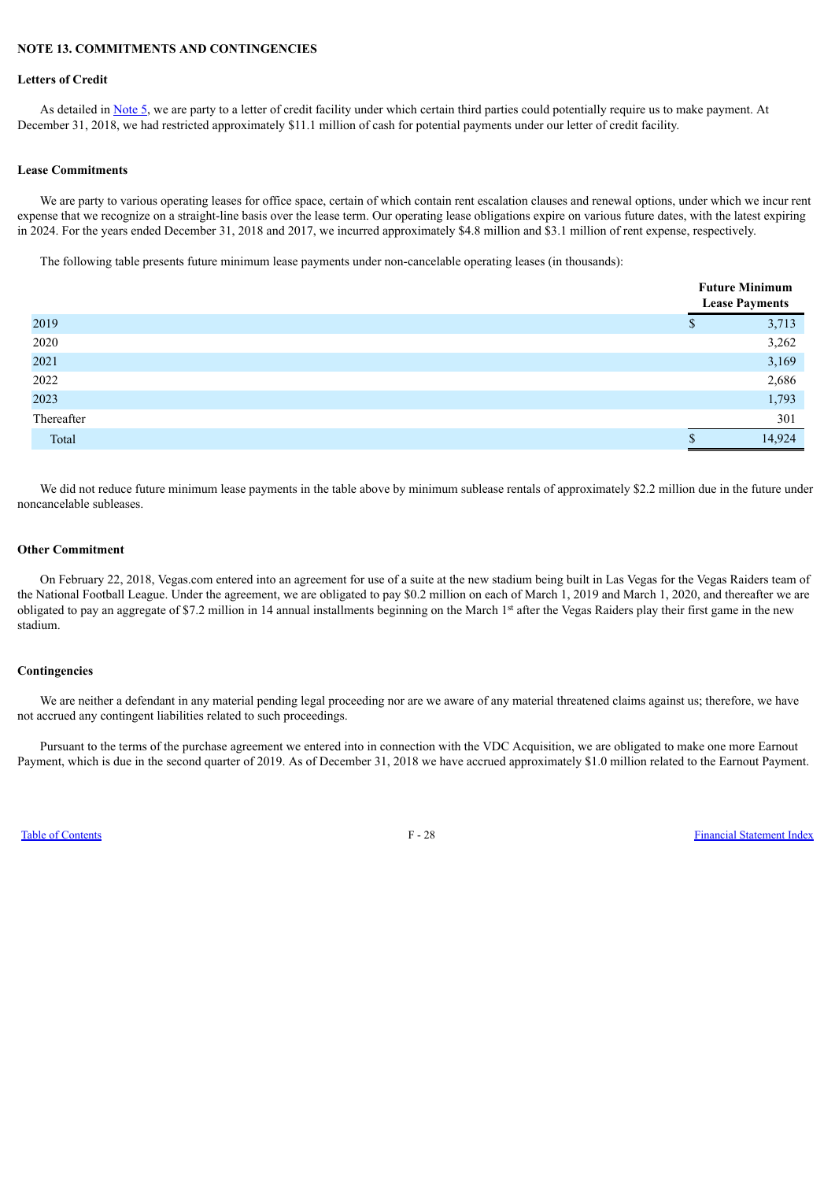## NOTE 13. COMMITMENTS AND CONTINGENCIES

### Letters of Credit

As detailed in Note 5, we are party to a letter of credit facility under which certain third parties could potentially require us to make payment. At December 31, 2018, we had restricted approximately $11.1 million of cash for potential payments under our letter of credit facility.

### Lease Commitments

We are party to various operating leases for office space, certain of which contain rent escalation clauses and renewal options, under which we incur rent expense that we recognize on a straight-line basis over the lease term. Our operating lease obligations expire on various future dates, with the latest expiring in 2024. For the years ended December 31, 2018 and 2017, we incurred approximately $4.8 million and $3.1 million of rent expense, respectively.

The following table presents future minimum lease payments under non-cancelable operating leases (in thousands):

| | Future Minimum Lease Payments |
|---|---|
| 2019 | $ 3,713 |
| 2020 | 3,262 |
| 2021 | 3,169 |
| 2022 | 2,686 |
| 2023 | 1,793 |
| Thereafter | 301 |
| Total | $ 14,924 |

We did not reduce future minimum lease payments in the table above by minimum sublease rentals of approximately $2.2 million due in the future under noncancelable subleases.

### Other Commitment

On February 22, 2018, Vegas.com entered into an agreement for use of a suite at the new stadium being built in Las Vegas for the Vegas Raiders team of the National Football League. Under the agreement, we are obligated to pay $0.2 million on each of March 1, 2019 and March 1, 2020, and thereafter we are obligated to pay an aggregate of $7.2 million in 14 annual installments beginning on the March 1st after the Vegas Raiders play their first game in the new stadium.

### Contingencies

We are neither a defendant in any material pending legal proceeding nor are we aware of any material threatened claims against us; therefore, we have not accrued any contingent liabilities related to such proceedings.

Pursuant to the terms of the purchase agreement we entered into in connection with the VDC Acquisition, we are obligated to make one more Earnout Payment, which is due in the second quarter of 2019. As of December 31, 2018 we have accrued approximately $1.0 million related to the Earnout Payment.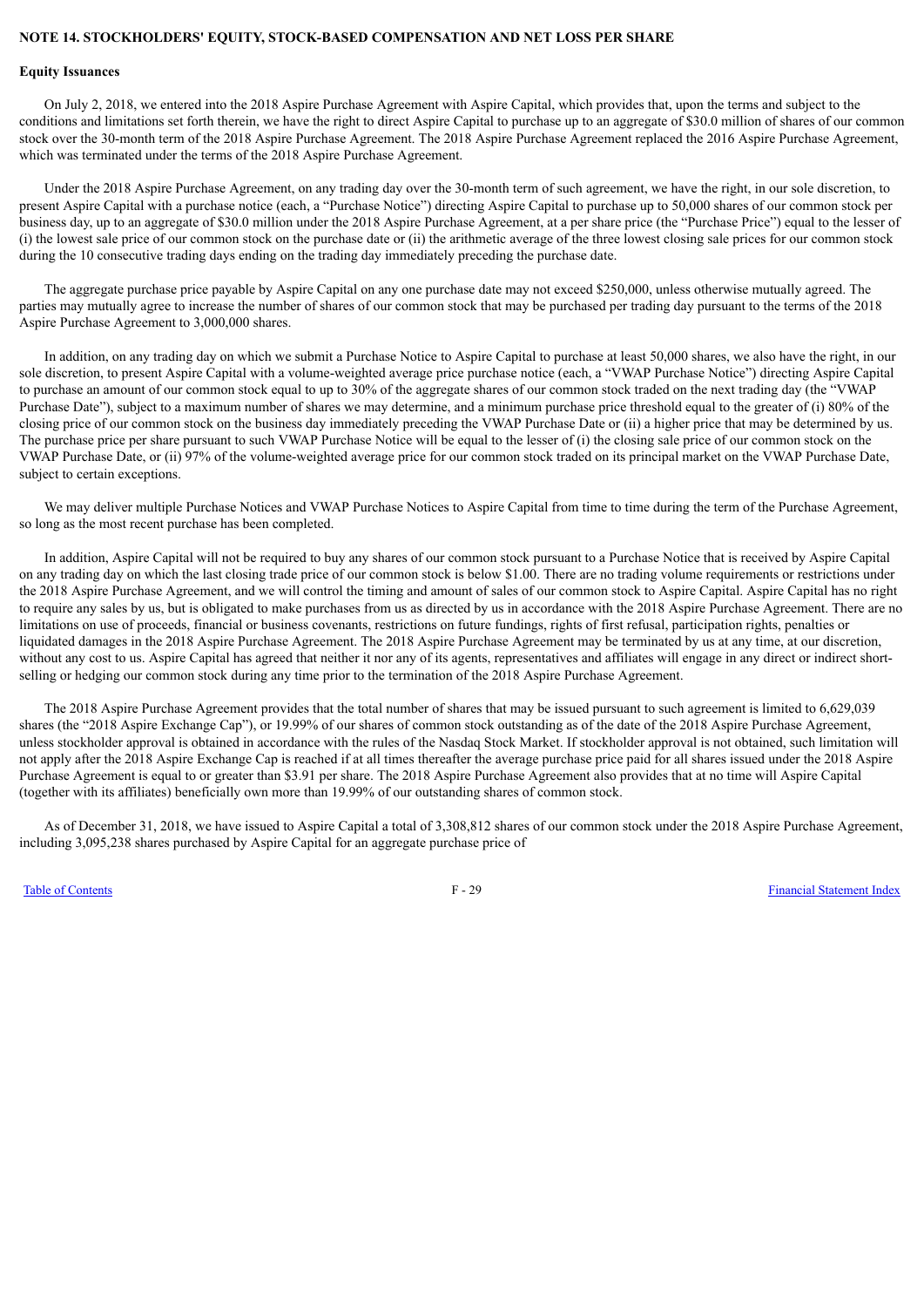## NOTE 14. STOCKHOLDERS' EQUITY, STOCK-BASED COMPENSATION AND NET LOSS PER SHARE

### Equity Issuances

On July 2, 2018, we entered into the 2018 Aspire Purchase Agreement with Aspire Capital, which provides that, upon the terms and subject to the conditions and limitations set forth therein, we have the right to direct Aspire Capital to purchase up to an aggregate of $30.0 million of shares of our common stock over the 30-month term of the 2018 Aspire Purchase Agreement. The 2018 Aspire Purchase Agreement replaced the 2016 Aspire Purchase Agreement, which was terminated under the terms of the 2018 Aspire Purchase Agreement.

Under the 2018 Aspire Purchase Agreement, on any trading day over the 30-month term of such agreement, we have the right, in our sole discretion, to present Aspire Capital with a purchase notice (each, a "Purchase Notice") directing Aspire Capital to purchase up to 50,000 shares of our common stock per business day, up to an aggregate of $30.0 million under the 2018 Aspire Purchase Agreement, at a per share price (the "Purchase Price") equal to the lesser of (i) the lowest sale price of our common stock on the purchase date or (ii) the arithmetic average of the three lowest closing sale prices for our common stock during the 10 consecutive trading days ending on the trading day immediately preceding the purchase date.

The aggregate purchase price payable by Aspire Capital on any one purchase date may not exceed $250,000, unless otherwise mutually agreed. The parties may mutually agree to increase the number of shares of our common stock that may be purchased per trading day pursuant to the terms of the 2018 Aspire Purchase Agreement to 3,000,000 shares.

In addition, on any trading day on which we submit a Purchase Notice to Aspire Capital to purchase at least 50,000 shares, we also have the right, in our sole discretion, to present Aspire Capital with a volume-weighted average price purchase notice (each, a "VWAP Purchase Notice") directing Aspire Capital to purchase an amount of our common stock equal to up to 30% of the aggregate shares of our common stock traded on the next trading day (the "VWAP Purchase Date"), subject to a maximum number of shares we may determine, and a minimum purchase price threshold equal to the greater of (i) 80% of the closing price of our common stock on the business day immediately preceding the VWAP Purchase Date or (ii) a higher price that may be determined by us. The purchase price per share pursuant to such VWAP Purchase Notice will be equal to the lesser of (i) the closing sale price of our common stock on the VWAP Purchase Date, or (ii) 97% of the volume-weighted average price for our common stock traded on its principal market on the VWAP Purchase Date, subject to certain exceptions.

We may deliver multiple Purchase Notices and VWAP Purchase Notices to Aspire Capital from time to time during the term of the Purchase Agreement, so long as the most recent purchase has been completed.

In addition, Aspire Capital will not be required to buy any shares of our common stock pursuant to a Purchase Notice that is received by Aspire Capital on any trading day on which the last closing trade price of our common stock is below $1.00. There are no trading volume requirements or restrictions under the 2018 Aspire Purchase Agreement, and we will control the timing and amount of sales of our common stock to Aspire Capital. Aspire Capital has no right to require any sales by us, but is obligated to make purchases from us as directed by us in accordance with the 2018 Aspire Purchase Agreement. There are no limitations on use of proceeds, financial or business covenants, restrictions on future fundings, rights of first refusal, participation rights, penalties or liquidated damages in the 2018 Aspire Purchase Agreement. The 2018 Aspire Purchase Agreement may be terminated by us at any time, at our discretion, without any cost to us. Aspire Capital has agreed that neither it nor any of its agents, representatives and affiliates will engage in any direct or indirect short-selling or hedging our common stock during any time prior to the termination of the 2018 Aspire Purchase Agreement.

The 2018 Aspire Purchase Agreement provides that the total number of shares that may be issued pursuant to such agreement is limited to 6,629,039 shares (the "2018 Aspire Exchange Cap"), or 19.99% of our shares of common stock outstanding as of the date of the 2018 Aspire Purchase Agreement, unless stockholder approval is obtained in accordance with the rules of the Nasdaq Stock Market. If stockholder approval is not obtained, such limitation will not apply after the 2018 Aspire Exchange Cap is reached if at all times thereafter the average purchase price paid for all shares issued under the 2018 Aspire Purchase Agreement is equal to or greater than $3.91 per share. The 2018 Aspire Purchase Agreement also provides that at no time will Aspire Capital (together with its affiliates) beneficially own more than 19.99% of our outstanding shares of common stock.

As of December 31, 2018, we have issued to Aspire Capital a total of 3,308,812 shares of our common stock under the 2018 Aspire Purchase Agreement, including 3,095,238 shares purchased by Aspire Capital for an aggregate purchase price of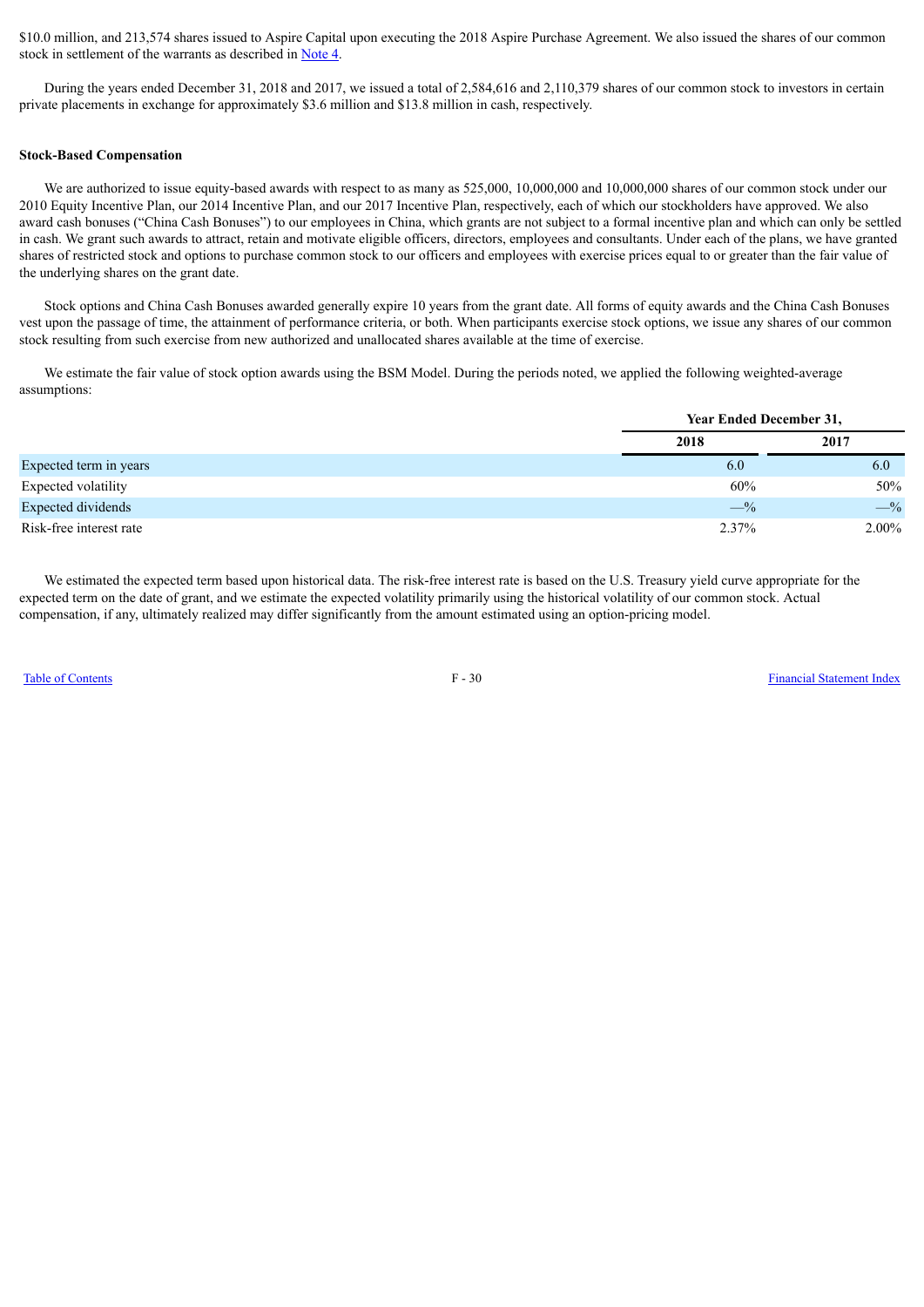$10.0 million, and 213,574 shares issued to Aspire Capital upon executing the 2018 Aspire Purchase Agreement. We also issued the shares of our common stock in settlement of the warrants as described in Note 4.

During the years ended December 31, 2018 and 2017, we issued a total of 2,584,616 and 2,110,379 shares of our common stock to investors in certain private placements in exchange for approximately $3.6 million and $13.8 million in cash, respectively.

**Stock-Based Compensation**

We are authorized to issue equity-based awards with respect to as many as 525,000, 10,000,000 and 10,000,000 shares of our common stock under our 2010 Equity Incentive Plan, our 2014 Incentive Plan, and our 2017 Incentive Plan, respectively, each of which our stockholders have approved. We also award cash bonuses ("China Cash Bonuses") to our employees in China, which grants are not subject to a formal incentive plan and which can only be settled in cash. We grant such awards to attract, retain and motivate eligible officers, directors, employees and consultants. Under each of the plans, we have granted shares of restricted stock and options to purchase common stock to our officers and employees with exercise prices equal to or greater than the fair value of the underlying shares on the grant date.

Stock options and China Cash Bonuses awarded generally expire 10 years from the grant date. All forms of equity awards and the China Cash Bonuses vest upon the passage of time, the attainment of performance criteria, or both. When participants exercise stock options, we issue any shares of our common stock resulting from such exercise from new authorized and unallocated shares available at the time of exercise.

We estimate the fair value of stock option awards using the BSM Model. During the periods noted, we applied the following weighted-average assumptions:

| | Year Ended December 31, | |
|---|---|---|
| | 2018 | 2017 |
| Expected term in years | 6.0 | 6.0 |
| Expected volatility | 60% | 50% |
| Expected dividends | —% | —% |
| Risk-free interest rate | 2.37% | 2.00% |

We estimated the expected term based upon historical data. The risk-free interest rate is based on the U.S. Treasury yield curve appropriate for the expected term on the date of grant, and we estimate the expected volatility primarily using the historical volatility of our common stock. Actual compensation, if any, ultimately realized may differ significantly from the amount estimated using an option-pricing model.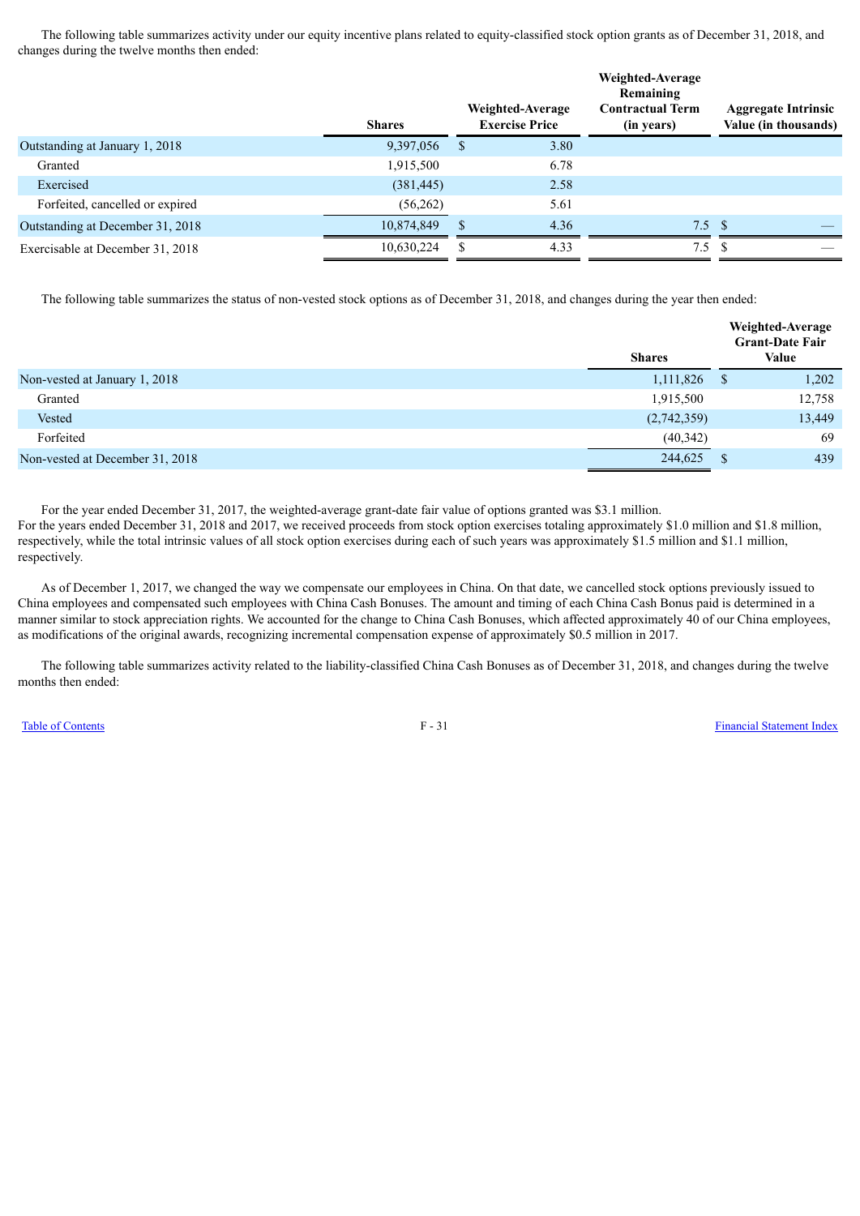The following table summarizes activity under our equity incentive plans related to equity-classified stock option grants as of December 31, 2018, and changes during the twelve months then ended:

| | Shares | Weighted-Average Exercise Price | Weighted-Average Remaining Contractual Term (in years) | Aggregate Intrinsic Value (in thousands) |
|---|---|---|---|---|
| Outstanding at January 1, 2018 | 9,397,056 | $ 3.80 | | |
| Granted | 1,915,500 | 6.78 | | |
| Exercised | (381,445) | 2.58 | | |
| Forfeited, cancelled or expired | (56,262) | 5.61 | | |
| Outstanding at December 31, 2018 | 10,874,849 | $ 4.36 | 7.5 | $ — |
| Exercisable at December 31, 2018 | 10,630,224 | $ 4.33 | 7.5 | $ — |

The following table summarizes the status of non-vested stock options as of December 31, 2018, and changes during the year then ended:

| | Shares | Weighted-Average Grant-Date Fair Value |
|---|---|---|
| Non-vested at January 1, 2018 | 1,111,826 | $ 1,202 |
| Granted | 1,915,500 | 12,758 |
| Vested | (2,742,359) | 13,449 |
| Forfeited | (40,342) | 69 |
| Non-vested at December 31, 2018 | 244,625 | $ 439 |

For the year ended December 31, 2017, the weighted-average grant-date fair value of options granted was $3.1 million. For the years ended December 31, 2018 and 2017, we received proceeds from stock option exercises totaling approximately $1.0 million and $1.8 million, respectively, while the total intrinsic values of all stock option exercises during each of such years was approximately $1.5 million and $1.1 million, respectively.

As of December 1, 2017, we changed the way we compensate our employees in China. On that date, we cancelled stock options previously issued to China employees and compensated such employees with China Cash Bonuses. The amount and timing of each China Cash Bonus paid is determined in a manner similar to stock appreciation rights. We accounted for the change to China Cash Bonuses, which affected approximately 40 of our China employees, as modifications of the original awards, recognizing incremental compensation expense of approximately $0.5 million in 2017.

The following table summarizes activity related to the liability-classified China Cash Bonuses as of December 31, 2018, and changes during the twelve months then ended: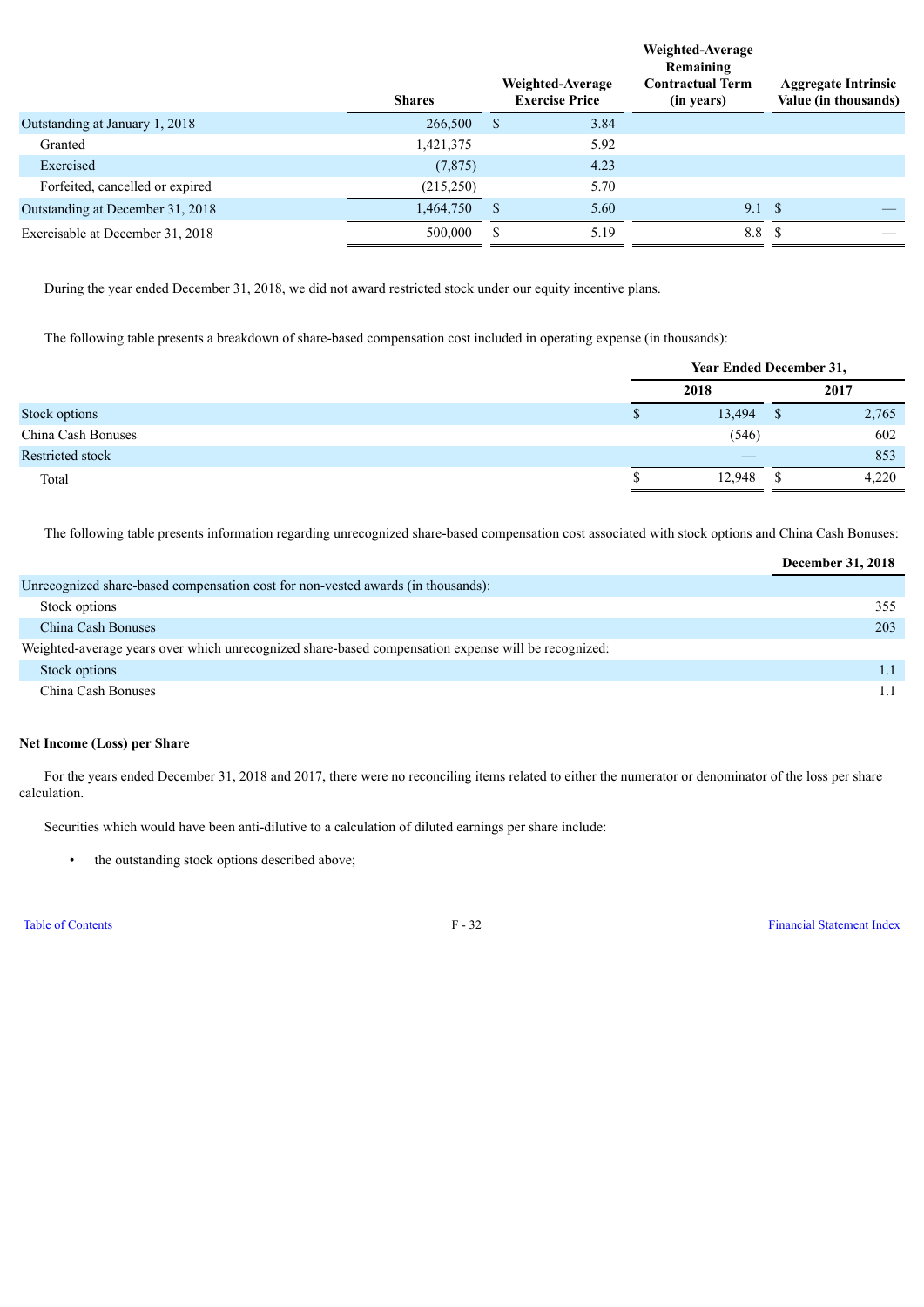| | Shares | Weighted-Average Exercise Price | Weighted-Average Remaining Contractual Term (in years) | Aggregate Intrinsic Value (in thousands) |
|---|---|---|---|---|
| Outstanding at January 1, 2018 | 266,500 | $ 3.84 | | |
| Granted | 1,421,375 | 5.92 | | |
| Exercised | (7,875) | 4.23 | | |
| Forfeited, cancelled or expired | (215,250) | 5.70 | | |
| Outstanding at December 31, 2018 | 1,464,750 | $ 5.60 | 9.1 | $ — |
| Exercisable at December 31, 2018 | 500,000 | $ 5.19 | 8.8 | $ — |

During the year ended December 31, 2018, we did not award restricted stock under our equity incentive plans.

The following table presents a breakdown of share-based compensation cost included in operating expense (in thousands):

| | Year Ended December 31, | |
|---|---|---|
| | 2018 | 2017 |
| Stock options | $ 13,494 | $ 2,765 |
| China Cash Bonuses | (546) | 602 |
| Restricted stock | — | 853 |
| Total | $ 12,948 | $ 4,220 |

The following table presents information regarding unrecognized share-based compensation cost associated with stock options and China Cash Bonuses:

| | December 31, 2018 |
|---|---|
| Unrecognized share-based compensation cost for non-vested awards (in thousands): | |
| Stock options | 355 |
| China Cash Bonuses | 203 |
| Weighted-average years over which unrecognized share-based compensation expense will be recognized: | |
| Stock options | 1.1 |
| China Cash Bonuses | 1.1 |

**Net Income (Loss) per Share**

For the years ended December 31, 2018 and 2017, there were no reconciling items related to either the numerator or denominator of the loss per share calculation.

Securities which would have been anti-dilutive to a calculation of diluted earnings per share include:

- the outstanding stock options described above;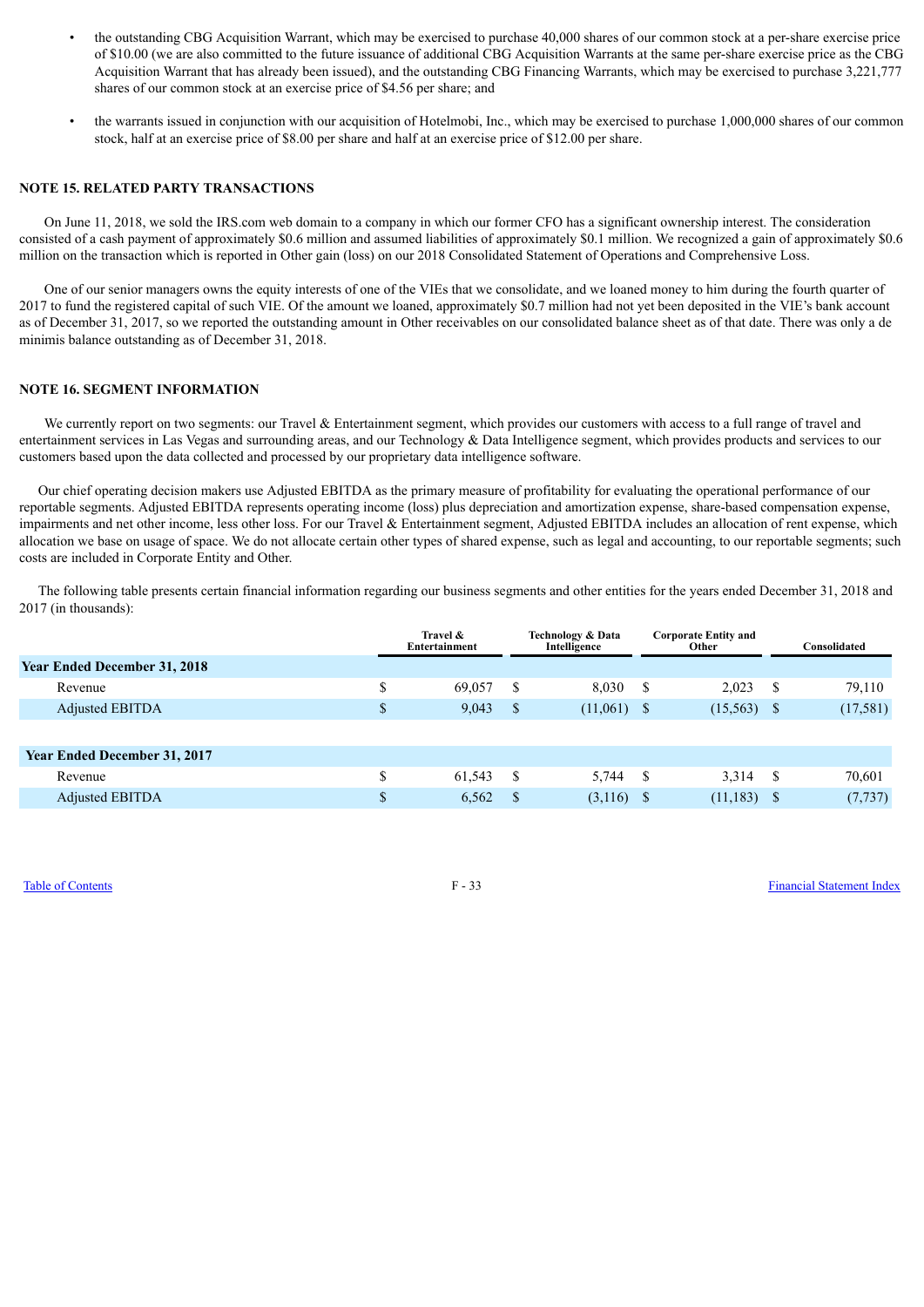- the outstanding CBG Acquisition Warrant, which may be exercised to purchase 40,000 shares of our common stock at a per-share exercise price of $10.00 (we are also committed to the future issuance of additional CBG Acquisition Warrants at the same per-share exercise price as the CBG Acquisition Warrant that has already been issued), and the outstanding CBG Financing Warrants, which may be exercised to purchase 3,221,777 shares of our common stock at an exercise price of $4.56 per share; and
- the warrants issued in conjunction with our acquisition of Hotelmobi, Inc., which may be exercised to purchase 1,000,000 shares of our common stock, half at an exercise price of $8.00 per share and half at an exercise price of $12.00 per share.

## NOTE 15. RELATED PARTY TRANSACTIONS

On June 11, 2018, we sold the IRS.com web domain to a company in which our former CFO has a significant ownership interest. The consideration consisted of a cash payment of approximately $0.6 million and assumed liabilities of approximately $0.1 million. We recognized a gain of approximately $0.6 million on the transaction which is reported in Other gain (loss) on our 2018 Consolidated Statement of Operations and Comprehensive Loss.

One of our senior managers owns the equity interests of one of the VIEs that we consolidate, and we loaned money to him during the fourth quarter of 2017 to fund the registered capital of such VIE. Of the amount we loaned, approximately $0.7 million had not yet been deposited in the VIE's bank account as of December 31, 2017, so we reported the outstanding amount in Other receivables on our consolidated balance sheet as of that date. There was only a de minimis balance outstanding as of December 31, 2018.

## NOTE 16. SEGMENT INFORMATION

We currently report on two segments: our Travel & Entertainment segment, which provides our customers with access to a full range of travel and entertainment services in Las Vegas and surrounding areas, and our Technology & Data Intelligence segment, which provides products and services to our customers based upon the data collected and processed by our proprietary data intelligence software.

Our chief operating decision makers use Adjusted EBITDA as the primary measure of profitability for evaluating the operational performance of our reportable segments. Adjusted EBITDA represents operating income (loss) plus depreciation and amortization expense, share-based compensation expense, impairments and net other income, less other loss. For our Travel & Entertainment segment, Adjusted EBITDA includes an allocation of rent expense, which allocation we base on usage of space. We do not allocate certain other types of shared expense, such as legal and accounting, to our reportable segments; such costs are included in Corporate Entity and Other.

The following table presents certain financial information regarding our business segments and other entities for the years ended December 31, 2018 and 2017 (in thousands):

| | Travel & Entertainment | Technology & Data Intelligence | Corporate Entity and Other | Consolidated |
|---|---|---|---|---|
| **Year Ended December 31, 2018** | | | | |
| Revenue | $ 69,057 | $ 8,030 | $ 2,023 | $ 79,110 |
| Adjusted EBITDA | $ 9,043 | $ (11,061) | $ (15,563) | $ (17,581) |
| **Year Ended December 31, 2017** | | | | |
| Revenue | $ 61,543 | $ 5,744 | $ 3,314 | $ 70,601 |
| Adjusted EBITDA | $ 6,562 | $ (3,116) | $ (11,183) | $ (7,737) |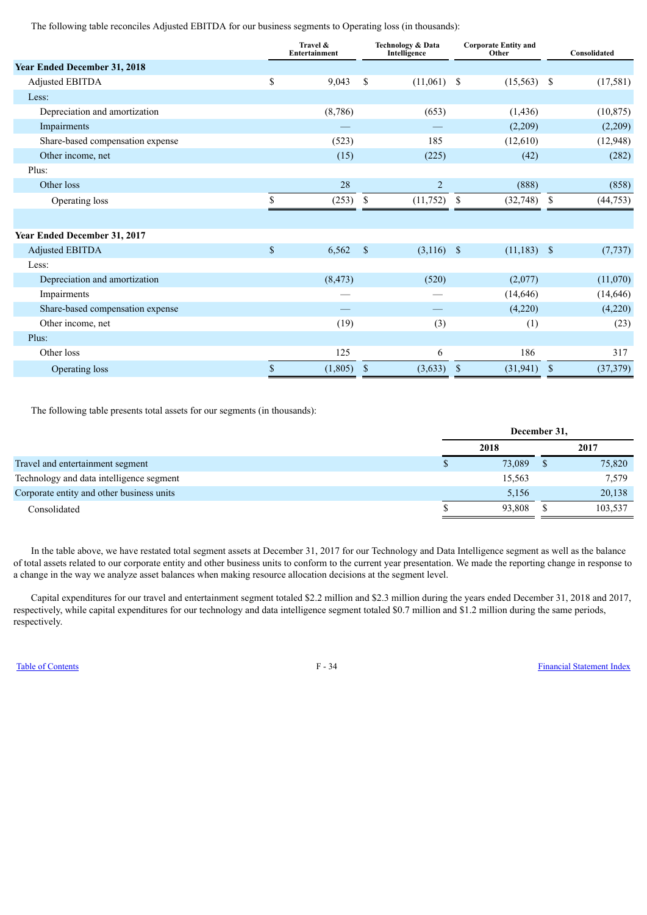The following table reconciles Adjusted EBITDA for our business segments to Operating loss (in thousands):

| | Travel & Entertainment | Technology & Data Intelligence | Corporate Entity and Other | Consolidated |
|---|---|---|---|---|
| **Year Ended December 31, 2018** | | | | |
| Adjusted EBITDA | $ 9,043 | $ (11,061) | $ (15,563) | $ (17,581) |
| Less: | | | | |
| Depreciation and amortization | (8,786) | (653) | (1,436) | (10,875) |
| Impairments | — | — | (2,209) | (2,209) |
| Share-based compensation expense | (523) | 185 | (12,610) | (12,948) |
| Other income, net | (15) | (225) | (42) | (282) |
| Plus: | | | | |
| Other loss | 28 | 2 | (888) | (858) |
| Operating loss | $ (253) | $ (11,752) | $ (32,748) | $ (44,753) |
| | | | | |
| **Year Ended December 31, 2017** | | | | |
| Adjusted EBITDA | $ 6,562 | $ (3,116) | $ (11,183) | $ (7,737) |
| Less: | | | | |
| Depreciation and amortization | (8,473) | (520) | (2,077) | (11,070) |
| Impairments | — | — | (14,646) | (14,646) |
| Share-based compensation expense | — | — | (4,220) | (4,220) |
| Other income, net | (19) | (3) | (1) | (23) |
| Plus: | | | | |
| Other loss | 125 | 6 | 186 | 317 |
| Operating loss | $ (1,805) | $ (3,633) | $ (31,941) | $ (37,379) |

The following table presents total assets for our segments (in thousands):

| | December 31, | |
|---|---|---|
| | 2018 | 2017 |
| Travel and entertainment segment | $ 73,089 | $ 75,820 |
| Technology and data intelligence segment | 15,563 | 7,579 |
| Corporate entity and other business units | 5,156 | 20,138 |
| Consolidated | $ 93,808 | $ 103,537 |

In the table above, we have restated total segment assets at December 31, 2017 for our Technology and Data Intelligence segment as well as the balance of total assets related to our corporate entity and other business units to conform to the current year presentation. We made the reporting change in response to a change in the way we analyze asset balances when making resource allocation decisions at the segment level.

Capital expenditures for our travel and entertainment segment totaled $2.2 million and $2.3 million during the years ended December 31, 2018 and 2017, respectively, while capital expenditures for our technology and data intelligence segment totaled $0.7 million and $1.2 million during the same periods, respectively.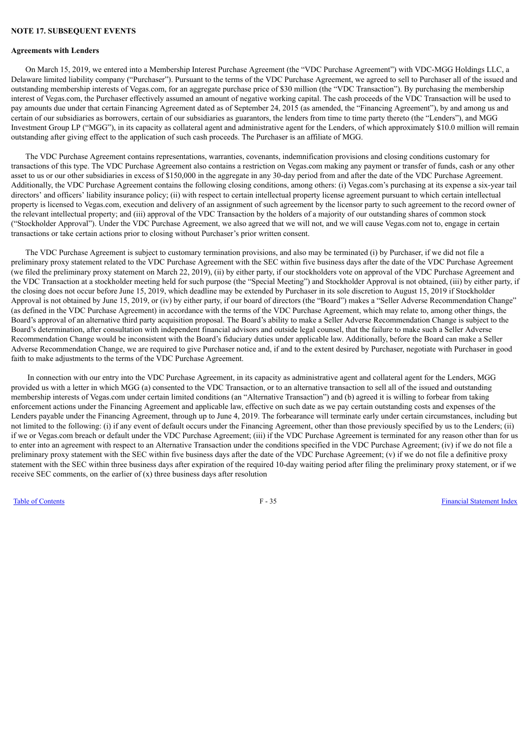**NOTE 17. SUBSEQUENT EVENTS**

**Agreements with Lenders**

On March 15, 2019, we entered into a Membership Interest Purchase Agreement (the "VDC Purchase Agreement") with VDC-MGG Holdings LLC, a Delaware limited liability company ("Purchaser"). Pursuant to the terms of the VDC Purchase Agreement, we agreed to sell to Purchaser all of the issued and outstanding membership interests of Vegas.com, for an aggregate purchase price of $30 million (the "VDC Transaction"). By purchasing the membership interest of Vegas.com, the Purchaser effectively assumed an amount of negative working capital. The cash proceeds of the VDC Transaction will be used to pay amounts due under that certain Financing Agreement dated as of September 24, 2015 (as amended, the "Financing Agreement"), by and among us and certain of our subsidiaries as borrowers, certain of our subsidiaries as guarantors, the lenders from time to time party thereto (the "Lenders"), and MGG Investment Group LP ("MGG"), in its capacity as collateral agent and administrative agent for the Lenders, of which approximately $10.0 million will remain outstanding after giving effect to the application of such cash proceeds. The Purchaser is an affiliate of MGG.

The VDC Purchase Agreement contains representations, warranties, covenants, indemnification provisions and closing conditions customary for transactions of this type. The VDC Purchase Agreement also contains a restriction on Vegas.com making any payment or transfer of funds, cash or any other asset to us or our other subsidiaries in excess of $150,000 in the aggregate in any 30-day period from and after the date of the VDC Purchase Agreement. Additionally, the VDC Purchase Agreement contains the following closing conditions, among others: (i) Vegas.com's purchasing at its expense a six-year tail directors' and officers' liability insurance policy; (ii) with respect to certain intellectual property license agreement pursuant to which certain intellectual property is licensed to Vegas.com, execution and delivery of an assignment of such agreement by the licensor party to such agreement to the record owner of the relevant intellectual property; and (iii) approval of the VDC Transaction by the holders of a majority of our outstanding shares of common stock ("Stockholder Approval"). Under the VDC Purchase Agreement, we also agreed that we will not, and we will cause Vegas.com not to, engage in certain transactions or take certain actions prior to closing without Purchaser's prior written consent.

The VDC Purchase Agreement is subject to customary termination provisions, and also may be terminated (i) by Purchaser, if we did not file a preliminary proxy statement related to the VDC Purchase Agreement with the SEC within five business days after the date of the VDC Purchase Agreement (we filed the preliminary proxy statement on March 22, 2019), (ii) by either party, if our stockholders vote on approval of the VDC Purchase Agreement and the VDC Transaction at a stockholder meeting held for such purpose (the "Special Meeting") and Stockholder Approval is not obtained, (iii) by either party, if the closing does not occur before June 15, 2019, which deadline may be extended by Purchaser in its sole discretion to August 15, 2019 if Stockholder Approval is not obtained by June 15, 2019, or (iv) by either party, if our board of directors (the "Board") makes a "Seller Adverse Recommendation Change" (as defined in the VDC Purchase Agreement) in accordance with the terms of the VDC Purchase Agreement, which may relate to, among other things, the Board's approval of an alternative third party acquisition proposal. The Board's ability to make a Seller Adverse Recommendation Change is subject to the Board's determination, after consultation with independent financial advisors and outside legal counsel, that the failure to make such a Seller Adverse Recommendation Change would be inconsistent with the Board's fiduciary duties under applicable law. Additionally, before the Board can make a Seller Adverse Recommendation Change, we are required to give Purchaser notice and, if and to the extent desired by Purchaser, negotiate with Purchaser in good faith to make adjustments to the terms of the VDC Purchase Agreement.

In connection with our entry into the VDC Purchase Agreement, in its capacity as administrative agent and collateral agent for the Lenders, MGG provided us with a letter in which MGG (a) consented to the VDC Transaction, or to an alternative transaction to sell all of the issued and outstanding membership interests of Vegas.com under certain limited conditions (an "Alternative Transaction") and (b) agreed it is willing to forbear from taking enforcement actions under the Financing Agreement and applicable law, effective on such date as we pay certain outstanding costs and expenses of the Lenders payable under the Financing Agreement, through up to June 4, 2019. The forbearance will terminate early under certain circumstances, including but not limited to the following: (i) if any event of default occurs under the Financing Agreement, other than those previously specified by us to the Lenders; (ii) if we or Vegas.com breach or default under the VDC Purchase Agreement; (iii) if the VDC Purchase Agreement is terminated for any reason other than for us to enter into an agreement with respect to an Alternative Transaction under the conditions specified in the VDC Purchase Agreement; (iv) if we do not file a preliminary proxy statement with the SEC within five business days after the date of the VDC Purchase Agreement; (v) if we do not file a definitive proxy statement with the SEC within three business days after expiration of the required 10-day waiting period after filing the preliminary proxy statement, or if we receive SEC comments, on the earlier of (x) three business days after resolution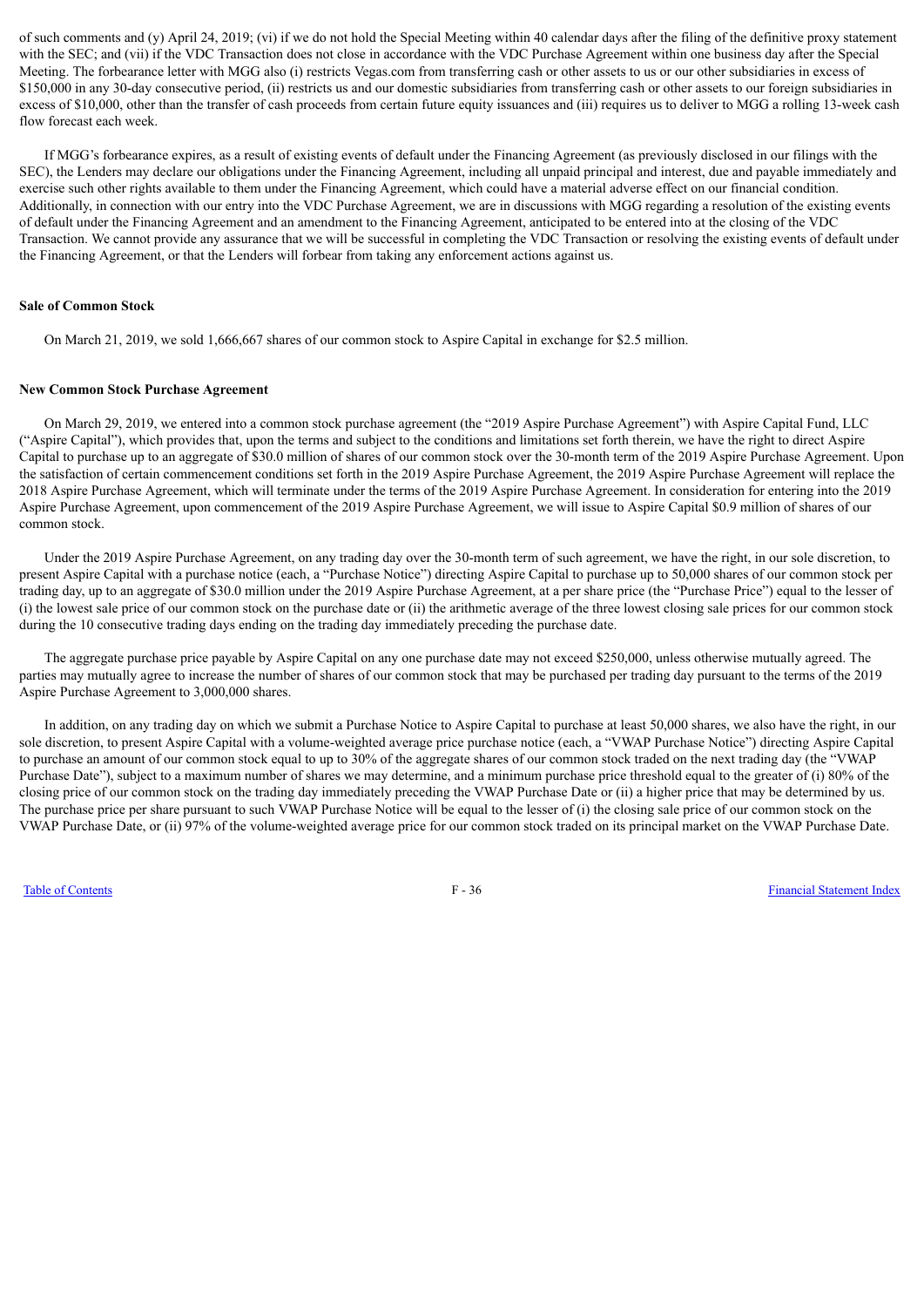of such comments and (y) April 24, 2019; (vi) if we do not hold the Special Meeting within 40 calendar days after the filing of the definitive proxy statement with the SEC; and (vii) if the VDC Transaction does not close in accordance with the VDC Purchase Agreement within one business day after the Special Meeting. The forbearance letter with MGG also (i) restricts Vegas.com from transferring cash or other assets to us or our other subsidiaries in excess of $150,000 in any 30-day consecutive period, (ii) restricts us and our domestic subsidiaries from transferring cash or other assets to our foreign subsidiaries in excess of $10,000, other than the transfer of cash proceeds from certain future equity issuances and (iii) requires us to deliver to MGG a rolling 13-week cash flow forecast each week.

If MGG's forbearance expires, as a result of existing events of default under the Financing Agreement (as previously disclosed in our filings with the SEC), the Lenders may declare our obligations under the Financing Agreement, including all unpaid principal and interest, due and payable immediately and exercise such other rights available to them under the Financing Agreement, which could have a material adverse effect on our financial condition. Additionally, in connection with our entry into the VDC Purchase Agreement, we are in discussions with MGG regarding a resolution of the existing events of default under the Financing Agreement and an amendment to the Financing Agreement, anticipated to be entered into at the closing of the VDC Transaction. We cannot provide any assurance that we will be successful in completing the VDC Transaction or resolving the existing events of default under the Financing Agreement, or that the Lenders will forbear from taking any enforcement actions against us.

**Sale of Common Stock**

On March 21, 2019, we sold 1,666,667 shares of our common stock to Aspire Capital in exchange for $2.5 million.

**New Common Stock Purchase Agreement**

On March 29, 2019, we entered into a common stock purchase agreement (the "2019 Aspire Purchase Agreement") with Aspire Capital Fund, LLC ("Aspire Capital"), which provides that, upon the terms and subject to the conditions and limitations set forth therein, we have the right to direct Aspire Capital to purchase up to an aggregate of $30.0 million of shares of our common stock over the 30-month term of the 2019 Aspire Purchase Agreement. Upon the satisfaction of certain commencement conditions set forth in the 2019 Aspire Purchase Agreement, the 2019 Aspire Purchase Agreement will replace the 2018 Aspire Purchase Agreement, which will terminate under the terms of the 2019 Aspire Purchase Agreement. In consideration for entering into the 2019 Aspire Purchase Agreement, upon commencement of the 2019 Aspire Purchase Agreement, we will issue to Aspire Capital $0.9 million of shares of our common stock.

Under the 2019 Aspire Purchase Agreement, on any trading day over the 30-month term of such agreement, we have the right, in our sole discretion, to present Aspire Capital with a purchase notice (each, a "Purchase Notice") directing Aspire Capital to purchase up to 50,000 shares of our common stock per trading day, up to an aggregate of $30.0 million under the 2019 Aspire Purchase Agreement, at a per share price (the "Purchase Price") equal to the lesser of (i) the lowest sale price of our common stock on the purchase date or (ii) the arithmetic average of the three lowest closing sale prices for our common stock during the 10 consecutive trading days ending on the trading day immediately preceding the purchase date.

The aggregate purchase price payable by Aspire Capital on any one purchase date may not exceed $250,000, unless otherwise mutually agreed. The parties may mutually agree to increase the number of shares of our common stock that may be purchased per trading day pursuant to the terms of the 2019 Aspire Purchase Agreement to 3,000,000 shares.

In addition, on any trading day on which we submit a Purchase Notice to Aspire Capital to purchase at least 50,000 shares, we also have the right, in our sole discretion, to present Aspire Capital with a volume-weighted average price purchase notice (each, a "VWAP Purchase Notice") directing Aspire Capital to purchase an amount of our common stock equal to up to 30% of the aggregate shares of our common stock traded on the next trading day (the "VWAP Purchase Date"), subject to a maximum number of shares we may determine, and a minimum purchase price threshold equal to the greater of (i) 80% of the closing price of our common stock on the trading day immediately preceding the VWAP Purchase Date or (ii) a higher price that may be determined by us. The purchase price per share pursuant to such VWAP Purchase Notice will be equal to the lesser of (i) the closing sale price of our common stock on the VWAP Purchase Date, or (ii) 97% of the volume-weighted average price for our common stock traded on its principal market on the VWAP Purchase Date.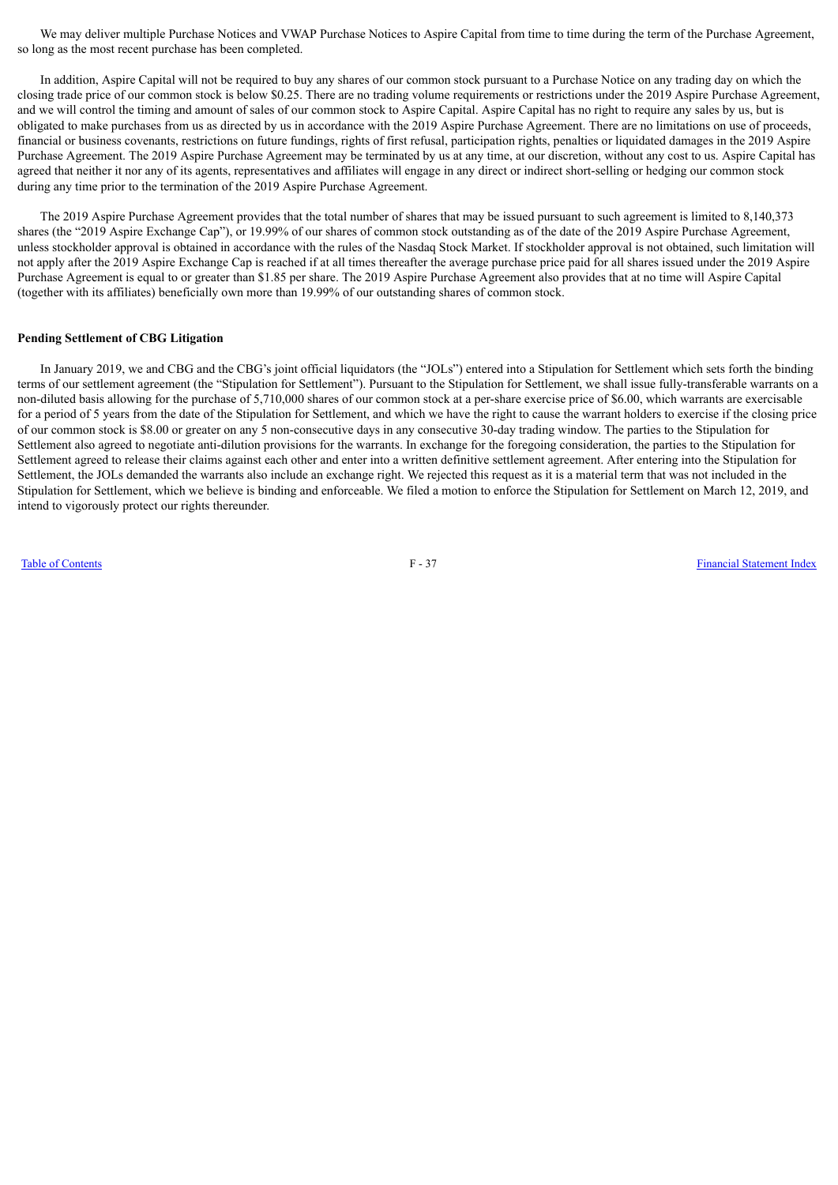We may deliver multiple Purchase Notices and VWAP Purchase Notices to Aspire Capital from time to time during the term of the Purchase Agreement, so long as the most recent purchase has been completed.

In addition, Aspire Capital will not be required to buy any shares of our common stock pursuant to a Purchase Notice on any trading day on which the closing trade price of our common stock is below $0.25. There are no trading volume requirements or restrictions under the 2019 Aspire Purchase Agreement, and we will control the timing and amount of sales of our common stock to Aspire Capital. Aspire Capital has no right to require any sales by us, but is obligated to make purchases from us as directed by us in accordance with the 2019 Aspire Purchase Agreement. There are no limitations on use of proceeds, financial or business covenants, restrictions on future fundings, rights of first refusal, participation rights, penalties or liquidated damages in the 2019 Aspire Purchase Agreement. The 2019 Aspire Purchase Agreement may be terminated by us at any time, at our discretion, without any cost to us. Aspire Capital has agreed that neither it nor any of its agents, representatives and affiliates will engage in any direct or indirect short-selling or hedging our common stock during any time prior to the termination of the 2019 Aspire Purchase Agreement.

The 2019 Aspire Purchase Agreement provides that the total number of shares that may be issued pursuant to such agreement is limited to 8,140,373 shares (the "2019 Aspire Exchange Cap"), or 19.99% of our shares of common stock outstanding as of the date of the 2019 Aspire Purchase Agreement, unless stockholder approval is obtained in accordance with the rules of the Nasdaq Stock Market. If stockholder approval is not obtained, such limitation will not apply after the 2019 Aspire Exchange Cap is reached if at all times thereafter the average purchase price paid for all shares issued under the 2019 Aspire Purchase Agreement is equal to or greater than $1.85 per share. The 2019 Aspire Purchase Agreement also provides that at no time will Aspire Capital (together with its affiliates) beneficially own more than 19.99% of our outstanding shares of common stock.

**Pending Settlement of CBG Litigation**

In January 2019, we and CBG and the CBG's joint official liquidators (the "JOLs") entered into a Stipulation for Settlement which sets forth the binding terms of our settlement agreement (the "Stipulation for Settlement"). Pursuant to the Stipulation for Settlement, we shall issue fully-transferable warrants on a non-diluted basis allowing for the purchase of 5,710,000 shares of our common stock at a per-share exercise price of $6.00, which warrants are exercisable for a period of 5 years from the date of the Stipulation for Settlement, and which we have the right to cause the warrant holders to exercise if the closing price of our common stock is $8.00 or greater on any 5 non-consecutive days in any consecutive 30-day trading window. The parties to the Stipulation for Settlement also agreed to negotiate anti-dilution provisions for the warrants. In exchange for the foregoing consideration, the parties to the Stipulation for Settlement agreed to release their claims against each other and enter into a written definitive settlement agreement. After entering into the Stipulation for Settlement, the JOLs demanded the warrants also include an exchange right. We rejected this request as it is a material term that was not included in the Stipulation for Settlement, which we believe is binding and enforceable. We filed a motion to enforce the Stipulation for Settlement on March 12, 2019, and intend to vigorously protect our rights thereunder.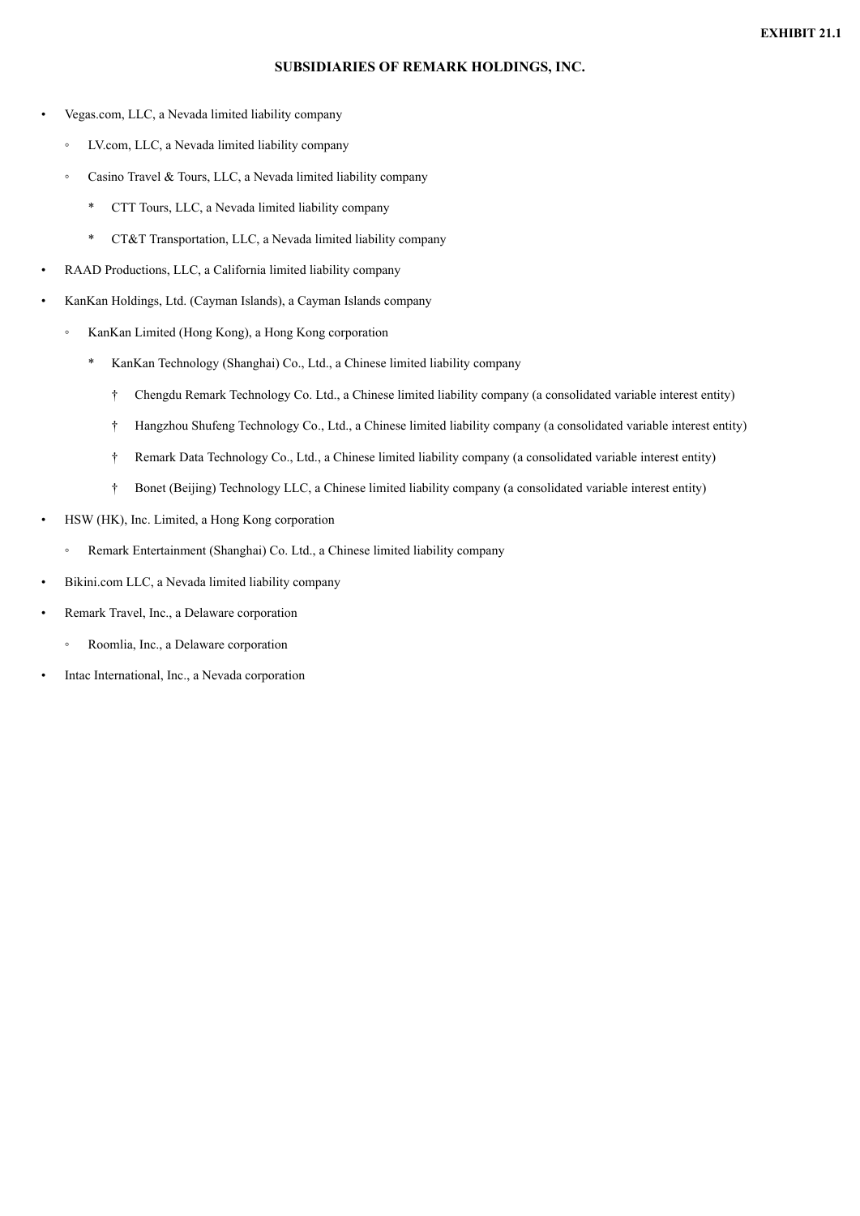**EXHIBIT 21.1**

**SUBSIDIARIES OF REMARK HOLDINGS, INC.**

- Vegas.com, LLC, a Nevada limited liability company
    - LV.com, LLC, a Nevada limited liability company
    - Casino Travel & Tours, LLC, a Nevada limited liability company
        - CTT Tours, LLC, a Nevada limited liability company
        - CT&T Transportation, LLC, a Nevada limited liability company
- RAAD Productions, LLC, a California limited liability company
- KanKan Holdings, Ltd. (Cayman Islands), a Cayman Islands company
    - KanKan Limited (Hong Kong), a Hong Kong corporation
        - KanKan Technology (Shanghai) Co., Ltd., a Chinese limited liability company
            - Chengdu Remark Technology Co. Ltd., a Chinese limited liability company (a consolidated variable interest entity)
            - Hangzhou Shufeng Technology Co., Ltd., a Chinese limited liability company (a consolidated variable interest entity)
            - Remark Data Technology Co., Ltd., a Chinese limited liability company (a consolidated variable interest entity)
            - Bonet (Beijing) Technology LLC, a Chinese limited liability company (a consolidated variable interest entity)
- HSW (HK), Inc. Limited, a Hong Kong corporation
    - Remark Entertainment (Shanghai) Co. Ltd., a Chinese limited liability company
- Bikini.com LLC, a Nevada limited liability company
- Remark Travel, Inc., a Delaware corporation
    - Roomlia, Inc., a Delaware corporation
- Intac International, Inc., a Nevada corporation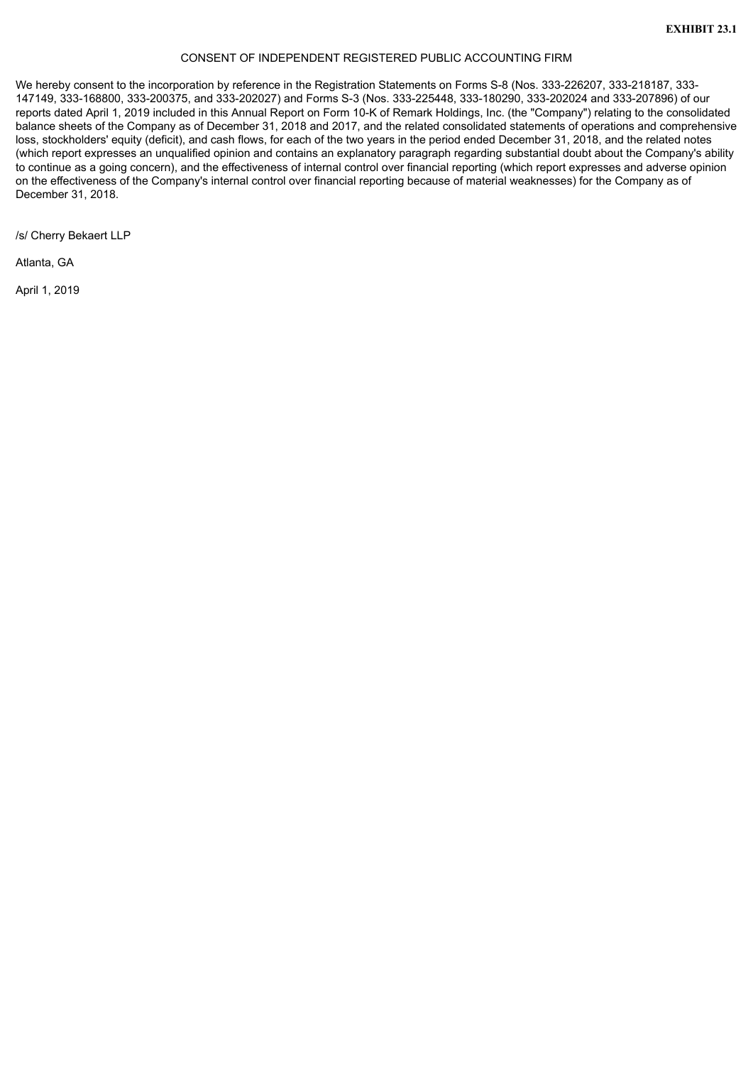**EXHIBIT 23.1**

CONSENT OF INDEPENDENT REGISTERED PUBLIC ACCOUNTING FIRM

We hereby consent to the incorporation by reference in the Registration Statements on Forms S-8 (Nos. 333-226207, 333-218187, 333-147149, 333-168800, 333-200375, and 333-202027) and Forms S-3 (Nos. 333-225448, 333-180290, 333-202024 and 333-207896) of our reports dated April 1, 2019 included in this Annual Report on Form 10-K of Remark Holdings, Inc. (the "Company") relating to the consolidated balance sheets of the Company as of December 31, 2018 and 2017, and the related consolidated statements of operations and comprehensive loss, stockholders' equity (deficit), and cash flows, for each of the two years in the period ended December 31, 2018, and the related notes (which report expresses an unqualified opinion and contains an explanatory paragraph regarding substantial doubt about the Company's ability to continue as a going concern), and the effectiveness of internal control over financial reporting (which report expresses and adverse opinion on the effectiveness of the Company's internal control over financial reporting because of material weaknesses) for the Company as of December 31, 2018.

/s/ Cherry Bekaert LLP

Atlanta, GA

April 1, 2019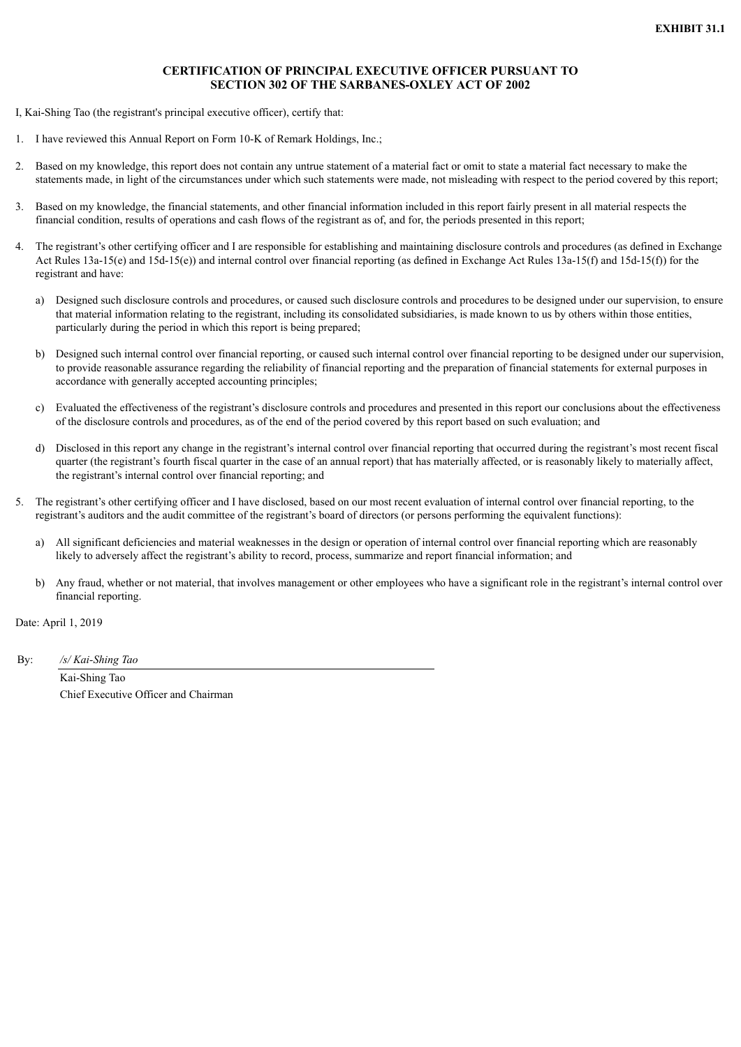**EXHIBIT 31.1**

**CERTIFICATION OF PRINCIPAL EXECUTIVE OFFICER PURSUANT TO SECTION 302 OF THE SARBANES-OXLEY ACT OF 2002**

I, Kai-Shing Tao (the registrant's principal executive officer), certify that:

1. I have reviewed this Annual Report on Form 10-K of Remark Holdings, Inc.;

2. Based on my knowledge, this report does not contain any untrue statement of a material fact or omit to state a material fact necessary to make the statements made, in light of the circumstances under which such statements were made, not misleading with respect to the period covered by this report;

3. Based on my knowledge, the financial statements, and other financial information included in this report fairly present in all material respects the financial condition, results of operations and cash flows of the registrant as of, and for, the periods presented in this report;

4. The registrant's other certifying officer and I are responsible for establishing and maintaining disclosure controls and procedures (as defined in Exchange Act Rules 13a-15(e) and 15d-15(e)) and internal control over financial reporting (as defined in Exchange Act Rules 13a-15(f) and 15d-15(f)) for the registrant and have:

   a) Designed such disclosure controls and procedures, or caused such disclosure controls and procedures to be designed under our supervision, to ensure that material information relating to the registrant, including its consolidated subsidiaries, is made known to us by others within those entities, particularly during the period in which this report is being prepared;

   b) Designed such internal control over financial reporting, or caused such internal control over financial reporting to be designed under our supervision, to provide reasonable assurance regarding the reliability of financial reporting and the preparation of financial statements for external purposes in accordance with generally accepted accounting principles;

   c) Evaluated the effectiveness of the registrant's disclosure controls and procedures and presented in this report our conclusions about the effectiveness of the disclosure controls and procedures, as of the end of the period covered by this report based on such evaluation; and

   d) Disclosed in this report any change in the registrant's internal control over financial reporting that occurred during the registrant's most recent fiscal quarter (the registrant's fourth fiscal quarter in the case of an annual report) that has materially affected, or is reasonably likely to materially affect, the registrant's internal control over financial reporting; and

5. The registrant's other certifying officer and I have disclosed, based on our most recent evaluation of internal control over financial reporting, to the registrant's auditors and the audit committee of the registrant's board of directors (or persons performing the equivalent functions):

   a) All significant deficiencies and material weaknesses in the design or operation of internal control over financial reporting which are reasonably likely to adversely affect the registrant's ability to record, process, summarize and report financial information; and

   b) Any fraud, whether or not material, that involves management or other employees who have a significant role in the registrant's internal control over financial reporting.

Date: April 1, 2019

By: */s/ Kai-Shing Tao*

Kai-Shing Tao
Chief Executive Officer and Chairman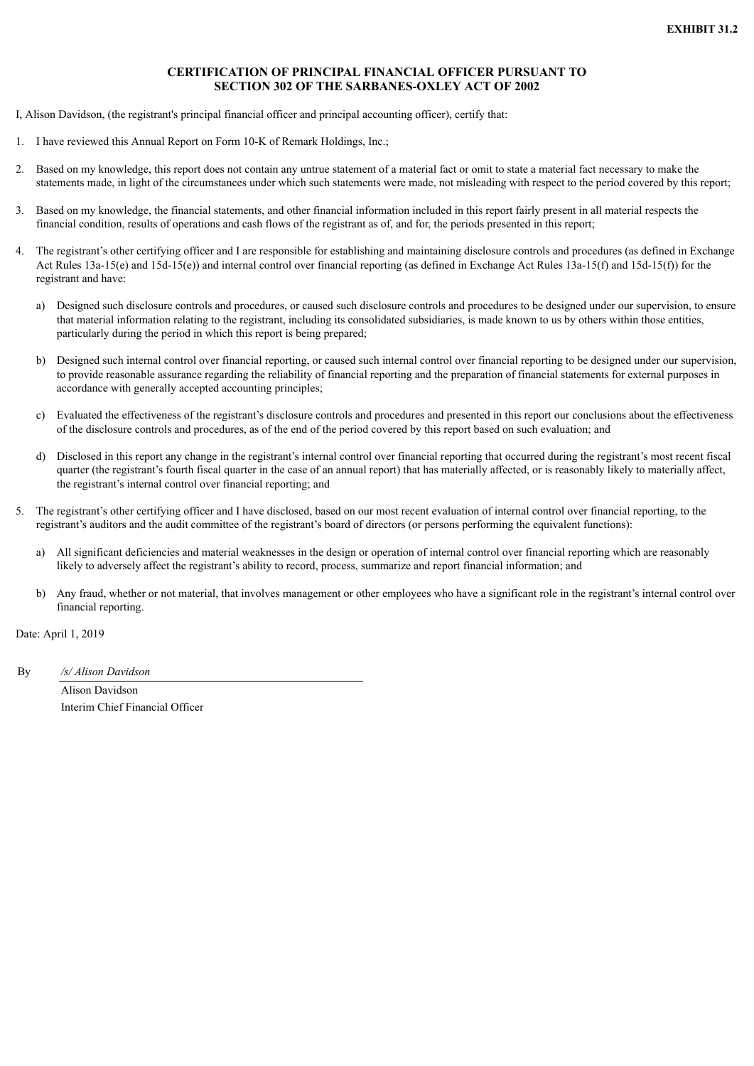**EXHIBIT 31.2**

## CERTIFICATION OF PRINCIPAL FINANCIAL OFFICER PURSUANT TO SECTION 302 OF THE SARBANES-OXLEY ACT OF 2002

I, Alison Davidson, (the registrant's principal financial officer and principal accounting officer), certify that:

1. I have reviewed this Annual Report on Form 10-K of Remark Holdings, Inc.;

2. Based on my knowledge, this report does not contain any untrue statement of a material fact or omit to state a material fact necessary to make the statements made, in light of the circumstances under which such statements were made, not misleading with respect to the period covered by this report;

3. Based on my knowledge, the financial statements, and other financial information included in this report fairly present in all material respects the financial condition, results of operations and cash flows of the registrant as of, and for, the periods presented in this report;

4. The registrant's other certifying officer and I are responsible for establishing and maintaining disclosure controls and procedures (as defined in Exchange Act Rules 13a-15(e) and 15d-15(e)) and internal control over financial reporting (as defined in Exchange Act Rules 13a-15(f) and 15d-15(f)) for the registrant and have:

   a) Designed such disclosure controls and procedures, or caused such disclosure controls and procedures to be designed under our supervision, to ensure that material information relating to the registrant, including its consolidated subsidiaries, is made known to us by others within those entities, particularly during the period in which this report is being prepared;

   b) Designed such internal control over financial reporting, or caused such internal control over financial reporting to be designed under our supervision, to provide reasonable assurance regarding the reliability of financial reporting and the preparation of financial statements for external purposes in accordance with generally accepted accounting principles;

   c) Evaluated the effectiveness of the registrant's disclosure controls and procedures and presented in this report our conclusions about the effectiveness of the disclosure controls and procedures, as of the end of the period covered by this report based on such evaluation; and

   d) Disclosed in this report any change in the registrant's internal control over financial reporting that occurred during the registrant's most recent fiscal quarter (the registrant's fourth fiscal quarter in the case of an annual report) that has materially affected, or is reasonably likely to materially affect, the registrant's internal control over financial reporting; and

5. The registrant's other certifying officer and I have disclosed, based on our most recent evaluation of internal control over financial reporting, to the registrant's auditors and the audit committee of the registrant's board of directors (or persons performing the equivalent functions):

   a) All significant deficiencies and material weaknesses in the design or operation of internal control over financial reporting which are reasonably likely to adversely affect the registrant's ability to record, process, summarize and report financial information; and

   b) Any fraud, whether or not material, that involves management or other employees who have a significant role in the registrant's internal control over financial reporting.

Date: April 1, 2019

By *<u>/s/ Alison Davidson</u>*

Alison Davidson
Interim Chief Financial Officer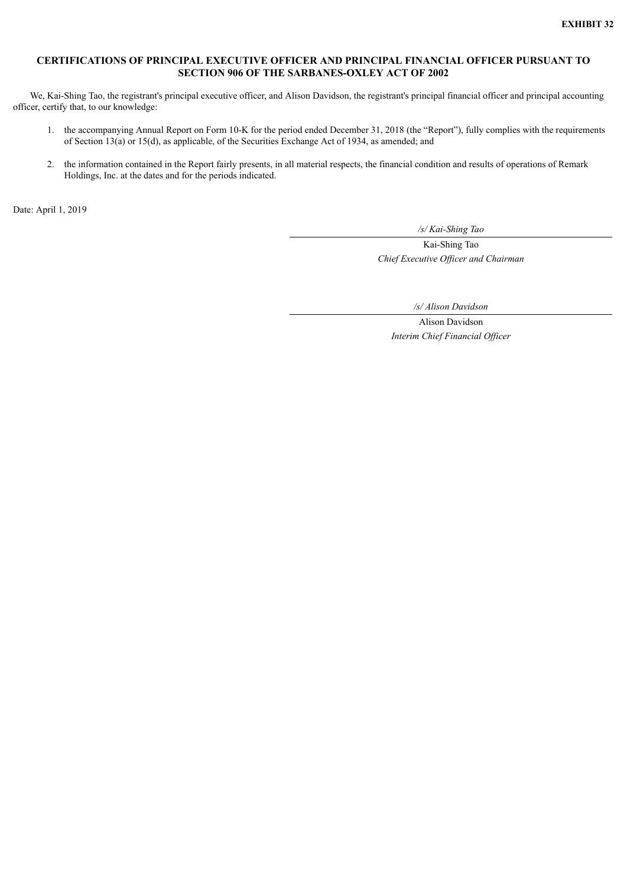**EXHIBIT 32**

## CERTIFICATIONS OF PRINCIPAL EXECUTIVE OFFICER AND PRINCIPAL FINANCIAL OFFICER PURSUANT TO SECTION 906 OF THE SARBANES-OXLEY ACT OF 2002

We, Kai-Shing Tao, the registrant's principal executive officer, and Alison Davidson, the registrant's principal financial officer and principal accounting officer, certify that, to our knowledge:

1. the accompanying Annual Report on Form 10-K for the period ended December 31, 2018 (the "Report"), fully complies with the requirements of Section 13(a) or 15(d), as applicable, of the Securities Exchange Act of 1934, as amended; and
2. the information contained in the Report fairly presents, in all material respects, the financial condition and results of operations of Remark Holdings, Inc. at the dates and for the periods indicated.

Date: April 1, 2019

*/s/ Kai-Shing Tao*

Kai-Shing Tao

*Chief Executive Officer and Chairman*

*/s/ Alison Davidson*

Alison Davidson

*Interim Chief Financial Officer*